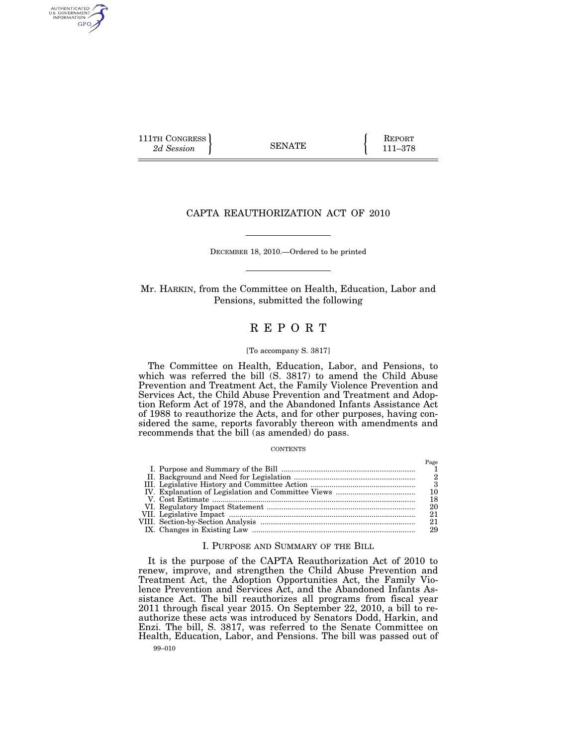111TH CONGRESS
*2d Session*

SENATE

REPORT
111–378

# CAPTA REAUTHORIZATION ACT OF 2010

DECEMBER 18, 2010.—Ordered to be printed

Mr. HARKIN, from the Committee on Health, Education, Labor and Pensions, submitted the following

# REPORT

[To accompany S. 3817]

The Committee on Health, Education, Labor, and Pensions, to which was referred the bill (S. 3817) to amend the Child Abuse Prevention and Treatment Act, the Family Violence Prevention and Services Act, the Child Abuse Prevention and Treatment and Adoption Reform Act of 1978, and the Abandoned Infants Assistance Act of 1988 to reauthorize the Acts, and for other purposes, having considered the same, reports favorably thereon with amendments and recommends that the bill (as amended) do pass.

CONTENTS

| | Page |
|---|---|
| I. Purpose and Summary of the Bill | 1 |
| II. Background and Need for Legislation | 2 |
| III. Legislative History and Committee Action | 3 |
| IV. Explanation of Legislation and Committee Views | 10 |
| V. Cost Estimate | 18 |
| VI. Regulatory Impact Statement | 20 |
| VII. Legislative Impact | 21 |
| VIII. Section-by-Section Analysis | 21 |
| IX. Changes in Existing Law | 29 |

## I. PURPOSE AND SUMMARY OF THE BILL

It is the purpose of the CAPTA Reauthorization Act of 2010 to renew, improve, and strengthen the Child Abuse Prevention and Treatment Act, the Adoption Opportunities Act, the Family Violence Prevention and Services Act, and the Abandoned Infants Assistance Act. The bill reauthorizes all programs from fiscal year 2011 through fiscal year 2015. On September 22, 2010, a bill to reauthorize these acts was introduced by Senators Dodd, Harkin, and Enzi. The bill, S. 3817, was referred to the Senate Committee on Health, Education, Labor, and Pensions. The bill was passed out of

99–010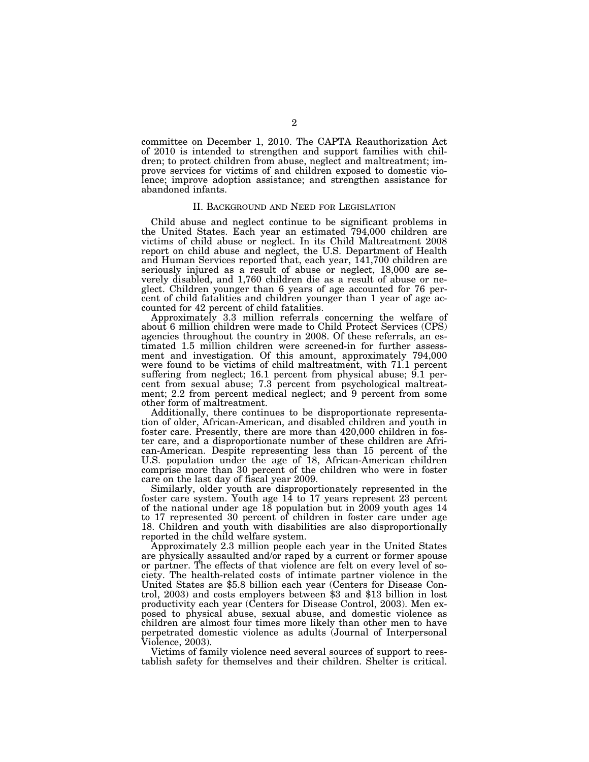committee on December 1, 2010. The CAPTA Reauthorization Act of 2010 is intended to strengthen and support families with children; to protect children from abuse, neglect and maltreatment; improve services for victims of and children exposed to domestic violence; improve adoption assistance; and strengthen assistance for abandoned infants.

## II. Background and Need for Legislation

Child abuse and neglect continue to be significant problems in the United States. Each year an estimated 794,000 children are victims of child abuse or neglect. In its Child Maltreatment 2008 report on child abuse and neglect, the U.S. Department of Health and Human Services reported that, each year, 141,700 children are seriously injured as a result of abuse or neglect, 18,000 are severely disabled, and 1,760 children die as a result of abuse or neglect. Children younger than 6 years of age accounted for 76 percent of child fatalities and children younger than 1 year of age accounted for 42 percent of child fatalities.

Approximately 3.3 million referrals concerning the welfare of about 6 million children were made to Child Protect Services (CPS) agencies throughout the country in 2008. Of these referrals, an estimated 1.5 million children were screened-in for further assessment and investigation. Of this amount, approximately 794,000 were found to be victims of child maltreatment, with 71.1 percent suffering from neglect; 16.1 percent from physical abuse; 9.1 percent from sexual abuse; 7.3 percent from psychological maltreatment; 2.2 from percent medical neglect; and 9 percent from some other form of maltreatment.

Additionally, there continues to be disproportionate representation of older, African-American, and disabled children and youth in foster care. Presently, there are more than 420,000 children in foster care, and a disproportionate number of these children are African-American. Despite representing less than 15 percent of the U.S. population under the age of 18, African-American children comprise more than 30 percent of the children who were in foster care on the last day of fiscal year 2009.

Similarly, older youth are disproportionately represented in the foster care system. Youth age 14 to 17 years represent 23 percent of the national under age 18 population but in 2009 youth ages 14 to 17 represented 30 percent of children in foster care under age 18. Children and youth with disabilities are also disproportionally reported in the child welfare system.

Approximately 2.3 million people each year in the United States are physically assaulted and/or raped by a current or former spouse or partner. The effects of that violence are felt on every level of society. The health-related costs of intimate partner violence in the United States are $5.8 billion each year (Centers for Disease Control, 2003) and costs employers between $3 and $13 billion in lost productivity each year (Centers for Disease Control, 2003). Men exposed to physical abuse, sexual abuse, and domestic violence as children are almost four times more likely than other men to have perpetrated domestic violence as adults (Journal of Interpersonal Violence, 2003).

Victims of family violence need several sources of support to reestablish safety for themselves and their children. Shelter is critical.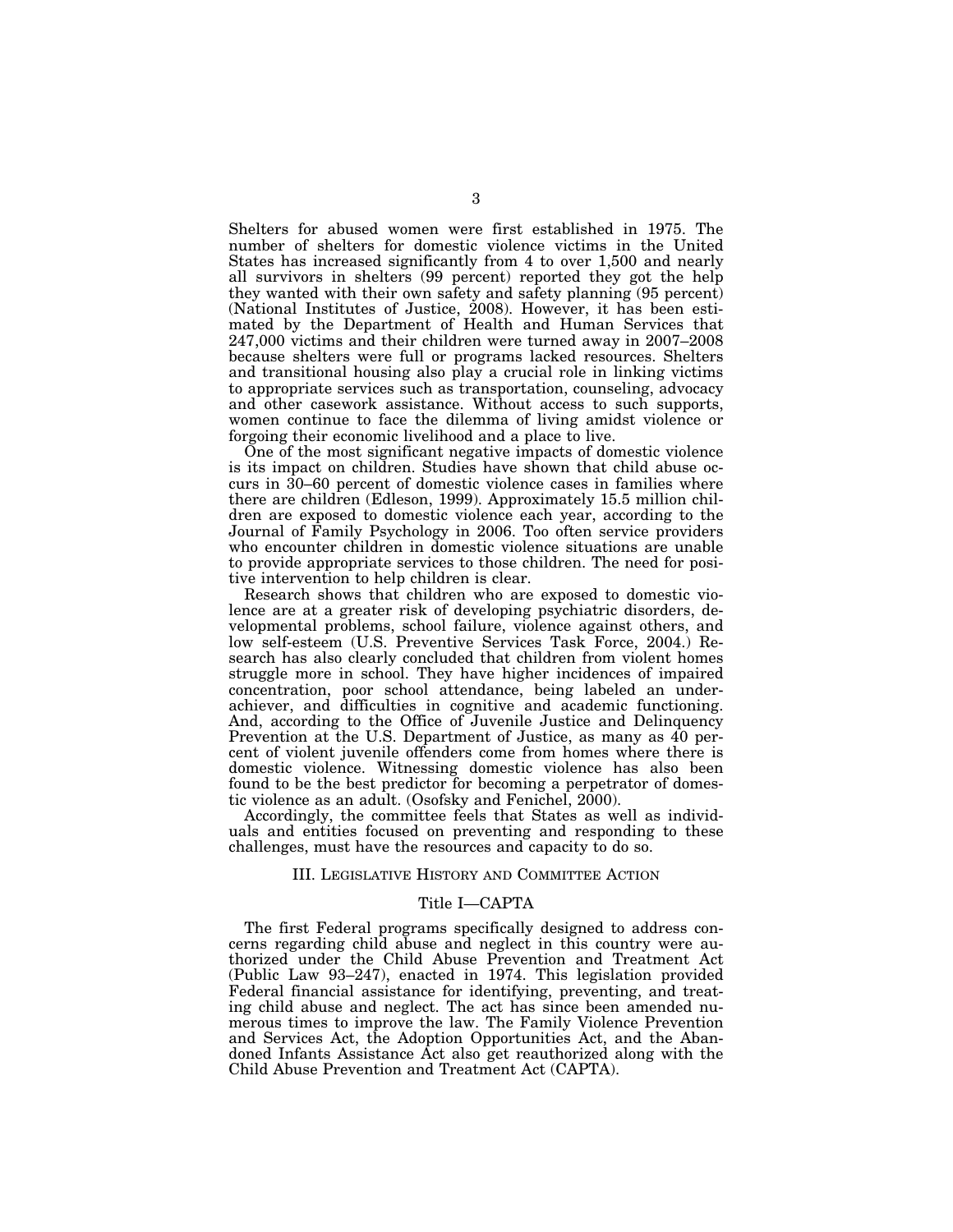Shelters for abused women were first established in 1975. The number of shelters for domestic violence victims in the United States has increased significantly from 4 to over 1,500 and nearly all survivors in shelters (99 percent) reported they got the help they wanted with their own safety and safety planning (95 percent) (National Institutes of Justice, 2008). However, it has been estimated by the Department of Health and Human Services that 247,000 victims and their children were turned away in 2007–2008 because shelters were full or programs lacked resources. Shelters and transitional housing also play a crucial role in linking victims to appropriate services such as transportation, counseling, advocacy and other casework assistance. Without access to such supports, women continue to face the dilemma of living amidst violence or forgoing their economic livelihood and a place to live.

One of the most significant negative impacts of domestic violence is its impact on children. Studies have shown that child abuse occurs in 30–60 percent of domestic violence cases in families where there are children (Edleson, 1999). Approximately 15.5 million children are exposed to domestic violence each year, according to the Journal of Family Psychology in 2006. Too often service providers who encounter children in domestic violence situations are unable to provide appropriate services to those children. The need for positive intervention to help children is clear.

Research shows that children who are exposed to domestic violence are at a greater risk of developing psychiatric disorders, developmental problems, school failure, violence against others, and low self-esteem (U.S. Preventive Services Task Force, 2004.) Research has also clearly concluded that children from violent homes struggle more in school. They have higher incidences of impaired concentration, poor school attendance, being labeled an underachiever, and difficulties in cognitive and academic functioning. And, according to the Office of Juvenile Justice and Delinquency Prevention at the U.S. Department of Justice, as many as 40 percent of violent juvenile offenders come from homes where there is domestic violence. Witnessing domestic violence has also been found to be the best predictor for becoming a perpetrator of domestic violence as an adult. (Osofsky and Fenichel, 2000).

Accordingly, the committee feels that States as well as individuals and entities focused on preventing and responding to these challenges, must have the resources and capacity to do so.

## III. Legislative History and Committee Action

### Title I—CAPTA

The first Federal programs specifically designed to address concerns regarding child abuse and neglect in this country were authorized under the Child Abuse Prevention and Treatment Act (Public Law 93–247), enacted in 1974. This legislation provided Federal financial assistance for identifying, preventing, and treating child abuse and neglect. The act has since been amended numerous times to improve the law. The Family Violence Prevention and Services Act, the Adoption Opportunities Act, and the Abandoned Infants Assistance Act also get reauthorized along with the Child Abuse Prevention and Treatment Act (CAPTA).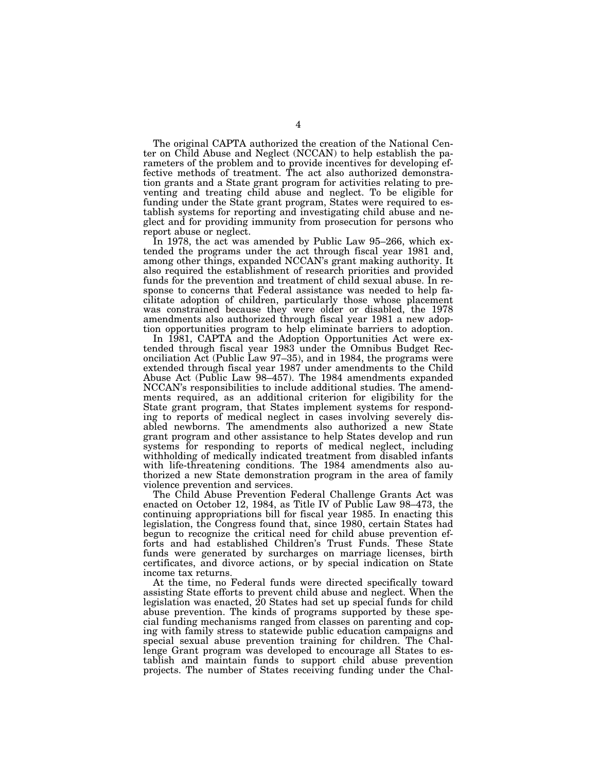The original CAPTA authorized the creation of the National Center on Child Abuse and Neglect (NCCAN) to help establish the parameters of the problem and to provide incentives for developing effective methods of treatment. The act also authorized demonstration grants and a State grant program for activities relating to preventing and treating child abuse and neglect. To be eligible for funding under the State grant program, States were required to establish systems for reporting and investigating child abuse and neglect and for providing immunity from prosecution for persons who report abuse or neglect.

In 1978, the act was amended by Public Law 95–266, which extended the programs under the act through fiscal year 1981 and, among other things, expanded NCCAN's grant making authority. It also required the establishment of research priorities and provided funds for the prevention and treatment of child sexual abuse. In response to concerns that Federal assistance was needed to help facilitate adoption of children, particularly those whose placement was constrained because they were older or disabled, the 1978 amendments also authorized through fiscal year 1981 a new adoption opportunities program to help eliminate barriers to adoption.

In 1981, CAPTA and the Adoption Opportunities Act were extended through fiscal year 1983 under the Omnibus Budget Reconciliation Act (Public Law 97–35), and in 1984, the programs were extended through fiscal year 1987 under amendments to the Child Abuse Act (Public Law 98–457). The 1984 amendments expanded NCCAN's responsibilities to include additional studies. The amendments required, as an additional criterion for eligibility for the State grant program, that States implement systems for responding to reports of medical neglect in cases involving severely disabled newborns. The amendments also authorized a new State grant program and other assistance to help States develop and run systems for responding to reports of medical neglect, including withholding of medically indicated treatment from disabled infants with life-threatening conditions. The 1984 amendments also authorized a new State demonstration program in the area of family violence prevention and services.

The Child Abuse Prevention Federal Challenge Grants Act was enacted on October 12, 1984, as Title IV of Public Law 98–473, the continuing appropriations bill for fiscal year 1985. In enacting this legislation, the Congress found that, since 1980, certain States had begun to recognize the critical need for child abuse prevention efforts and had established Children's Trust Funds. These State funds were generated by surcharges on marriage licenses, birth certificates, and divorce actions, or by special indication on State income tax returns.

At the time, no Federal funds were directed specifically toward assisting State efforts to prevent child abuse and neglect. When the legislation was enacted, 20 States had set up special funds for child abuse prevention. The kinds of programs supported by these special funding mechanisms ranged from classes on parenting and coping with family stress to statewide public education campaigns and special sexual abuse prevention training for children. The Challenge Grant program was developed to encourage all States to establish and maintain funds to support child abuse prevention projects. The number of States receiving funding under the Chal-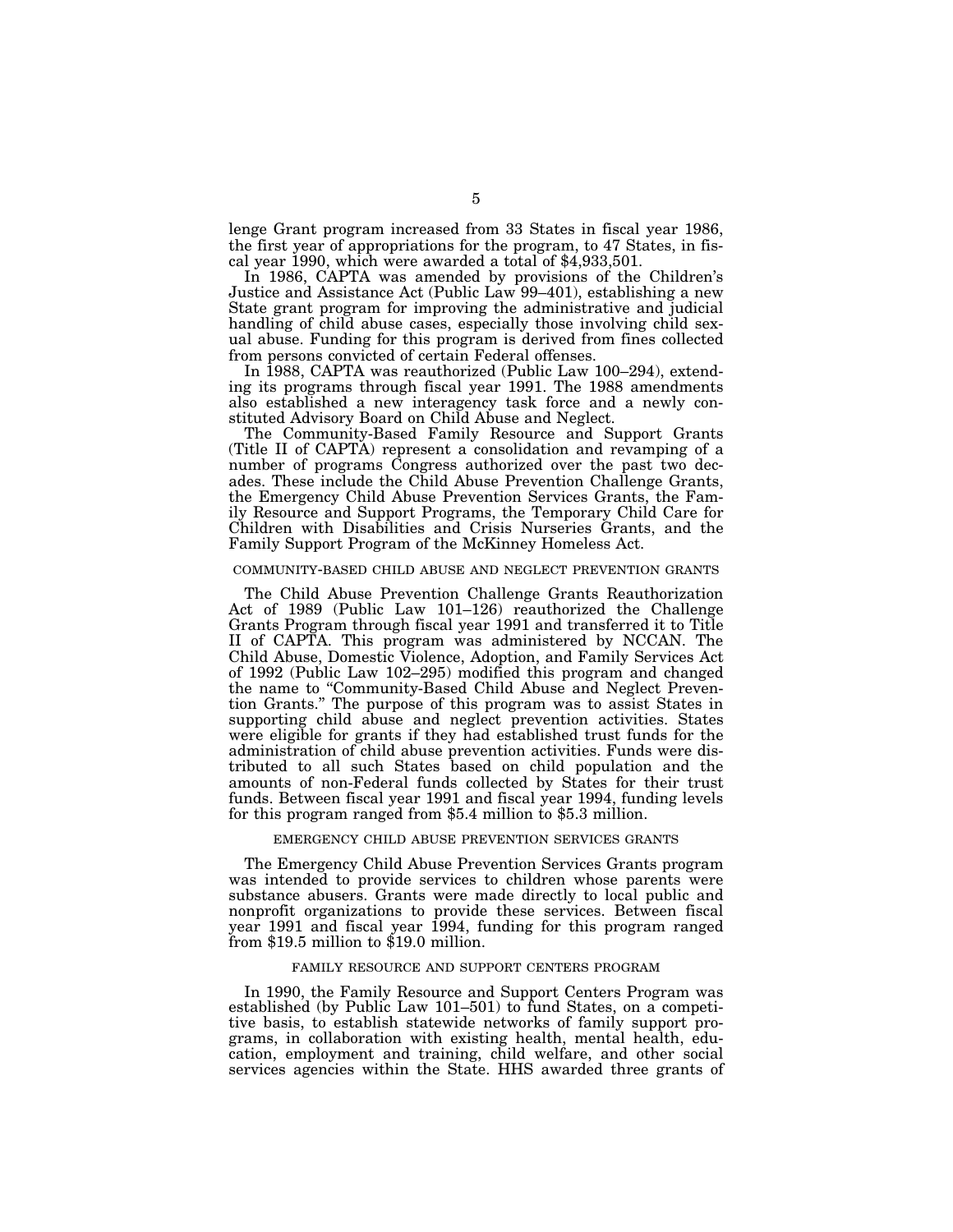lenge Grant program increased from 33 States in fiscal year 1986, the first year of appropriations for the program, to 47 States, in fiscal year 1990, which were awarded a total of $4,933,501.

In 1986, CAPTA was amended by provisions of the Children's Justice and Assistance Act (Public Law 99–401), establishing a new State grant program for improving the administrative and judicial handling of child abuse cases, especially those involving child sexual abuse. Funding for this program is derived from fines collected from persons convicted of certain Federal offenses.

In 1988, CAPTA was reauthorized (Public Law 100–294), extending its programs through fiscal year 1991. The 1988 amendments also established a new interagency task force and a newly constituted Advisory Board on Child Abuse and Neglect.

The Community-Based Family Resource and Support Grants (Title II of CAPTA) represent a consolidation and revamping of a number of programs Congress authorized over the past two decades. These include the Child Abuse Prevention Challenge Grants, the Emergency Child Abuse Prevention Services Grants, the Family Resource and Support Programs, the Temporary Child Care for Children with Disabilities and Crisis Nurseries Grants, and the Family Support Program of the McKinney Homeless Act.

### COMMUNITY-BASED CHILD ABUSE AND NEGLECT PREVENTION GRANTS

The Child Abuse Prevention Challenge Grants Reauthorization Act of 1989 (Public Law 101–126) reauthorized the Challenge Grants Program through fiscal year 1991 and transferred it to Title II of CAPTA. This program was administered by NCCAN. The Child Abuse, Domestic Violence, Adoption, and Family Services Act of 1992 (Public Law 102–295) modified this program and changed the name to "Community-Based Child Abuse and Neglect Prevention Grants." The purpose of this program was to assist States in supporting child abuse and neglect prevention activities. States were eligible for grants if they had established trust funds for the administration of child abuse prevention activities. Funds were distributed to all such States based on child population and the amounts of non-Federal funds collected by States for their trust funds. Between fiscal year 1991 and fiscal year 1994, funding levels for this program ranged from $5.4 million to $5.3 million.

### EMERGENCY CHILD ABUSE PREVENTION SERVICES GRANTS

The Emergency Child Abuse Prevention Services Grants program was intended to provide services to children whose parents were substance abusers. Grants were made directly to local public and nonprofit organizations to provide these services. Between fiscal year 1991 and fiscal year 1994, funding for this program ranged from $19.5 million to $19.0 million.

### FAMILY RESOURCE AND SUPPORT CENTERS PROGRAM

In 1990, the Family Resource and Support Centers Program was established (by Public Law 101–501) to fund States, on a competitive basis, to establish statewide networks of family support programs, in collaboration with existing health, mental health, education, employment and training, child welfare, and other social services agencies within the State. HHS awarded three grants of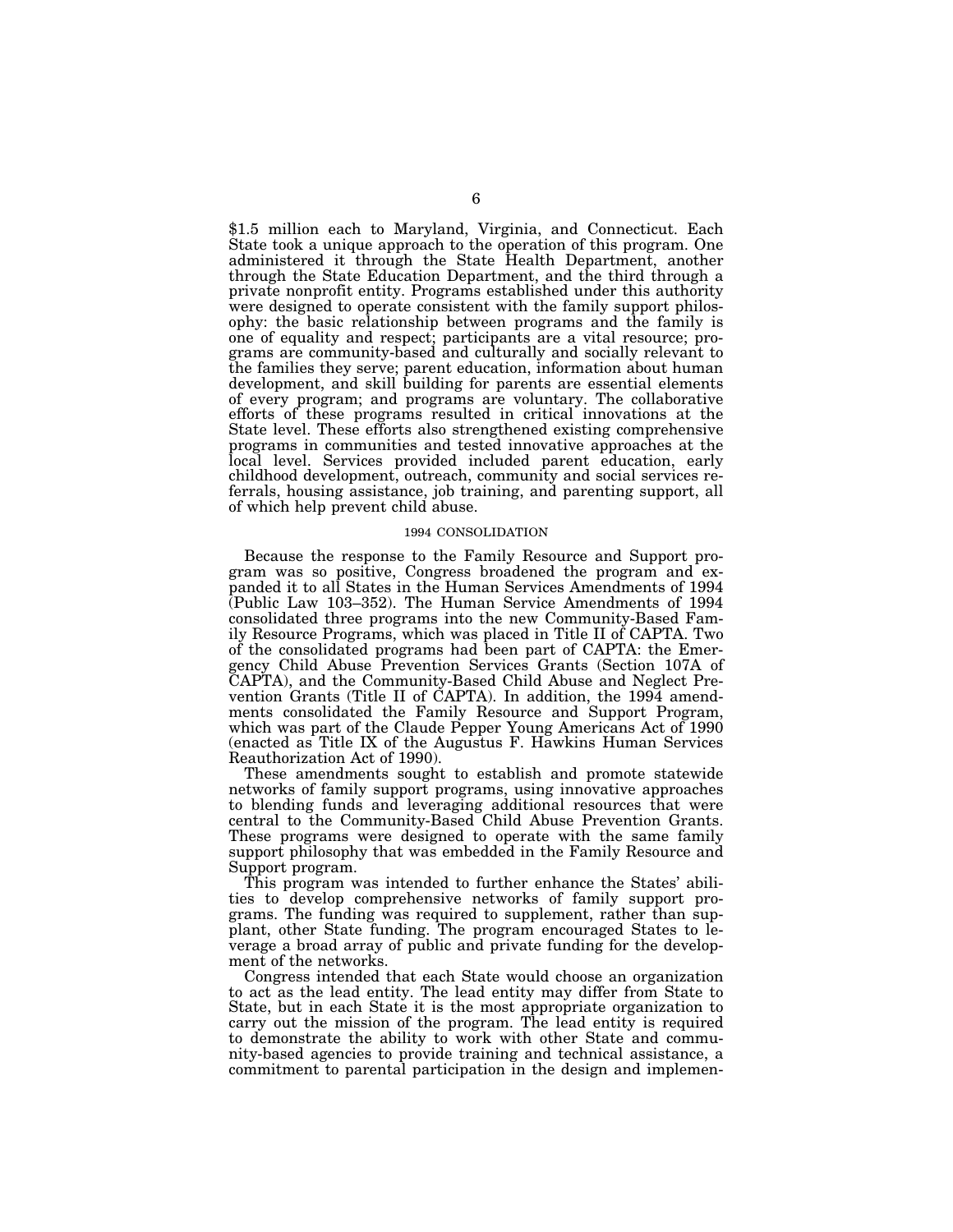$1.5 million each to Maryland, Virginia, and Connecticut. Each State took a unique approach to the operation of this program. One administered it through the State Health Department, another through the State Education Department, and the third through a private nonprofit entity. Programs established under this authority were designed to operate consistent with the family support philosophy: the basic relationship between programs and the family is one of equality and respect; participants are a vital resource; programs are community-based and culturally and socially relevant to the families they serve; parent education, information about human development, and skill building for parents are essential elements of every program; and programs are voluntary. The collaborative efforts of these programs resulted in critical innovations at the State level. These efforts also strengthened existing comprehensive programs in communities and tested innovative approaches at the local level. Services provided included parent education, early childhood development, outreach, community and social services referrals, housing assistance, job training, and parenting support, all of which help prevent child abuse.

### 1994 CONSOLIDATION

Because the response to the Family Resource and Support program was so positive, Congress broadened the program and expanded it to all States in the Human Services Amendments of 1994 (Public Law 103–352). The Human Service Amendments of 1994 consolidated three programs into the new Community-Based Family Resource Programs, which was placed in Title II of CAPTA. Two of the consolidated programs had been part of CAPTA: the Emergency Child Abuse Prevention Services Grants (Section 107A of CAPTA), and the Community-Based Child Abuse and Neglect Prevention Grants (Title II of CAPTA). In addition, the 1994 amendments consolidated the Family Resource and Support Program, which was part of the Claude Pepper Young Americans Act of 1990 (enacted as Title IX of the Augustus F. Hawkins Human Services Reauthorization Act of 1990).

These amendments sought to establish and promote statewide networks of family support programs, using innovative approaches to blending funds and leveraging additional resources that were central to the Community-Based Child Abuse Prevention Grants. These programs were designed to operate with the same family support philosophy that was embedded in the Family Resource and Support program.

This program was intended to further enhance the States' abilities to develop comprehensive networks of family support programs. The funding was required to supplement, rather than supplant, other State funding. The program encouraged States to leverage a broad array of public and private funding for the development of the networks.

Congress intended that each State would choose an organization to act as the lead entity. The lead entity may differ from State to State, but in each State it is the most appropriate organization to carry out the mission of the program. The lead entity is required to demonstrate the ability to work with other State and community-based agencies to provide training and technical assistance, a commitment to parental participation in the design and implemen-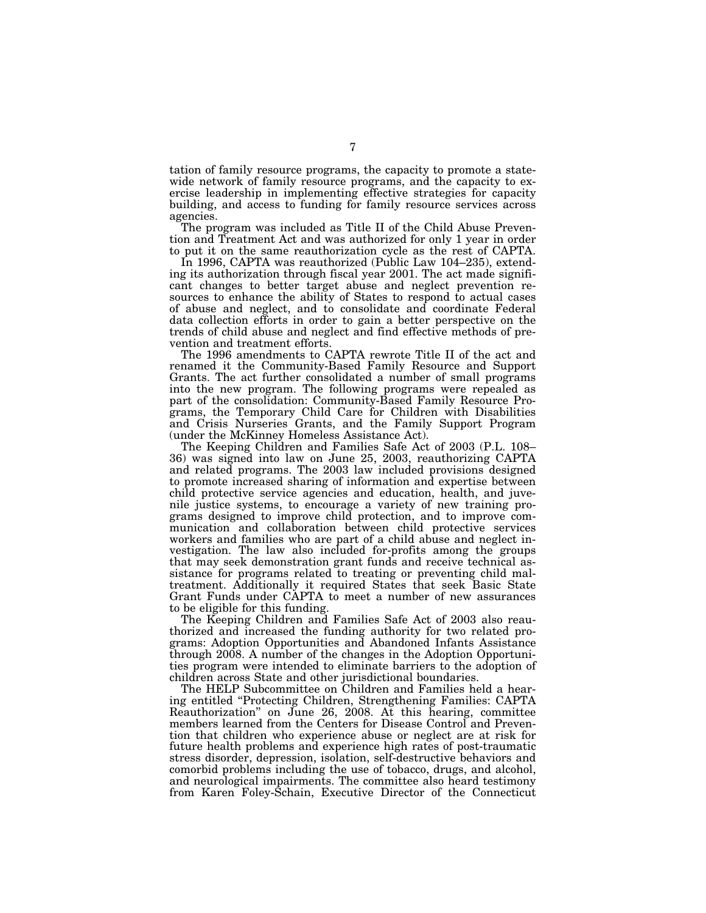tation of family resource programs, the capacity to promote a statewide network of family resource programs, and the capacity to exercise leadership in implementing effective strategies for capacity building, and access to funding for family resource services across agencies.

The program was included as Title II of the Child Abuse Prevention and Treatment Act and was authorized for only 1 year in order to put it on the same reauthorization cycle as the rest of CAPTA.

In 1996, CAPTA was reauthorized (Public Law 104–235), extending its authorization through fiscal year 2001. The act made significant changes to better target abuse and neglect prevention resources to enhance the ability of States to respond to actual cases of abuse and neglect, and to consolidate and coordinate Federal data collection efforts in order to gain a better perspective on the trends of child abuse and neglect and find effective methods of prevention and treatment efforts.

The 1996 amendments to CAPTA rewrote Title II of the act and renamed it the Community-Based Family Resource and Support Grants. The act further consolidated a number of small programs into the new program. The following programs were repealed as part of the consolidation: Community-Based Family Resource Programs, the Temporary Child Care for Children with Disabilities and Crisis Nurseries Grants, and the Family Support Program (under the McKinney Homeless Assistance Act).

The Keeping Children and Families Safe Act of 2003 (P.L. 108–36) was signed into law on June 25, 2003, reauthorizing CAPTA and related programs. The 2003 law included provisions designed to promote increased sharing of information and expertise between child protective service agencies and education, health, and juvenile justice systems, to encourage a variety of new training programs designed to improve child protection, and to improve communication and collaboration between child protective services workers and families who are part of a child abuse and neglect investigation. The law also included for-profits among the groups that may seek demonstration grant funds and receive technical assistance for programs related to treating or preventing child maltreatment. Additionally it required States that seek Basic State Grant Funds under CAPTA to meet a number of new assurances to be eligible for this funding.

The Keeping Children and Families Safe Act of 2003 also reauthorized and increased the funding authority for two related programs: Adoption Opportunities and Abandoned Infants Assistance through 2008. A number of the changes in the Adoption Opportunities program were intended to eliminate barriers to the adoption of children across State and other jurisdictional boundaries.

The HELP Subcommittee on Children and Families held a hearing entitled "Protecting Children, Strengthening Families: CAPTA Reauthorization" on June 26, 2008. At this hearing, committee members learned from the Centers for Disease Control and Prevention that children who experience abuse or neglect are at risk for future health problems and experience high rates of post-traumatic stress disorder, depression, isolation, self-destructive behaviors and comorbid problems including the use of tobacco, drugs, and alcohol, and neurological impairments. The committee also heard testimony from Karen Foley-Schain, Executive Director of the Connecticut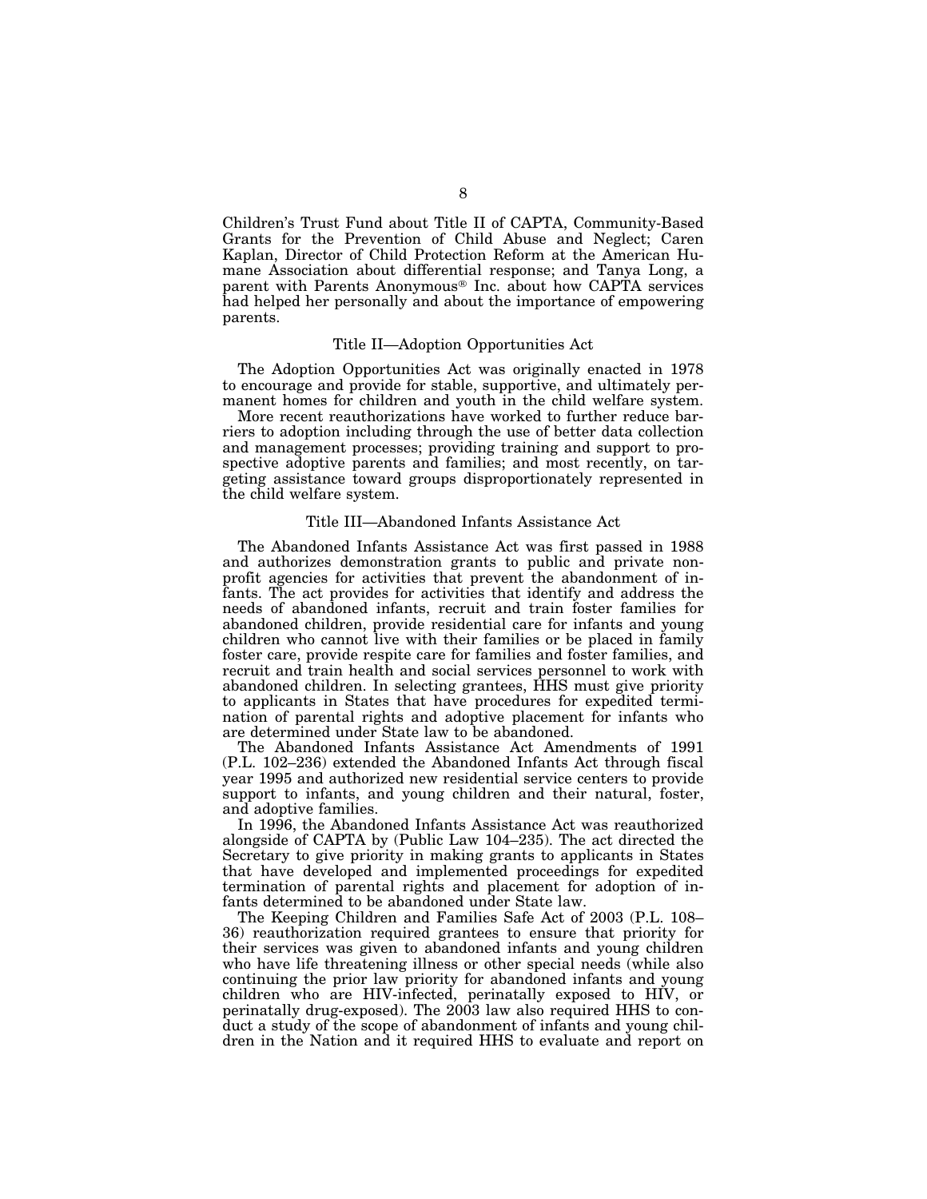Children's Trust Fund about Title II of CAPTA, Community-Based Grants for the Prevention of Child Abuse and Neglect; Caren Kaplan, Director of Child Protection Reform at the American Humane Association about differential response; and Tanya Long, a parent with Parents Anonymous® Inc. about how CAPTA services had helped her personally and about the importance of empowering parents.

### Title II—Adoption Opportunities Act

The Adoption Opportunities Act was originally enacted in 1978 to encourage and provide for stable, supportive, and ultimately permanent homes for children and youth in the child welfare system.

More recent reauthorizations have worked to further reduce barriers to adoption including through the use of better data collection and management processes; providing training and support to prospective adoptive parents and families; and most recently, on targeting assistance toward groups disproportionately represented in the child welfare system.

### Title III—Abandoned Infants Assistance Act

The Abandoned Infants Assistance Act was first passed in 1988 and authorizes demonstration grants to public and private nonprofit agencies for activities that prevent the abandonment of infants. The act provides for activities that identify and address the needs of abandoned infants, recruit and train foster families for abandoned children, provide residential care for infants and young children who cannot live with their families or be placed in family foster care, provide respite care for families and foster families, and recruit and train health and social services personnel to work with abandoned children. In selecting grantees, HHS must give priority to applicants in States that have procedures for expedited termination of parental rights and adoptive placement for infants who are determined under State law to be abandoned.

The Abandoned Infants Assistance Act Amendments of 1991 (P.L. 102–236) extended the Abandoned Infants Act through fiscal year 1995 and authorized new residential service centers to provide support to infants, and young children and their natural, foster, and adoptive families.

In 1996, the Abandoned Infants Assistance Act was reauthorized alongside of CAPTA by (Public Law 104–235). The act directed the Secretary to give priority in making grants to applicants in States that have developed and implemented proceedings for expedited termination of parental rights and placement for adoption of infants determined to be abandoned under State law.

The Keeping Children and Families Safe Act of 2003 (P.L. 108–36) reauthorization required grantees to ensure that priority for their services was given to abandoned infants and young children who have life threatening illness or other special needs (while also continuing the prior law priority for abandoned infants and young children who are HIV-infected, perinatally exposed to HIV, or perinatally drug-exposed). The 2003 law also required HHS to conduct a study of the scope of abandonment of infants and young children in the Nation and it required HHS to evaluate and report on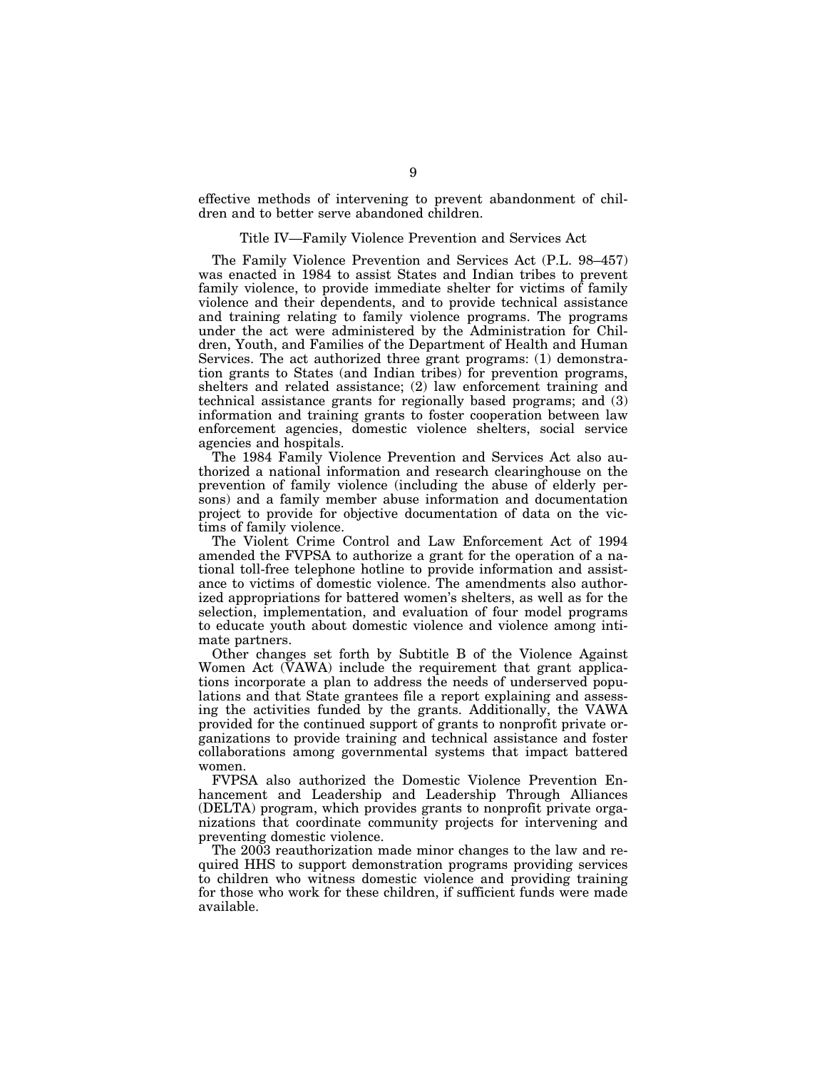effective methods of intervening to prevent abandonment of children and to better serve abandoned children.

### Title IV—Family Violence Prevention and Services Act

The Family Violence Prevention and Services Act (P.L. 98–457) was enacted in 1984 to assist States and Indian tribes to prevent family violence, to provide immediate shelter for victims of family violence and their dependents, and to provide technical assistance and training relating to family violence programs. The programs under the act were administered by the Administration for Children, Youth, and Families of the Department of Health and Human Services. The act authorized three grant programs: (1) demonstration grants to States (and Indian tribes) for prevention programs, shelters and related assistance; (2) law enforcement training and technical assistance grants for regionally based programs; and (3) information and training grants to foster cooperation between law enforcement agencies, domestic violence shelters, social service agencies and hospitals.

The 1984 Family Violence Prevention and Services Act also authorized a national information and research clearinghouse on the prevention of family violence (including the abuse of elderly persons) and a family member abuse information and documentation project to provide for objective documentation of data on the victims of family violence.

The Violent Crime Control and Law Enforcement Act of 1994 amended the FVPSA to authorize a grant for the operation of a national toll-free telephone hotline to provide information and assistance to victims of domestic violence. The amendments also authorized appropriations for battered women's shelters, as well as for the selection, implementation, and evaluation of four model programs to educate youth about domestic violence and violence among intimate partners.

Other changes set forth by Subtitle B of the Violence Against Women Act (VAWA) include the requirement that grant applications incorporate a plan to address the needs of underserved populations and that State grantees file a report explaining and assessing the activities funded by the grants. Additionally, the VAWA provided for the continued support of grants to nonprofit private organizations to provide training and technical assistance and foster collaborations among governmental systems that impact battered women.

FVPSA also authorized the Domestic Violence Prevention Enhancement and Leadership and Leadership Through Alliances (DELTA) program, which provides grants to nonprofit private organizations that coordinate community projects for intervening and preventing domestic violence.

The 2003 reauthorization made minor changes to the law and required HHS to support demonstration programs providing services to children who witness domestic violence and providing training for those who work for these children, if sufficient funds were made available.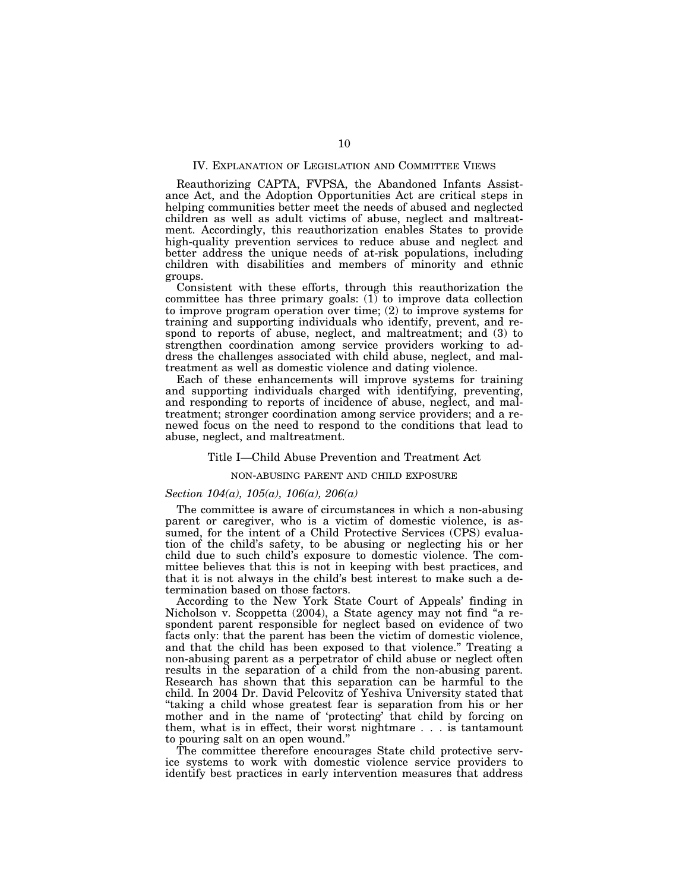## IV. Explanation of Legislation and Committee Views

Reauthorizing CAPTA, FVPSA, the Abandoned Infants Assistance Act, and the Adoption Opportunities Act are critical steps in helping communities better meet the needs of abused and neglected children as well as adult victims of abuse, neglect and maltreatment. Accordingly, this reauthorization enables States to provide high-quality prevention services to reduce abuse and neglect and better address the unique needs of at-risk populations, including children with disabilities and members of minority and ethnic groups.

Consistent with these efforts, through this reauthorization the committee has three primary goals: (1) to improve data collection to improve program operation over time; (2) to improve systems for training and supporting individuals who identify, prevent, and respond to reports of abuse, neglect, and maltreatment; and (3) to strengthen coordination among service providers working to address the challenges associated with child abuse, neglect, and maltreatment as well as domestic violence and dating violence.

Each of these enhancements will improve systems for training and supporting individuals charged with identifying, preventing, and responding to reports of incidence of abuse, neglect, and maltreatment; stronger coordination among service providers; and a renewed focus on the need to respond to the conditions that lead to abuse, neglect, and maltreatment.

### Title I—Child Abuse Prevention and Treatment Act

#### NON-ABUSING PARENT AND CHILD EXPOSURE

*Section 104(a), 105(a), 106(a), 206(a)*

The committee is aware of circumstances in which a non-abusing parent or caregiver, who is a victim of domestic violence, is assumed, for the intent of a Child Protective Services (CPS) evaluation of the child's safety, to be abusing or neglecting his or her child due to such child's exposure to domestic violence. The committee believes that this is not in keeping with best practices, and that it is not always in the child's best interest to make such a determination based on those factors.

According to the New York State Court of Appeals' finding in Nicholson v. Scoppetta (2004), a State agency may not find "a respondent parent responsible for neglect based on evidence of two facts only: that the parent has been the victim of domestic violence, and that the child has been exposed to that violence." Treating a non-abusing parent as a perpetrator of child abuse or neglect often results in the separation of a child from the non-abusing parent. Research has shown that this separation can be harmful to the child. In 2004 Dr. David Pelcovitz of Yeshiva University stated that "taking a child whose greatest fear is separation from his or her mother and in the name of 'protecting' that child by forcing on them, what is in effect, their worst nightmare . . . is tantamount to pouring salt on an open wound."

The committee therefore encourages State child protective service systems to work with domestic violence service providers to identify best practices in early intervention measures that address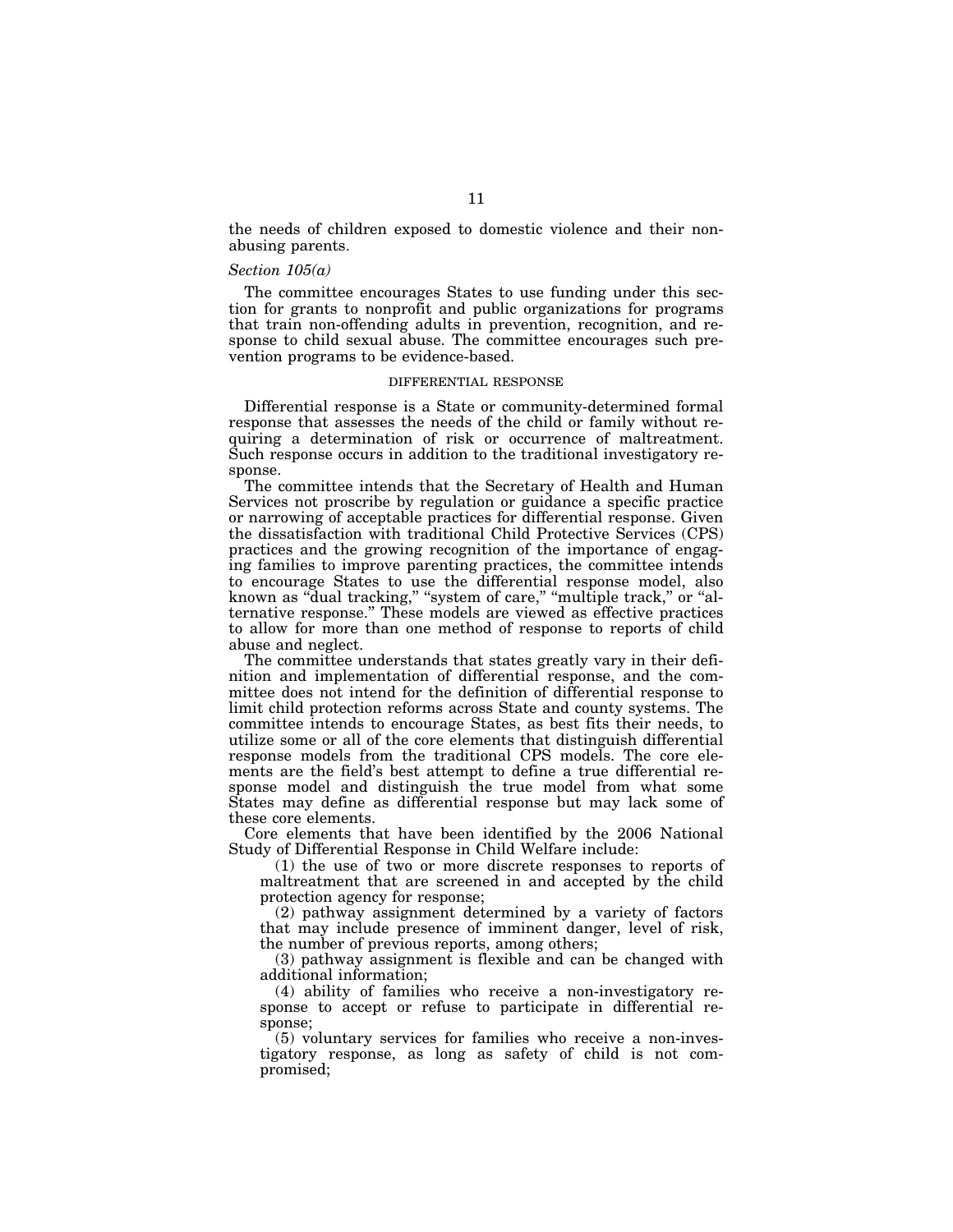the needs of children exposed to domestic violence and their non-abusing parents.

*Section 105(a)*

The committee encourages States to use funding under this section for grants to nonprofit and public organizations for programs that train non-offending adults in prevention, recognition, and response to child sexual abuse. The committee encourages such prevention programs to be evidence-based.

DIFFERENTIAL RESPONSE

Differential response is a State or community-determined formal response that assesses the needs of the child or family without requiring a determination of risk or occurrence of maltreatment. Such response occurs in addition to the traditional investigatory response.

The committee intends that the Secretary of Health and Human Services not proscribe by regulation or guidance a specific practice or narrowing of acceptable practices for differential response. Given the dissatisfaction with traditional Child Protective Services (CPS) practices and the growing recognition of the importance of engaging families to improve parenting practices, the committee intends to encourage States to use the differential response model, also known as "dual tracking," "system of care," "multiple track," or "alternative response." These models are viewed as effective practices to allow for more than one method of response to reports of child abuse and neglect.

The committee understands that states greatly vary in their definition and implementation of differential response, and the committee does not intend for the definition of differential response to limit child protection reforms across State and county systems. The committee intends to encourage States, as best fits their needs, to utilize some or all of the core elements that distinguish differential response models from the traditional CPS models. The core elements are the field's best attempt to define a true differential response model and distinguish the true model from what some States may define as differential response but may lack some of these core elements.

Core elements that have been identified by the 2006 National Study of Differential Response in Child Welfare include:

(1) the use of two or more discrete responses to reports of maltreatment that are screened in and accepted by the child protection agency for response;

(2) pathway assignment determined by a variety of factors that may include presence of imminent danger, level of risk, the number of previous reports, among others;

(3) pathway assignment is flexible and can be changed with additional information;

(4) ability of families who receive a non-investigatory response to accept or refuse to participate in differential response;

(5) voluntary services for families who receive a non-investigatory response, as long as safety of child is not compromised;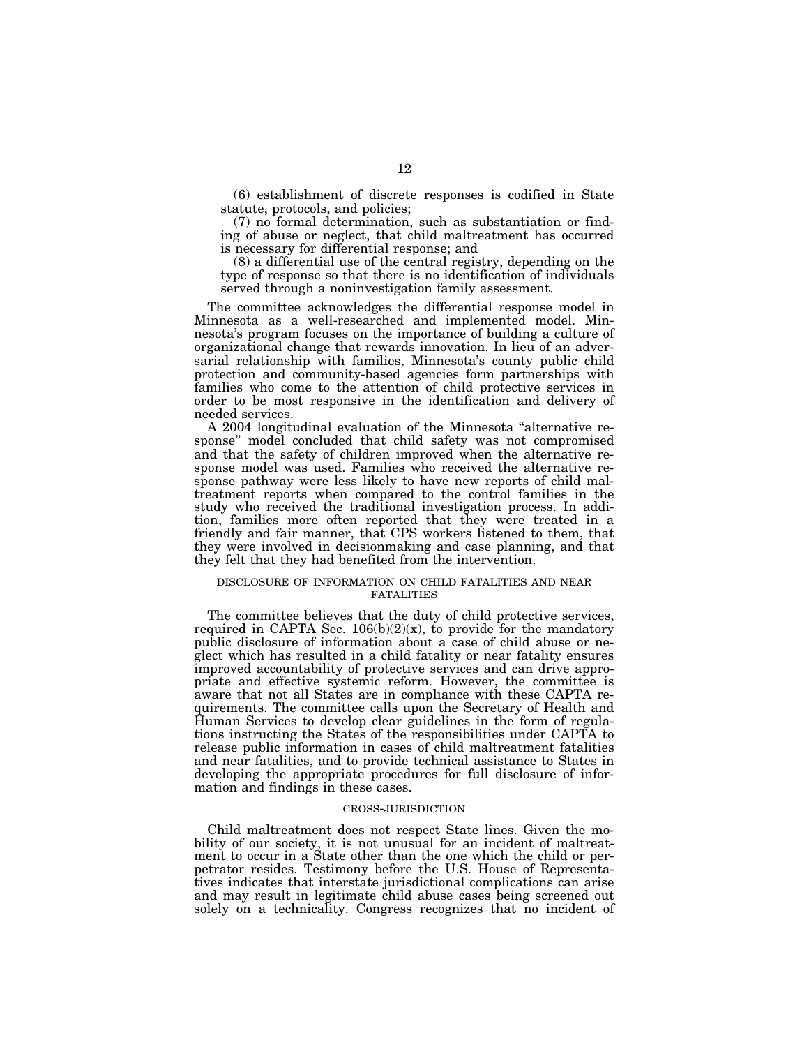(6) establishment of discrete responses is codified in State statute, protocols, and policies;

(7) no formal determination, such as substantiation or finding of abuse or neglect, that child maltreatment has occurred is necessary for differential response; and

(8) a differential use of the central registry, depending on the type of response so that there is no identification of individuals served through a noninvestigation family assessment.

The committee acknowledges the differential response model in Minnesota as a well-researched and implemented model. Minnesota's program focuses on the importance of building a culture of organizational change that rewards innovation. In lieu of an adversarial relationship with families, Minnesota's county public child protection and community-based agencies form partnerships with families who come to the attention of child protective services in order to be most responsive in the identification and delivery of needed services.

A 2004 longitudinal evaluation of the Minnesota "alternative response" model concluded that child safety was not compromised and that the safety of children improved when the alternative response model was used. Families who received the alternative response pathway were less likely to have new reports of child maltreatment reports when compared to the control families in the study who received the traditional investigation process. In addition, families more often reported that they were treated in a friendly and fair manner, that CPS workers listened to them, that they were involved in decisionmaking and case planning, and that they felt that they had benefited from the intervention.

### DISCLOSURE OF INFORMATION ON CHILD FATALITIES AND NEAR FATALITIES

The committee believes that the duty of child protective services, required in CAPTA Sec. 106(b)(2)(x), to provide for the mandatory public disclosure of information about a case of child abuse or neglect which has resulted in a child fatality or near fatality ensures improved accountability of protective services and can drive appropriate and effective systemic reform. However, the committee is aware that not all States are in compliance with these CAPTA requirements. The committee calls upon the Secretary of Health and Human Services to develop clear guidelines in the form of regulations instructing the States of the responsibilities under CAPTA to release public information in cases of child maltreatment fatalities and near fatalities, and to provide technical assistance to States in developing the appropriate procedures for full disclosure of information and findings in these cases.

### CROSS-JURISDICTION

Child maltreatment does not respect State lines. Given the mobility of our society, it is not unusual for an incident of maltreatment to occur in a State other than the one which the child or perpetrator resides. Testimony before the U.S. House of Representatives indicates that interstate jurisdictional complications can arise and may result in legitimate child abuse cases being screened out solely on a technicality. Congress recognizes that no incident of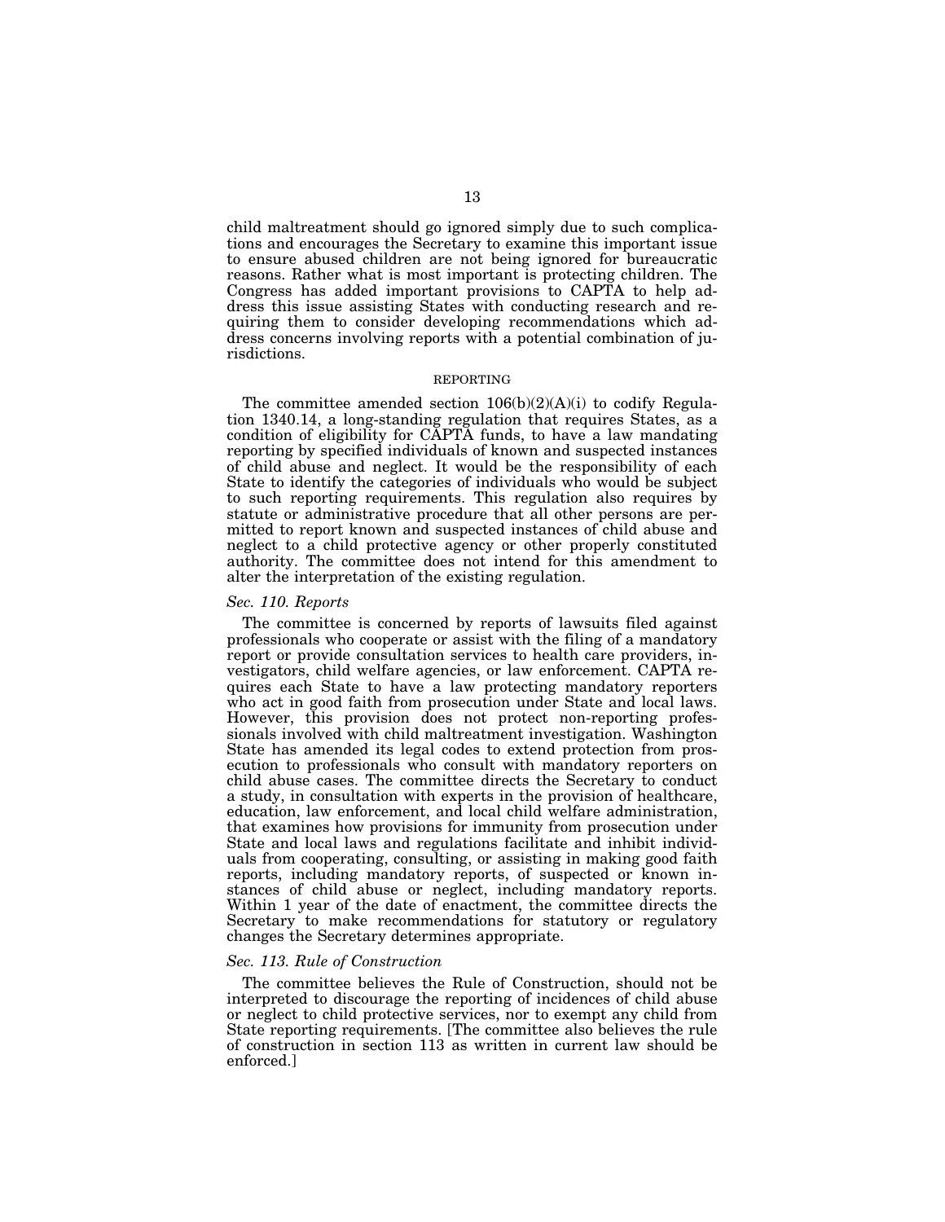child maltreatment should go ignored simply due to such complications and encourages the Secretary to examine this important issue to ensure abused children are not being ignored for bureaucratic reasons. Rather what is most important is protecting children. The Congress has added important provisions to CAPTA to help address this issue assisting States with conducting research and requiring them to consider developing recommendations which address concerns involving reports with a potential combination of jurisdictions.

REPORTING

The committee amended section 106(b)(2)(A)(i) to codify Regulation 1340.14, a long-standing regulation that requires States, as a condition of eligibility for CAPTA funds, to have a law mandating reporting by specified individuals of known and suspected instances of child abuse and neglect. It would be the responsibility of each State to identify the categories of individuals who would be subject to such reporting requirements. This regulation also requires by statute or administrative procedure that all other persons are permitted to report known and suspected instances of child abuse and neglect to a child protective agency or other properly constituted authority. The committee does not intend for this amendment to alter the interpretation of the existing regulation.

### *Sec. 110. Reports*

The committee is concerned by reports of lawsuits filed against professionals who cooperate or assist with the filing of a mandatory report or provide consultation services to health care providers, investigators, child welfare agencies, or law enforcement. CAPTA requires each State to have a law protecting mandatory reporters who act in good faith from prosecution under State and local laws. However, this provision does not protect non-reporting professionals involved with child maltreatment investigation. Washington State has amended its legal codes to extend protection from prosecution to professionals who consult with mandatory reporters on child abuse cases. The committee directs the Secretary to conduct a study, in consultation with experts in the provision of healthcare, education, law enforcement, and local child welfare administration, that examines how provisions for immunity from prosecution under State and local laws and regulations facilitate and inhibit individuals from cooperating, consulting, or assisting in making good faith reports, including mandatory reports, of suspected or known instances of child abuse or neglect, including mandatory reports. Within 1 year of the date of enactment, the committee directs the Secretary to make recommendations for statutory or regulatory changes the Secretary determines appropriate.

### *Sec. 113. Rule of Construction*

The committee believes the Rule of Construction, should not be interpreted to discourage the reporting of incidences of child abuse or neglect to child protective services, nor to exempt any child from State reporting requirements. [The committee also believes the rule of construction in section 113 as written in current law should be enforced.]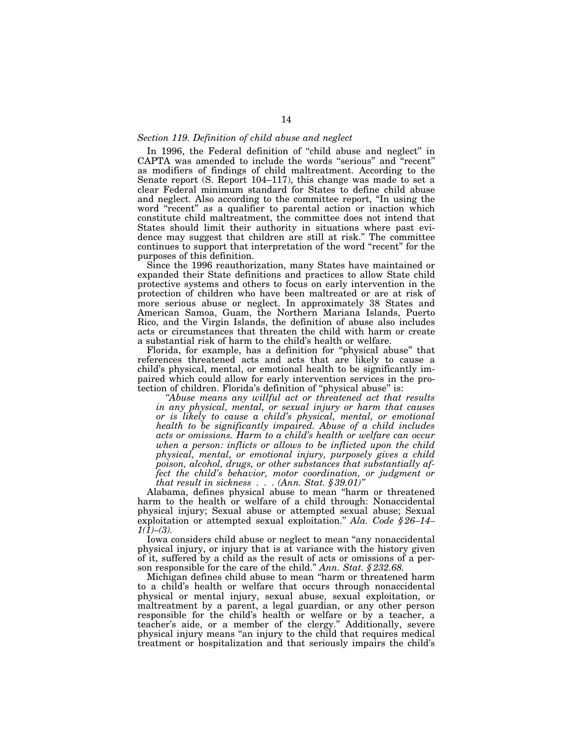*Section 119. Definition of child abuse and neglect*

In 1996, the Federal definition of "child abuse and neglect" in CAPTA was amended to include the words "serious" and "recent" as modifiers of findings of child maltreatment. According to the Senate report (S. Report 104–117), this change was made to set a clear Federal minimum standard for States to define child abuse and neglect. Also according to the committee report, "In using the word "recent" as a qualifier to parental action or inaction which constitute child maltreatment, the committee does not intend that States should limit their authority in situations where past evidence may suggest that children are still at risk." The committee continues to support that interpretation of the word "recent" for the purposes of this definition.

Since the 1996 reauthorization, many States have maintained or expanded their State definitions and practices to allow State child protective systems and others to focus on early intervention in the protection of children who have been maltreated or are at risk of more serious abuse or neglect. In approximately 38 States and American Samoa, Guam, the Northern Mariana Islands, Puerto Rico, and the Virgin Islands, the definition of abuse also includes acts or circumstances that threaten the child with harm or create a substantial risk of harm to the child's health or welfare.

Florida, for example, has a definition for "physical abuse" that references threatened acts and acts that are likely to cause a child's physical, mental, or emotional health to be significantly impaired which could allow for early intervention services in the protection of children. Florida's definition of "physical abuse" is:

> *"Abuse means any willful act or threatened act that results in any physical, mental, or sexual injury or harm that causes or is likely to cause a child's physical, mental, or emotional health to be significantly impaired. Abuse of a child includes acts or omissions. Harm to a child's health or welfare can occur when a person: inflicts or allows to be inflicted upon the child physical, mental, or emotional injury, purposely gives a child poison, alcohol, drugs, or other substances that substantially affect the child's behavior, motor coordination, or judgment or that result in sickness . . . (Ann. Stat. § 39.01)"*

Alabama, defines physical abuse to mean "harm or threatened harm to the health or welfare of a child through: Nonaccidental physical injury; Sexual abuse or attempted sexual abuse; Sexual exploitation or attempted sexual exploitation." *Ala. Code § 26–14–1(1)–(3).*

Iowa considers child abuse or neglect to mean "any nonaccidental physical injury, or injury that is at variance with the history given of it, suffered by a child as the result of acts or omissions of a person responsible for the care of the child." *Ann. Stat. § 232.68.*

Michigan defines child abuse to mean "harm or threatened harm to a child's health or welfare that occurs through nonaccidental physical or mental injury, sexual abuse, sexual exploitation, or maltreatment by a parent, a legal guardian, or any other person responsible for the child's health or welfare or by a teacher, a teacher's aide, or a member of the clergy." Additionally, severe physical injury means "an injury to the child that requires medical treatment or hospitalization and that seriously impairs the child's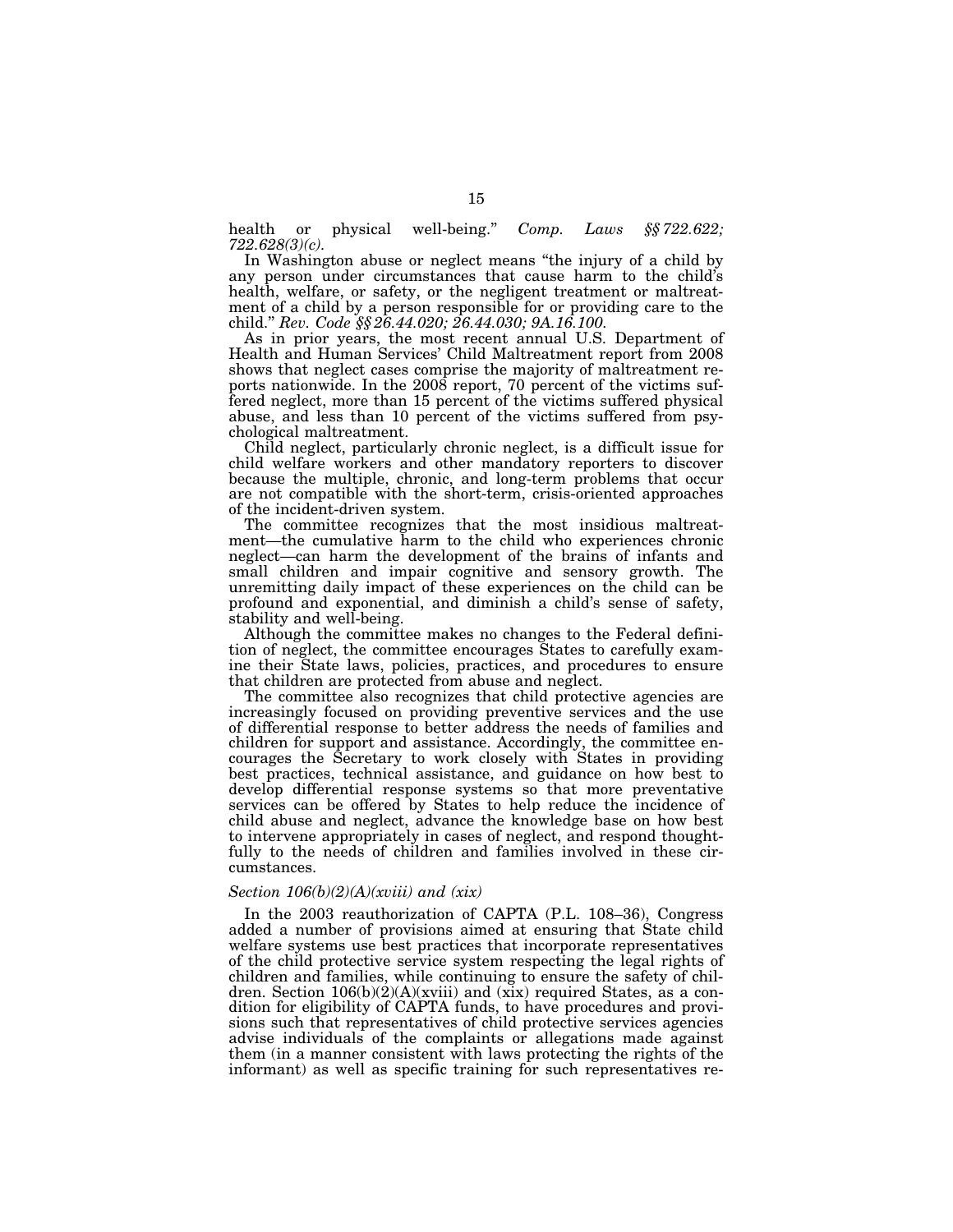health or physical well-being." *Comp. Laws §§ 722.622; 722.628(3)(c).*

In Washington abuse or neglect means "the injury of a child by any person under circumstances that cause harm to the child's health, welfare, or safety, or the negligent treatment or maltreatment of a child by a person responsible for or providing care to the child." *Rev. Code §§ 26.44.020; 26.44.030; 9A.16.100.*

As in prior years, the most recent annual U.S. Department of Health and Human Services' Child Maltreatment report from 2008 shows that neglect cases comprise the majority of maltreatment reports nationwide. In the 2008 report, 70 percent of the victims suffered neglect, more than 15 percent of the victims suffered physical abuse, and less than 10 percent of the victims suffered from psychological maltreatment.

Child neglect, particularly chronic neglect, is a difficult issue for child welfare workers and other mandatory reporters to discover because the multiple, chronic, and long-term problems that occur are not compatible with the short-term, crisis-oriented approaches of the incident-driven system.

The committee recognizes that the most insidious maltreatment—the cumulative harm to the child who experiences chronic neglect—can harm the development of the brains of infants and small children and impair cognitive and sensory growth. The unremitting daily impact of these experiences on the child can be profound and exponential, and diminish a child's sense of safety, stability and well-being.

Although the committee makes no changes to the Federal definition of neglect, the committee encourages States to carefully examine their State laws, policies, practices, and procedures to ensure that children are protected from abuse and neglect.

The committee also recognizes that child protective agencies are increasingly focused on providing preventive services and the use of differential response to better address the needs of families and children for support and assistance. Accordingly, the committee encourages the Secretary to work closely with States in providing best practices, technical assistance, and guidance on how best to develop differential response systems so that more preventative services can be offered by States to help reduce the incidence of child abuse and neglect, advance the knowledge base on how best to intervene appropriately in cases of neglect, and respond thoughtfully to the needs of children and families involved in these circumstances.

*Section 106(b)(2)(A)(xviii) and (xix)*

In the 2003 reauthorization of CAPTA (P.L. 108–36), Congress added a number of provisions aimed at ensuring that State child welfare systems use best practices that incorporate representatives of the child protective service system respecting the legal rights of children and families, while continuing to ensure the safety of children. Section 106(b)(2)(A)(xviii) and (xix) required States, as a condition for eligibility of CAPTA funds, to have procedures and provisions such that representatives of child protective services agencies advise individuals of the complaints or allegations made against them (in a manner consistent with laws protecting the rights of the informant) as well as specific training for such representatives re-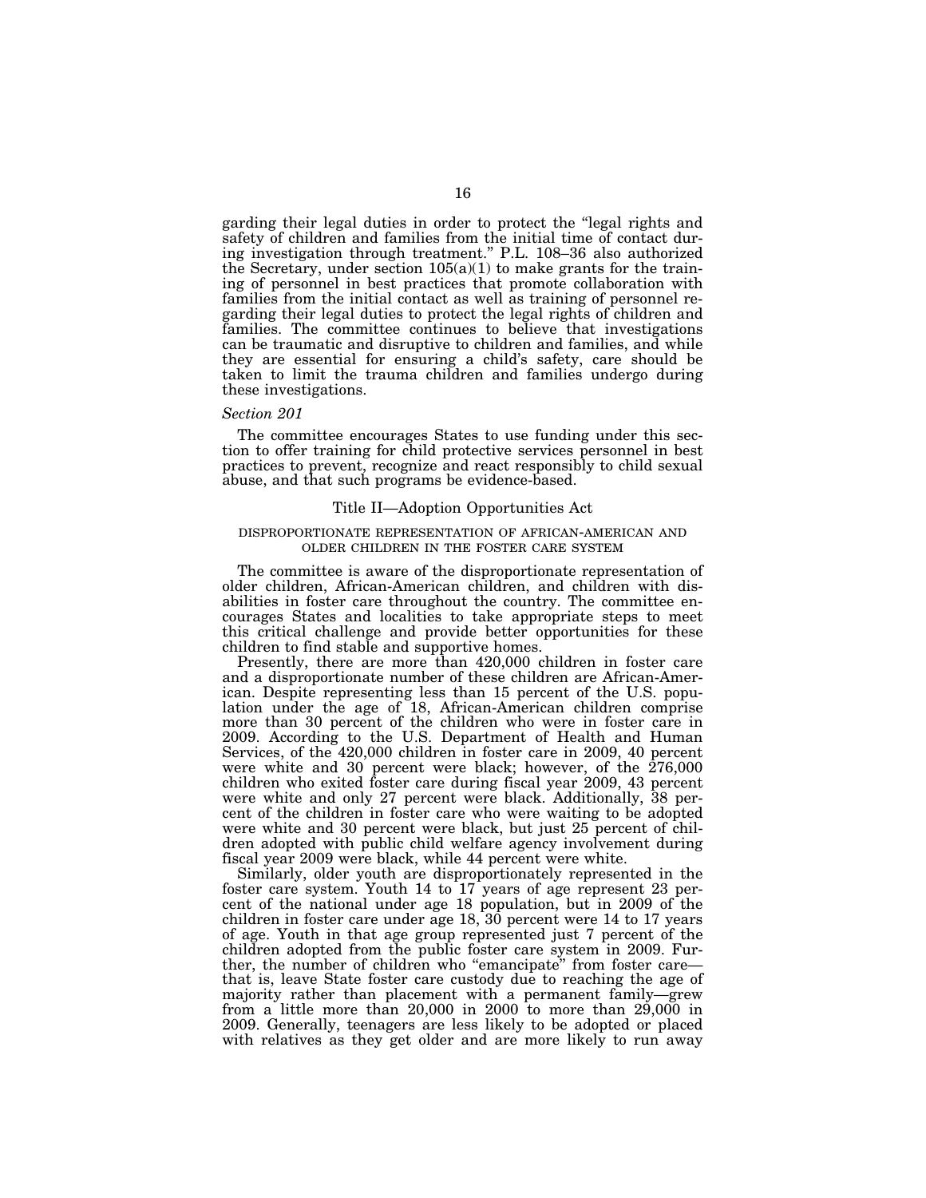garding their legal duties in order to protect the "legal rights and safety of children and families from the initial time of contact during investigation through treatment." P.L. 108–36 also authorized the Secretary, under section 105(a)(1) to make grants for the training of personnel in best practices that promote collaboration with families from the initial contact as well as training of personnel regarding their legal duties to protect the legal rights of children and families. The committee continues to believe that investigations can be traumatic and disruptive to children and families, and while they are essential for ensuring a child's safety, care should be taken to limit the trauma children and families undergo during these investigations.

*Section 201*

The committee encourages States to use funding under this section to offer training for child protective services personnel in best practices to prevent, recognize and react responsibly to child sexual abuse, and that such programs be evidence-based.

## Title II—Adoption Opportunities Act

### DISPROPORTIONATE REPRESENTATION OF AFRICAN-AMERICAN AND OLDER CHILDREN IN THE FOSTER CARE SYSTEM

The committee is aware of the disproportionate representation of older children, African-American children, and children with disabilities in foster care throughout the country. The committee encourages States and localities to take appropriate steps to meet this critical challenge and provide better opportunities for these children to find stable and supportive homes.

Presently, there are more than 420,000 children in foster care and a disproportionate number of these children are African-American. Despite representing less than 15 percent of the U.S. population under the age of 18, African-American children comprise more than 30 percent of the children who were in foster care in 2009. According to the U.S. Department of Health and Human Services, of the 420,000 children in foster care in 2009, 40 percent were white and 30 percent were black; however, of the 276,000 children who exited foster care during fiscal year 2009, 43 percent were white and only 27 percent were black. Additionally, 38 percent of the children in foster care who were waiting to be adopted were white and 30 percent were black, but just 25 percent of children adopted with public child welfare agency involvement during fiscal year 2009 were black, while 44 percent were white.

Similarly, older youth are disproportionately represented in the foster care system. Youth 14 to 17 years of age represent 23 percent of the national under age 18 population, but in 2009 of the children in foster care under age 18, 30 percent were 14 to 17 years of age. Youth in that age group represented just 7 percent of the children adopted from the public foster care system in 2009. Further, the number of children who "emancipate" from foster care—that is, leave State foster care custody due to reaching the age of majority rather than placement with a permanent family—grew from a little more than 20,000 in 2000 to more than 29,000 in 2009. Generally, teenagers are less likely to be adopted or placed with relatives as they get older and are more likely to run away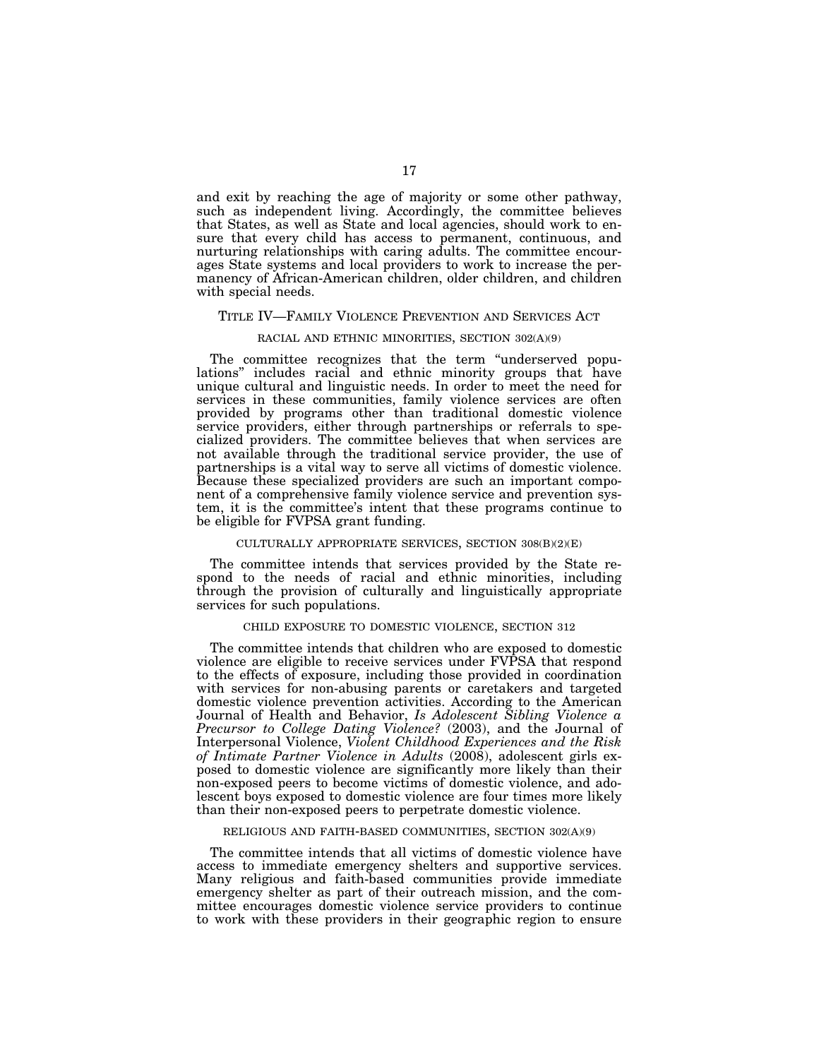and exit by reaching the age of majority or some other pathway, such as independent living. Accordingly, the committee believes that States, as well as State and local agencies, should work to ensure that every child has access to permanent, continuous, and nurturing relationships with caring adults. The committee encourages State systems and local providers to work to increase the permanency of African-American children, older children, and children with special needs.

## TITLE IV—FAMILY VIOLENCE PREVENTION AND SERVICES ACT

### RACIAL AND ETHNIC MINORITIES, SECTION 302(A)(9)

The committee recognizes that the term "underserved populations" includes racial and ethnic minority groups that have unique cultural and linguistic needs. In order to meet the need for services in these communities, family violence services are often provided by programs other than traditional domestic violence service providers, either through partnerships or referrals to specialized providers. The committee believes that when services are not available through the traditional service provider, the use of partnerships is a vital way to serve all victims of domestic violence. Because these specialized providers are such an important component of a comprehensive family violence service and prevention system, it is the committee's intent that these programs continue to be eligible for FVPSA grant funding.

### CULTURALLY APPROPRIATE SERVICES, SECTION 308(B)(2)(E)

The committee intends that services provided by the State respond to the needs of racial and ethnic minorities, including through the provision of culturally and linguistically appropriate services for such populations.

### CHILD EXPOSURE TO DOMESTIC VIOLENCE, SECTION 312

The committee intends that children who are exposed to domestic violence are eligible to receive services under FVPSA that respond to the effects of exposure, including those provided in coordination with services for non-abusing parents or caretakers and targeted domestic violence prevention activities. According to the American Journal of Health and Behavior, *Is Adolescent Sibling Violence a Precursor to College Dating Violence?* (2003), and the Journal of Interpersonal Violence, *Violent Childhood Experiences and the Risk of Intimate Partner Violence in Adults* (2008), adolescent girls exposed to domestic violence are significantly more likely than their non-exposed peers to become victims of domestic violence, and adolescent boys exposed to domestic violence are four times more likely than their non-exposed peers to perpetrate domestic violence.

### RELIGIOUS AND FAITH-BASED COMMUNITIES, SECTION 302(A)(9)

The committee intends that all victims of domestic violence have access to immediate emergency shelters and supportive services. Many religious and faith-based communities provide immediate emergency shelter as part of their outreach mission, and the committee encourages domestic violence service providers to continue to work with these providers in their geographic region to ensure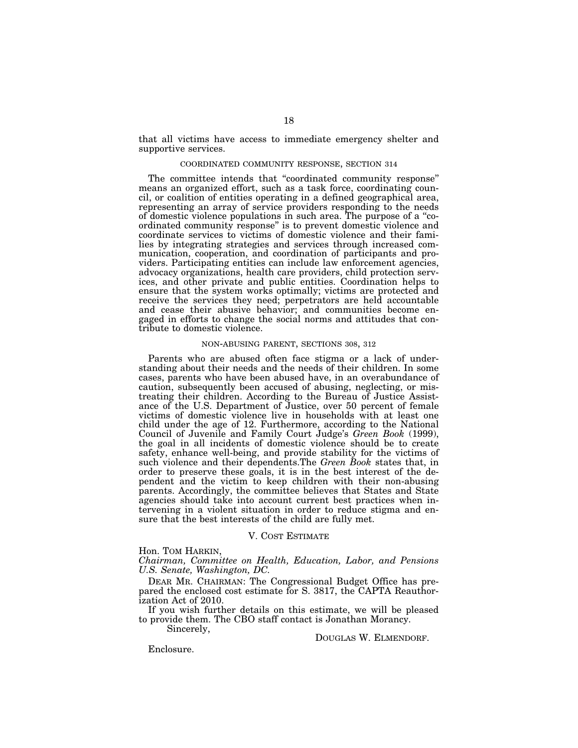that all victims have access to immediate emergency shelter and supportive services.

### COORDINATED COMMUNITY RESPONSE, SECTION 314

The committee intends that "coordinated community response" means an organized effort, such as a task force, coordinating council, or coalition of entities operating in a defined geographical area, representing an array of service providers responding to the needs of domestic violence populations in such area. The purpose of a "coordinated community response" is to prevent domestic violence and coordinate services to victims of domestic violence and their families by integrating strategies and services through increased communication, cooperation, and coordination of participants and providers. Participating entities can include law enforcement agencies, advocacy organizations, health care providers, child protection services, and other private and public entities. Coordination helps to ensure that the system works optimally; victims are protected and receive the services they need; perpetrators are held accountable and cease their abusive behavior; and communities become engaged in efforts to change the social norms and attitudes that contribute to domestic violence.

### NON-ABUSING PARENT, SECTIONS 308, 312

Parents who are abused often face stigma or a lack of understanding about their needs and the needs of their children. In some cases, parents who have been abused have, in an overabundance of caution, subsequently been accused of abusing, neglecting, or mistreating their children. According to the Bureau of Justice Assistance of the U.S. Department of Justice, over 50 percent of female victims of domestic violence live in households with at least one child under the age of 12. Furthermore, according to the National Council of Juvenile and Family Court Judge's *Green Book* (1999), the goal in all incidents of domestic violence should be to create safety, enhance well-being, and provide stability for the victims of such violence and their dependents.The *Green Book* states that, in order to preserve these goals, it is in the best interest of the dependent and the victim to keep children with their non-abusing parents. Accordingly, the committee believes that States and State agencies should take into account current best practices when intervening in a violent situation in order to reduce stigma and ensure that the best interests of the child are fully met.

## V. COST ESTIMATE

Hon. TOM HARKIN,
*Chairman, Committee on Health, Education, Labor, and Pensions U.S. Senate, Washington, DC.*

DEAR MR. CHAIRMAN: The Congressional Budget Office has prepared the enclosed cost estimate for S. 3817, the CAPTA Reauthorization Act of 2010.

If you wish further details on this estimate, we will be pleased to provide them. The CBO staff contact is Jonathan Morancy.

Sincerely,

DOUGLAS W. ELMENDORF.

Enclosure.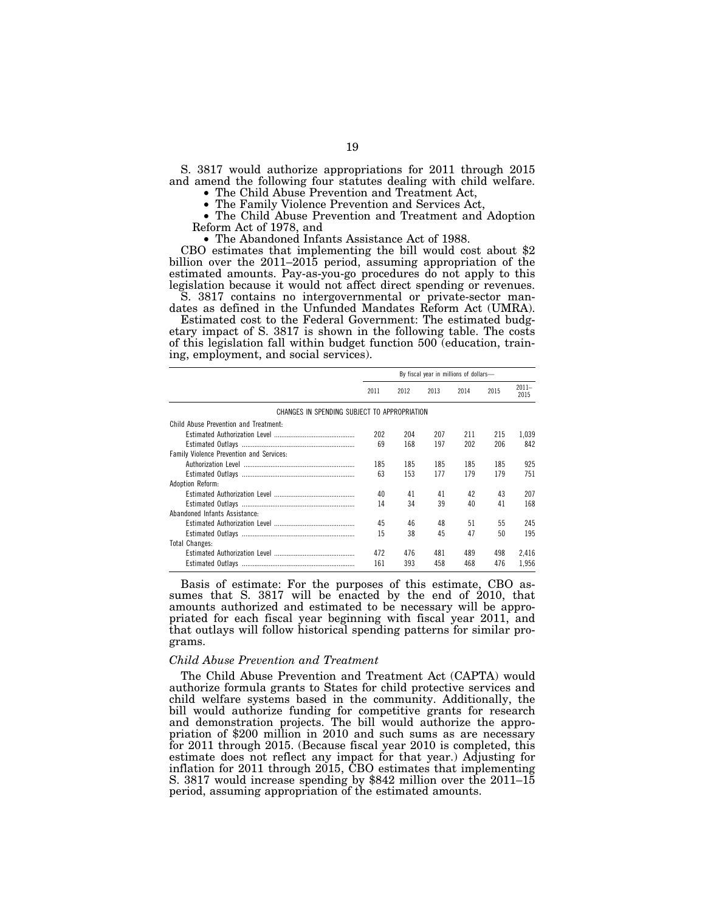S. 3817 would authorize appropriations for 2011 through 2015 and amend the following four statutes dealing with child welfare.

- The Child Abuse Prevention and Treatment Act,
- The Family Violence Prevention and Services Act,
- The Child Abuse Prevention and Treatment and Adoption Reform Act of 1978, and
- The Abandoned Infants Assistance Act of 1988.

CBO estimates that implementing the bill would cost about $2 billion over the 2011–2015 period, assuming appropriation of the estimated amounts. Pay-as-you-go procedures do not apply to this legislation because it would not affect direct spending or revenues.

S. 3817 contains no intergovernmental or private-sector mandates as defined in the Unfunded Mandates Reform Act (UMRA).

Estimated cost to the Federal Government: The estimated budgetary impact of S. 3817 is shown in the following table. The costs of this legislation fall within budget function 500 (education, training, employment, and social services).

| | By fiscal year in millions of dollars— | | | | | |
|---|---|---|---|---|---|---|
| | 2011 | 2012 | 2013 | 2014 | 2015 | 2011–2015 |
| CHANGES IN SPENDING SUBJECT TO APPROPRIATION | | | | | | |
| Child Abuse Prevention and Treatment: | | | | | | |
| Estimated Authorization Level | 202 | 204 | 207 | 211 | 215 | 1,039 |
| Estimated Outlays | 69 | 168 | 197 | 202 | 206 | 842 |
| Family Violence Prevention and Services: | | | | | | |
| Authorization Level | 185 | 185 | 185 | 185 | 185 | 925 |
| Estimated Outlays | 63 | 153 | 177 | 179 | 179 | 751 |
| Adoption Reform: | | | | | | |
| Estimated Authorization Level | 40 | 41 | 41 | 42 | 43 | 207 |
| Estimated Outlays | 14 | 34 | 39 | 40 | 41 | 168 |
| Abandoned Infants Assistance: | | | | | | |
| Estimated Authorization Level | 45 | 46 | 48 | 51 | 55 | 245 |
| Estimated Outlays | 15 | 38 | 45 | 47 | 50 | 195 |
| Total Changes: | | | | | | |
| Estimated Authorization Level | 472 | 476 | 481 | 489 | 498 | 2,416 |
| Estimated Outlays | 161 | 393 | 458 | 468 | 476 | 1,956 |

Basis of estimate: For the purposes of this estimate, CBO assumes that S. 3817 will be enacted by the end of 2010, that amounts authorized and estimated to be necessary will be appropriated for each fiscal year beginning with fiscal year 2011, and that outlays will follow historical spending patterns for similar programs.

### *Child Abuse Prevention and Treatment*

The Child Abuse Prevention and Treatment Act (CAPTA) would authorize formula grants to States for child protective services and child welfare systems based in the community. Additionally, the bill would authorize funding for competitive grants for research and demonstration projects. The bill would authorize the appropriation of $200 million in 2010 and such sums as are necessary for 2011 through 2015. (Because fiscal year 2010 is completed, this estimate does not reflect any impact for that year.) Adjusting for inflation for 2011 through 2015, CBO estimates that implementing S. 3817 would increase spending by $842 million over the 2011–15 period, assuming appropriation of the estimated amounts.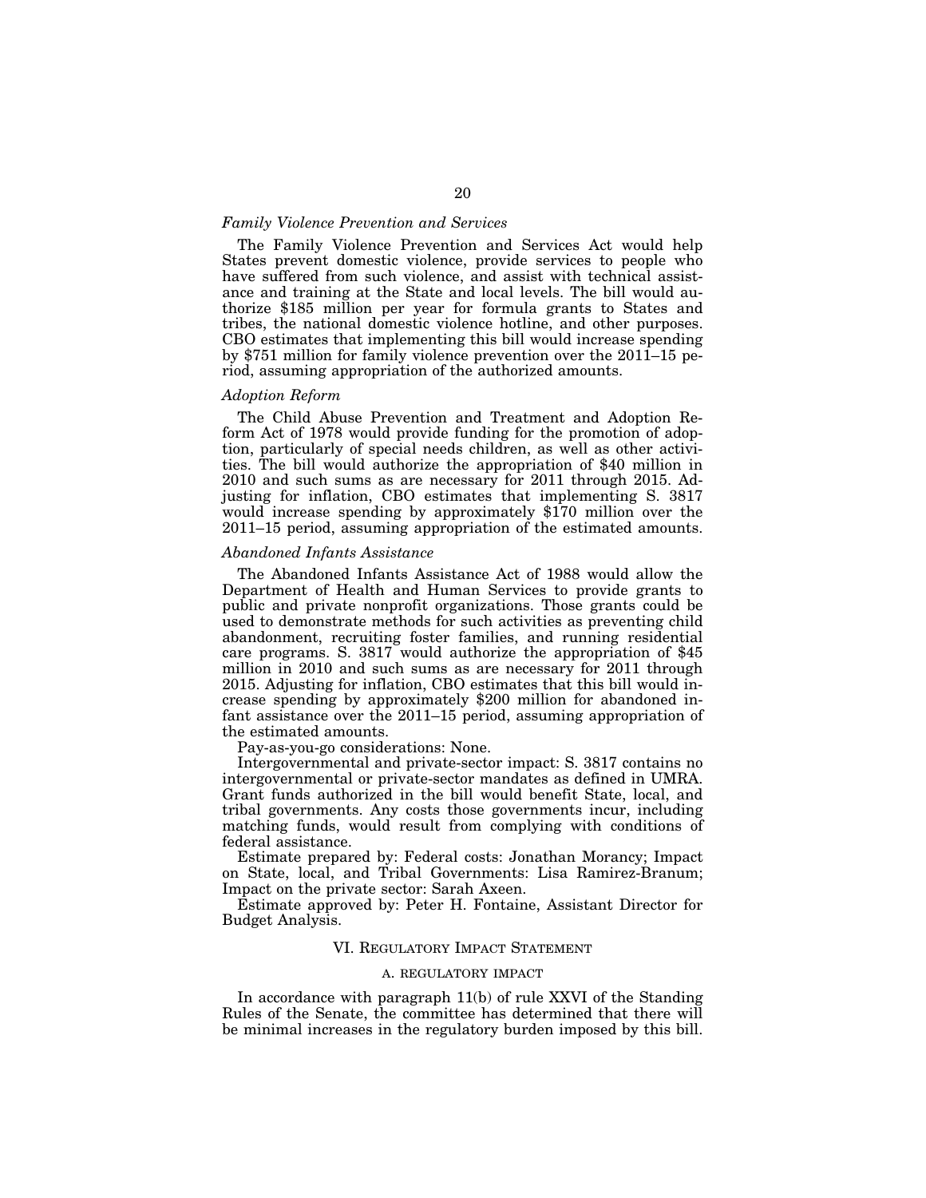*Family Violence Prevention and Services*

The Family Violence Prevention and Services Act would help States prevent domestic violence, provide services to people who have suffered from such violence, and assist with technical assistance and training at the State and local levels. The bill would authorize $185 million per year for formula grants to States and tribes, the national domestic violence hotline, and other purposes. CBO estimates that implementing this bill would increase spending by $751 million for family violence prevention over the 2011–15 period, assuming appropriation of the authorized amounts.

*Adoption Reform*

The Child Abuse Prevention and Treatment and Adoption Reform Act of 1978 would provide funding for the promotion of adoption, particularly of special needs children, as well as other activities. The bill would authorize the appropriation of $40 million in 2010 and such sums as are necessary for 2011 through 2015. Adjusting for inflation, CBO estimates that implementing S. 3817 would increase spending by approximately $170 million over the 2011–15 period, assuming appropriation of the estimated amounts.

*Abandoned Infants Assistance*

The Abandoned Infants Assistance Act of 1988 would allow the Department of Health and Human Services to provide grants to public and private nonprofit organizations. Those grants could be used to demonstrate methods for such activities as preventing child abandonment, recruiting foster families, and running residential care programs. S. 3817 would authorize the appropriation of $45 million in 2010 and such sums as are necessary for 2011 through 2015. Adjusting for inflation, CBO estimates that this bill would increase spending by approximately $200 million for abandoned infant assistance over the 2011–15 period, assuming appropriation of the estimated amounts.

Pay-as-you-go considerations: None.

Intergovernmental and private-sector impact: S. 3817 contains no intergovernmental or private-sector mandates as defined in UMRA. Grant funds authorized in the bill would benefit State, local, and tribal governments. Any costs those governments incur, including matching funds, would result from complying with conditions of federal assistance.

Estimate prepared by: Federal costs: Jonathan Morancy; Impact on State, local, and Tribal Governments: Lisa Ramirez-Branum; Impact on the private sector: Sarah Axeen.

Estimate approved by: Peter H. Fontaine, Assistant Director for Budget Analysis.

## VI. Regulatory Impact Statement

### A. Regulatory Impact

In accordance with paragraph 11(b) of rule XXVI of the Standing Rules of the Senate, the committee has determined that there will be minimal increases in the regulatory burden imposed by this bill.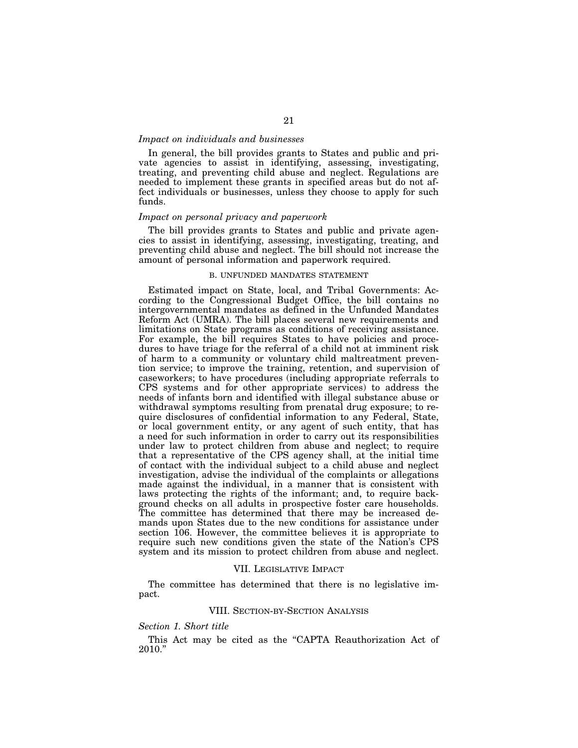*Impact on individuals and businesses*

In general, the bill provides grants to States and public and private agencies to assist in identifying, assessing, investigating, treating, and preventing child abuse and neglect. Regulations are needed to implement these grants in specified areas but do not affect individuals or businesses, unless they choose to apply for such funds.

*Impact on personal privacy and paperwork*

The bill provides grants to States and public and private agencies to assist in identifying, assessing, investigating, treating, and preventing child abuse and neglect. The bill should not increase the amount of personal information and paperwork required.

B. UNFUNDED MANDATES STATEMENT

Estimated impact on State, local, and Tribal Governments: According to the Congressional Budget Office, the bill contains no intergovernmental mandates as defined in the Unfunded Mandates Reform Act (UMRA). The bill places several new requirements and limitations on State programs as conditions of receiving assistance. For example, the bill requires States to have policies and procedures to have triage for the referral of a child not at imminent risk of harm to a community or voluntary child maltreatment prevention service; to improve the training, retention, and supervision of caseworkers; to have procedures (including appropriate referrals to CPS systems and for other appropriate services) to address the needs of infants born and identified with illegal substance abuse or withdrawal symptoms resulting from prenatal drug exposure; to require disclosures of confidential information to any Federal, State, or local government entity, or any agent of such entity, that has a need for such information in order to carry out its responsibilities under law to protect children from abuse and neglect; to require that a representative of the CPS agency shall, at the initial time of contact with the individual subject to a child abuse and neglect investigation, advise the individual of the complaints or allegations made against the individual, in a manner that is consistent with laws protecting the rights of the informant; and, to require background checks on all adults in prospective foster care households. The committee has determined that there may be increased demands upon States due to the new conditions for assistance under section 106. However, the committee believes it is appropriate to require such new conditions given the state of the Nation's CPS system and its mission to protect children from abuse and neglect.

## VII. LEGISLATIVE IMPACT

The committee has determined that there is no legislative impact.

## VIII. SECTION-BY-SECTION ANALYSIS

*Section 1. Short title*

This Act may be cited as the "CAPTA Reauthorization Act of 2010."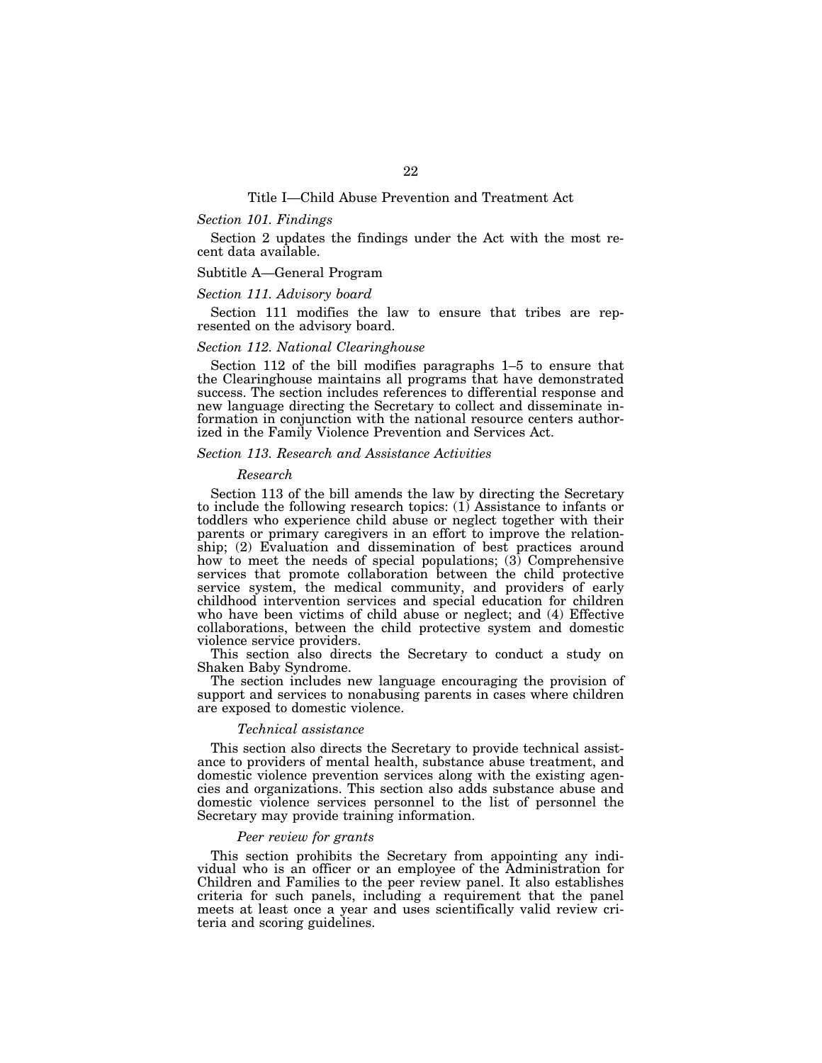## Title I—Child Abuse Prevention and Treatment Act

*Section 101. Findings*

Section 2 updates the findings under the Act with the most recent data available.

### Subtitle A—General Program

*Section 111. Advisory board*

Section 111 modifies the law to ensure that tribes are represented on the advisory board.

*Section 112. National Clearinghouse*

Section 112 of the bill modifies paragraphs 1–5 to ensure that the Clearinghouse maintains all programs that have demonstrated success. The section includes references to differential response and new language directing the Secretary to collect and disseminate information in conjunction with the national resource centers authorized in the Family Violence Prevention and Services Act.

*Section 113. Research and Assistance Activities*

*Research*

Section 113 of the bill amends the law by directing the Secretary to include the following research topics: (1) Assistance to infants or toddlers who experience child abuse or neglect together with their parents or primary caregivers in an effort to improve the relationship; (2) Evaluation and dissemination of best practices around how to meet the needs of special populations; (3) Comprehensive services that promote collaboration between the child protective service system, the medical community, and providers of early childhood intervention services and special education for children who have been victims of child abuse or neglect; and (4) Effective collaborations, between the child protective system and domestic violence service providers.

This section also directs the Secretary to conduct a study on Shaken Baby Syndrome.

The section includes new language encouraging the provision of support and services to nonabusing parents in cases where children are exposed to domestic violence.

*Technical assistance*

This section also directs the Secretary to provide technical assistance to providers of mental health, substance abuse treatment, and domestic violence prevention services along with the existing agencies and organizations. This section also adds substance abuse and domestic violence services personnel to the list of personnel the Secretary may provide training information.

*Peer review for grants*

This section prohibits the Secretary from appointing any individual who is an officer or an employee of the Administration for Children and Families to the peer review panel. It also establishes criteria for such panels, including a requirement that the panel meets at least once a year and uses scientifically valid review criteria and scoring guidelines.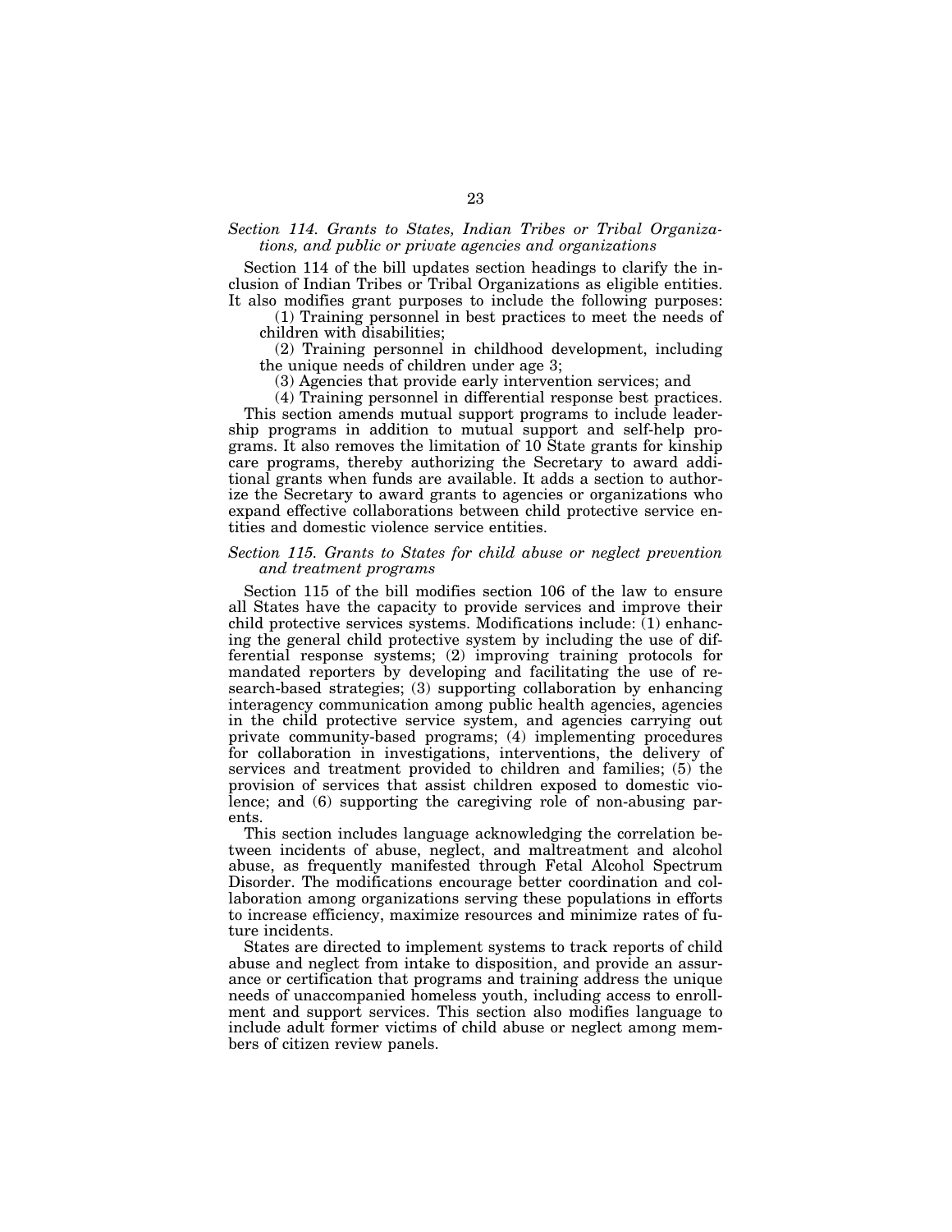### *Section 114. Grants to States, Indian Tribes or Tribal Organizations, and public or private agencies and organizations*

Section 114 of the bill updates section headings to clarify the inclusion of Indian Tribes or Tribal Organizations as eligible entities. It also modifies grant purposes to include the following purposes:

(1) Training personnel in best practices to meet the needs of children with disabilities;

(2) Training personnel in childhood development, including the unique needs of children under age 3;

(3) Agencies that provide early intervention services; and

(4) Training personnel in differential response best practices.

This section amends mutual support programs to include leadership programs in addition to mutual support and self-help programs. It also removes the limitation of 10 State grants for kinship care programs, thereby authorizing the Secretary to award additional grants when funds are available. It adds a section to authorize the Secretary to award grants to agencies or organizations who expand effective collaborations between child protective service entities and domestic violence service entities.

### *Section 115. Grants to States for child abuse or neglect prevention and treatment programs*

Section 115 of the bill modifies section 106 of the law to ensure all States have the capacity to provide services and improve their child protective services systems. Modifications include: (1) enhancing the general child protective system by including the use of differential response systems; (2) improving training protocols for mandated reporters by developing and facilitating the use of research-based strategies; (3) supporting collaboration by enhancing interagency communication among public health agencies, agencies in the child protective service system, and agencies carrying out private community-based programs; (4) implementing procedures for collaboration in investigations, interventions, the delivery of services and treatment provided to children and families; (5) the provision of services that assist children exposed to domestic violence; and (6) supporting the caregiving role of non-abusing parents.

This section includes language acknowledging the correlation between incidents of abuse, neglect, and maltreatment and alcohol abuse, as frequently manifested through Fetal Alcohol Spectrum Disorder. The modifications encourage better coordination and collaboration among organizations serving these populations in efforts to increase efficiency, maximize resources and minimize rates of future incidents.

States are directed to implement systems to track reports of child abuse and neglect from intake to disposition, and provide an assurance or certification that programs and training address the unique needs of unaccompanied homeless youth, including access to enrollment and support services. This section also modifies language to include adult former victims of child abuse or neglect among members of citizen review panels.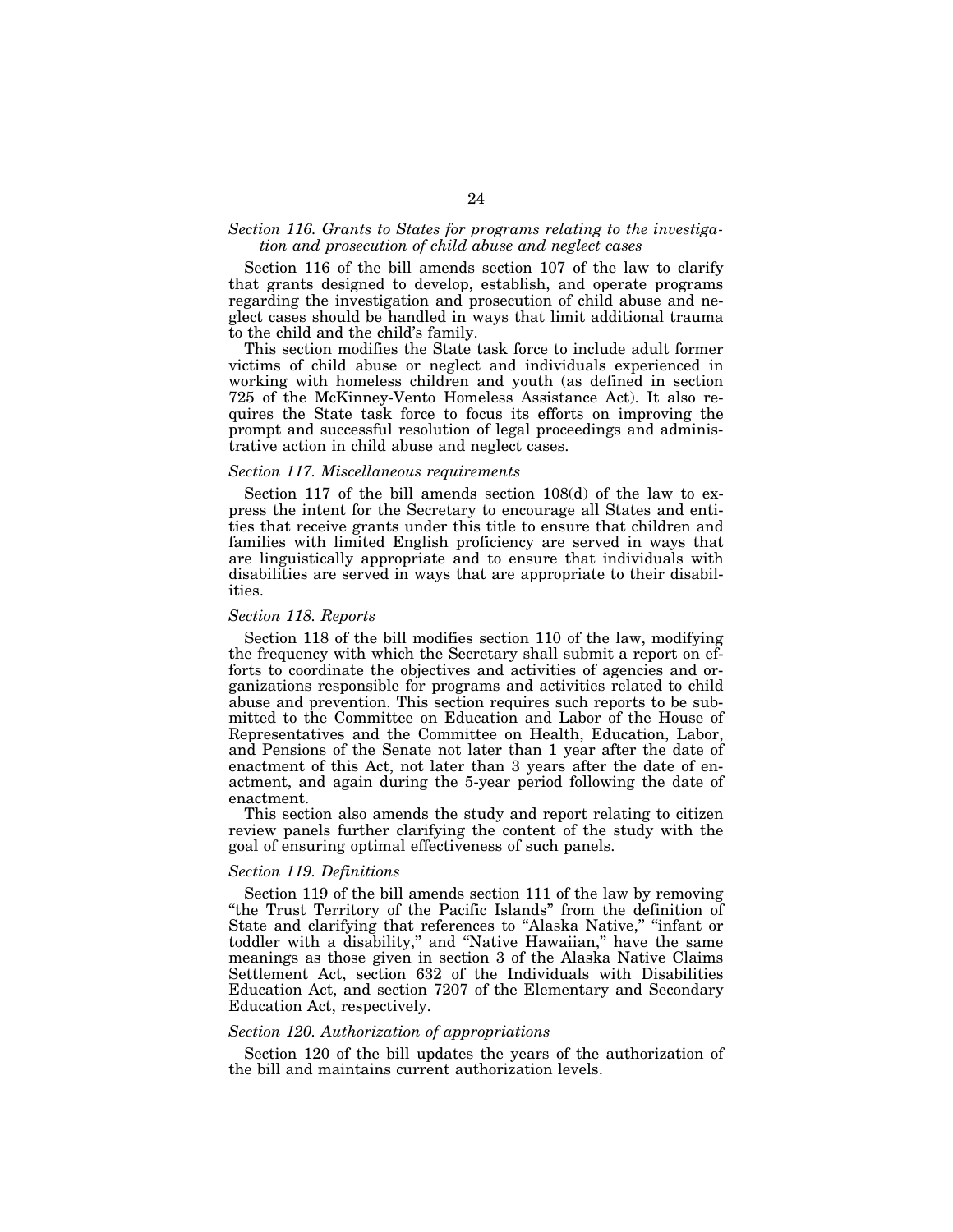*Section 116. Grants to States for programs relating to the investigation and prosecution of child abuse and neglect cases*

Section 116 of the bill amends section 107 of the law to clarify that grants designed to develop, establish, and operate programs regarding the investigation and prosecution of child abuse and neglect cases should be handled in ways that limit additional trauma to the child and the child's family.

This section modifies the State task force to include adult former victims of child abuse or neglect and individuals experienced in working with homeless children and youth (as defined in section 725 of the McKinney-Vento Homeless Assistance Act). It also requires the State task force to focus its efforts on improving the prompt and successful resolution of legal proceedings and administrative action in child abuse and neglect cases.

*Section 117. Miscellaneous requirements*

Section 117 of the bill amends section 108(d) of the law to express the intent for the Secretary to encourage all States and entities that receive grants under this title to ensure that children and families with limited English proficiency are served in ways that are linguistically appropriate and to ensure that individuals with disabilities are served in ways that are appropriate to their disabilities.

*Section 118. Reports*

Section 118 of the bill modifies section 110 of the law, modifying the frequency with which the Secretary shall submit a report on efforts to coordinate the objectives and activities of agencies and organizations responsible for programs and activities related to child abuse and prevention. This section requires such reports to be submitted to the Committee on Education and Labor of the House of Representatives and the Committee on Health, Education, Labor, and Pensions of the Senate not later than 1 year after the date of enactment of this Act, not later than 3 years after the date of enactment, and again during the 5-year period following the date of enactment.

This section also amends the study and report relating to citizen review panels further clarifying the content of the study with the goal of ensuring optimal effectiveness of such panels.

*Section 119. Definitions*

Section 119 of the bill amends section 111 of the law by removing "the Trust Territory of the Pacific Islands" from the definition of State and clarifying that references to "Alaska Native," "infant or toddler with a disability," and "Native Hawaiian," have the same meanings as those given in section 3 of the Alaska Native Claims Settlement Act, section 632 of the Individuals with Disabilities Education Act, and section 7207 of the Elementary and Secondary Education Act, respectively.

*Section 120. Authorization of appropriations*

Section 120 of the bill updates the years of the authorization of the bill and maintains current authorization levels.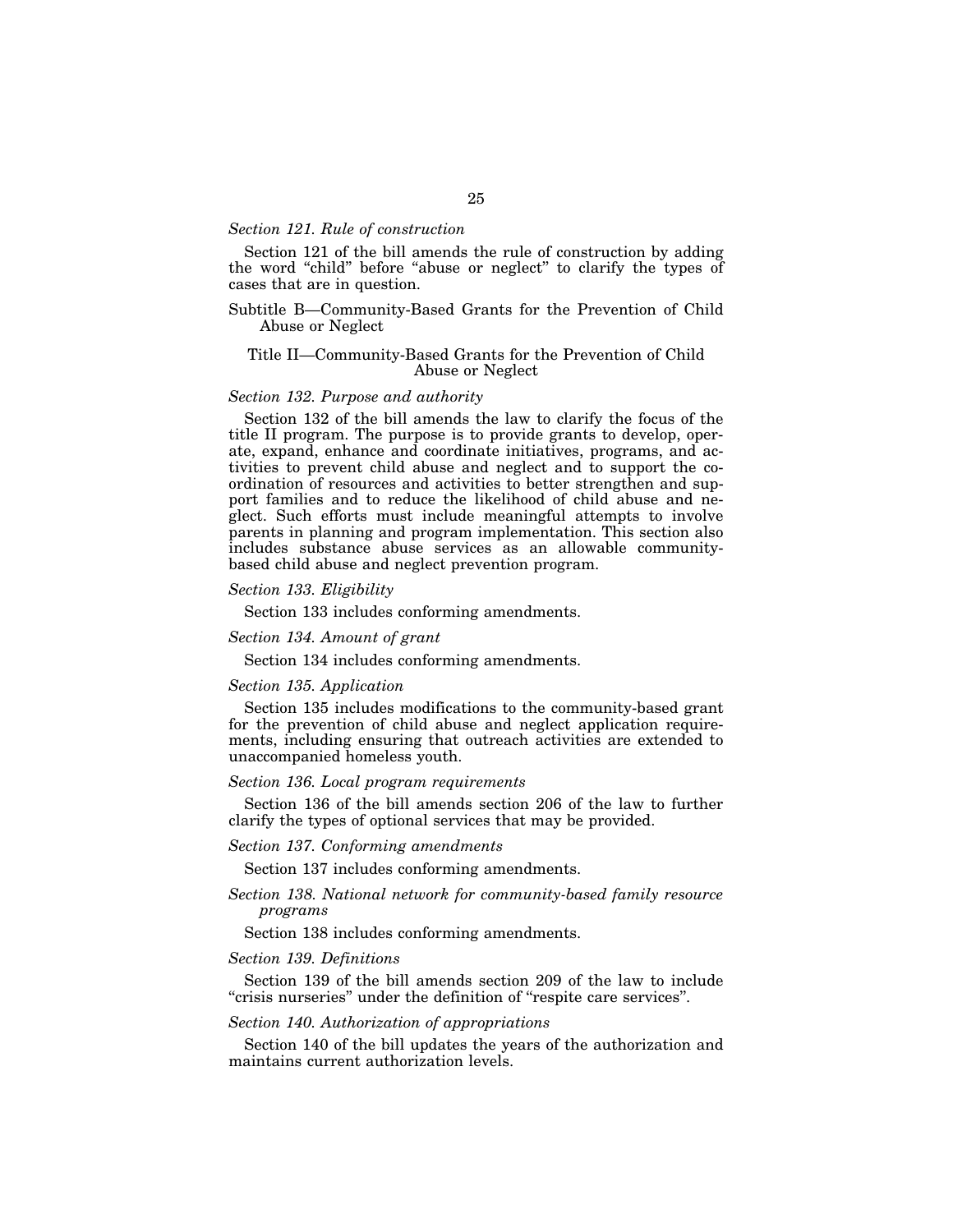*Section 121. Rule of construction*

Section 121 of the bill amends the rule of construction by adding the word "child" before "abuse or neglect" to clarify the types of cases that are in question.

Subtitle B—Community-Based Grants for the Prevention of Child Abuse or Neglect

Title II—Community-Based Grants for the Prevention of Child Abuse or Neglect

*Section 132. Purpose and authority*

Section 132 of the bill amends the law to clarify the focus of the title II program. The purpose is to provide grants to develop, operate, expand, enhance and coordinate initiatives, programs, and activities to prevent child abuse and neglect and to support the coordination of resources and activities to better strengthen and support families and to reduce the likelihood of child abuse and neglect. Such efforts must include meaningful attempts to involve parents in planning and program implementation. This section also includes substance abuse services as an allowable community-based child abuse and neglect prevention program.

*Section 133. Eligibility*

Section 133 includes conforming amendments.

*Section 134. Amount of grant*

Section 134 includes conforming amendments.

*Section 135. Application*

Section 135 includes modifications to the community-based grant for the prevention of child abuse and neglect application requirements, including ensuring that outreach activities are extended to unaccompanied homeless youth.

*Section 136. Local program requirements*

Section 136 of the bill amends section 206 of the law to further clarify the types of optional services that may be provided.

*Section 137. Conforming amendments*

Section 137 includes conforming amendments.

*Section 138. National network for community-based family resource programs*

Section 138 includes conforming amendments.

*Section 139. Definitions*

Section 139 of the bill amends section 209 of the law to include "crisis nurseries" under the definition of "respite care services".

*Section 140. Authorization of appropriations*

Section 140 of the bill updates the years of the authorization and maintains current authorization levels.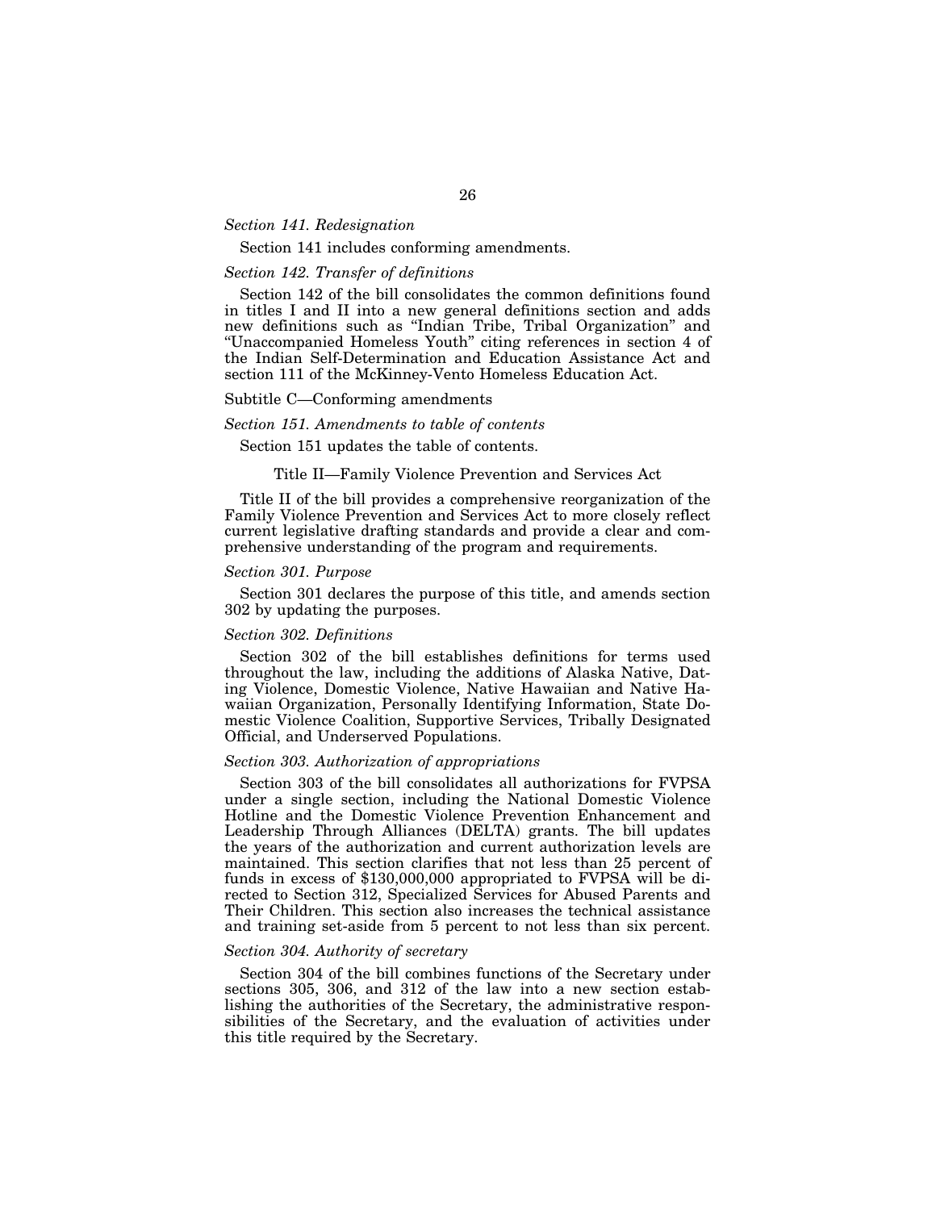*Section 141. Redesignation*

Section 141 includes conforming amendments.

*Section 142. Transfer of definitions*

Section 142 of the bill consolidates the common definitions found in titles I and II into a new general definitions section and adds new definitions such as "Indian Tribe, Tribal Organization" and "Unaccompanied Homeless Youth" citing references in section 4 of the Indian Self-Determination and Education Assistance Act and section 111 of the McKinney-Vento Homeless Education Act.

Subtitle C—Conforming amendments

*Section 151. Amendments to table of contents*

Section 151 updates the table of contents.

Title II—Family Violence Prevention and Services Act

Title II of the bill provides a comprehensive reorganization of the Family Violence Prevention and Services Act to more closely reflect current legislative drafting standards and provide a clear and comprehensive understanding of the program and requirements.

*Section 301. Purpose*

Section 301 declares the purpose of this title, and amends section 302 by updating the purposes.

*Section 302. Definitions*

Section 302 of the bill establishes definitions for terms used throughout the law, including the additions of Alaska Native, Dating Violence, Domestic Violence, Native Hawaiian and Native Hawaiian Organization, Personally Identifying Information, State Domestic Violence Coalition, Supportive Services, Tribally Designated Official, and Underserved Populations.

*Section 303. Authorization of appropriations*

Section 303 of the bill consolidates all authorizations for FVPSA under a single section, including the National Domestic Violence Hotline and the Domestic Violence Prevention Enhancement and Leadership Through Alliances (DELTA) grants. The bill updates the years of the authorization and current authorization levels are maintained. This section clarifies that not less than 25 percent of funds in excess of $130,000,000 appropriated to FVPSA will be directed to Section 312, Specialized Services for Abused Parents and Their Children. This section also increases the technical assistance and training set-aside from 5 percent to not less than six percent.

*Section 304. Authority of secretary*

Section 304 of the bill combines functions of the Secretary under sections 305, 306, and 312 of the law into a new section establishing the authorities of the Secretary, the administrative responsibilities of the Secretary, and the evaluation of activities under this title required by the Secretary.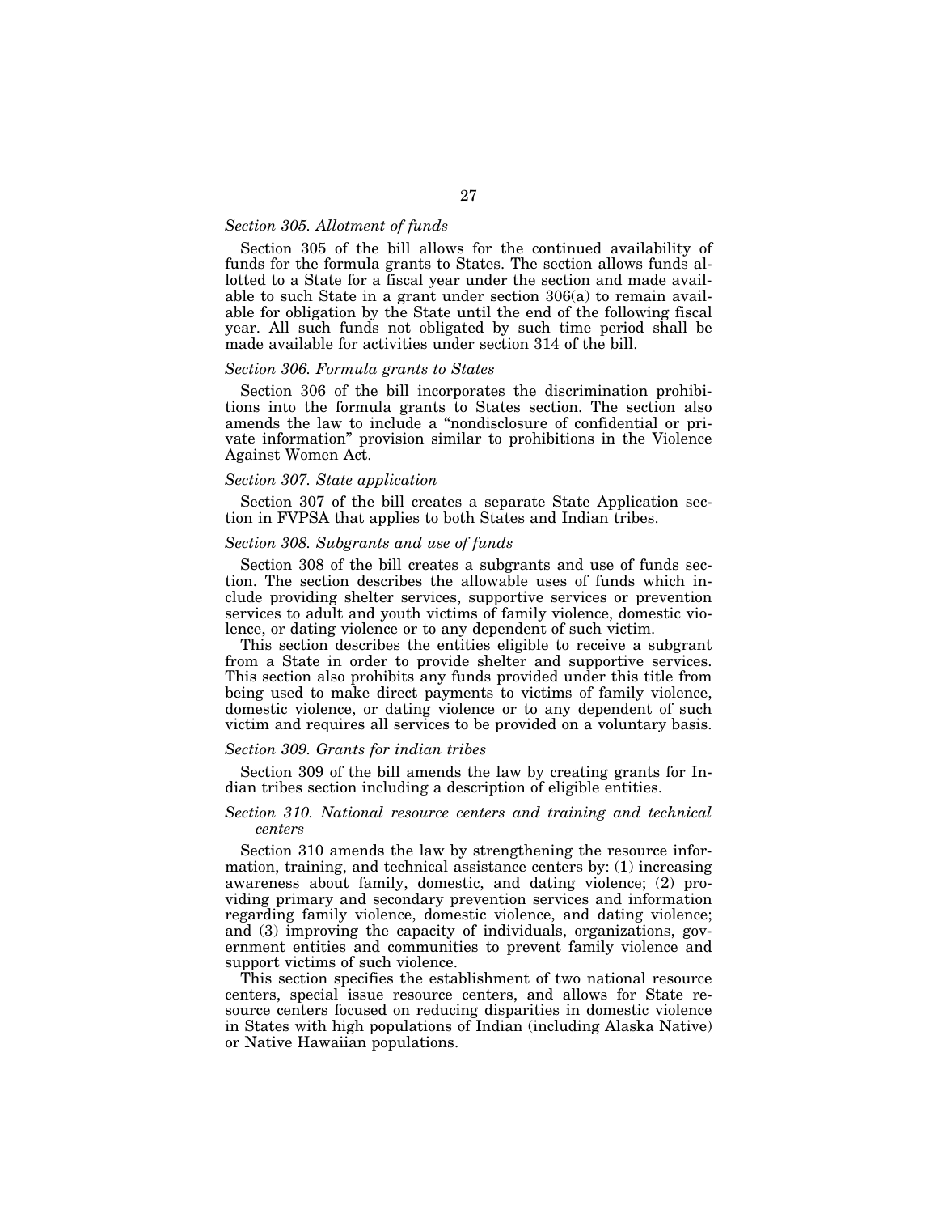*Section 305. Allotment of funds*

Section 305 of the bill allows for the continued availability of funds for the formula grants to States. The section allows funds allotted to a State for a fiscal year under the section and made available to such State in a grant under section 306(a) to remain available for obligation by the State until the end of the following fiscal year. All such funds not obligated by such time period shall be made available for activities under section 314 of the bill.

*Section 306. Formula grants to States*

Section 306 of the bill incorporates the discrimination prohibitions into the formula grants to States section. The section also amends the law to include a "nondisclosure of confidential or private information" provision similar to prohibitions in the Violence Against Women Act.

*Section 307. State application*

Section 307 of the bill creates a separate State Application section in FVPSA that applies to both States and Indian tribes.

*Section 308. Subgrants and use of funds*

Section 308 of the bill creates a subgrants and use of funds section. The section describes the allowable uses of funds which include providing shelter services, supportive services or prevention services to adult and youth victims of family violence, domestic violence, or dating violence or to any dependent of such victim.

This section describes the entities eligible to receive a subgrant from a State in order to provide shelter and supportive services. This section also prohibits any funds provided under this title from being used to make direct payments to victims of family violence, domestic violence, or dating violence or to any dependent of such victim and requires all services to be provided on a voluntary basis.

*Section 309. Grants for indian tribes*

Section 309 of the bill amends the law by creating grants for Indian tribes section including a description of eligible entities.

*Section 310. National resource centers and training and technical centers*

Section 310 amends the law by strengthening the resource information, training, and technical assistance centers by: (1) increasing awareness about family, domestic, and dating violence; (2) providing primary and secondary prevention services and information regarding family violence, domestic violence, and dating violence; and (3) improving the capacity of individuals, organizations, government entities and communities to prevent family violence and support victims of such violence.

This section specifies the establishment of two national resource centers, special issue resource centers, and allows for State resource centers focused on reducing disparities in domestic violence in States with high populations of Indian (including Alaska Native) or Native Hawaiian populations.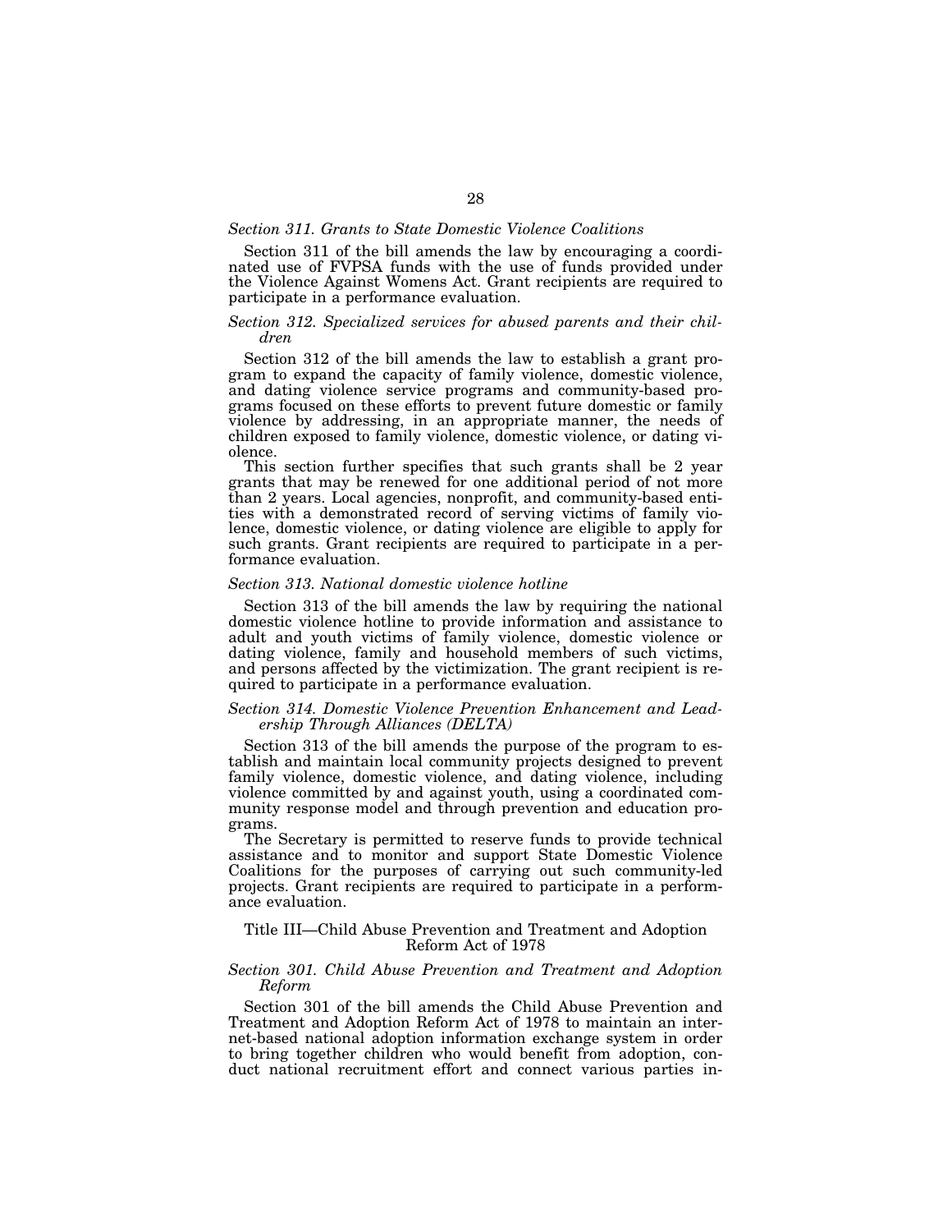*Section 311. Grants to State Domestic Violence Coalitions*

Section 311 of the bill amends the law by encouraging a coordinated use of FVPSA funds with the use of funds provided under the Violence Against Womens Act. Grant recipients are required to participate in a performance evaluation.

*Section 312. Specialized services for abused parents and their children*

Section 312 of the bill amends the law to establish a grant program to expand the capacity of family violence, domestic violence, and dating violence service programs and community-based programs focused on these efforts to prevent future domestic or family violence by addressing, in an appropriate manner, the needs of children exposed to family violence, domestic violence, or dating violence.

This section further specifies that such grants shall be 2 year grants that may be renewed for one additional period of not more than 2 years. Local agencies, nonprofit, and community-based entities with a demonstrated record of serving victims of family violence, domestic violence, or dating violence are eligible to apply for such grants. Grant recipients are required to participate in a performance evaluation.

*Section 313. National domestic violence hotline*

Section 313 of the bill amends the law by requiring the national domestic violence hotline to provide information and assistance to adult and youth victims of family violence, domestic violence or dating violence, family and household members of such victims, and persons affected by the victimization. The grant recipient is required to participate in a performance evaluation.

*Section 314. Domestic Violence Prevention Enhancement and Leadership Through Alliances (DELTA)*

Section 313 of the bill amends the purpose of the program to establish and maintain local community projects designed to prevent family violence, domestic violence, and dating violence, including violence committed by and against youth, using a coordinated community response model and through prevention and education programs.

The Secretary is permitted to reserve funds to provide technical assistance and to monitor and support State Domestic Violence Coalitions for the purposes of carrying out such community-led projects. Grant recipients are required to participate in a performance evaluation.

Title III—Child Abuse Prevention and Treatment and Adoption Reform Act of 1978

*Section 301. Child Abuse Prevention and Treatment and Adoption Reform*

Section 301 of the bill amends the Child Abuse Prevention and Treatment and Adoption Reform Act of 1978 to maintain an internet-based national adoption information exchange system in order to bring together children who would benefit from adoption, conduct national recruitment effort and connect various parties in-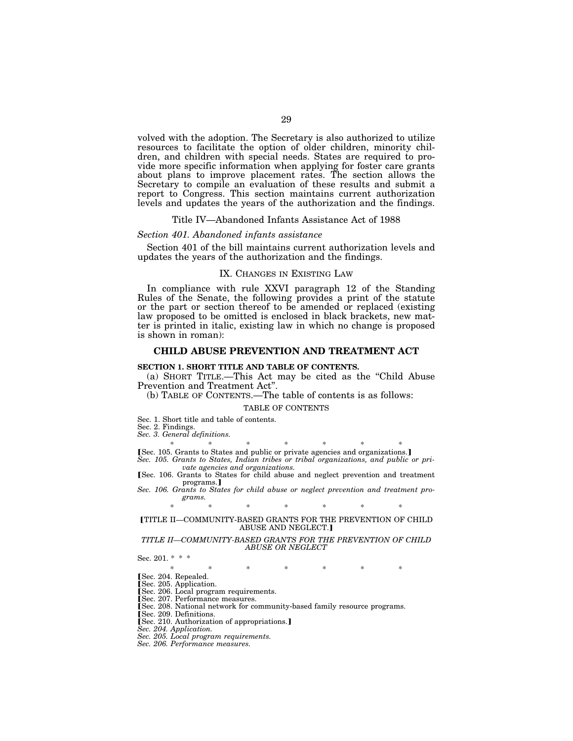volved with the adoption. The Secretary is also authorized to utilize resources to facilitate the option of older children, minority children, and children with special needs. States are required to provide more specific information when applying for foster care grants about plans to improve placement rates. The section allows the Secretary to compile an evaluation of these results and submit a report to Congress. This section maintains current authorization levels and updates the years of the authorization and the findings.

### Title IV—Abandoned Infants Assistance Act of 1988

*Section 401. Abandoned infants assistance*

Section 401 of the bill maintains current authorization levels and updates the years of the authorization and the findings.

## IX. CHANGES IN EXISTING LAW

In compliance with rule XXVI paragraph 12 of the Standing Rules of the Senate, the following provides a print of the statute or the part or section thereof to be amended or replaced (existing law proposed to be omitted is enclosed in black brackets, new matter is printed in italic, existing law in which no change is proposed is shown in roman):

## CHILD ABUSE PREVENTION AND TREATMENT ACT

**SECTION 1. SHORT TITLE AND TABLE OF CONTENTS.**

(a) SHORT TITLE.—This Act may be cited as the "Child Abuse Prevention and Treatment Act".

(b) TABLE OF CONTENTS.—The table of contents is as follows:

TABLE OF CONTENTS

Sec. 1. Short title and table of contents.
Sec. 2. Findings.
*Sec. 3. General definitions.*

\* \* \* \* \* \* \*

[Sec. 105. Grants to States and public or private agencies and organizations.]
*Sec. 105. Grants to States, Indian tribes or tribal organizations, and public or private agencies and organizations.*
[Sec. 106. Grants to States for child abuse and neglect prevention and treatment programs.]
*Sec. 106. Grants to States for child abuse or neglect prevention and treatment programs.*

\* \* \* \* \* \* \*

[TITLE II—COMMUNITY-BASED GRANTS FOR THE PREVENTION OF CHILD ABUSE AND NEGLECT.]

*TITLE II—COMMUNITY-BASED GRANTS FOR THE PREVENTION OF CHILD ABUSE OR NEGLECT*

Sec. 201. \* \* \*

\* \* \* \* \* \* \*

[Sec. 204. Repealed.
[Sec. 205. Application.
[Sec. 206. Local program requirements.
[Sec. 207. Performance measures.
[Sec. 208. National network for community-based family resource programs.
[Sec. 209. Definitions.
[Sec. 210. Authorization of appropriations.]
*Sec. 204. Application.*
*Sec. 205. Local program requirements.*
*Sec. 206. Performance measures.*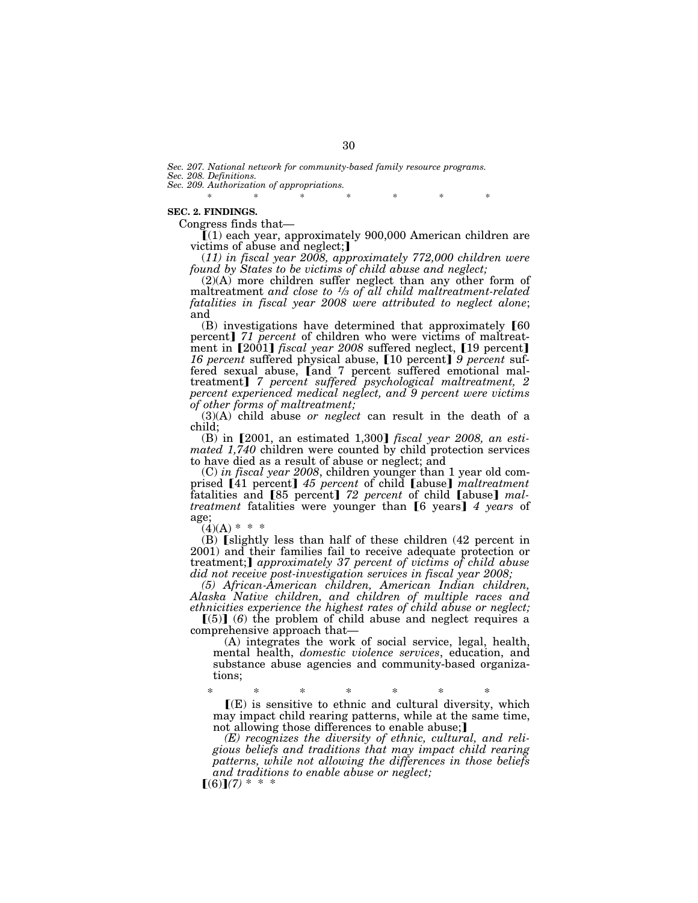*Sec. 207. National network for community-based family resource programs.*
*Sec. 208. Definitions.*
*Sec. 209. Authorization of appropriations.*

\* \* \* \* \* \* \*

**SEC. 2. FINDINGS.**

Congress finds that—

【(1) each year, approximately 900,000 American children are victims of abuse and neglect;】

(*11) in fiscal year 2008, approximately 772,000 children were found by States to be victims of child abuse and neglect;*

(2)(A) more children suffer neglect than any other form of maltreatment *and close to 1/3 of all child maltreatment-related fatalities in fiscal year 2008 were attributed to neglect alone*; and

(B) investigations have determined that approximately 【60 percent】 *71 percent* of children who were victims of maltreatment in 【2001】 *fiscal year 2008* suffered neglect, 【19 percent】 *16 percent* suffered physical abuse, 【10 percent】 *9 percent* suffered sexual abuse, 【and 7 percent suffered emotional maltreatment】 *7 percent suffered psychological maltreatment, 2 percent experienced medical neglect, and 9 percent were victims of other forms of maltreatment;*

(3)(A) child abuse *or neglect* can result in the death of a child;

(B) in 【2001, an estimated 1,300】 *fiscal year 2008, an estimated 1,740* children were counted by child protection services to have died as a result of abuse or neglect; and

(C) *in fiscal year 2008*, children younger than 1 year old comprised 【41 percent】 *45 percent* of child 【abuse】 *maltreatment* fatalities and 【85 percent】 *72 percent* of child 【abuse】 *maltreatment* fatalities were younger than 【6 years】 *4 years* of age;

(4)(A) \* \* \*

(B) 【slightly less than half of these children (42 percent in 2001) and their families fail to receive adequate protection or treatment;】 *approximately 37 percent of victims of child abuse did not receive post-investigation services in fiscal year 2008;*

*(5) African-American children, American Indian children, Alaska Native children, and children of multiple races and ethnicities experience the highest rates of child abuse or neglect;*

【(5)】 (*6*) the problem of child abuse and neglect requires a comprehensive approach that—

(A) integrates the work of social service, legal, health, mental health, *domestic violence services*, education, and substance abuse agencies and community-based organizations;

\* \* \* \* \* \* \*

【(E) is sensitive to ethnic and cultural diversity, which may impact child rearing patterns, while at the same time, not allowing those differences to enable abuse;】

*(E) recognizes the diversity of ethnic, cultural, and religious beliefs and traditions that may impact child rearing patterns, while not allowing the differences in those beliefs and traditions to enable abuse or neglect;*

【(6)】*(7)* \* \* \*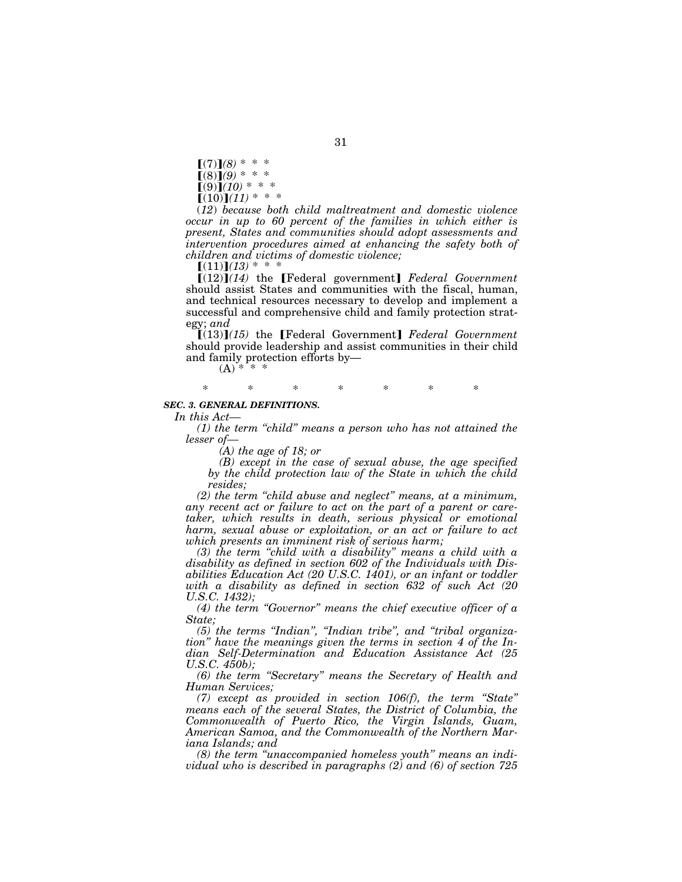【(7)】*(8)* \* \* \*

【(8)】*(9)* \* \* \*

【(9)】*(10)* \* \* \*

【(10)】*(11)* \* \* \*

*(12) because both child maltreatment and domestic violence occur in up to 60 percent of the families in which either is present, States and communities should adopt assessments and intervention procedures aimed at enhancing the safety both of children and victims of domestic violence;*

【(11)】*(13)* \* \* \*

【(12)】*(14)* the 【Federal government】 *Federal Government* should assist States and communities with the fiscal, human, and technical resources necessary to develop and implement a successful and comprehensive child and family protection strategy; *and*

【(13)】*(15)* the 【Federal Government】 *Federal Government* should provide leadership and assist communities in their child and family protection efforts by—

(A) \* \* \*

\* \* \* \* \* \* \*

***SEC. 3. GENERAL DEFINITIONS.***

*In this Act—*

*(1) the term "child" means a person who has not attained the lesser of—*

*(A) the age of 18; or*

*(B) except in the case of sexual abuse, the age specified by the child protection law of the State in which the child resides;*

*(2) the term "child abuse and neglect" means, at a minimum, any recent act or failure to act on the part of a parent or caretaker, which results in death, serious physical or emotional harm, sexual abuse or exploitation, or an act or failure to act which presents an imminent risk of serious harm;*

*(3) the term "child with a disability" means a child with a disability as defined in section 602 of the Individuals with Disabilities Education Act (20 U.S.C. 1401), or an infant or toddler with a disability as defined in section 632 of such Act (20 U.S.C. 1432);*

*(4) the term "Governor" means the chief executive officer of a State;*

*(5) the terms "Indian", "Indian tribe", and "tribal organization" have the meanings given the terms in section 4 of the Indian Self-Determination and Education Assistance Act (25 U.S.C. 450b);*

*(6) the term "Secretary" means the Secretary of Health and Human Services;*

*(7) except as provided in section 106(f), the term "State" means each of the several States, the District of Columbia, the Commonwealth of Puerto Rico, the Virgin Islands, Guam, American Samoa, and the Commonwealth of the Northern Mariana Islands; and*

*(8) the term "unaccompanied homeless youth" means an individual who is described in paragraphs (2) and (6) of section 725*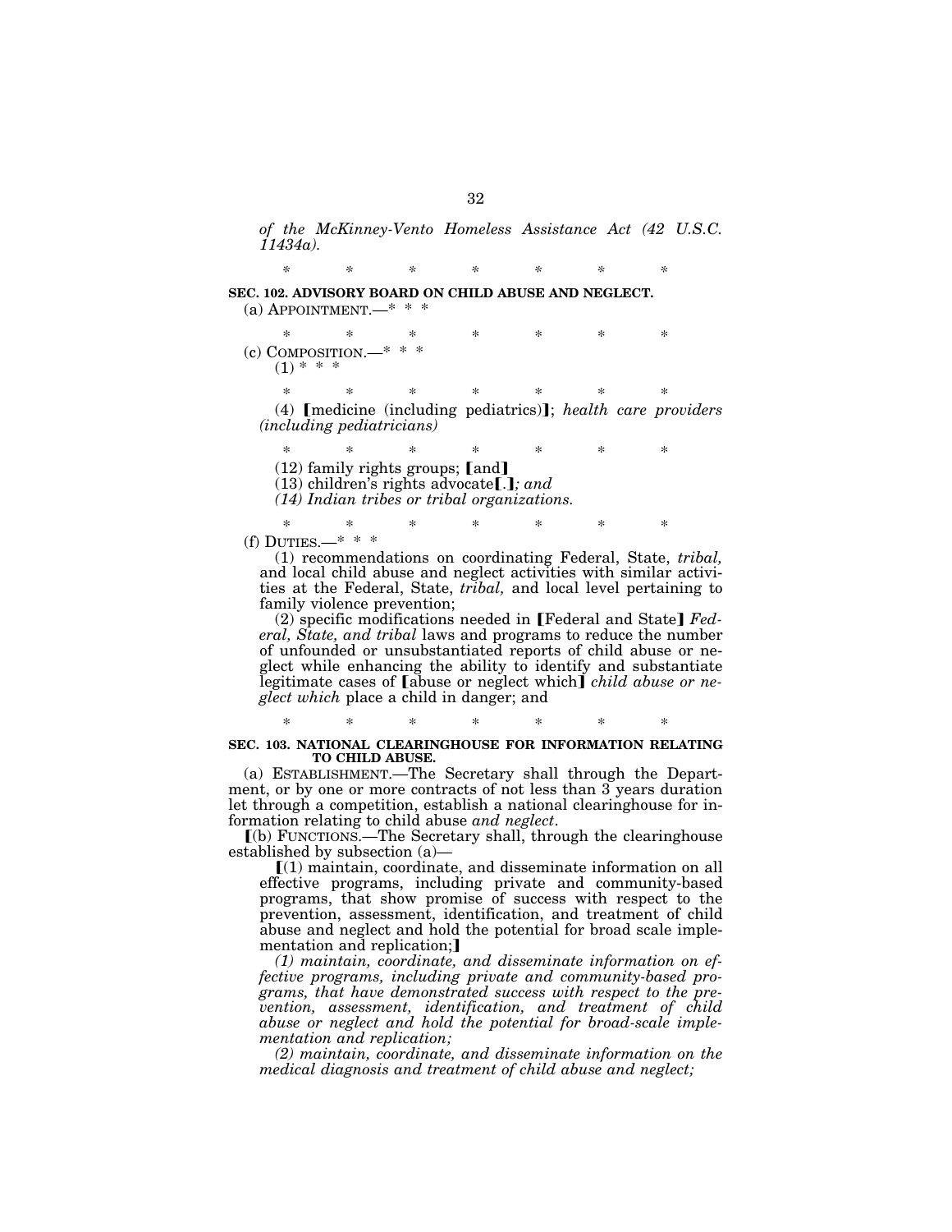*of the McKinney-Vento Homeless Assistance Act (42 U.S.C. 11434a).*

\* \* \* \* \* \* \*

**SEC. 102. ADVISORY BOARD ON CHILD ABUSE AND NEGLECT.**

(a) APPOINTMENT.—\* \* \*

\* \* \* \* \* \* \*

(c) COMPOSITION.—\* \* \*

(1) \* \* \*

\* \* \* \* \* \* \*

(4) ❲medicine (including pediatrics)❳; *health care providers (including pediatricians)*

\* \* \* \* \* \* \*

(12) family rights groups; ❲and❳

(13) children's rights advocate❲.❳*; and*

*(14) Indian tribes or tribal organizations.*

\* \* \* \* \* \* \*

(f) DUTIES.—\* \* \*

(1) recommendations on coordinating Federal, State, *tribal,* and local child abuse and neglect activities with similar activities at the Federal, State, *tribal,* and local level pertaining to family violence prevention;

(2) specific modifications needed in ❲Federal and State❳ *Federal, State, and tribal* laws and programs to reduce the number of unfounded or unsubstantiated reports of child abuse or neglect while enhancing the ability to identify and substantiate legitimate cases of ❲abuse or neglect which❳ *child abuse or neglect which* place a child in danger; and

\* \* \* \* \* \* \*

**SEC. 103. NATIONAL CLEARINGHOUSE FOR INFORMATION RELATING TO CHILD ABUSE.**

(a) ESTABLISHMENT.—The Secretary shall through the Department, or by one or more contracts of not less than 3 years duration let through a competition, establish a national clearinghouse for information relating to child abuse *and neglect*.

❲(b) FUNCTIONS.—The Secretary shall, through the clearinghouse established by subsection (a)—

❲(1) maintain, coordinate, and disseminate information on all effective programs, including private and community-based programs, that show promise of success with respect to the prevention, assessment, identification, and treatment of child abuse and neglect and hold the potential for broad scale implementation and replication;❳

*(1) maintain, coordinate, and disseminate information on effective programs, including private and community-based programs, that have demonstrated success with respect to the prevention, assessment, identification, and treatment of child abuse or neglect and hold the potential for broad-scale implementation and replication;*

*(2) maintain, coordinate, and disseminate information on the medical diagnosis and treatment of child abuse and neglect;*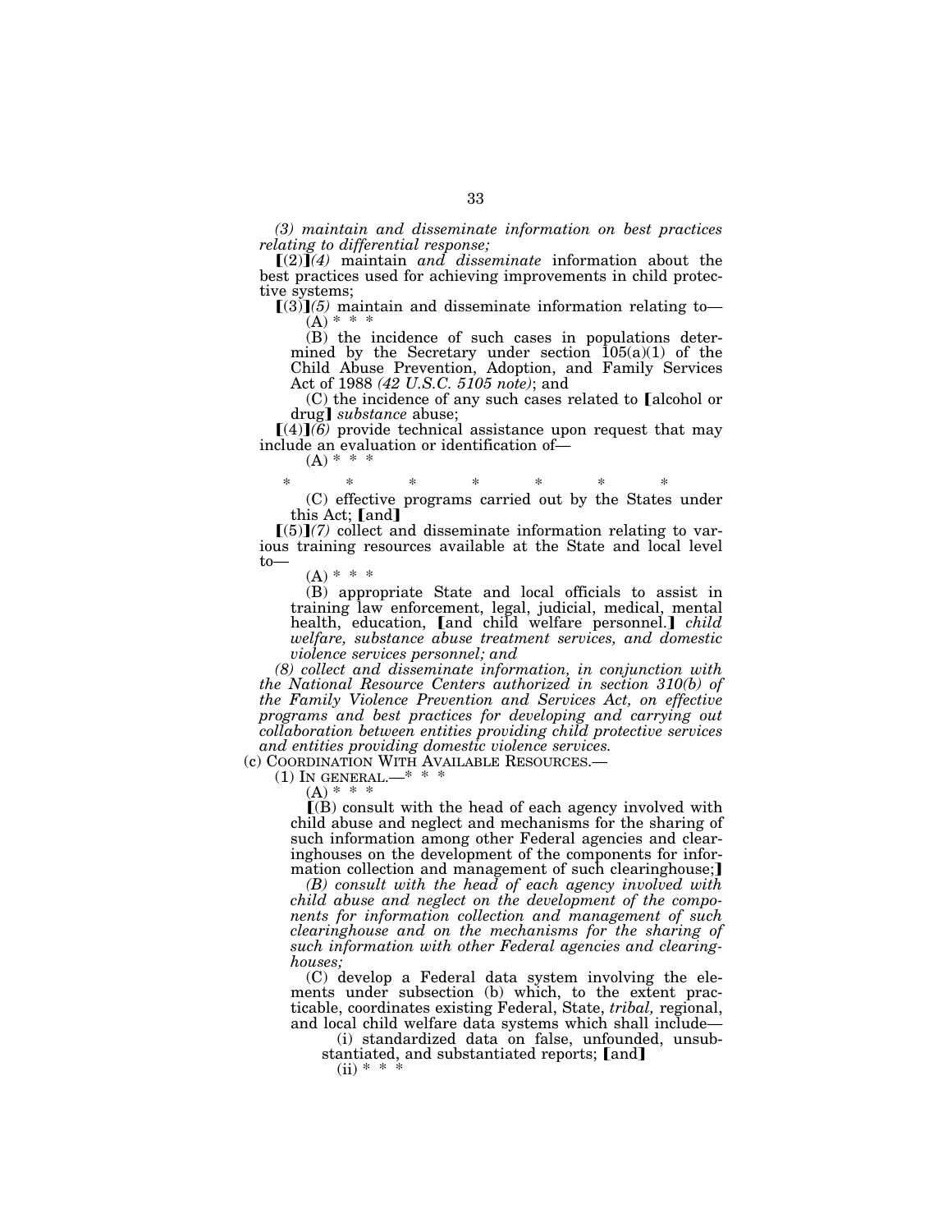*(3) maintain and disseminate information on best practices relating to differential response;*

[(2)]*(4)* maintain *and disseminate* information about the best practices used for achieving improvements in child protective systems;

[(3)]*(5)* maintain and disseminate information relating to—

(A) * * *

(B) the incidence of such cases in populations determined by the Secretary under section 105(a)(1) of the Child Abuse Prevention, Adoption, and Family Services Act of 1988 *(42 U.S.C. 5105 note)*; and

(C) the incidence of any such cases related to [alcohol or drug] *substance* abuse;

[(4)]*(6)* provide technical assistance upon request that may include an evaluation or identification of—

(A) * * *

\* \* \* \* \* \* \*

(C) effective programs carried out by the States under this Act; [and]

[(5)]*(7)* collect and disseminate information relating to various training resources available at the State and local level to—

(A) * * *

(B) appropriate State and local officials to assist in training law enforcement, legal, judicial, medical, mental health, education, [and child welfare personnel.] *child welfare, substance abuse treatment services, and domestic violence services personnel; and*

*(8) collect and disseminate information, in conjunction with the National Resource Centers authorized in section 310(b) of the Family Violence Prevention and Services Act, on effective programs and best practices for developing and carrying out collaboration between entities providing child protective services and entities providing domestic violence services.*

(c) COORDINATION WITH AVAILABLE RESOURCES.—

(1) IN GENERAL.—* * *

(A) * * *

[(B) consult with the head of each agency involved with child abuse and neglect and mechanisms for the sharing of such information among other Federal agencies and clearinghouses on the development of the components for information collection and management of such clearinghouse;]

*(B) consult with the head of each agency involved with child abuse and neglect on the development of the components for information collection and management of such clearinghouse and on the mechanisms for the sharing of such information with other Federal agencies and clearinghouses;*

(C) develop a Federal data system involving the elements under subsection (b) which, to the extent practicable, coordinates existing Federal, State, *tribal,* regional, and local child welfare data systems which shall include—

(i) standardized data on false, unfounded, unsubstantiated, and substantiated reports; [and]

(ii) * * *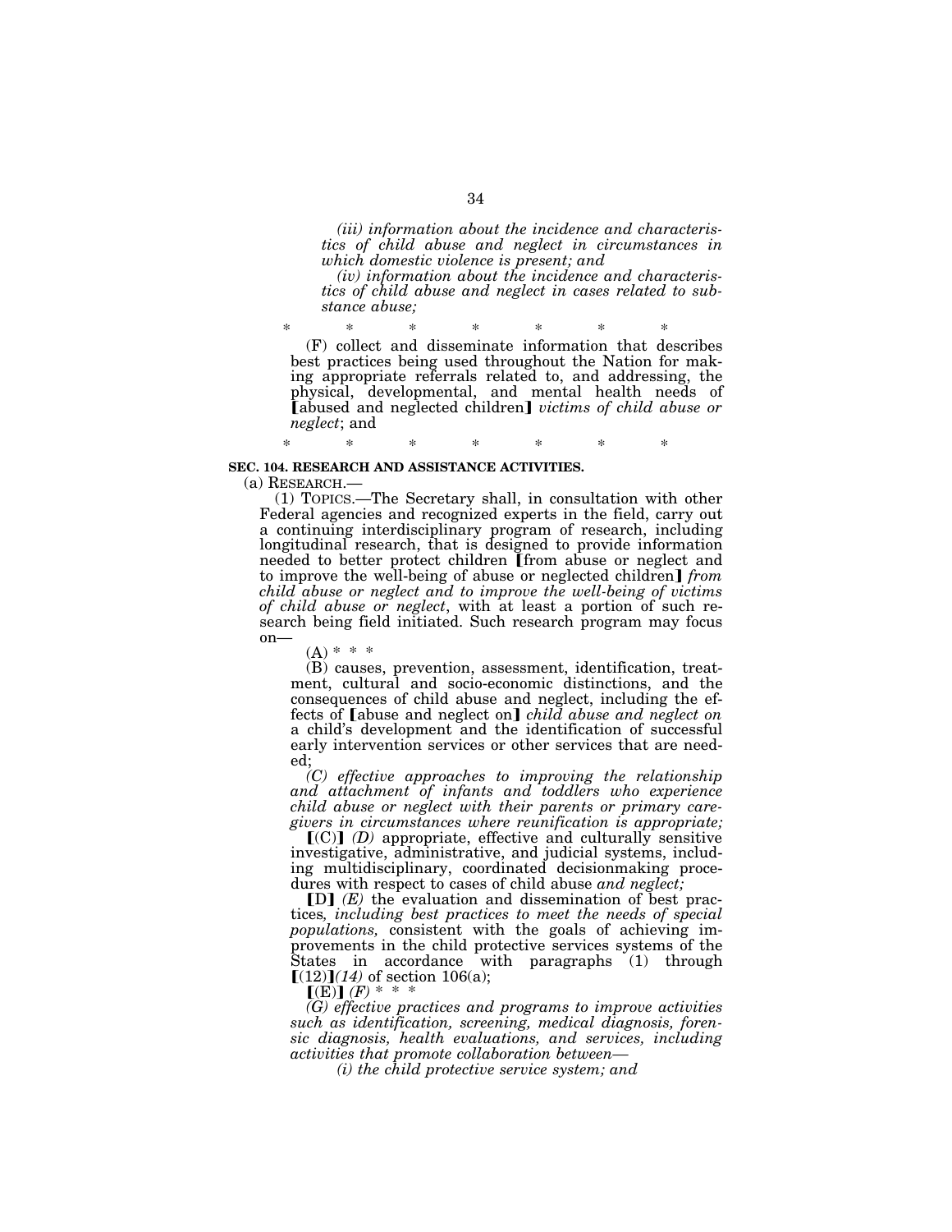*(iii) information about the incidence and characteristics of child abuse and neglect in circumstances in which domestic violence is present; and*

*(iv) information about the incidence and characteristics of child abuse and neglect in cases related to substance abuse;*

\* \* \* \* \* \* \*

(F) collect and disseminate information that describes best practices being used throughout the Nation for making appropriate referrals related to, and addressing, the physical, developmental, and mental health needs of [abused and neglected children] *victims of child abuse or neglect*; and

\* \* \* \* \* \* \*

**SEC. 104. RESEARCH AND ASSISTANCE ACTIVITIES.**

(a) RESEARCH.—

(1) TOPICS.—The Secretary shall, in consultation with other Federal agencies and recognized experts in the field, carry out a continuing interdisciplinary program of research, including longitudinal research, that is designed to provide information needed to better protect children [from abuse or neglect and to improve the well-being of abuse or neglected children] *from child abuse or neglect and to improve the well-being of victims of child abuse or neglect*, with at least a portion of such research being field initiated. Such research program may focus on—

(A) \* \* \*

(B) causes, prevention, assessment, identification, treatment, cultural and socio-economic distinctions, and the consequences of child abuse and neglect, including the effects of [abuse and neglect on] *child abuse and neglect on* a child's development and the identification of successful early intervention services or other services that are needed;

*(C) effective approaches to improving the relationship and attachment of infants and toddlers who experience child abuse or neglect with their parents or primary caregivers in circumstances where reunification is appropriate;*

[(C)] *(D)* appropriate, effective and culturally sensitive investigative, administrative, and judicial systems, including multidisciplinary, coordinated decisionmaking procedures with respect to cases of child abuse *and neglect;*

[D] *(E)* the evaluation and dissemination of best practices*, including best practices to meet the needs of special populations,* consistent with the goals of achieving improvements in the child protective services systems of the States in accordance with paragraphs (1) through [(12)]*(14)* of section 106(a);

[(E)] *(F)* \* \* \*

*(G) effective practices and programs to improve activities such as identification, screening, medical diagnosis, forensic diagnosis, health evaluations, and services, including activities that promote collaboration between—*

*(i) the child protective service system; and*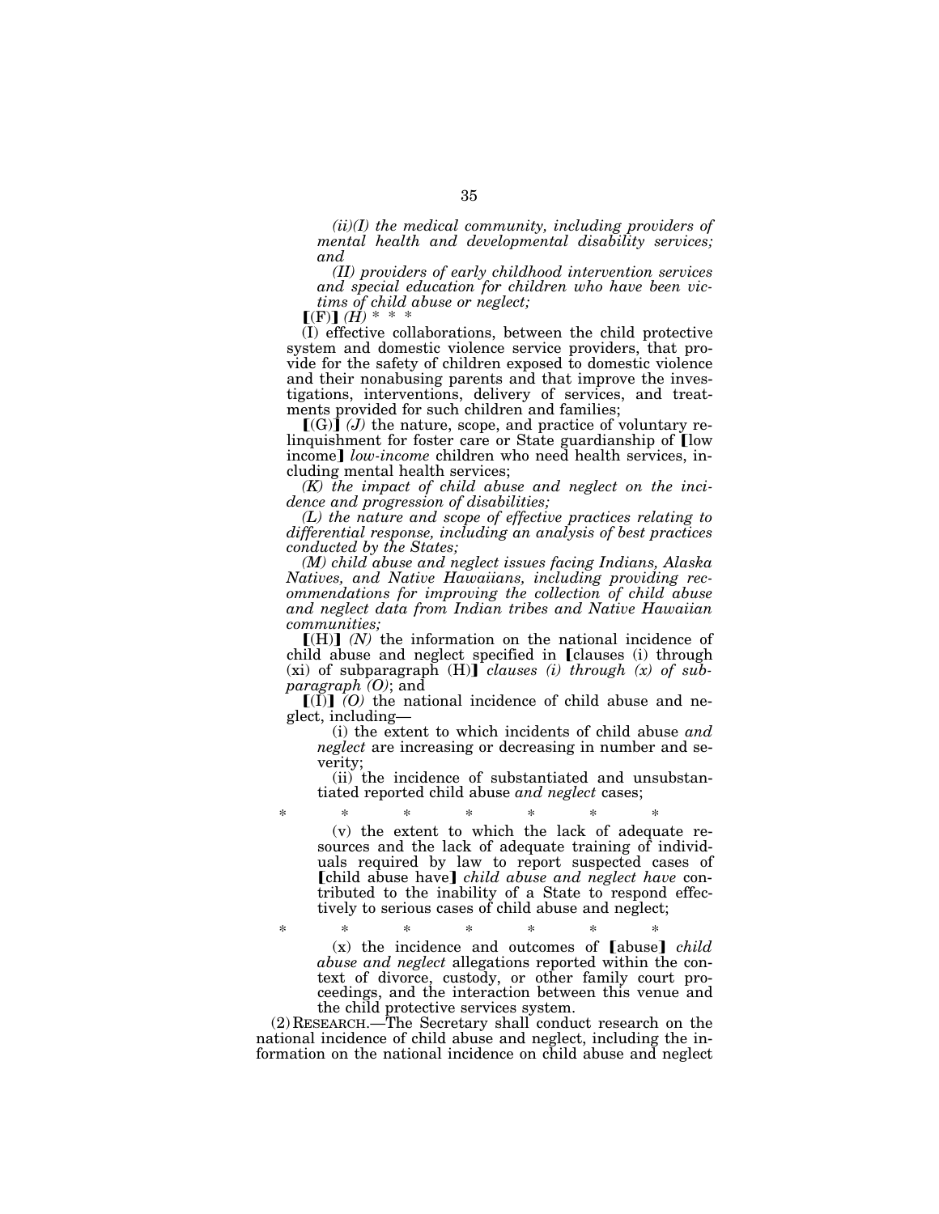*(ii)(I) the medical community, including providers of mental health and developmental disability services; and*

*(II) providers of early childhood intervention services and special education for children who have been victims of child abuse or neglect;*

【(F)】 *(H)* * * *

(I) effective collaborations, between the child protective system and domestic violence service providers, that provide for the safety of children exposed to domestic violence and their nonabusing parents and that improve the investigations, interventions, delivery of services, and treatments provided for such children and families;

【(G)】 *(J)* the nature, scope, and practice of voluntary relinquishment for foster care or State guardianship of 【low income】 *low-income* children who need health services, including mental health services;

*(K) the impact of child abuse and neglect on the incidence and progression of disabilities;*

*(L) the nature and scope of effective practices relating to differential response, including an analysis of best practices conducted by the States;*

*(M) child abuse and neglect issues facing Indians, Alaska Natives, and Native Hawaiians, including providing recommendations for improving the collection of child abuse and neglect data from Indian tribes and Native Hawaiian communities;*

【(H)】 *(N)* the information on the national incidence of child abuse and neglect specified in 【clauses (i) through (xi) of subparagraph (H)】 *clauses (i) through (x) of subparagraph (O)*; and

【(I)】 *(O)* the national incidence of child abuse and neglect, including—

(i) the extent to which incidents of child abuse *and neglect* are increasing or decreasing in number and severity;

(ii) the incidence of substantiated and unsubstantiated reported child abuse *and neglect* cases;

\* \* \* \* \* \* \*

(v) the extent to which the lack of adequate resources and the lack of adequate training of individuals required by law to report suspected cases of 【child abuse have】 *child abuse and neglect have* contributed to the inability of a State to respond effectively to serious cases of child abuse and neglect;

\* \* \* \* \* \* \*

(x) the incidence and outcomes of 【abuse】 *child abuse and neglect* allegations reported within the context of divorce, custody, or other family court proceedings, and the interaction between this venue and the child protective services system.

(2) RESEARCH.—The Secretary shall conduct research on the national incidence of child abuse and neglect, including the information on the national incidence on child abuse and neglect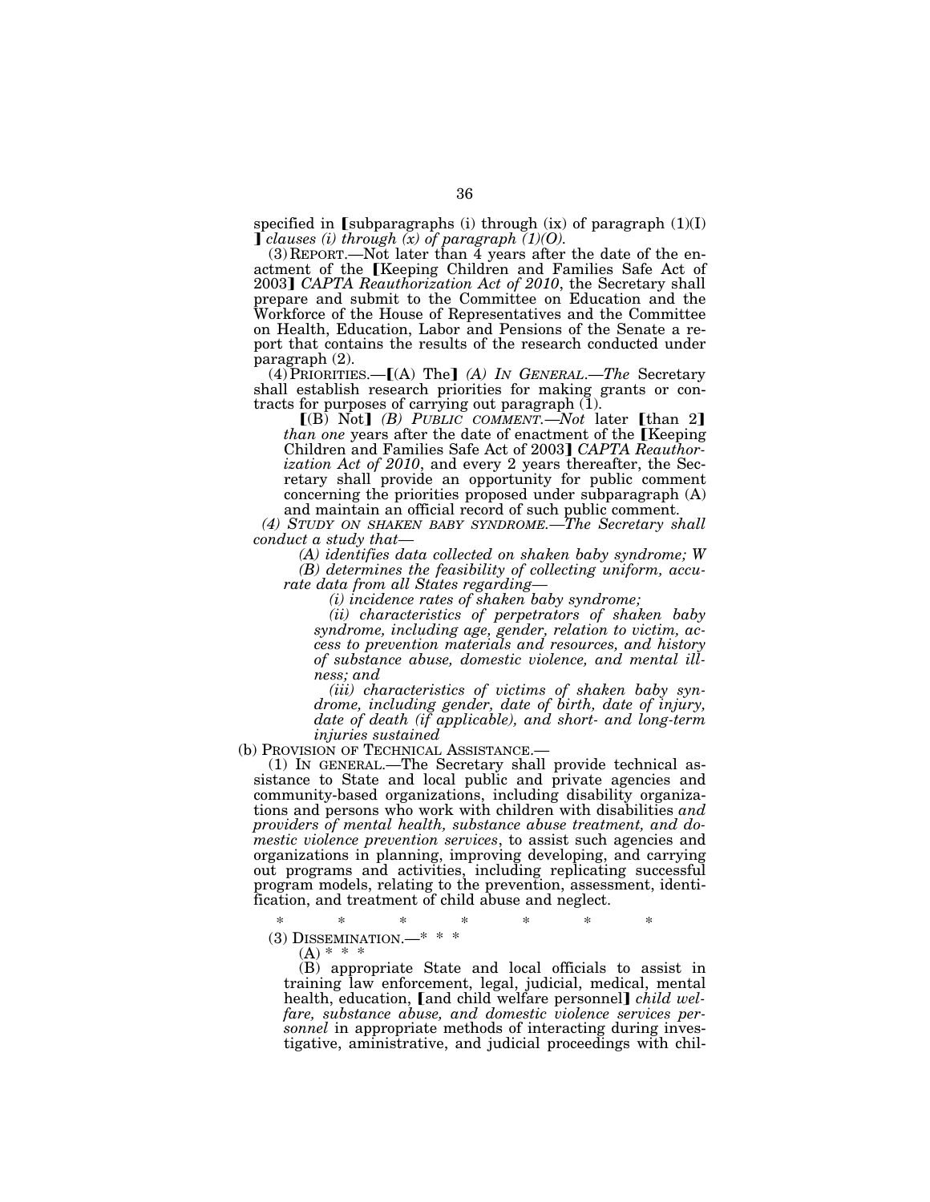specified in ⟦subparagraphs (i) through (ix) of paragraph (1)(I) ⟧ *clauses (i) through (x) of paragraph (1)(O).*

(3) REPORT.—Not later than 4 years after the date of the enactment of the ⟦Keeping Children and Families Safe Act of 2003⟧ *CAPTA Reauthorization Act of 2010*, the Secretary shall prepare and submit to the Committee on Education and the Workforce of the House of Representatives and the Committee on Health, Education, Labor and Pensions of the Senate a report that contains the results of the research conducted under paragraph (2).

(4) PRIORITIES.—⟦(A) The⟧ *(A) IN GENERAL.—The* Secretary shall establish research priorities for making grants or contracts for purposes of carrying out paragraph (1).

⟦(B) Not⟧ *(B) PUBLIC COMMENT.—Not* later ⟦than 2⟧ *than one* years after the date of enactment of the ⟦Keeping Children and Families Safe Act of 2003⟧ *CAPTA Reauthorization Act of 2010*, and every 2 years thereafter, the Secretary shall provide an opportunity for public comment concerning the priorities proposed under subparagraph (A) and maintain an official record of such public comment.

*(4) STUDY ON SHAKEN BABY SYNDROME.—The Secretary shall conduct a study that—*

*(A) identifies data collected on shaken baby syndrome; W*

*(B) determines the feasibility of collecting uniform, accurate data from all States regarding—*

*(i) incidence rates of shaken baby syndrome;*

*(ii) characteristics of perpetrators of shaken baby syndrome, including age, gender, relation to victim, access to prevention materials and resources, and history of substance abuse, domestic violence, and mental illness; and*

*(iii) characteristics of victims of shaken baby syndrome, including gender, date of birth, date of injury, date of death (if applicable), and short- and long-term injuries sustained*

(b) PROVISION OF TECHNICAL ASSISTANCE.—

(1) IN GENERAL.—The Secretary shall provide technical assistance to State and local public and private agencies and community-based organizations, including disability organizations and persons who work with children with disabilities *and providers of mental health, substance abuse treatment, and domestic violence prevention services*, to assist such agencies and organizations in planning, improving developing, and carrying out programs and activities, including replicating successful program models, relating to the prevention, assessment, identification, and treatment of child abuse and neglect.

\* \* \* \* \* \* \*

(3) DISSEMINATION.—\* \* \*

(A) \* \* \*

(B) appropriate State and local officials to assist in training law enforcement, legal, judicial, medical, mental health, education, ⟦and child welfare personnel⟧ *child welfare, substance abuse, and domestic violence services personnel* in appropriate methods of interacting during investigative, aministrative, and judicial proceedings with chil-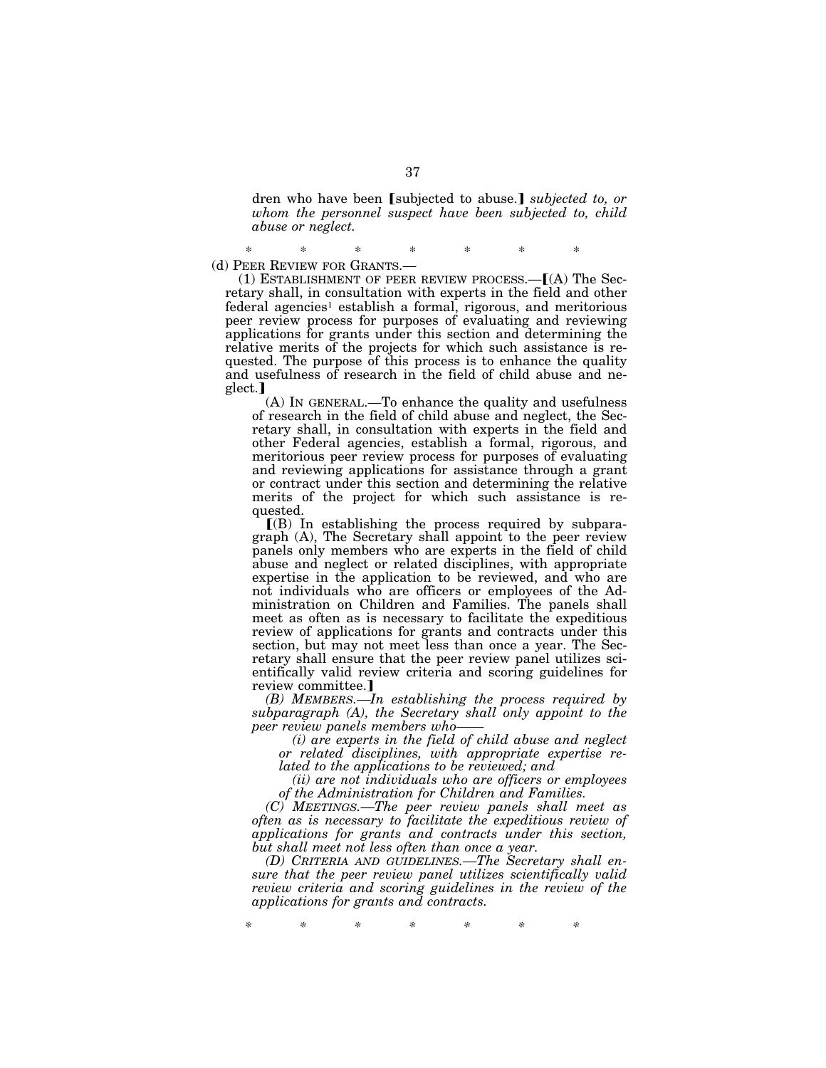dren who have been ⟦subjected to abuse.⟧ *subjected to, or whom the personnel suspect have been subjected to, child abuse or neglect.*

\* \* \* \* \* \* \*

(d) PEER REVIEW FOR GRANTS.—

(1) ESTABLISHMENT OF PEER REVIEW PROCESS.—⟦(A) The Secretary shall, in consultation with experts in the field and other federal agencies[1] establish a formal, rigorous, and meritorious peer review process for purposes of evaluating and reviewing applications for grants under this section and determining the relative merits of the projects for which such assistance is requested. The purpose of this process is to enhance the quality and usefulness of research in the field of child abuse and neglect.⟧

(A) IN GENERAL.—To enhance the quality and usefulness of research in the field of child abuse and neglect, the Secretary shall, in consultation with experts in the field and other Federal agencies, establish a formal, rigorous, and meritorious peer review process for purposes of evaluating and reviewing applications for assistance through a grant or contract under this section and determining the relative merits of the project for which such assistance is requested.

⟦(B) In establishing the process required by subparagraph (A), The Secretary shall appoint to the peer review panels only members who are experts in the field of child abuse and neglect or related disciplines, with appropriate expertise in the application to be reviewed, and who are not individuals who are officers or employees of the Administration on Children and Families. The panels shall meet as often as is necessary to facilitate the expeditious review of applications for grants and contracts under this section, but may not meet less than once a year. The Secretary shall ensure that the peer review panel utilizes scientifically valid review criteria and scoring guidelines for review committee.⟧

*(B) MEMBERS.—In establishing the process required by subparagraph (A), the Secretary shall only appoint to the peer review panels members who——*

*(i) are experts in the field of child abuse and neglect or related disciplines, with appropriate expertise related to the applications to be reviewed; and*

*(ii) are not individuals who are officers or employees of the Administration for Children and Families.*

*(C) MEETINGS.—The peer review panels shall meet as often as is necessary to facilitate the expeditious review of applications for grants and contracts under this section, but shall meet not less often than once a year.*

*(D) CRITERIA AND GUIDELINES.—The Secretary shall ensure that the peer review panel utilizes scientifically valid review criteria and scoring guidelines in the review of the applications for grants and contracts.*

\* \* \* \* \* \* \*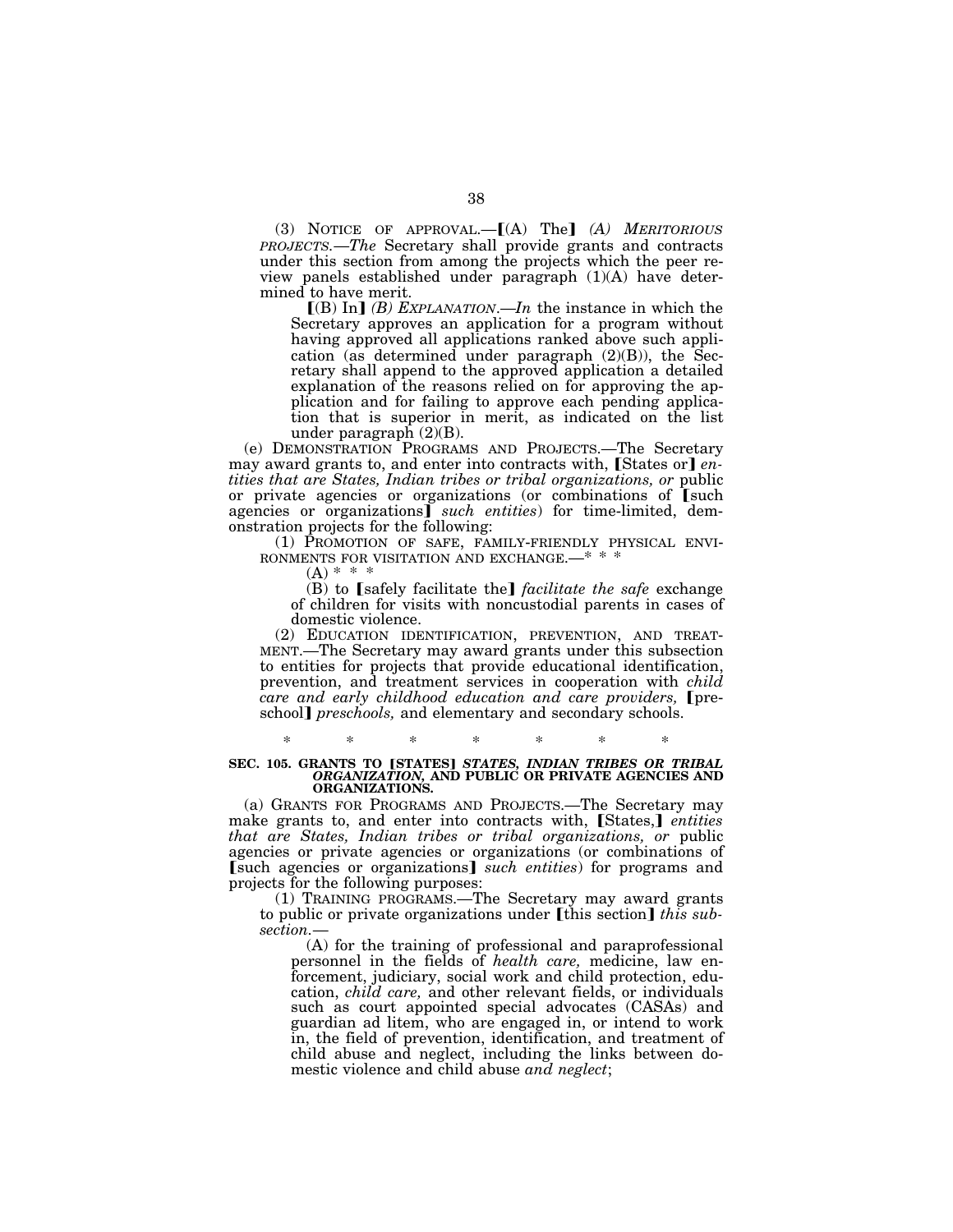(3) NOTICE OF APPROVAL.—【(A) The】 *(A) MERITORIOUS PROJECTS.—The* Secretary shall provide grants and contracts under this section from among the projects which the peer review panels established under paragraph (1)(A) have determined to have merit.

【(B) In】 *(B) EXPLANATION.—In* the instance in which the Secretary approves an application for a program without having approved all applications ranked above such application (as determined under paragraph (2)(B)), the Secretary shall append to the approved application a detailed explanation of the reasons relied on for approving the application and for failing to approve each pending application that is superior in merit, as indicated on the list under paragraph (2)(B).

(e) DEMONSTRATION PROGRAMS AND PROJECTS.—The Secretary may award grants to, and enter into contracts with, 【States or】 *entities that are States, Indian tribes or tribal organizations, or* public or private agencies or organizations (or combinations of 【such agencies or organizations】 *such entities*) for time-limited, demonstration projects for the following:

(1) PROMOTION OF SAFE, FAMILY-FRIENDLY PHYSICAL ENVIRONMENTS FOR VISITATION AND EXCHANGE.—* * *

(A) * * *

(B) to 【safely facilitate the】 *facilitate the safe* exchange of children for visits with noncustodial parents in cases of domestic violence.

(2) EDUCATION IDENTIFICATION, PREVENTION, AND TREATMENT.—The Secretary may award grants under this subsection to entities for projects that provide educational identification, prevention, and treatment services in cooperation with *child care and early childhood education and care providers,* 【preschool】 *preschools,* and elementary and secondary schools.

\* \* \* \* \* \* \*

**SEC. 105. GRANTS TO 【STATES】 *STATES, INDIAN TRIBES OR TRIBAL ORGANIZATION,* AND PUBLIC OR PRIVATE AGENCIES AND ORGANIZATIONS.**

(a) GRANTS FOR PROGRAMS AND PROJECTS.—The Secretary may make grants to, and enter into contracts with, 【States,】 *entities that are States, Indian tribes or tribal organizations, or* public agencies or private agencies or organizations (or combinations of 【such agencies or organizations】 *such entities*) for programs and projects for the following purposes:

(1) TRAINING PROGRAMS.—The Secretary may award grants to public or private organizations under 【this section】 *this subsection.*—

(A) for the training of professional and paraprofessional personnel in the fields of *health care,* medicine, law enforcement, judiciary, social work and child protection, education, *child care,* and other relevant fields, or individuals such as court appointed special advocates (CASAs) and guardian ad litem, who are engaged in, or intend to work in, the field of prevention, identification, and treatment of child abuse and neglect, including the links between domestic violence and child abuse *and neglect*;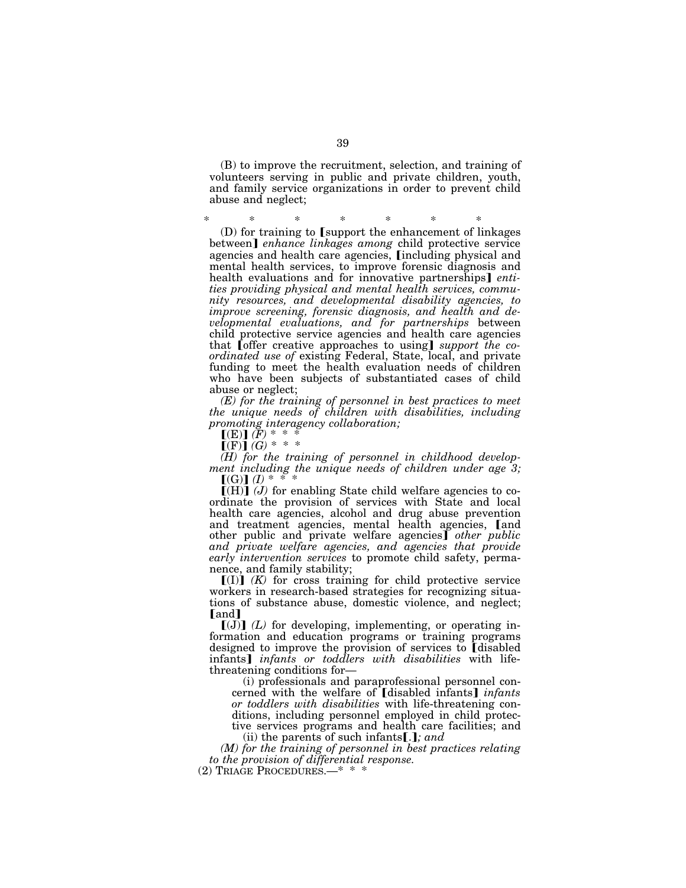(B) to improve the recruitment, selection, and training of volunteers serving in public and private children, youth, and family service organizations in order to prevent child abuse and neglect;

\* \* \* \* \* \* \*

(D) for training to ⟦support the enhancement of linkages between⟧ *enhance linkages among* child protective service agencies and health care agencies, ⟦including physical and mental health services, to improve forensic diagnosis and health evaluations and for innovative partnerships⟧ *entities providing physical and mental health services, community resources, and developmental disability agencies, to improve screening, forensic diagnosis, and health and developmental evaluations, and for partnerships* between child protective service agencies and health care agencies that ⟦offer creative approaches to using⟧ *support the coordinated use of* existing Federal, State, local, and private funding to meet the health evaluation needs of children who have been subjects of substantiated cases of child abuse or neglect;

*(E) for the training of personnel in best practices to meet the unique needs of children with disabilities, including promoting interagency collaboration;*

⟦(E)⟧ *(F)* \* \* \*

⟦(F)⟧ *(G)* \* \* \*

*(H) for the training of personnel in childhood development including the unique needs of children under age 3;*

⟦(G)⟧ *(I)* \* \* \*

⟦(H)⟧ *(J)* for enabling State child welfare agencies to coordinate the provision of services with State and local health care agencies, alcohol and drug abuse prevention and treatment agencies, mental health agencies, ⟦and other public and private welfare agencies⟧ *other public and private welfare agencies, and agencies that provide early intervention services* to promote child safety, permanence, and family stability;

⟦(I)⟧ *(K)* for cross training for child protective service workers in research-based strategies for recognizing situations of substance abuse, domestic violence, and neglect; ⟦and⟧

⟦(J)⟧ *(L)* for developing, implementing, or operating information and education programs or training programs designed to improve the provision of services to ⟦disabled infants⟧ *infants or toddlers with disabilities* with life-threatening conditions for—

(i) professionals and paraprofessional personnel concerned with the welfare of ⟦disabled infants⟧ *infants or toddlers with disabilities* with life-threatening conditions, including personnel employed in child protective services programs and health care facilities; and

(ii) the parents of such infants⟦.⟧*; and*

*(M) for the training of personnel in best practices relating to the provision of differential response.*

(2) TRIAGE PROCEDURES.—\* \* \*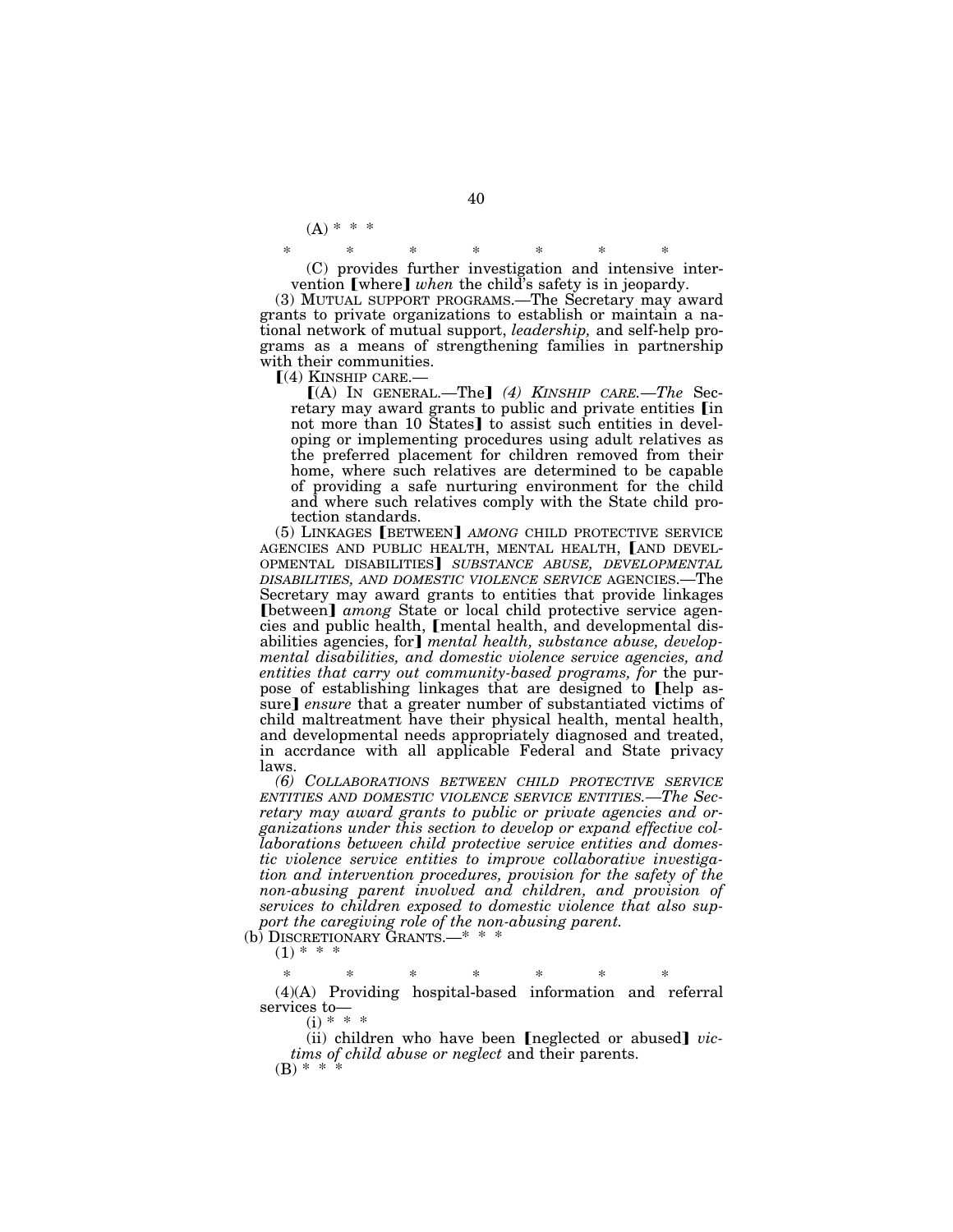(A) * * *

\*     \*     \*     \*     \*     \*     \*

(C) provides further investigation and intensive intervention ⟦where⟧ *when* the child's safety is in jeopardy.

(3) MUTUAL SUPPORT PROGRAMS.—The Secretary may award grants to private organizations to establish or maintain a national network of mutual support, *leadership,* and self-help programs as a means of strengthening families in partnership with their communities.

⟦(4) KINSHIP CARE.—

⟦(A) IN GENERAL.—The⟧ *(4) KINSHIP CARE.—The* Secretary may award grants to public and private entities ⟦in not more than 10 States⟧ to assist such entities in developing or implementing procedures using adult relatives as the preferred placement for children removed from their home, where such relatives are determined to be capable of providing a safe nurturing environment for the child and where such relatives comply with the State child protection standards.

(5) LINKAGES ⟦BETWEEN⟧ *AMONG* CHILD PROTECTIVE SERVICE AGENCIES AND PUBLIC HEALTH, MENTAL HEALTH, ⟦AND DEVELOPMENTAL DISABILITIES⟧ *SUBSTANCE ABUSE, DEVELOPMENTAL DISABILITIES, AND DOMESTIC VIOLENCE SERVICE* AGENCIES.—The Secretary may award grants to entities that provide linkages ⟦between⟧ *among* State or local child protective service agencies and public health, ⟦mental health, and developmental disabilities agencies, for⟧ *mental health, substance abuse, developmental disabilities, and domestic violence service agencies, and entities that carry out community-based programs, for* the purpose of establishing linkages that are designed to ⟦help assure⟧ *ensure* that a greater number of substantiated victims of child maltreatment have their physical health, mental health, and developmental needs appropriately diagnosed and treated, in accrdance with all applicable Federal and State privacy laws.

*(6) COLLABORATIONS BETWEEN CHILD PROTECTIVE SERVICE ENTITIES AND DOMESTIC VIOLENCE SERVICE ENTITIES.—The Secretary may award grants to public or private agencies and organizations under this section to develop or expand effective collaborations between child protective service entities and domestic violence service entities to improve collaborative investigation and intervention procedures, provision for the safety of the non-abusing parent involved and children, and provision of services to children exposed to domestic violence that also support the caregiving role of the non-abusing parent.*

(b) DISCRETIONARY GRANTS.—* * *

(1) * * *

\*     \*     \*     \*     \*     \*     \*

(4)(A) Providing hospital-based information and referral services to—

(i) * * *

(ii) children who have been ⟦neglected or abused⟧ *victims of child abuse or neglect* and their parents.

(B) * * *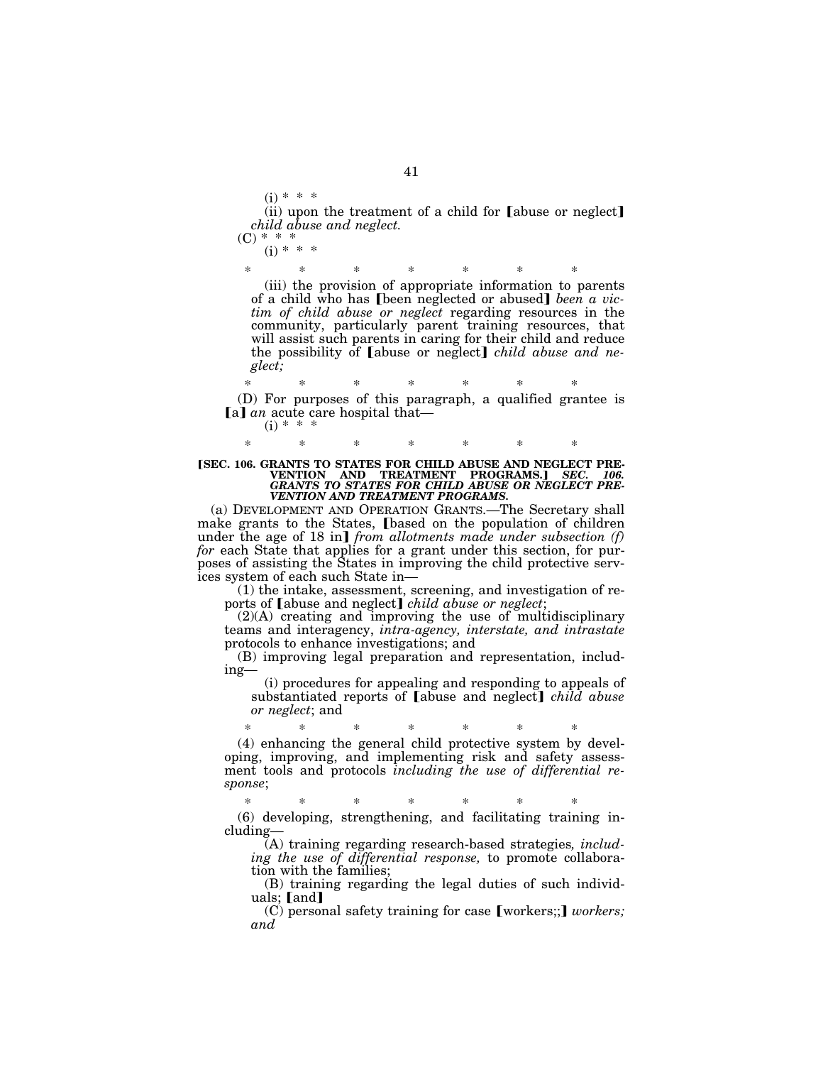(i) * * *

(ii) upon the treatment of a child for ⟦abuse or neglect⟧ *child abuse and neglect.*

(C) * * *

(i) * * *

\*       \*       \*       \*       \*       \*       \*

(iii) the provision of appropriate information to parents of a child who has ⟦been neglected or abused⟧ *been a victim of child abuse or neglect* regarding resources in the community, particularly parent training resources, that will assist such parents in caring for their child and reduce the possibility of ⟦abuse or neglect⟧ *child abuse and neglect;*

\*       \*       \*       \*       \*       \*       \*

(D) For purposes of this paragraph, a qualified grantee is ⟦a⟧ *an* acute care hospital that—

(i) * * *

\*       \*       \*       \*       \*       \*       \*

**⟦SEC. 106. GRANTS TO STATES FOR CHILD ABUSE AND NEGLECT PREVENTION AND TREATMENT PROGRAMS.⟧** ***SEC. 106. GRANTS TO STATES FOR CHILD ABUSE OR NEGLECT PREVENTION AND TREATMENT PROGRAMS.***

(a) DEVELOPMENT AND OPERATION GRANTS.—The Secretary shall make grants to the States, ⟦based on the population of children under the age of 18 in⟧ *from allotments made under subsection (f) for* each State that applies for a grant under this section, for purposes of assisting the States in improving the child protective services system of each such State in—

(1) the intake, assessment, screening, and investigation of reports of ⟦abuse and neglect⟧ *child abuse or neglect*;

(2)(A) creating and improving the use of multidisciplinary teams and interagency, *intra-agency, interstate, and intrastate* protocols to enhance investigations; and

(B) improving legal preparation and representation, including—

(i) procedures for appealing and responding to appeals of substantiated reports of ⟦abuse and neglect⟧ *child abuse or neglect*; and

\*       \*       \*       \*       \*       \*       \*

(4) enhancing the general child protective system by developing, improving, and implementing risk and safety assessment tools and protocols *including the use of differential response*;

\*       \*       \*       \*       \*       \*       \*

(6) developing, strengthening, and facilitating training including—

(A) training regarding research-based strategies*, including the use of differential response,* to promote collaboration with the families;

(B) training regarding the legal duties of such individuals; ⟦and⟧

(C) personal safety training for case ⟦workers;;⟧ *workers; and*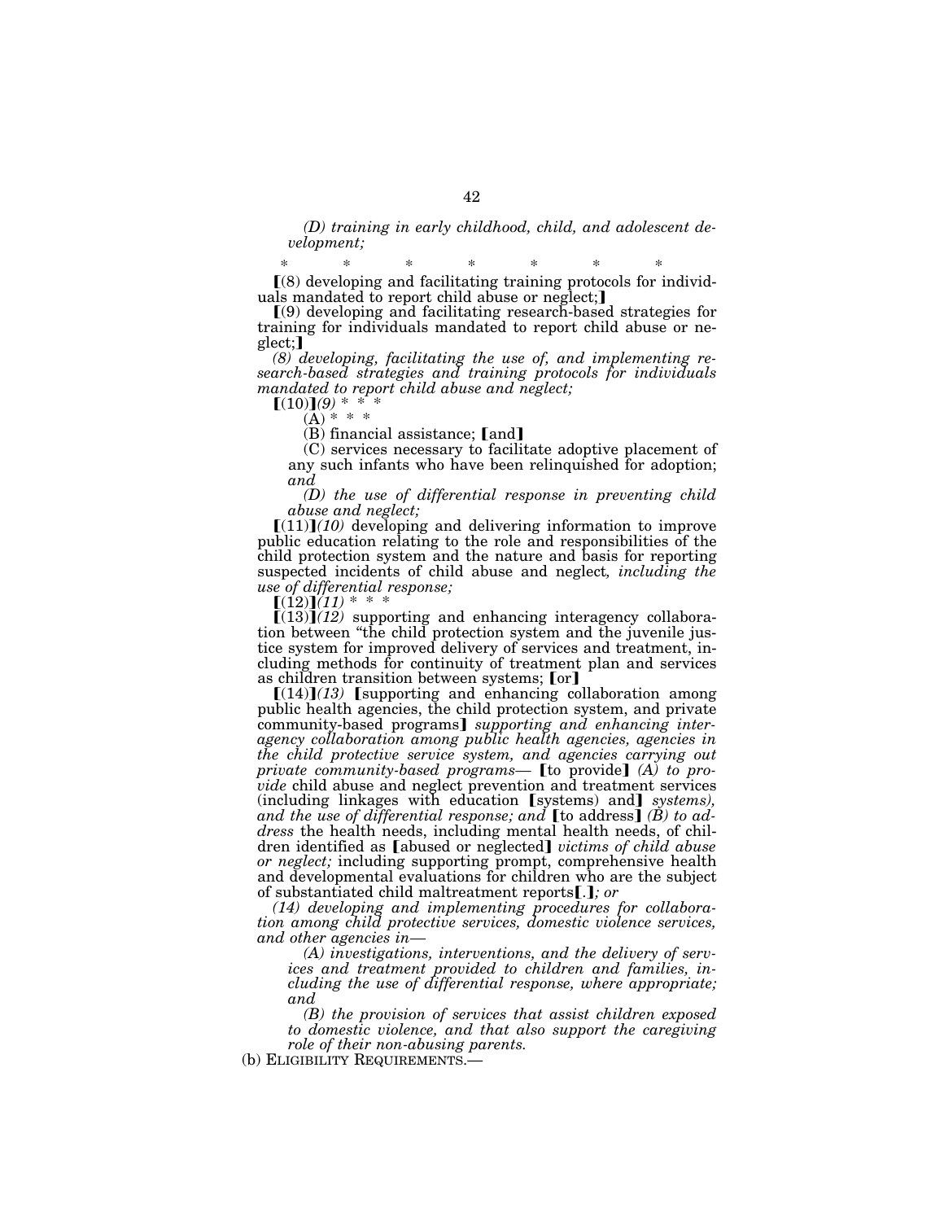*(D) training in early childhood, child, and adolescent development;*

\* \* \* \* \* \* \*

【(8) developing and facilitating training protocols for individuals mandated to report child abuse or neglect;】

【(9) developing and facilitating research-based strategies for training for individuals mandated to report child abuse or neglect;】

*(8) developing, facilitating the use of, and implementing research-based strategies and training protocols for individuals mandated to report child abuse and neglect;*

【(10)】*(9)* \* \* \*

(A) \* \* \*

(B) financial assistance; 【and】

(C) services necessary to facilitate adoptive placement of any such infants who have been relinquished for adoption; *and*

*(D) the use of differential response in preventing child abuse and neglect;*

【(11)】*(10)* developing and delivering information to improve public education relating to the role and responsibilities of the child protection system and the nature and basis for reporting suspected incidents of child abuse and neglect*, including the use of differential response;*

【(12)】*(11)* \* \* \*

【(13)】*(12)* supporting and enhancing interagency collaboration between "the child protection system and the juvenile justice system for improved delivery of services and treatment, including methods for continuity of treatment plan and services as children transition between systems; 【or】

【(14)】*(13)* 【supporting and enhancing collaboration among public health agencies, the child protection system, and private community-based programs】 *supporting and enhancing interagency collaboration among public health agencies, agencies in the child protective service system, and agencies carrying out private community-based programs*— 【to provide】 *(A) to provide* child abuse and neglect prevention and treatment services (including linkages with education 【systems) and】 *systems), and the use of differential response; and* 【to address】 *(B) to address* the health needs, including mental health needs, of children identified as 【abused or neglected】 *victims of child abuse or neglect;* including supporting prompt, comprehensive health and developmental evaluations for children who are the subject of substantiated child maltreatment reports【.】*; or*

*(14) developing and implementing procedures for collaboration among child protective services, domestic violence services, and other agencies in—*

*(A) investigations, interventions, and the delivery of services and treatment provided to children and families, including the use of differential response, where appropriate; and*

*(B) the provision of services that assist children exposed to domestic violence, and that also support the caregiving role of their non-abusing parents.*

(b) ELIGIBILITY REQUIREMENTS.—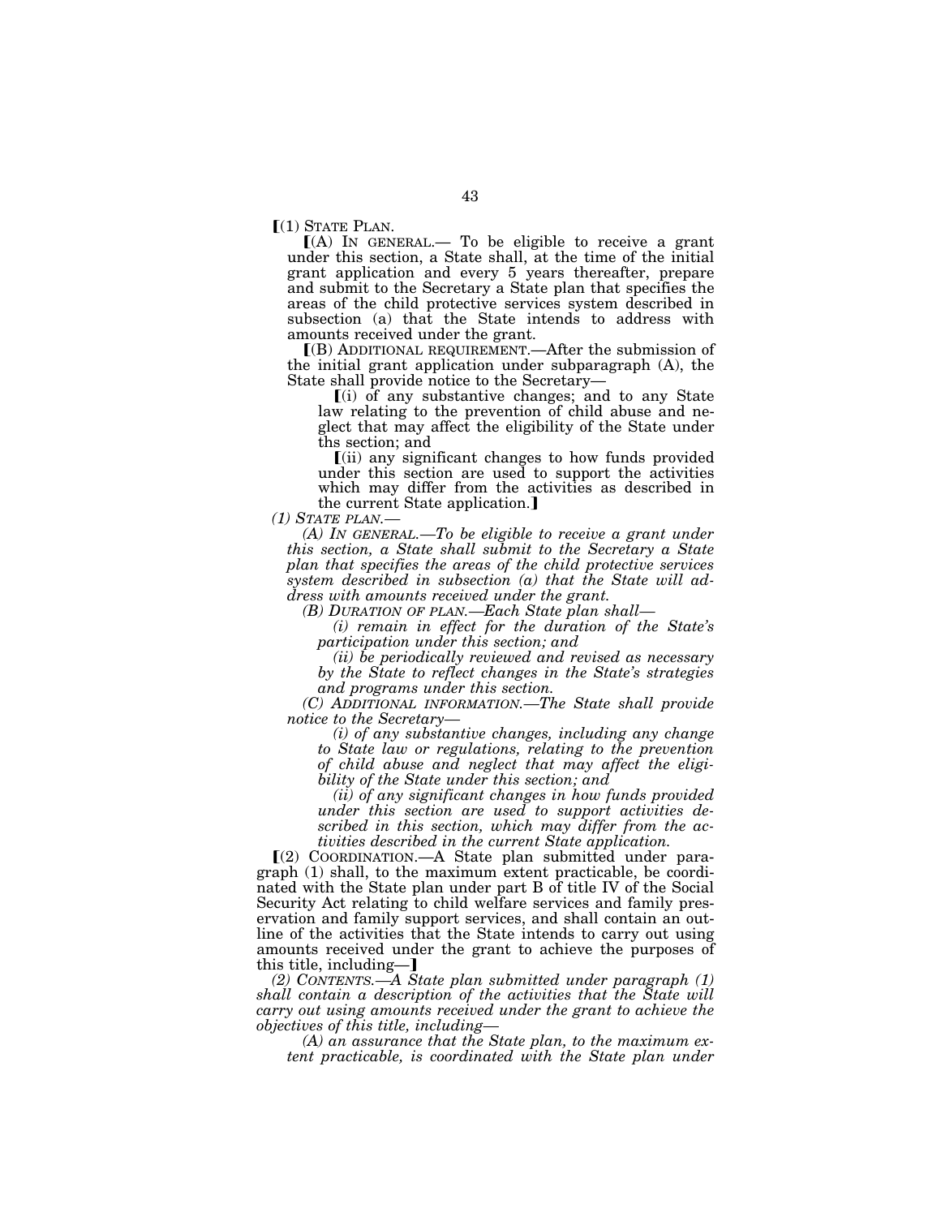⟦(1) STATE PLAN.

⟦(A) IN GENERAL.— To be eligible to receive a grant under this section, a State shall, at the time of the initial grant application and every 5 years thereafter, prepare and submit to the Secretary a State plan that specifies the areas of the child protective services system described in subsection (a) that the State intends to address with amounts received under the grant.

⟦(B) ADDITIONAL REQUIREMENT.—After the submission of the initial grant application under subparagraph (A), the State shall provide notice to the Secretary—

⟦(i) of any substantive changes; and to any State law relating to the prevention of child abuse and neglect that may affect the eligibility of the State under ths section; and

⟦(ii) any significant changes to how funds provided under this section are used to support the activities which may differ from the activities as described in the current State application.⟧

*(1) STATE PLAN.—*

*(A) IN GENERAL.—To be eligible to receive a grant under this section, a State shall submit to the Secretary a State plan that specifies the areas of the child protective services system described in subsection (a) that the State will address with amounts received under the grant.*

*(B) DURATION OF PLAN.—Each State plan shall—*

*(i) remain in effect for the duration of the State's participation under this section; and*

*(ii) be periodically reviewed and revised as necessary by the State to reflect changes in the State's strategies and programs under this section.*

*(C) ADDITIONAL INFORMATION.—The State shall provide notice to the Secretary—*

*(i) of any substantive changes, including any change to State law or regulations, relating to the prevention of child abuse and neglect that may affect the eligibility of the State under this section; and*

*(ii) of any significant changes in how funds provided under this section are used to support activities described in this section, which may differ from the activities described in the current State application.*

⟦(2) COORDINATION.—A State plan submitted under paragraph (1) shall, to the maximum extent practicable, be coordinated with the State plan under part B of title IV of the Social Security Act relating to child welfare services and family preservation and family support services, and shall contain an outline of the activities that the State intends to carry out using amounts received under the grant to achieve the purposes of this title, including—⟧

*(2) CONTENTS.—A State plan submitted under paragraph (1) shall contain a description of the activities that the State will carry out using amounts received under the grant to achieve the objectives of this title, including—*

*(A) an assurance that the State plan, to the maximum extent practicable, is coordinated with the State plan under*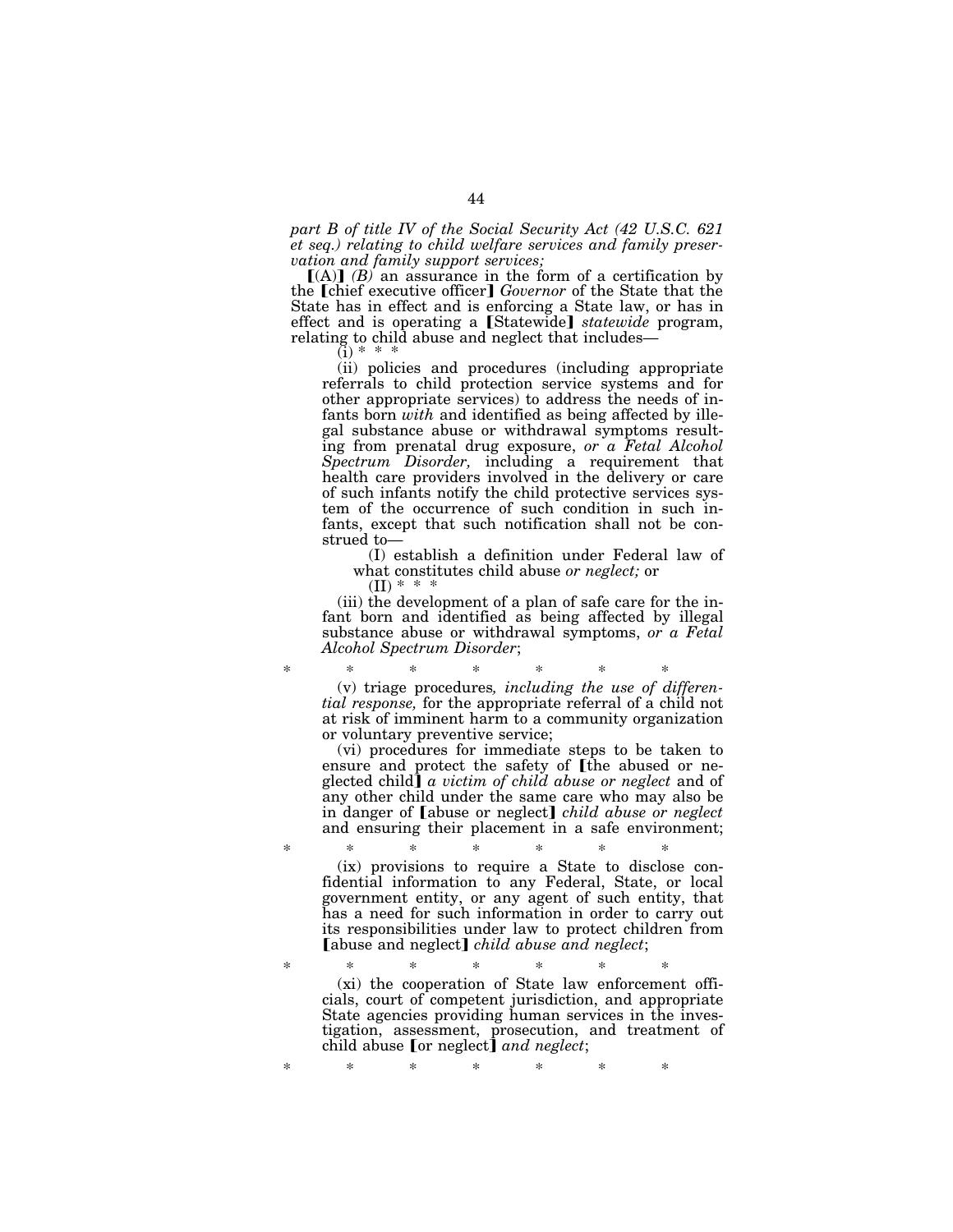*part B of title IV of the Social Security Act (42 U.S.C. 621 et seq.) relating to child welfare services and family preservation and family support services;*

【(A)】 *(B)* an assurance in the form of a certification by the 【chief executive officer】 *Governor* of the State that the State has in effect and is enforcing a State law, or has in effect and is operating a 【Statewide】 *statewide* program, relating to child abuse and neglect that includes—

(i) * * *

(ii) policies and procedures (including appropriate referrals to child protection service systems and for other appropriate services) to address the needs of infants born *with* and identified as being affected by illegal substance abuse or withdrawal symptoms resulting from prenatal drug exposure, *or a Fetal Alcohol Spectrum Disorder,* including a requirement that health care providers involved in the delivery or care of such infants notify the child protective services system of the occurrence of such condition in such infants, except that such notification shall not be construed to—

(I) establish a definition under Federal law of what constitutes child abuse *or neglect;* or

(II) * * *

(iii) the development of a plan of safe care for the infant born and identified as being affected by illegal substance abuse or withdrawal symptoms, *or a Fetal Alcohol Spectrum Disorder*;

\* \* \* \* \* \* \*

(v) triage procedures*, including the use of differential response,* for the appropriate referral of a child not at risk of imminent harm to a community organization or voluntary preventive service;

(vi) procedures for immediate steps to be taken to ensure and protect the safety of 【the abused or neglected child】 *a victim of child abuse or neglect* and of any other child under the same care who may also be in danger of 【abuse or neglect】 *child abuse or neglect* and ensuring their placement in a safe environment;

\* \* \* \* \* \* \*

(ix) provisions to require a State to disclose confidential information to any Federal, State, or local government entity, or any agent of such entity, that has a need for such information in order to carry out its responsibilities under law to protect children from 【abuse and neglect】 *child abuse and neglect*;

\* \* \* \* \* \* \*

(xi) the cooperation of State law enforcement officials, court of competent jurisdiction, and appropriate State agencies providing human services in the investigation, assessment, prosecution, and treatment of child abuse 【or neglect】 *and neglect*;

\* \* \* \* \* \* \*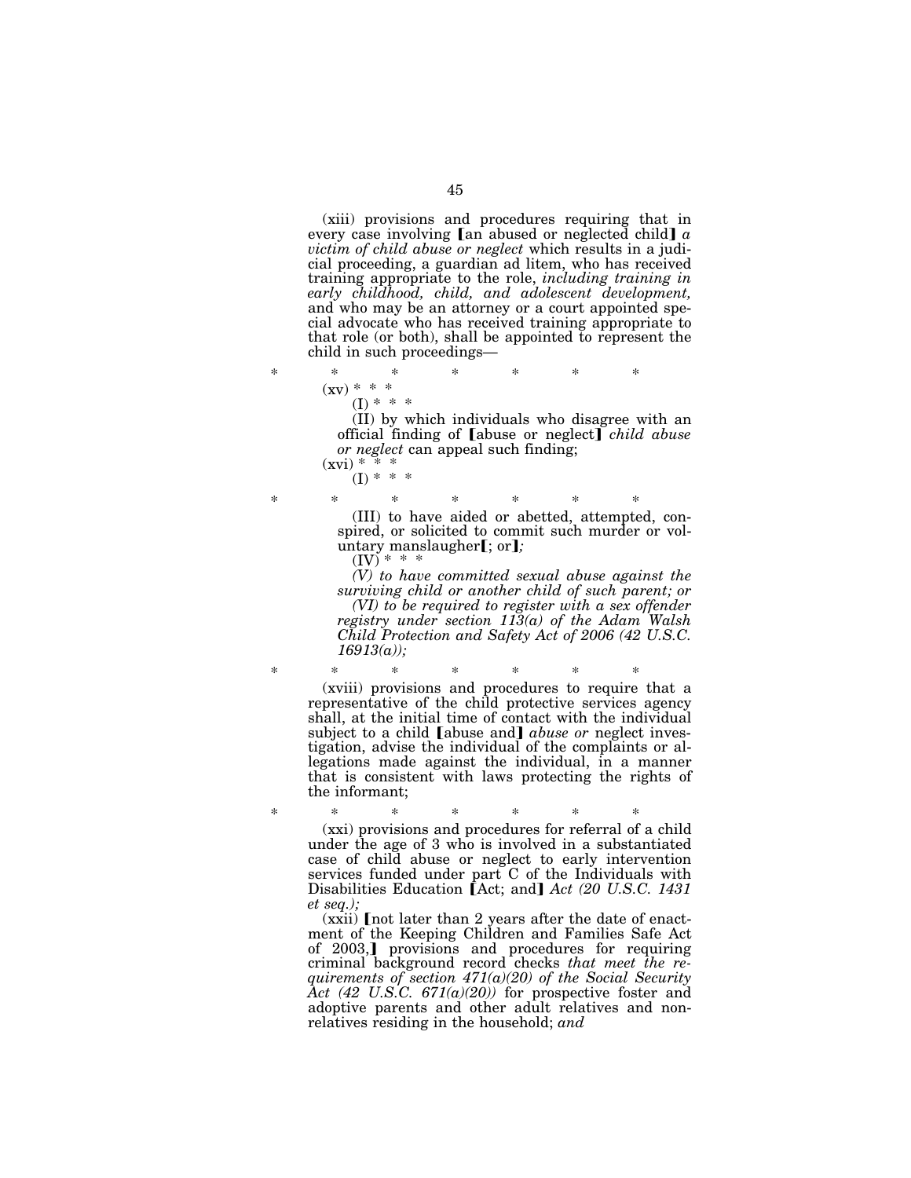(xiii) provisions and procedures requiring that in every case involving ⟦an abused or neglected child⟧ *a victim of child abuse or neglect* which results in a judicial proceeding, a guardian ad litem, who has received training appropriate to the role, *including training in early childhood, child, and adolescent development,* and who may be an attorney or a court appointed special advocate who has received training appropriate to that role (or both), shall be appointed to represent the child in such proceedings—

\* \* \* \* \* \* \*

(xv) \* \* \*

(I) \* \* \*

(II) by which individuals who disagree with an official finding of ⟦abuse or neglect⟧ *child abuse or neglect* can appeal such finding;

(xvi) \* \* \*

(I) \* \* \*

\* \* \* \* \* \* \*

(III) to have aided or abetted, attempted, conspired, or solicited to commit such murder or voluntary manslaughter⟦; or⟧*;*

(IV) \* \* \*

*(V) to have committed sexual abuse against the surviving child or another child of such parent; or*

*(VI) to be required to register with a sex offender registry under section 113(a) of the Adam Walsh Child Protection and Safety Act of 2006 (42 U.S.C. 16913(a));*

\* \* \* \* \* \* \*

(xviii) provisions and procedures to require that a representative of the child protective services agency shall, at the initial time of contact with the individual subject to a child ⟦abuse and⟧ *abuse or* neglect investigation, advise the individual of the complaints or allegations made against the individual, in a manner that is consistent with laws protecting the rights of the informant;

\* \* \* \* \* \* \*

(xxi) provisions and procedures for referral of a child under the age of 3 who is involved in a substantiated case of child abuse or neglect to early intervention services funded under part C of the Individuals with Disabilities Education ⟦Act; and⟧ *Act (20 U.S.C. 1431 et seq.);*

(xxii) ⟦not later than 2 years after the date of enactment of the Keeping Children and Families Safe Act of 2003,⟧ provisions and procedures for requiring criminal background record checks *that meet the requirements of section 471(a)(20) of the Social Security Act (42 U.S.C. 671(a)(20))* for prospective foster and adoptive parents and other adult relatives and non-relatives residing in the household; *and*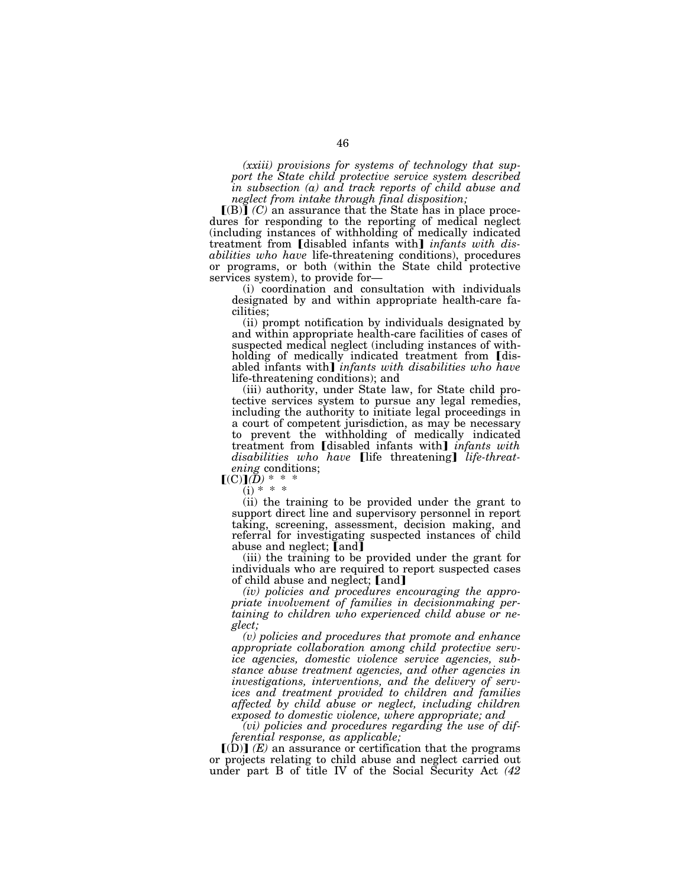*(xxiii) provisions for systems of technology that support the State child protective service system described in subsection (a) and track reports of child abuse and neglect from intake through final disposition;*

【(B)】 *(C)* an assurance that the State has in place procedures for responding to the reporting of medical neglect (including instances of withholding of medically indicated treatment from 【disabled infants with】 *infants with disabilities who have* life-threatening conditions), procedures or programs, or both (within the State child protective services system), to provide for—

(i) coordination and consultation with individuals designated by and within appropriate health-care facilities;

(ii) prompt notification by individuals designated by and within appropriate health-care facilities of cases of suspected medical neglect (including instances of withholding of medically indicated treatment from 【disabled infants with】 *infants with disabilities who have* life-threatening conditions); and

(iii) authority, under State law, for State child protective services system to pursue any legal remedies, including the authority to initiate legal proceedings in a court of competent jurisdiction, as may be necessary to prevent the withholding of medically indicated treatment from 【disabled infants with】 *infants with disabilities who have* 【life threatening】 *life-threatening* conditions;

【(C)】 *(D)* * * *

(i) * * *

(ii) the training to be provided under the grant to support direct line and supervisory personnel in report taking, screening, assessment, decision making, and referral for investigating suspected instances of child abuse and neglect; 【and】

(iii) the training to be provided under the grant for individuals who are required to report suspected cases of child abuse and neglect; 【and】

*(iv) policies and procedures encouraging the appropriate involvement of families in decisionmaking pertaining to children who experienced child abuse or neglect;*

*(v) policies and procedures that promote and enhance appropriate collaboration among child protective service agencies, domestic violence service agencies, substance abuse treatment agencies, and other agencies in investigations, interventions, and the delivery of services and treatment provided to children and families affected by child abuse or neglect, including children exposed to domestic violence, where appropriate; and*

*(vi) policies and procedures regarding the use of differential response, as applicable;*

【(D)】 *(E)* an assurance or certification that the programs or projects relating to child abuse and neglect carried out under part B of title IV of the Social Security Act *(42*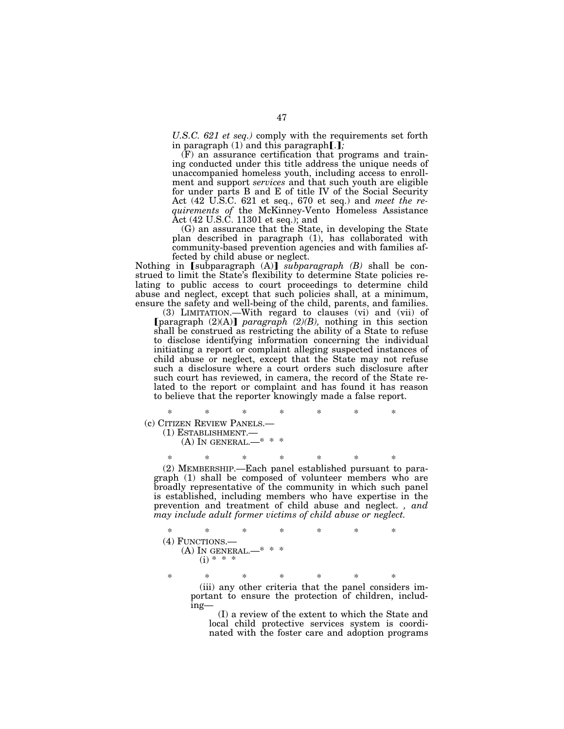*U.S.C. 621 et seq.)* comply with the requirements set forth in paragraph (1) and this paragraph[.]*;*

(F) an assurance certification that programs and training conducted under this title address the unique needs of unaccompanied homeless youth, including access to enrollment and support *services* and that such youth are eligible for under parts B and E of title IV of the Social Security Act (42 U.S.C. 621 et seq., 670 et seq.) and *meet the requirements of* the McKinney-Vento Homeless Assistance Act (42 U.S.C. 11301 et seq.); and

(G) an assurance that the State, in developing the State plan described in paragraph (1), has collaborated with community-based prevention agencies and with families affected by child abuse or neglect.

Nothing in [subparagraph (A)] *subparagraph (B)* shall be construed to limit the State's flexibility to determine State policies relating to public access to court proceedings to determine child abuse and neglect, except that such policies shall, at a minimum, ensure the safety and well-being of the child, parents, and families.

(3) LIMITATION.—With regard to clauses (vi) and (vii) of [paragraph (2)(A)] *paragraph (2)(B),* nothing in this section shall be construed as restricting the ability of a State to refuse to disclose identifying information concerning the individual initiating a report or complaint alleging suspected instances of child abuse or neglect, except that the State may not refuse such a disclosure where a court orders such disclosure after such court has reviewed, in camera, the record of the State related to the report or complaint and has found it has reason to believe that the reporter knowingly made a false report.

\* \* \* \* \* \* \*

(c) CITIZEN REVIEW PANELS.—

(1) ESTABLISHMENT.—

(A) IN GENERAL.—\* \* \*

\* \* \* \* \* \* \*

(2) MEMBERSHIP.—Each panel established pursuant to paragraph (1) shall be composed of volunteer members who are broadly representative of the community in which such panel is established, including members who have expertise in the prevention and treatment of child abuse and neglect. *, and may include adult former victims of child abuse or neglect.*

\* \* \* \* \* \* \*

(4) FUNCTIONS.—

(A) IN GENERAL.—\* \* \*

(i) \* \* \*

\* \* \* \* \* \* \*

(iii) any other criteria that the panel considers important to ensure the protection of children, including—

(I) a review of the extent to which the State and local child protective services system is coordinated with the foster care and adoption programs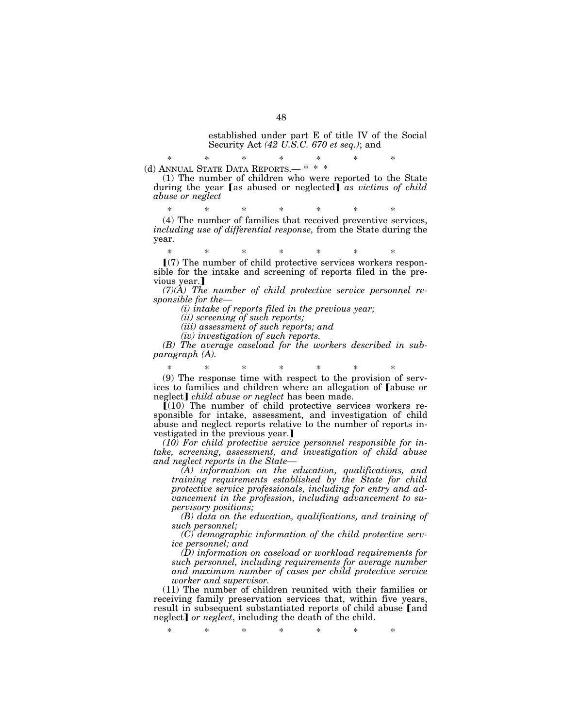established under part E of title IV of the Social Security Act *(42 U.S.C. 670 et seq.)*; and

\* \* \* \* \* \* \*

(d) ANNUAL STATE DATA REPORTS.— \* \* \*

(1) The number of children who were reported to the State during the year 【as abused or neglected】 *as victims of child abuse or neglect*

\* \* \* \* \* \* \*

(4) The number of families that received preventive services, *including use of differential response,* from the State during the year.

\* \* \* \* \* \* \*

【(7) The number of child protective services workers responsible for the intake and screening of reports filed in the previous year.】

*(7)(A) The number of child protective service personnel responsible for the—*

*(i) intake of reports filed in the previous year;*

*(ii) screening of such reports;*

*(iii) assessment of such reports; and*

*(iv) investigation of such reports.*

*(B) The average caseload for the workers described in subparagraph (A).*

\* \* \* \* \* \* \*

(9) The response time with respect to the provision of services to families and children where an allegation of 【abuse or neglect】 *child abuse or neglect* has been made.

【(10) The number of child protective services workers responsible for intake, assessment, and investigation of child abuse and neglect reports relative to the number of reports investigated in the previous year.】

*(10) For child protective service personnel responsible for intake, screening, assessment, and investigation of child abuse and neglect reports in the State—*

*(A) information on the education, qualifications, and training requirements established by the State for child protective service professionals, including for entry and advancement in the profession, including advancement to supervisory positions;*

*(B) data on the education, qualifications, and training of such personnel;*

*(C) demographic information of the child protective service personnel; and*

*(D) information on caseload or workload requirements for such personnel, including requirements for average number and maximum number of cases per child protective service worker and supervisor.*

(11) The number of children reunited with their families or receiving family preservation services that, within five years, result in subsequent substantiated reports of child abuse 【and neglect】 *or neglect*, including the death of the child.

\* \* \* \* \* \* \*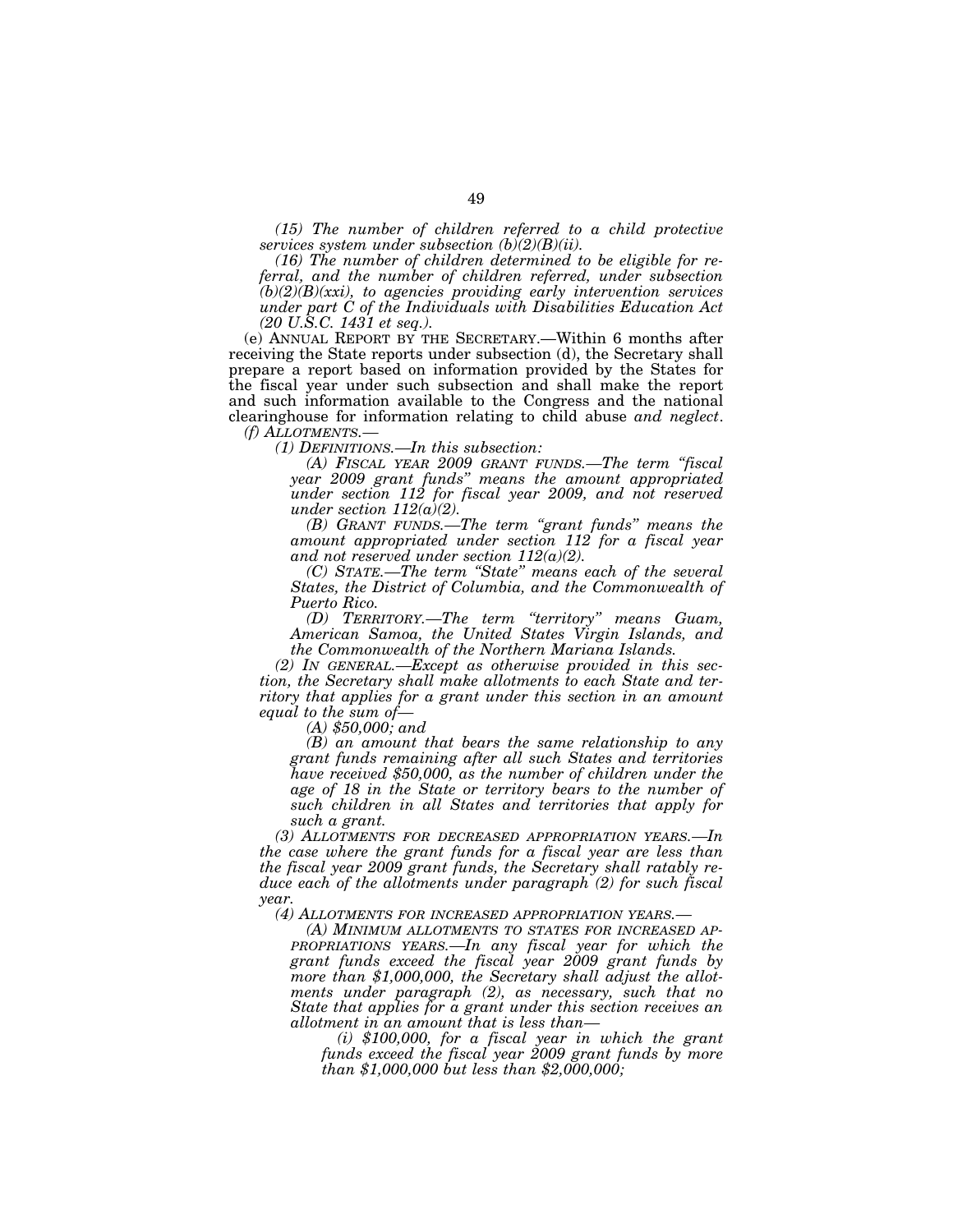*(15) The number of children referred to a child protective services system under subsection (b)(2)(B)(ii).*

*(16) The number of children determined to be eligible for referral, and the number of children referred, under subsection (b)(2)(B)(xxi), to agencies providing early intervention services under part C of the Individuals with Disabilities Education Act (20 U.S.C. 1431 et seq.).*

(e) ANNUAL REPORT BY THE SECRETARY.—Within 6 months after receiving the State reports under subsection (d), the Secretary shall prepare a report based on information provided by the States for the fiscal year under such subsection and shall make the report and such information available to the Congress and the national clearinghouse for information relating to child abuse *and neglect*.

*(f) ALLOTMENTS.—*

*(1) DEFINITIONS.—In this subsection:*

*(A) FISCAL YEAR 2009 GRANT FUNDS.—The term "fiscal year 2009 grant funds" means the amount appropriated under section 112 for fiscal year 2009, and not reserved under section 112(a)(2).*

*(B) GRANT FUNDS.—The term "grant funds" means the amount appropriated under section 112 for a fiscal year and not reserved under section 112(a)(2).*

*(C) STATE.—The term "State" means each of the several States, the District of Columbia, and the Commonwealth of Puerto Rico.*

*(D) TERRITORY.—The term "territory" means Guam, American Samoa, the United States Virgin Islands, and the Commonwealth of the Northern Mariana Islands.*

*(2) IN GENERAL.—Except as otherwise provided in this section, the Secretary shall make allotments to each State and territory that applies for a grant under this section in an amount equal to the sum of—*

*(A) $50,000; and*

*(B) an amount that bears the same relationship to any grant funds remaining after all such States and territories have received $50,000, as the number of children under the age of 18 in the State or territory bears to the number of such children in all States and territories that apply for such a grant.*

*(3) ALLOTMENTS FOR DECREASED APPROPRIATION YEARS.—In the case where the grant funds for a fiscal year are less than the fiscal year 2009 grant funds, the Secretary shall ratably reduce each of the allotments under paragraph (2) for such fiscal year.*

*(4) ALLOTMENTS FOR INCREASED APPROPRIATION YEARS.—*

*(A) MINIMUM ALLOTMENTS TO STATES FOR INCREASED APPROPRIATIONS YEARS.—In any fiscal year for which the grant funds exceed the fiscal year 2009 grant funds by more than $1,000,000, the Secretary shall adjust the allotments under paragraph (2), as necessary, such that no State that applies for a grant under this section receives an allotment in an amount that is less than—*

*(i) $100,000, for a fiscal year in which the grant funds exceed the fiscal year 2009 grant funds by more than $1,000,000 but less than $2,000,000;*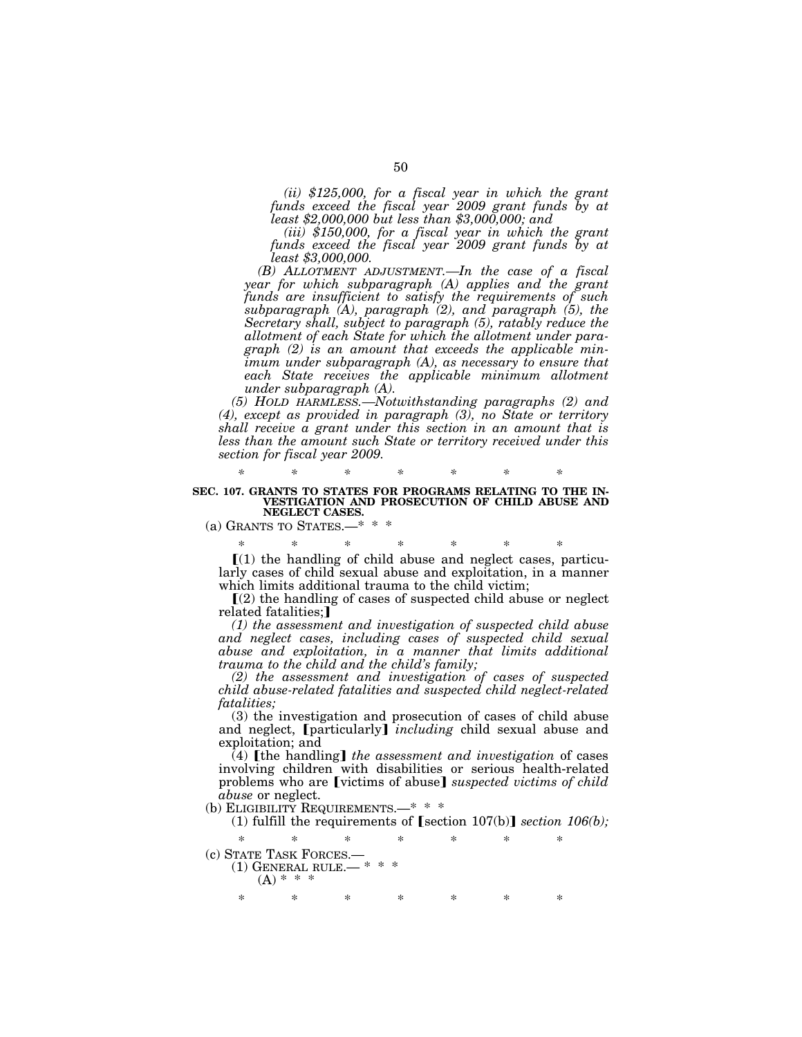*(ii) $125,000, for a fiscal year in which the grant funds exceed the fiscal year 2009 grant funds by at least $2,000,000 but less than $3,000,000; and*

*(iii) $150,000, for a fiscal year in which the grant funds exceed the fiscal year 2009 grant funds by at least $3,000,000.*

*(B) ALLOTMENT ADJUSTMENT.—In the case of a fiscal year for which subparagraph (A) applies and the grant funds are insufficient to satisfy the requirements of such subparagraph (A), paragraph (2), and paragraph (5), the Secretary shall, subject to paragraph (5), ratably reduce the allotment of each State for which the allotment under paragraph (2) is an amount that exceeds the applicable minimum under subparagraph (A), as necessary to ensure that each State receives the applicable minimum allotment under subparagraph (A).*

*(5) HOLD HARMLESS.—Notwithstanding paragraphs (2) and (4), except as provided in paragraph (3), no State or territory shall receive a grant under this section in an amount that is less than the amount such State or territory received under this section for fiscal year 2009.*

\* \* \* \* \* \* \*

**SEC. 107. GRANTS TO STATES FOR PROGRAMS RELATING TO THE INVESTIGATION AND PROSECUTION OF CHILD ABUSE AND NEGLECT CASES.**

(a) GRANTS TO STATES.—\* \* \*

\* \* \* \* \* \* \*

[(1) the handling of child abuse and neglect cases, particularly cases of child sexual abuse and exploitation, in a manner which limits additional trauma to the child victim;

[(2) the handling of cases of suspected child abuse or neglect related fatalities;]

*(1) the assessment and investigation of suspected child abuse and neglect cases, including cases of suspected child sexual abuse and exploitation, in a manner that limits additional trauma to the child and the child's family;*

*(2) the assessment and investigation of cases of suspected child abuse-related fatalities and suspected child neglect-related fatalities;*

(3) the investigation and prosecution of cases of child abuse and neglect, [particularly] *including* child sexual abuse and exploitation; and

(4) [the handling] *the assessment and investigation* of cases involving children with disabilities or serious health-related problems who are [victims of abuse] *suspected victims of child abuse* or neglect.

(b) ELIGIBILITY REQUIREMENTS.—\* \* \*

(1) fulfill the requirements of [section 107(b)] *section 106(b);*

\* \* \* \* \* \* \*

(c) STATE TASK FORCES.—

(1) GENERAL RULE.— \* \* \*

(A) \* \* \*

\* \* \* \* \* \* \*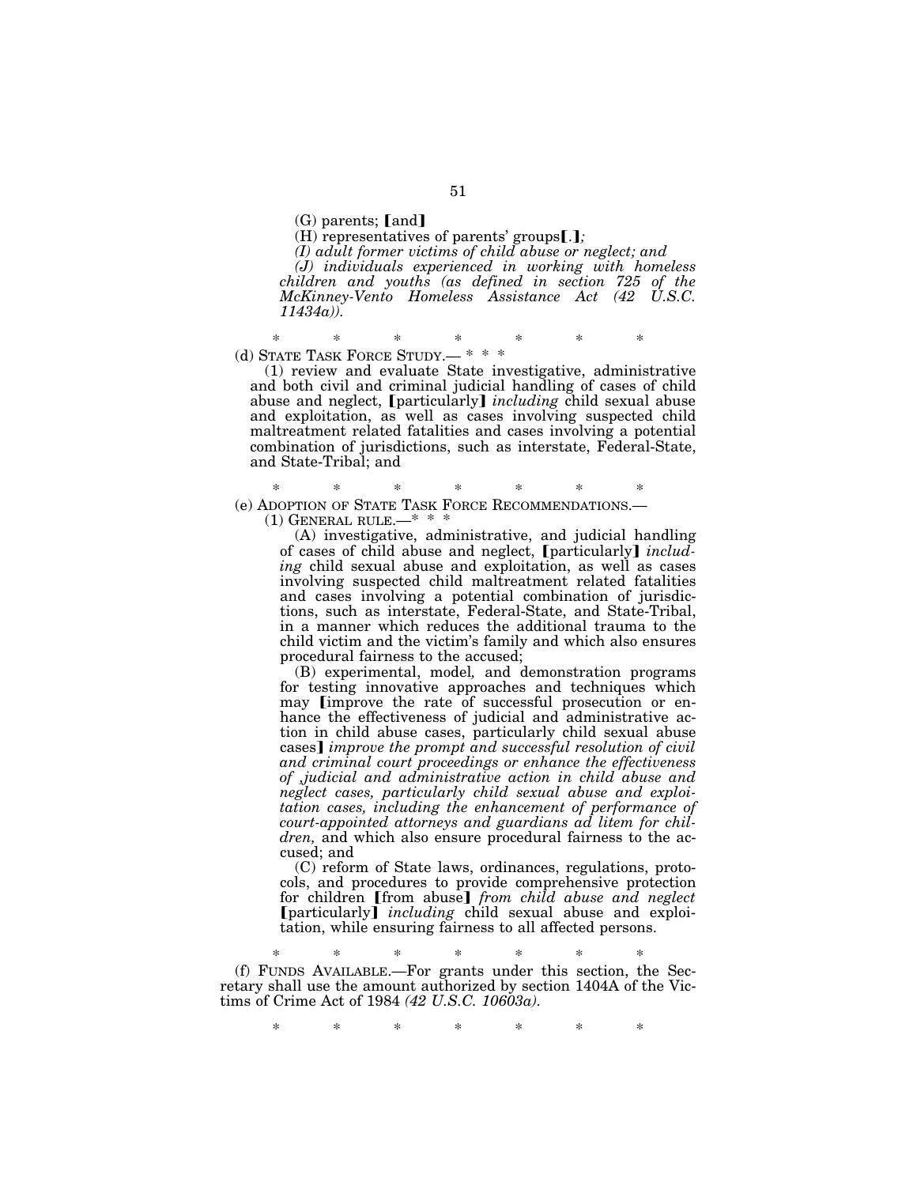(G) parents; ⟦and⟧

(H) representatives of parents' groups⟦.⟧*;*

*(I) adult former victims of child abuse or neglect; and*

*(J) individuals experienced in working with homeless children and youths (as defined in section 725 of the McKinney-Vento Homeless Assistance Act (42 U.S.C. 11434a)).*

\* \* \* \* \* \* \*

(d) STATE TASK FORCE STUDY.— \* \* \*

(1) review and evaluate State investigative, administrative and both civil and criminal judicial handling of cases of child abuse and neglect, ⟦particularly⟧ *including* child sexual abuse and exploitation, as well as cases involving suspected child maltreatment related fatalities and cases involving a potential combination of jurisdictions, such as interstate, Federal-State, and State-Tribal; and

\* \* \* \* \* \* \*

(e) ADOPTION OF STATE TASK FORCE RECOMMENDATIONS.—

(1) GENERAL RULE.—\* \* \*

(A) investigative, administrative, and judicial handling of cases of child abuse and neglect, ⟦particularly⟧ *including* child sexual abuse and exploitation, as well as cases involving suspected child maltreatment related fatalities and cases involving a potential combination of jurisdictions, such as interstate, Federal-State, and State-Tribal, in a manner which reduces the additional trauma to the child victim and the victim's family and which also ensures procedural fairness to the accused;

(B) experimental, model*,* and demonstration programs for testing innovative approaches and techniques which may ⟦improve the rate of successful prosecution or enhance the effectiveness of judicial and administrative action in child abuse cases, particularly child sexual abuse cases⟧ *improve the prompt and successful resolution of civil and criminal court proceedings or enhance the effectiveness of judicial and administrative action in child abuse and neglect cases, particularly child sexual abuse and exploitation cases, including the enhancement of performance of court-appointed attorneys and guardians ad litem for children,* and which also ensure procedural fairness to the accused; and

(C) reform of State laws, ordinances, regulations, protocols, and procedures to provide comprehensive protection for children ⟦from abuse⟧ *from child abuse and neglect* ⟦particularly⟧ *including* child sexual abuse and exploitation, while ensuring fairness to all affected persons.

\* \* \* \* \* \* \*

(f) FUNDS AVAILABLE.—For grants under this section, the Secretary shall use the amount authorized by section 1404A of the Victims of Crime Act of 1984 *(42 U.S.C. 10603a).*

\* \* \* \* \* \* \*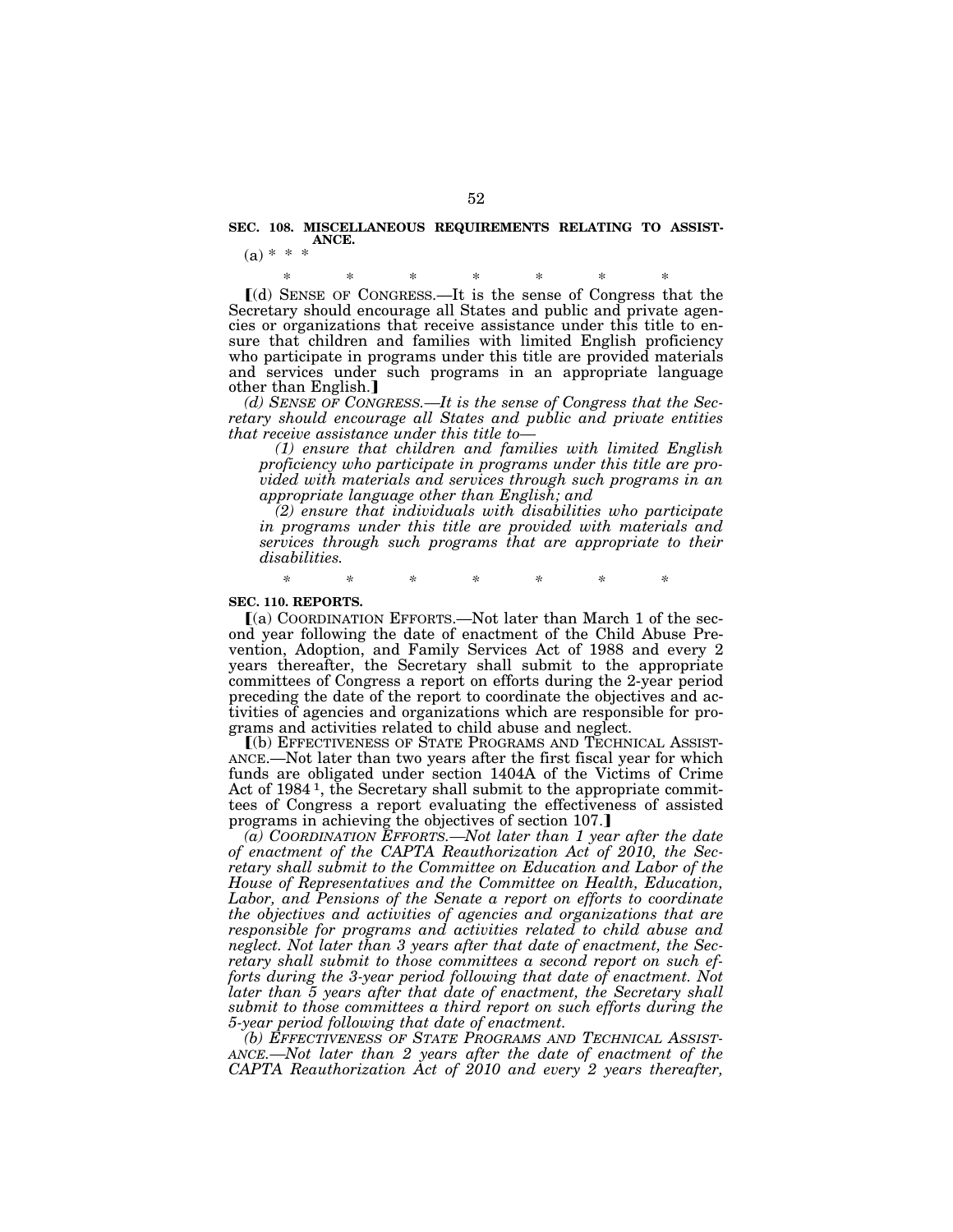**SEC. 108. MISCELLANEOUS REQUIREMENTS RELATING TO ASSISTANCE.**

(a) * * *

\*　　\*　　\*　　\*　　\*　　\*　　\*

[(d) SENSE OF CONGRESS.—It is the sense of Congress that the Secretary should encourage all States and public and private agencies or organizations that receive assistance under this title to ensure that children and families with limited English proficiency who participate in programs under this title are provided materials and services under such programs in an appropriate language other than English.]

*(d) SENSE OF CONGRESS.—It is the sense of Congress that the Secretary should encourage all States and public and private entities that receive assistance under this title to—*

*(1) ensure that children and families with limited English proficiency who participate in programs under this title are provided with materials and services through such programs in an appropriate language other than English; and*

*(2) ensure that individuals with disabilities who participate in programs under this title are provided with materials and services through such programs that are appropriate to their disabilities.*

\*　　\*　　\*　　\*　　\*　　\*　　\*

**SEC. 110. REPORTS.**

[(a) COORDINATION EFFORTS.—Not later than March 1 of the second year following the date of enactment of the Child Abuse Prevention, Adoption, and Family Services Act of 1988 and every 2 years thereafter, the Secretary shall submit to the appropriate committees of Congress a report on efforts during the 2-year period preceding the date of the report to coordinate the objectives and activities of agencies and organizations which are responsible for programs and activities related to child abuse and neglect.

[(b) EFFECTIVENESS OF STATE PROGRAMS AND TECHNICAL ASSISTANCE.—Not later than two years after the first fiscal year for which funds are obligated under section 1404A of the Victims of Crime Act of 1984 [1], the Secretary shall submit to the appropriate committees of Congress a report evaluating the effectiveness of assisted programs in achieving the objectives of section 107.]

*(a) COORDINATION EFFORTS.—Not later than 1 year after the date of enactment of the CAPTA Reauthorization Act of 2010, the Secretary shall submit to the Committee on Education and Labor of the House of Representatives and the Committee on Health, Education, Labor, and Pensions of the Senate a report on efforts to coordinate the objectives and activities of agencies and organizations that are responsible for programs and activities related to child abuse and neglect. Not later than 3 years after that date of enactment, the Secretary shall submit to those committees a second report on such efforts during the 3-year period following that date of enactment. Not later than 5 years after that date of enactment, the Secretary shall submit to those committees a third report on such efforts during the 5-year period following that date of enactment.*

*(b) EFFECTIVENESS OF STATE PROGRAMS AND TECHNICAL ASSISTANCE.—Not later than 2 years after the date of enactment of the CAPTA Reauthorization Act of 2010 and every 2 years thereafter,*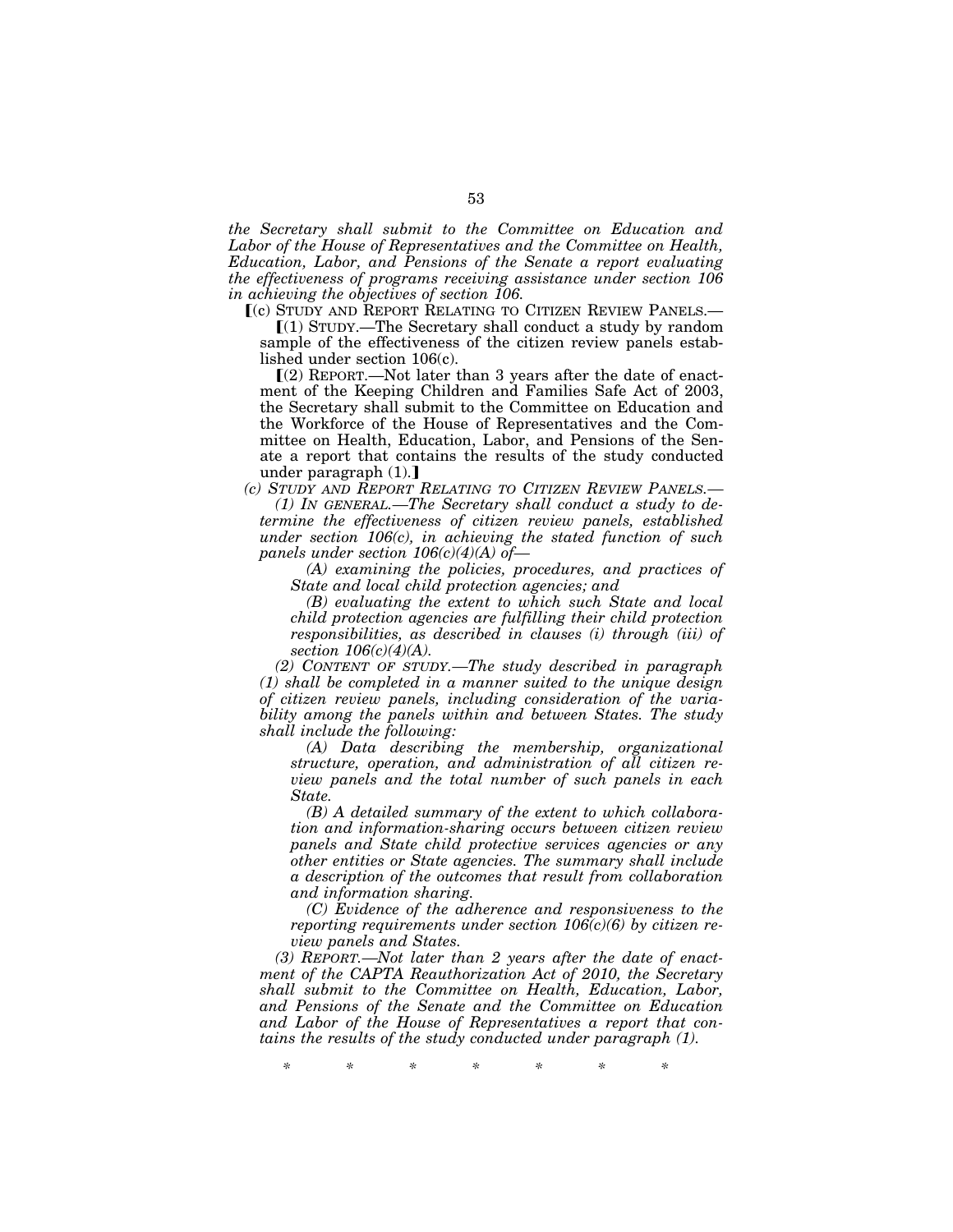*the Secretary shall submit to the Committee on Education and Labor of the House of Representatives and the Committee on Health, Education, Labor, and Pensions of the Senate a report evaluating the effectiveness of programs receiving assistance under section 106 in achieving the objectives of section 106.*

[(c) STUDY AND REPORT RELATING TO CITIZEN REVIEW PANELS.—

[(1) STUDY.—The Secretary shall conduct a study by random sample of the effectiveness of the citizen review panels established under section 106(c).

[(2) REPORT.—Not later than 3 years after the date of enactment of the Keeping Children and Families Safe Act of 2003, the Secretary shall submit to the Committee on Education and the Workforce of the House of Representatives and the Committee on Health, Education, Labor, and Pensions of the Senate a report that contains the results of the study conducted under paragraph (1).]

*(c) STUDY AND REPORT RELATING TO CITIZEN REVIEW PANELS.—*

*(1) IN GENERAL.—The Secretary shall conduct a study to determine the effectiveness of citizen review panels, established under section 106(c), in achieving the stated function of such panels under section 106(c)(4)(A) of—*

*(A) examining the policies, procedures, and practices of State and local child protection agencies; and*

*(B) evaluating the extent to which such State and local child protection agencies are fulfilling their child protection responsibilities, as described in clauses (i) through (iii) of section 106(c)(4)(A).*

*(2) CONTENT OF STUDY.—The study described in paragraph (1) shall be completed in a manner suited to the unique design of citizen review panels, including consideration of the variability among the panels within and between States. The study shall include the following:*

*(A) Data describing the membership, organizational structure, operation, and administration of all citizen review panels and the total number of such panels in each State.*

*(B) A detailed summary of the extent to which collaboration and information-sharing occurs between citizen review panels and State child protective services agencies or any other entities or State agencies. The summary shall include a description of the outcomes that result from collaboration and information sharing.*

*(C) Evidence of the adherence and responsiveness to the reporting requirements under section 106(c)(6) by citizen review panels and States.*

*(3) REPORT.—Not later than 2 years after the date of enactment of the CAPTA Reauthorization Act of 2010, the Secretary shall submit to the Committee on Health, Education, Labor, and Pensions of the Senate and the Committee on Education and Labor of the House of Representatives a report that contains the results of the study conducted under paragraph (1).*

\* \* \* \* \* \* \*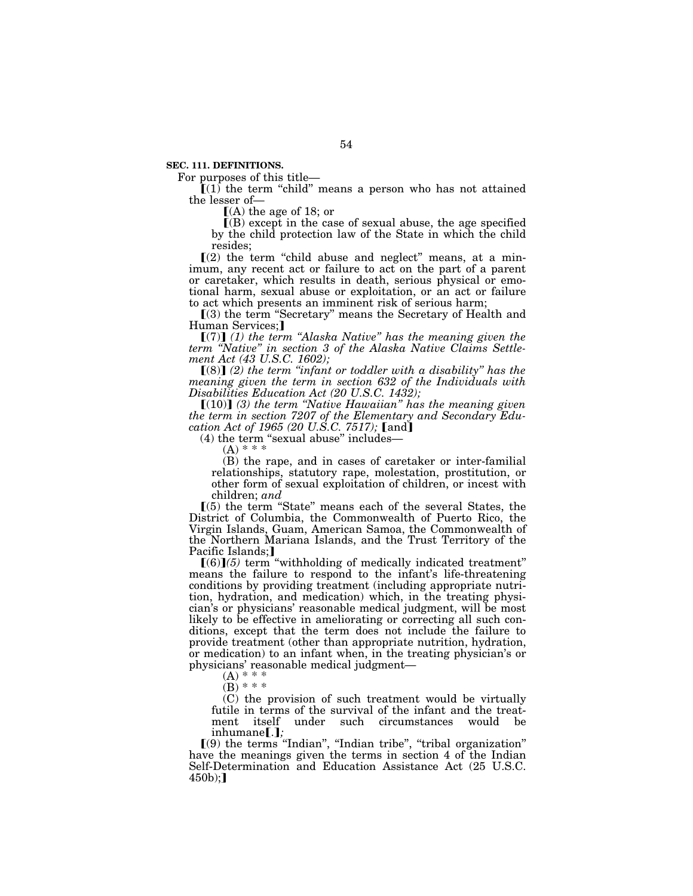**SEC. 111. DEFINITIONS.**

For purposes of this title—

⟦(1) the term "child" means a person who has not attained the lesser of—

⟦(A) the age of 18; or

⟦(B) except in the case of sexual abuse, the age specified by the child protection law of the State in which the child resides;

⟦(2) the term "child abuse and neglect" means, at a minimum, any recent act or failure to act on the part of a parent or caretaker, which results in death, serious physical or emotional harm, sexual abuse or exploitation, or an act or failure to act which presents an imminent risk of serious harm;

⟦(3) the term "Secretary" means the Secretary of Health and Human Services;⟧

⟦(7)⟧ *(1) the term "Alaska Native" has the meaning given the term "Native" in section 3 of the Alaska Native Claims Settlement Act (43 U.S.C. 1602);*

⟦(8)⟧ *(2) the term "infant or toddler with a disability" has the meaning given the term in section 632 of the Individuals with Disabilities Education Act (20 U.S.C. 1432);*

⟦(10)⟧ *(3) the term "Native Hawaiian" has the meaning given the term in section 7207 of the Elementary and Secondary Education Act of 1965 (20 U.S.C. 7517);* ⟦and⟧

(4) the term "sexual abuse" includes—

(A) * * *

(B) the rape, and in cases of caretaker or inter-familial relationships, statutory rape, molestation, prostitution, or other form of sexual exploitation of children, or incest with children; *and*

⟦(5) the term "State" means each of the several States, the District of Columbia, the Commonwealth of Puerto Rico, the Virgin Islands, Guam, American Samoa, the Commonwealth of the Northern Mariana Islands, and the Trust Territory of the Pacific Islands;⟧

⟦(6)⟧*(5)* term "withholding of medically indicated treatment" means the failure to respond to the infant's life-threatening conditions by providing treatment (including appropriate nutrition, hydration, and medication) which, in the treating physician's or physicians' reasonable medical judgment, will be most likely to be effective in ameliorating or correcting all such conditions, except that the term does not include the failure to provide treatment (other than appropriate nutrition, hydration, or medication) to an infant when, in the treating physician's or physicians' reasonable medical judgment—

(A) * * *

(B) * * *

(C) the provision of such treatment would be virtually futile in terms of the survival of the infant and the treatment itself under such circumstances would be inhumane⟦.⟧*;*

⟦(9) the terms "Indian", "Indian tribe", "tribal organization" have the meanings given the terms in section 4 of the Indian Self-Determination and Education Assistance Act (25 U.S.C. 450b);⟧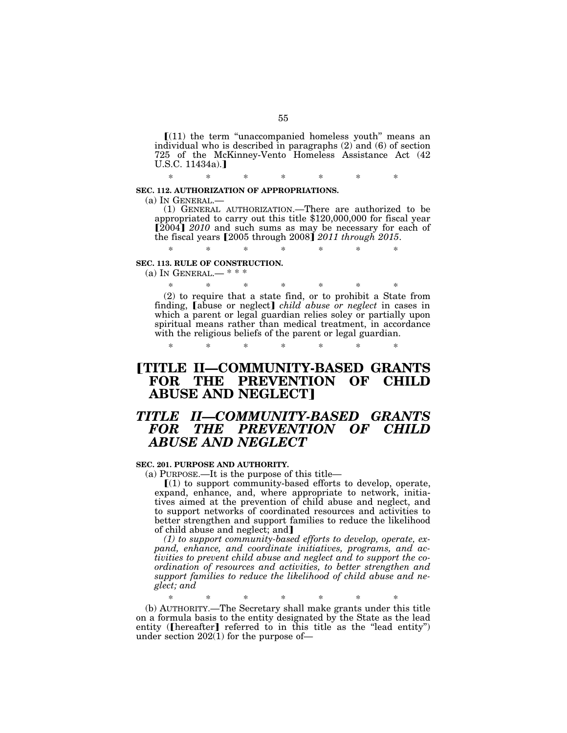【(11) the term "unaccompanied homeless youth" means an individual who is described in paragraphs (2) and (6) of section 725 of the McKinney-Vento Homeless Assistance Act (42 U.S.C. 11434a).】

\* \* \* \* \* \* \*

**SEC. 112. AUTHORIZATION OF APPROPRIATIONS.**

(a) IN GENERAL.—

(1) GENERAL AUTHORIZATION.—There are authorized to be appropriated to carry out this title $120,000,000 for fiscal year 【2004】 *2010* and such sums as may be necessary for each of the fiscal years 【2005 through 2008】 *2011 through 2015*.

\* \* \* \* \* \* \*

**SEC. 113. RULE OF CONSTRUCTION.**

(a) IN GENERAL.— \* \* \*

\* \* \* \* \* \* \*

(2) to require that a state find, or to prohibit a State from finding, 【abuse or neglect】 *child abuse or neglect* in cases in which a parent or legal guardian relies soley or partially upon spiritual means rather than medical treatment, in accordance with the religious beliefs of the parent or legal guardian.

\* \* \* \* \* \* \*

# 【TITLE II—COMMUNITY-BASED GRANTS FOR THE PREVENTION OF CHILD ABUSE AND NEGLECT】

# *TITLE II—COMMUNITY-BASED GRANTS FOR THE PREVENTION OF CHILD ABUSE AND NEGLECT*

**SEC. 201. PURPOSE AND AUTHORITY.**

(a) PURPOSE.—It is the purpose of this title—

【(1) to support community-based efforts to develop, operate, expand, enhance, and, where appropriate to network, initiatives aimed at the prevention of child abuse and neglect, and to support networks of coordinated resources and activities to better strengthen and support families to reduce the likelihood of child abuse and neglect; and】

*(1) to support community-based efforts to develop, operate, expand, enhance, and coordinate initiatives, programs, and activities to prevent child abuse and neglect and to support the coordination of resources and activities, to better strengthen and support families to reduce the likelihood of child abuse and neglect; and*

\* \* \* \* \* \* \*

(b) AUTHORITY.—The Secretary shall make grants under this title on a formula basis to the entity designated by the State as the lead entity (【hereafter】 referred to in this title as the "lead entity") under section 202(1) for the purpose of—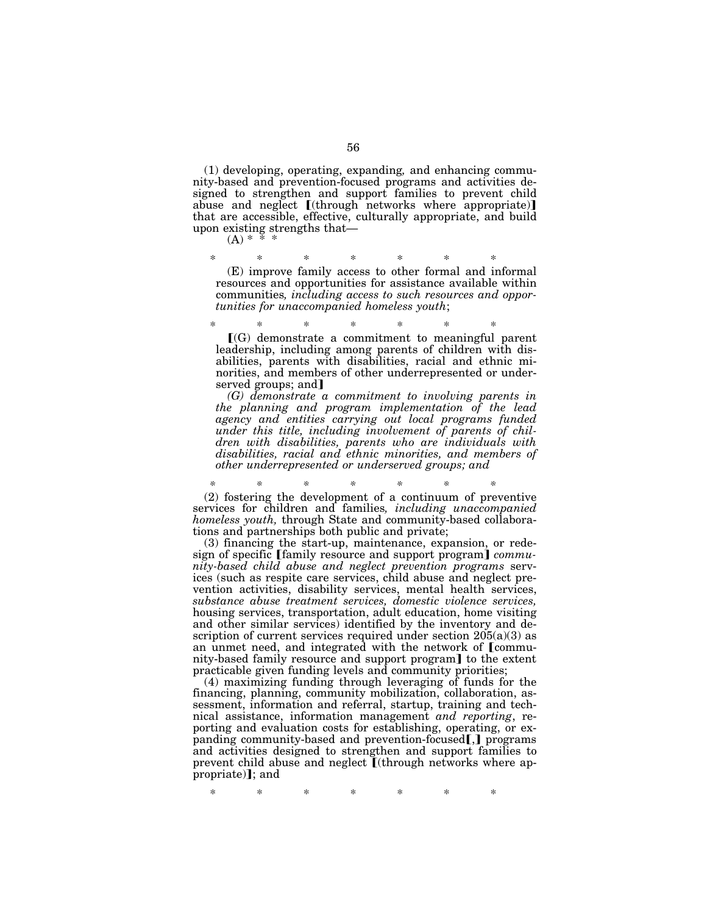(1) developing, operating, expanding, and enhancing community-based and prevention-focused programs and activities designed to strengthen and support families to prevent child abuse and neglect 【(through networks where appropriate)】 that are accessible, effective, culturally appropriate, and build upon existing strengths that—

(A) * * *

\* \* \* \* \* \* \*

(E) improve family access to other formal and informal resources and opportunities for assistance available within communities*, including access to such resources and opportunities for unaccompanied homeless youth*;

\* \* \* \* \* \* \*

【(G) demonstrate a commitment to meaningful parent leadership, including among parents of children with disabilities, parents with disabilities, racial and ethnic minorities, and members of other underrepresented or underserved groups; and】

*(G) demonstrate a commitment to involving parents in the planning and program implementation of the lead agency and entities carrying out local programs funded under this title, including involvement of parents of children with disabilities, parents who are individuals with disabilities, racial and ethnic minorities, and members of other underrepresented or underserved groups; and*

\* \* \* \* \* \* \*

(2) fostering the development of a continuum of preventive services for children and families*, including unaccompanied homeless youth,* through State and community-based collaborations and partnerships both public and private;

(3) financing the start-up, maintenance, expansion, or redesign of specific 【family resource and support program】 *community-based child abuse and neglect prevention programs* services (such as respite care services, child abuse and neglect prevention activities, disability services, mental health services, *substance abuse treatment services, domestic violence services,* housing services, transportation, adult education, home visiting and other similar services) identified by the inventory and description of current services required under section 205(a)(3) as an unmet need, and integrated with the network of 【community-based family resource and support program】 to the extent practicable given funding levels and community priorities;

(4) maximizing funding through leveraging of funds for the financing, planning, community mobilization, collaboration, assessment, information and referral, startup, training and technical assistance, information management *and reporting*, reporting and evaluation costs for establishing, operating, or expanding community-based and prevention-focused【,】 programs and activities designed to strengthen and support families to prevent child abuse and neglect 【(through networks where appropriate)】; and

\* \* \* \* \* \* \*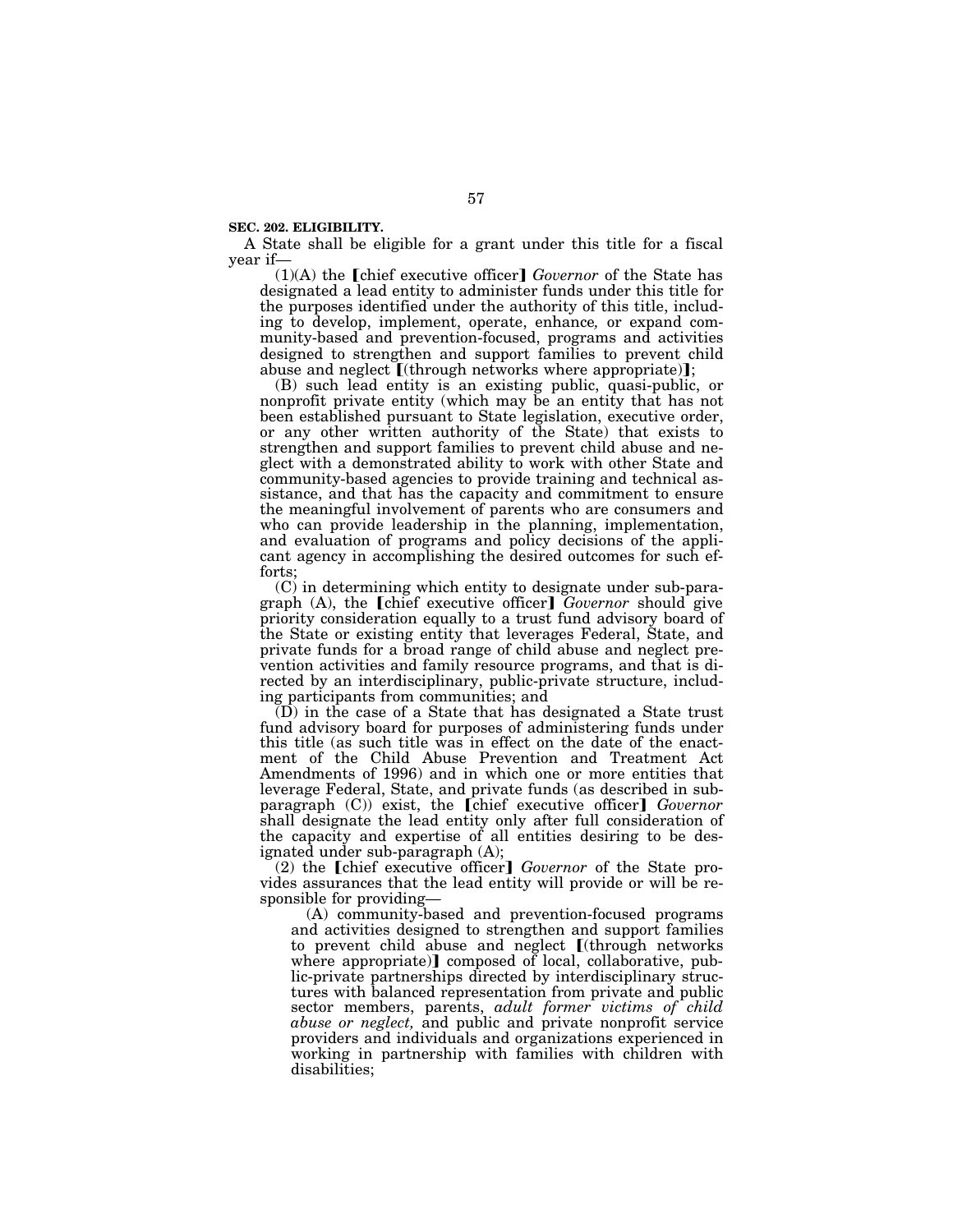**SEC. 202. ELIGIBILITY.**

A State shall be eligible for a grant under this title for a fiscal year if—

(1)(A) the ⟦chief executive officer⟧ *Governor* of the State has designated a lead entity to administer funds under this title for the purposes identified under the authority of this title, including to develop, implement, operate, enhance*,* or expand community-based and prevention-focused, programs and activities designed to strengthen and support families to prevent child abuse and neglect ⟦(through networks where appropriate)⟧;

(B) such lead entity is an existing public, quasi-public, or nonprofit private entity (which may be an entity that has not been established pursuant to State legislation, executive order, or any other written authority of the State) that exists to strengthen and support families to prevent child abuse and neglect with a demonstrated ability to work with other State and community-based agencies to provide training and technical assistance, and that has the capacity and commitment to ensure the meaningful involvement of parents who are consumers and who can provide leadership in the planning, implementation, and evaluation of programs and policy decisions of the applicant agency in accomplishing the desired outcomes for such efforts;

(C) in determining which entity to designate under sub-paragraph (A), the ⟦chief executive officer⟧ *Governor* should give priority consideration equally to a trust fund advisory board of the State or existing entity that leverages Federal, State, and private funds for a broad range of child abuse and neglect prevention activities and family resource programs, and that is directed by an interdisciplinary, public-private structure, including participants from communities; and

(D) in the case of a State that has designated a State trust fund advisory board for purposes of administering funds under this title (as such title was in effect on the date of the enactment of the Child Abuse Prevention and Treatment Act Amendments of 1996) and in which one or more entities that leverage Federal, State, and private funds (as described in sub-paragraph (C)) exist, the ⟦chief executive officer⟧ *Governor* shall designate the lead entity only after full consideration of the capacity and expertise of all entities desiring to be designated under sub-paragraph (A);

(2) the ⟦chief executive officer⟧ *Governor* of the State provides assurances that the lead entity will provide or will be responsible for providing—

(A) community-based and prevention-focused programs and activities designed to strengthen and support families to prevent child abuse and neglect ⟦(through networks where appropriate)⟧ composed of local, collaborative, public-private partnerships directed by interdisciplinary structures with balanced representation from private and public sector members, parents, *adult former victims of child abuse or neglect,* and public and private nonprofit service providers and individuals and organizations experienced in working in partnership with families with children with disabilities;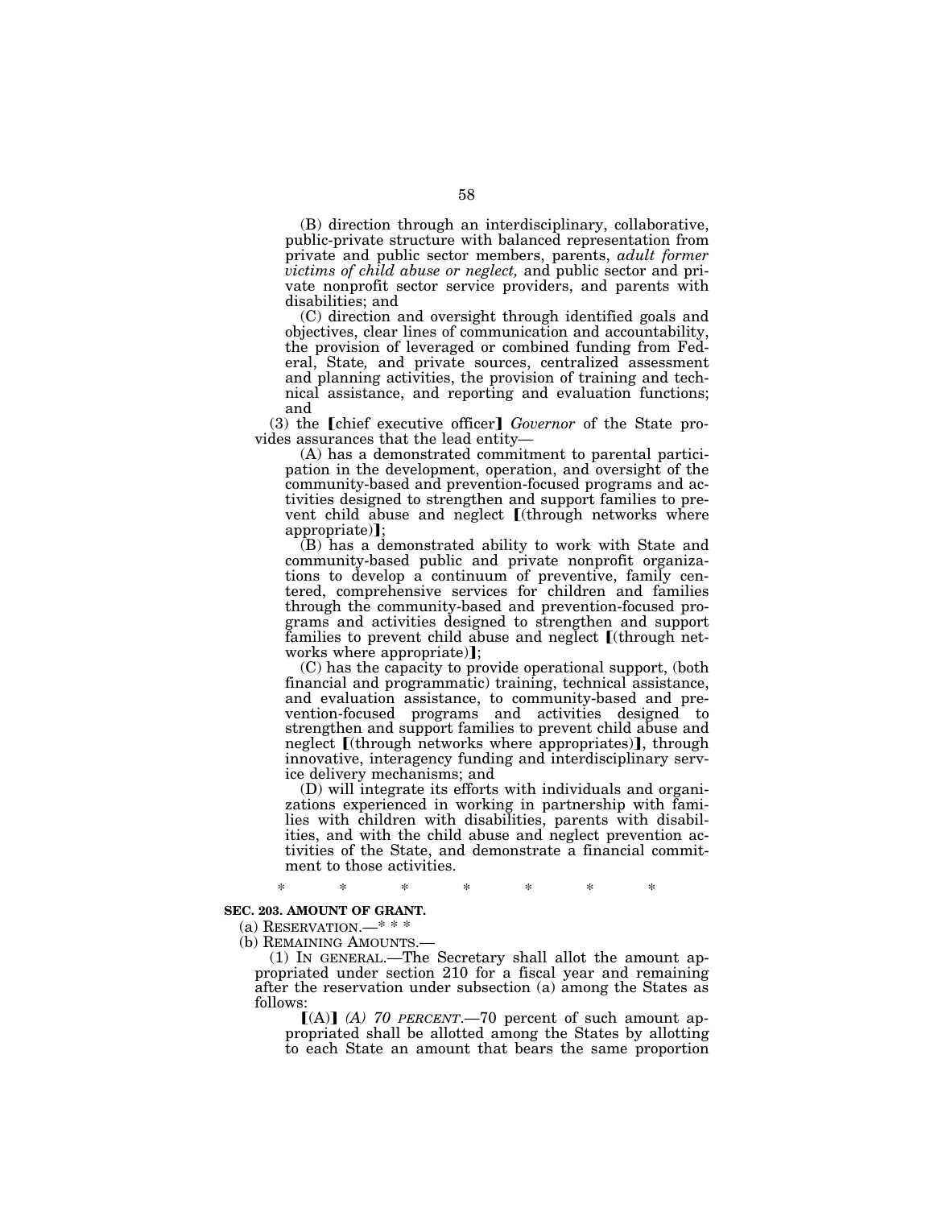(B) direction through an interdisciplinary, collaborative, public-private structure with balanced representation from private and public sector members, parents, *adult former victims of child abuse or neglect,* and public sector and private nonprofit sector service providers, and parents with disabilities; and

(C) direction and oversight through identified goals and objectives, clear lines of communication and accountability, the provision of leveraged or combined funding from Federal, State*,* and private sources, centralized assessment and planning activities, the provision of training and technical assistance, and reporting and evaluation functions; and

(3) the ⟦chief executive officer⟧ *Governor* of the State provides assurances that the lead entity—

(A) has a demonstrated commitment to parental participation in the development, operation, and oversight of the community-based and prevention-focused programs and activities designed to strengthen and support families to prevent child abuse and neglect ⟦(through networks where appropriate)⟧;

(B) has a demonstrated ability to work with State and community-based public and private nonprofit organizations to develop a continuum of preventive, family centered, comprehensive services for children and families through the community-based and prevention-focused programs and activities designed to strengthen and support families to prevent child abuse and neglect ⟦(through networks where appropriate)⟧;

(C) has the capacity to provide operational support, (both financial and programmatic) training, technical assistance, and evaluation assistance, to community-based and prevention-focused programs and activities designed to strengthen and support families to prevent child abuse and neglect ⟦(through networks where appropriates)⟧, through innovative, interagency funding and interdisciplinary service delivery mechanisms; and

(D) will integrate its efforts with individuals and organizations experienced in working in partnership with families with children with disabilities, parents with disabilities, and with the child abuse and neglect prevention activities of the State, and demonstrate a financial commitment to those activities.

\* \* \* \* \* \* \*

**SEC. 203. AMOUNT OF GRANT.**

(a) RESERVATION.—\* \* \*

(b) REMAINING AMOUNTS.—

(1) IN GENERAL.—The Secretary shall allot the amount appropriated under section 210 for a fiscal year and remaining after the reservation under subsection (a) among the States as follows:

⟦(A)⟧ *(A) 70 PERCENT.*—70 percent of such amount appropriated shall be allotted among the States by allotting to each State an amount that bears the same proportion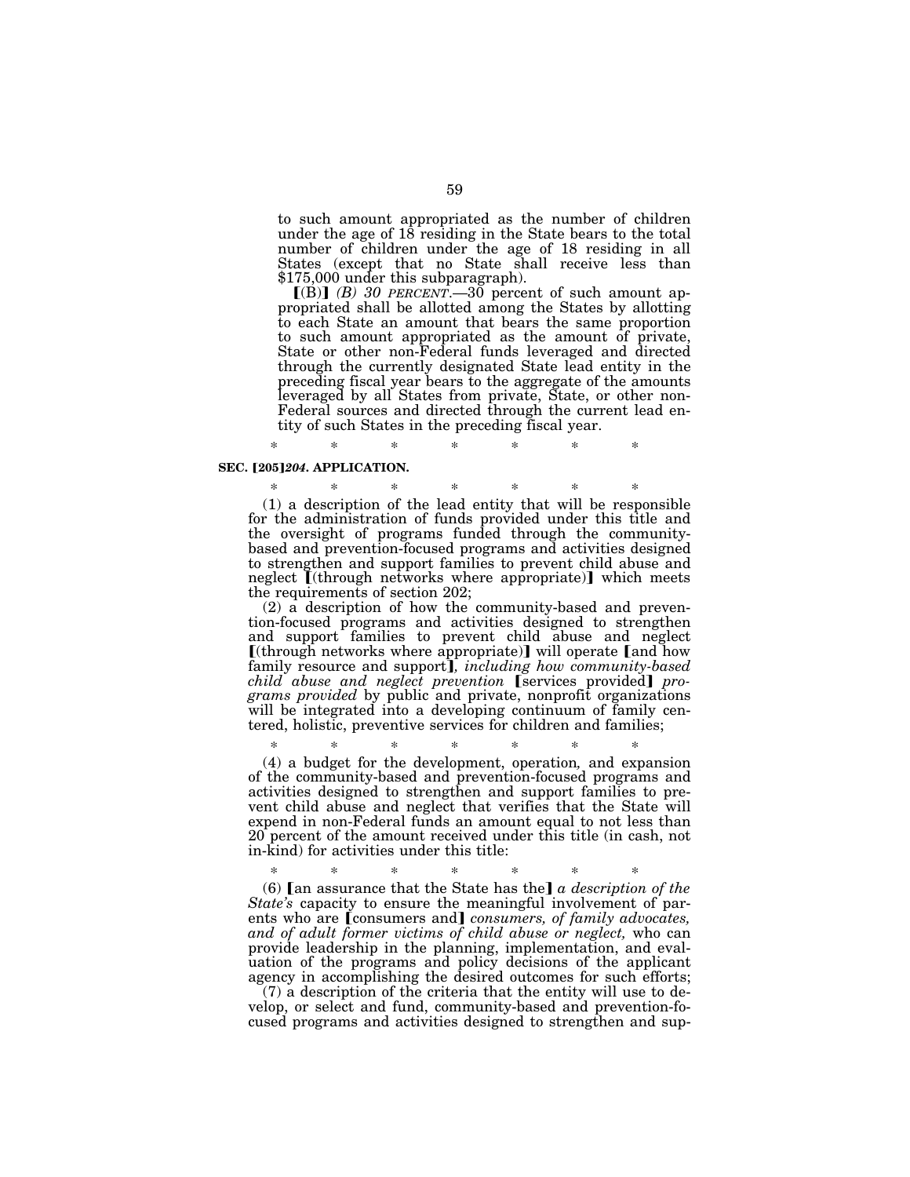to such amount appropriated as the number of children under the age of 18 residing in the State bears to the total number of children under the age of 18 residing in all States (except that no State shall receive less than $175,000 under this subparagraph).

【(B)】 *(B) 30 PERCENT.*—30 percent of such amount appropriated shall be allotted among the States by allotting to each State an amount that bears the same proportion to such amount appropriated as the amount of private, State or other non-Federal funds leveraged and directed through the currently designated State lead entity in the preceding fiscal year bears to the aggregate of the amounts leveraged by all States from private, State, or other non-Federal sources and directed through the current lead entity of such States in the preceding fiscal year.

\* \* \* \* \* \* \*

**SEC. 【205】*204*. APPLICATION.**

\* \* \* \* \* \* \*

(1) a description of the lead entity that will be responsible for the administration of funds provided under this title and the oversight of programs funded through the community-based and prevention-focused programs and activities designed to strengthen and support families to prevent child abuse and neglect 【(through networks where appropriate)】 which meets the requirements of section 202;

(2) a description of how the community-based and prevention-focused programs and activities designed to strengthen and support families to prevent child abuse and neglect 【(through networks where appropriate)】 will operate 【and how family resource and support】*, including how community-based child abuse and neglect prevention* 【services provided】 *programs provided* by public and private, nonprofit organizations will be integrated into a developing continuum of family centered, holistic, preventive services for children and families;

\* \* \* \* \* \* \*

(4) a budget for the development, operation, and expansion of the community-based and prevention-focused programs and activities designed to strengthen and support families to prevent child abuse and neglect that verifies that the State will expend in non-Federal funds an amount equal to not less than 20 percent of the amount received under this title (in cash, not in-kind) for activities under this title:

\* \* \* \* \* \* \*

(6) 【an assurance that the State has the】 *a description of the State's* capacity to ensure the meaningful involvement of parents who are 【consumers and】 *consumers, of family advocates, and of adult former victims of child abuse or neglect,* who can provide leadership in the planning, implementation, and evaluation of the programs and policy decisions of the applicant agency in accomplishing the desired outcomes for such efforts;

(7) a description of the criteria that the entity will use to develop, or select and fund, community-based and prevention-focused programs and activities designed to strengthen and sup-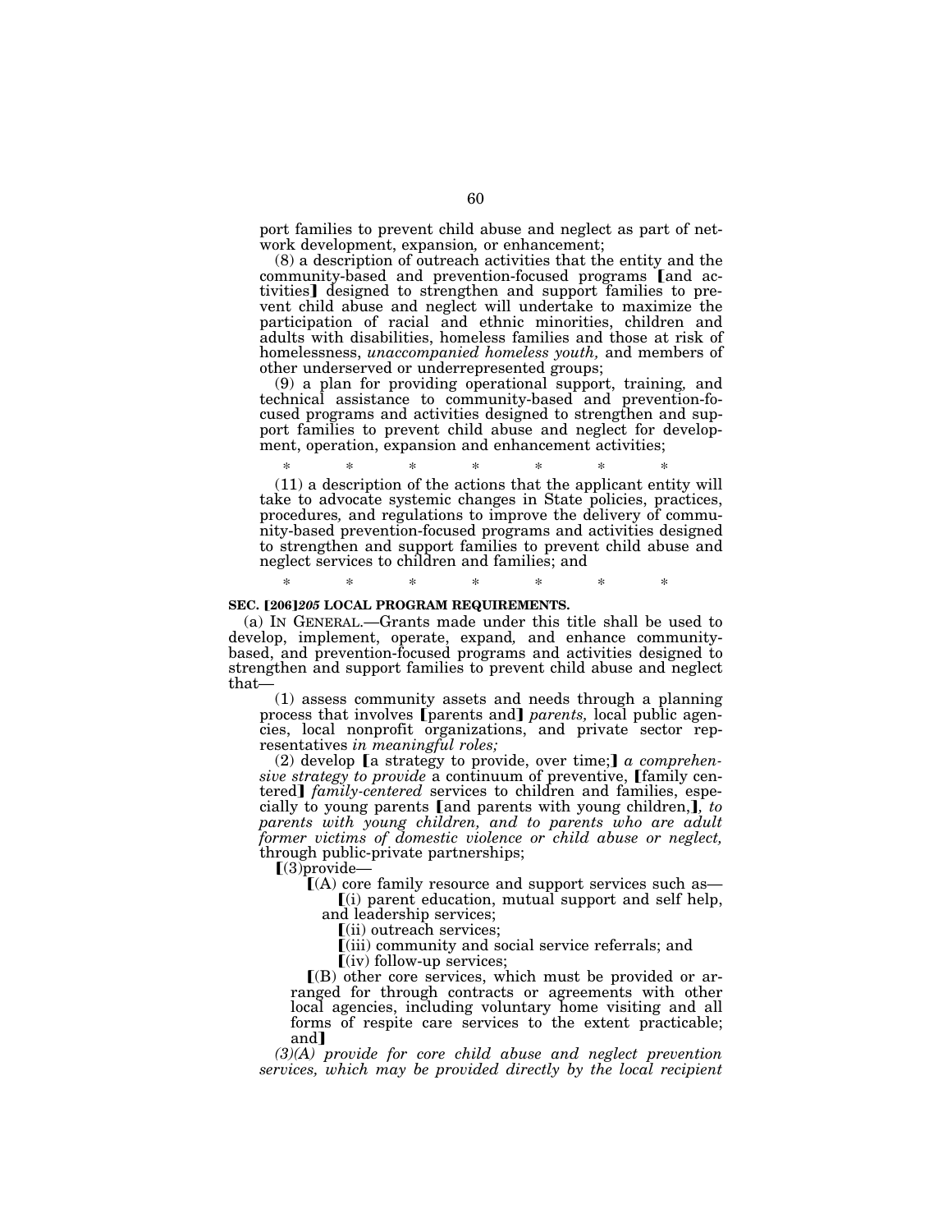port families to prevent child abuse and neglect as part of network development, expansion, or enhancement;

(8) a description of outreach activities that the entity and the community-based and prevention-focused programs ⟦and activities⟧ designed to strengthen and support families to prevent child abuse and neglect will undertake to maximize the participation of racial and ethnic minorities, children and adults with disabilities, homeless families and those at risk of homelessness, *unaccompanied homeless youth,* and members of other underserved or underrepresented groups;

(9) a plan for providing operational support, training, and technical assistance to community-based and prevention-focused programs and activities designed to strengthen and support families to prevent child abuse and neglect for development, operation, expansion and enhancement activities;

\* \* \* \* \* \* \*

(11) a description of the actions that the applicant entity will take to advocate systemic changes in State policies, practices, procedures, and regulations to improve the delivery of community-based prevention-focused programs and activities designed to strengthen and support families to prevent child abuse and neglect services to children and families; and

\* \* \* \* \* \* \*

**SEC. ⟦206⟧*205* LOCAL PROGRAM REQUIREMENTS.**

(a) IN GENERAL.—Grants made under this title shall be used to develop, implement, operate, expand, and enhance community-based, and prevention-focused programs and activities designed to strengthen and support families to prevent child abuse and neglect that—

(1) assess community assets and needs through a planning process that involves ⟦parents and⟧ *parents,* local public agencies, local nonprofit organizations, and private sector representatives *in meaningful roles;*

(2) develop ⟦a strategy to provide, over time;⟧ *a comprehensive strategy to provide* a continuum of preventive, ⟦family centered⟧ *family-centered* services to children and families, especially to young parents ⟦and parents with young children,⟧, *to parents with young children, and to parents who are adult former victims of domestic violence or child abuse or neglect,* through public-private partnerships;

⟦(3)provide—

⟦(A) core family resource and support services such as—

⟦(i) parent education, mutual support and self help, and leadership services;

⟦(ii) outreach services;

⟦(iii) community and social service referrals; and

⟦(iv) follow-up services;

⟦(B) other core services, which must be provided or arranged for through contracts or agreements with other local agencies, including voluntary home visiting and all forms of respite care services to the extent practicable; and⟧

*(3)(A) provide for core child abuse and neglect prevention services, which may be provided directly by the local recipient*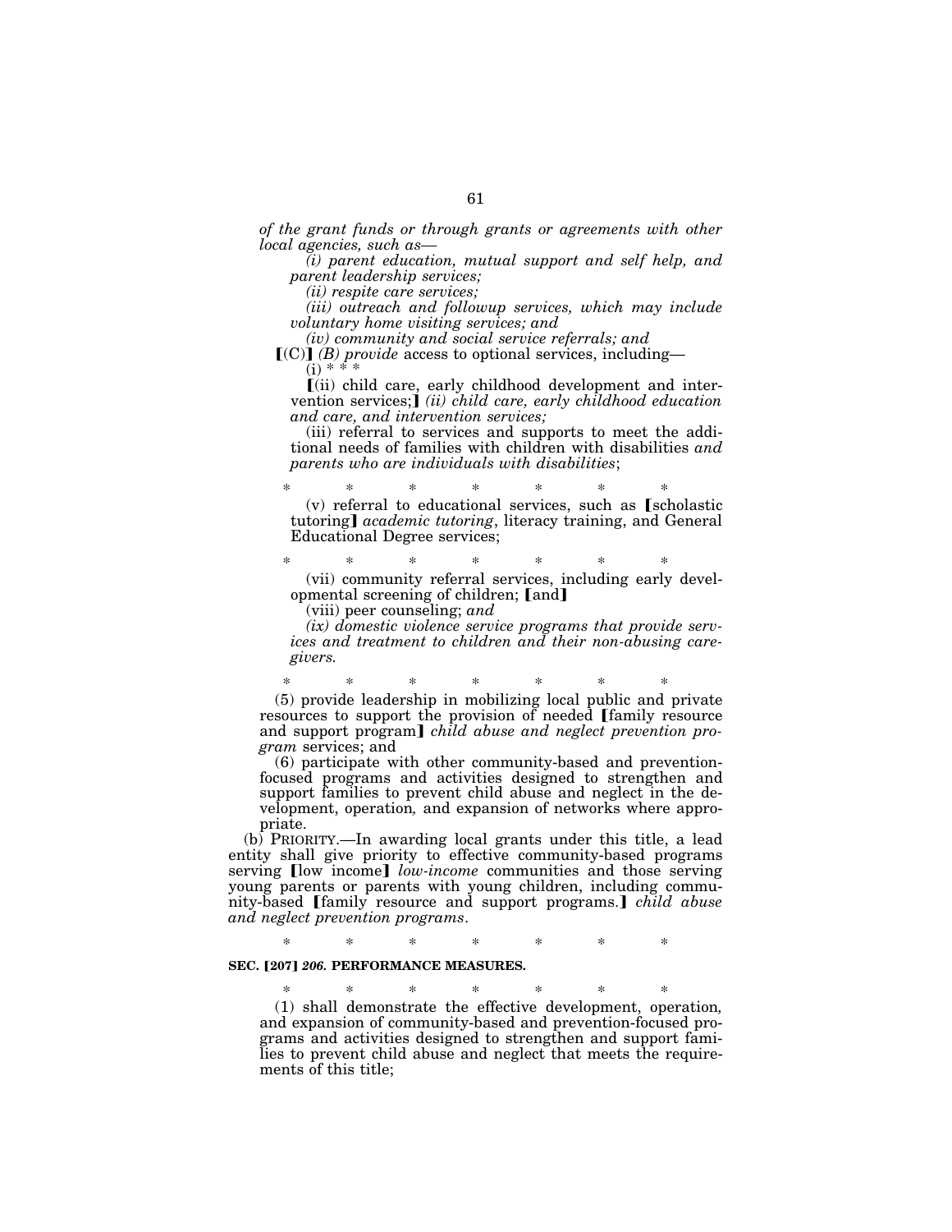*of the grant funds or through grants or agreements with other local agencies, such as—*

*(i) parent education, mutual support and self help, and parent leadership services;*

*(ii) respite care services;*

*(iii) outreach and followup services, which may include voluntary home visiting services; and*

*(iv) community and social service referrals; and*

【(C)】 *(B) provide* access to optional services, including—

(i) * * *

【(ii) child care, early childhood development and intervention services;】 *(ii) child care, early childhood education and care, and intervention services;*

(iii) referral to services and supports to meet the additional needs of families with children with disabilities *and parents who are individuals with disabilities*;

\* \* \* \* \* \* \*

(v) referral to educational services, such as 【scholastic tutoring】 *academic tutoring*, literacy training, and General Educational Degree services;

\* \* \* \* \* \* \*

(vii) community referral services, including early developmental screening of children; 【and】

(viii) peer counseling; *and*

*(ix) domestic violence service programs that provide services and treatment to children and their non-abusing caregivers.*

\* \* \* \* \* \* \*

(5) provide leadership in mobilizing local public and private resources to support the provision of needed 【family resource and support program】 *child abuse and neglect prevention program* services; and

(6) participate with other community-based and prevention-focused programs and activities designed to strengthen and support families to prevent child abuse and neglect in the development, operation, and expansion of networks where appropriate.

(b) PRIORITY.—In awarding local grants under this title, a lead entity shall give priority to effective community-based programs serving 【low income】 *low-income* communities and those serving young parents or parents with young children, including community-based 【family resource and support programs.】 *child abuse and neglect prevention programs*.

\* \* \* \* \* \* \*

**SEC. 【207】 *206.* PERFORMANCE MEASURES.**

\* \* \* \* \* \* \*

(1) shall demonstrate the effective development, operation, and expansion of community-based and prevention-focused programs and activities designed to strengthen and support families to prevent child abuse and neglect that meets the requirements of this title;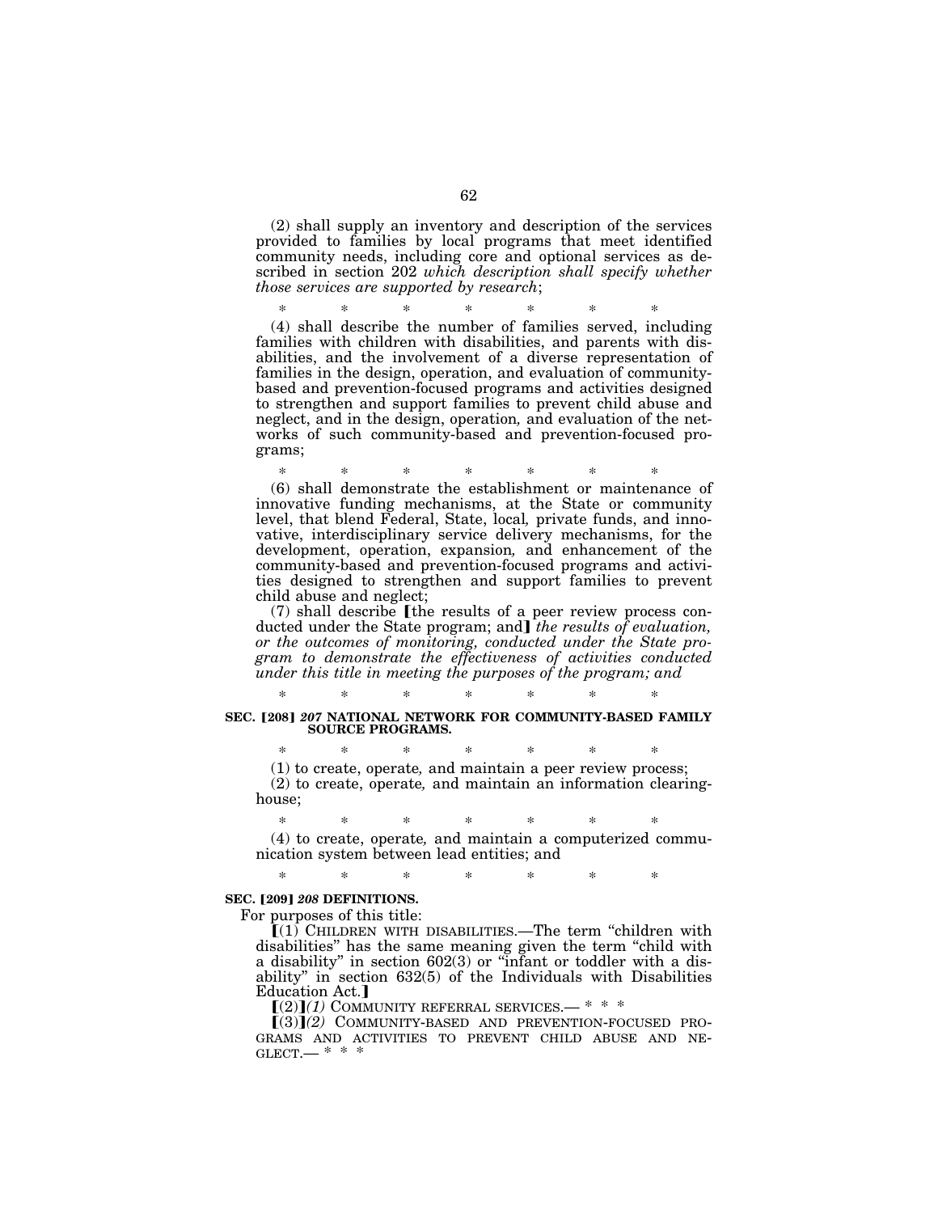(2) shall supply an inventory and description of the services provided to families by local programs that meet identified community needs, including core and optional services as described in section 202 *which description shall specify whether those services are supported by research*;

\* \* \* \* \* \* \*

(4) shall describe the number of families served, including families with children with disabilities, and parents with disabilities, and the involvement of a diverse representation of families in the design, operation, and evaluation of community-based and prevention-focused programs and activities designed to strengthen and support families to prevent child abuse and neglect, and in the design, operation*,* and evaluation of the networks of such community-based and prevention-focused programs;

\* \* \* \* \* \* \*

(6) shall demonstrate the establishment or maintenance of innovative funding mechanisms, at the State or community level, that blend Federal, State, local*,* private funds, and innovative, interdisciplinary service delivery mechanisms, for the development, operation, expansion*,* and enhancement of the community-based and prevention-focused programs and activities designed to strengthen and support families to prevent child abuse and neglect;

(7) shall describe [the results of a peer review process conducted under the State program; and] *the results of evaluation, or the outcomes of monitoring, conducted under the State program to demonstrate the effectiveness of activities conducted under this title in meeting the purposes of the program; and*

\* \* \* \* \* \* \*

**SEC. [208] *207* NATIONAL NETWORK FOR COMMUNITY-BASED FAMILY SOURCE PROGRAMS.**

\* \* \* \* \* \* \*

(1) to create, operate*,* and maintain a peer review process;

(2) to create, operate*,* and maintain an information clearinghouse;

\* \* \* \* \* \* \*

(4) to create, operate*,* and maintain a computerized communication system between lead entities; and

\* \* \* \* \* \* \*

**SEC. [209] *208* DEFINITIONS.**

For purposes of this title:

[(1) CHILDREN WITH DISABILITIES.—The term "children with disabilities" has the same meaning given the term "child with a disability" in section 602(3) or "infant or toddler with a disability" in section 632(5) of the Individuals with Disabilities Education Act.]

[(2)]*(1)* COMMUNITY REFERRAL SERVICES.— \* \* \*

[(3)]*(2)* COMMUNITY-BASED AND PREVENTION-FOCUSED PROGRAMS AND ACTIVITIES TO PREVENT CHILD ABUSE AND NEGLECT.— \* \* \*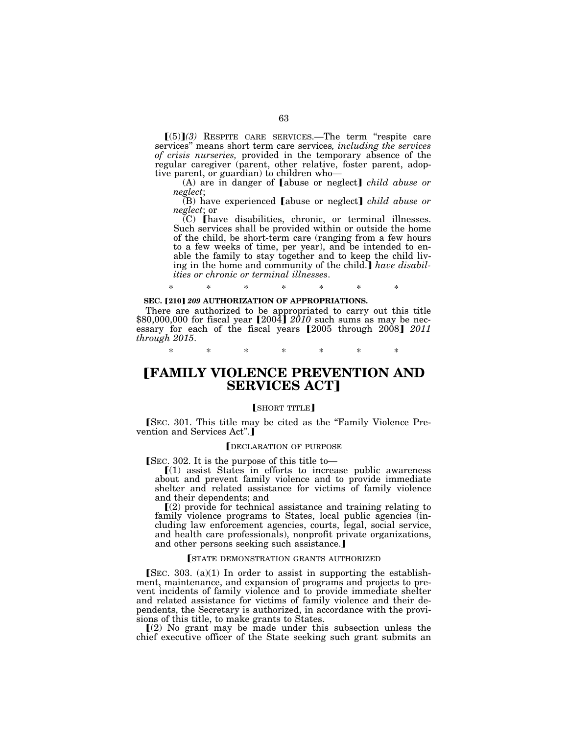⟦(5)⟧*(3)* RESPITE CARE SERVICES.—The term "respite care services" means short term care services*, including the services of crisis nurseries,* provided in the temporary absence of the regular caregiver (parent, other relative, foster parent, adoptive parent, or guardian) to children who—

(A) are in danger of ⟦abuse or neglect⟧ *child abuse or neglect*;

(B) have experienced ⟦abuse or neglect⟧ *child abuse or neglect*; or

(C) ⟦have disabilities, chronic, or terminal illnesses. Such services shall be provided within or outside the home of the child, be short-term care (ranging from a few hours to a few weeks of time, per year), and be intended to enable the family to stay together and to keep the child living in the home and community of the child.⟧ *have disabilities or chronic or terminal illnesses*.

\* \* \* \* \* \* \*

**SEC. ⟦210⟧ *209* AUTHORIZATION OF APPROPRIATIONS.**

There are authorized to be appropriated to carry out this title $80,000,000 for fiscal year ⟦2004⟧ *2010* such sums as may be necessary for each of the fiscal years ⟦2005 through 2008⟧ *2011 through 2015*.

\* \* \* \* \* \* \*

# ⟦FAMILY VIOLENCE PREVENTION AND SERVICES ACT⟧

⟦SHORT TITLE⟧

⟦SEC. 301. This title may be cited as the "Family Violence Prevention and Services Act".⟧

⟦DECLARATION OF PURPOSE

⟦SEC. 302. It is the purpose of this title to—

⟦(1) assist States in efforts to increase public awareness about and prevent family violence and to provide immediate shelter and related assistance for victims of family violence and their dependents; and

⟦(2) provide for technical assistance and training relating to family violence programs to States, local public agencies (including law enforcement agencies, courts, legal, social service, and health care professionals), nonprofit private organizations, and other persons seeking such assistance.⟧

⟦STATE DEMONSTRATION GRANTS AUTHORIZED

⟦SEC. 303. (a)(1) In order to assist in supporting the establishment, maintenance, and expansion of programs and projects to prevent incidents of family violence and to provide immediate shelter and related assistance for victims of family violence and their dependents, the Secretary is authorized, in accordance with the provisions of this title, to make grants to States.

⟦(2) No grant may be made under this subsection unless the chief executive officer of the State seeking such grant submits an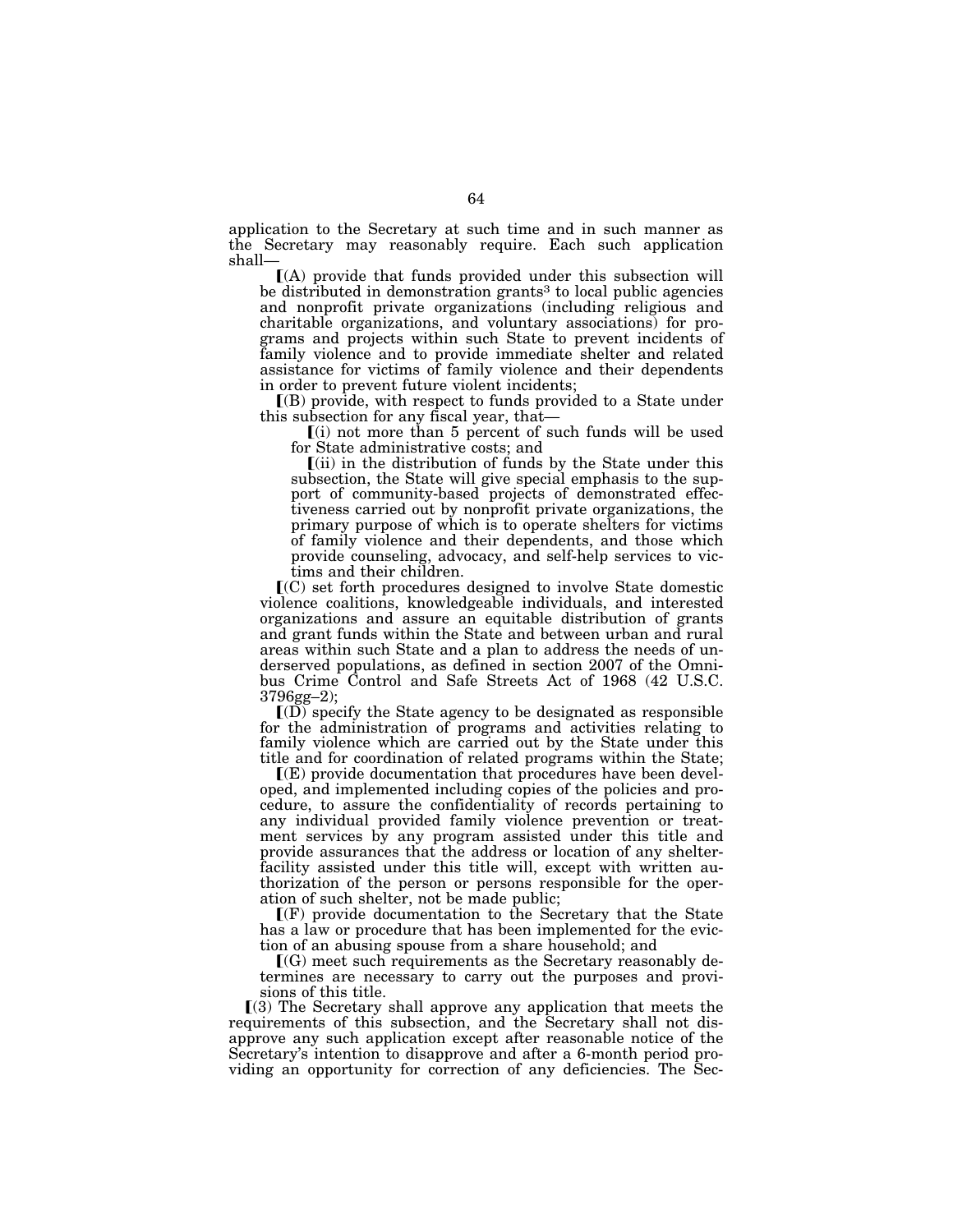application to the Secretary at such time and in such manner as the Secretary may reasonably require. Each such application shall—

⟦(A) provide that funds provided under this subsection will be distributed in demonstration grants[3] to local public agencies and nonprofit private organizations (including religious and charitable organizations, and voluntary associations) for programs and projects within such State to prevent incidents of family violence and to provide immediate shelter and related assistance for victims of family violence and their dependents in order to prevent future violent incidents;

⟦(B) provide, with respect to funds provided to a State under this subsection for any fiscal year, that—

⟦(i) not more than 5 percent of such funds will be used for State administrative costs; and

⟦(ii) in the distribution of funds by the State under this subsection, the State will give special emphasis to the support of community-based projects of demonstrated effectiveness carried out by nonprofit private organizations, the primary purpose of which is to operate shelters for victims of family violence and their dependents, and those which provide counseling, advocacy, and self-help services to victims and their children.

⟦(C) set forth procedures designed to involve State domestic violence coalitions, knowledgeable individuals, and interested organizations and assure an equitable distribution of grants and grant funds within the State and between urban and rural areas within such State and a plan to address the needs of underserved populations, as defined in section 2007 of the Omnibus Crime Control and Safe Streets Act of 1968 (42 U.S.C. 3796gg–2);

⟦(D) specify the State agency to be designated as responsible for the administration of programs and activities relating to family violence which are carried out by the State under this title and for coordination of related programs within the State;

⟦(E) provide documentation that procedures have been developed, and implemented including copies of the policies and procedure, to assure the confidentiality of records pertaining to any individual provided family violence prevention or treatment services by any program assisted under this title and provide assurances that the address or location of any shelter-facility assisted under this title will, except with written authorization of the person or persons responsible for the operation of such shelter, not be made public;

⟦(F) provide documentation to the Secretary that the State has a law or procedure that has been implemented for the eviction of an abusing spouse from a share household; and

⟦(G) meet such requirements as the Secretary reasonably determines are necessary to carry out the purposes and provisions of this title.

⟦(3) The Secretary shall approve any application that meets the requirements of this subsection, and the Secretary shall not disapprove any such application except after reasonable notice of the Secretary's intention to disapprove and after a 6-month period providing an opportunity for correction of any deficiencies. The Sec-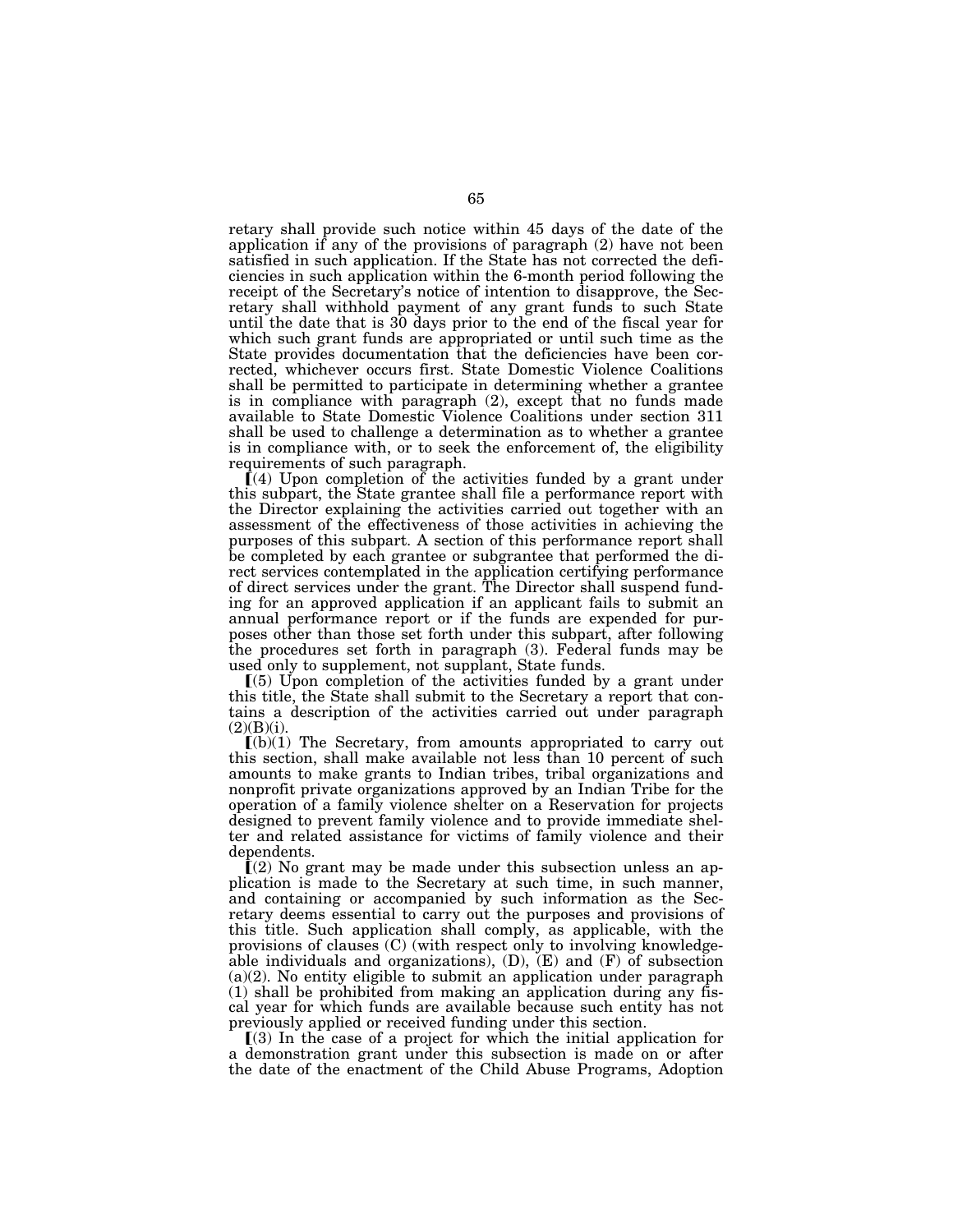retary shall provide such notice within 45 days of the date of the application if any of the provisions of paragraph (2) have not been satisfied in such application. If the State has not corrected the deficiencies in such application within the 6-month period following the receipt of the Secretary's notice of intention to disapprove, the Secretary shall withhold payment of any grant funds to such State until the date that is 30 days prior to the end of the fiscal year for which such grant funds are appropriated or until such time as the State provides documentation that the deficiencies have been corrected, whichever occurs first. State Domestic Violence Coalitions shall be permitted to participate in determining whether a grantee is in compliance with paragraph (2), except that no funds made available to State Domestic Violence Coalitions under section 311 shall be used to challenge a determination as to whether a grantee is in compliance with, or to seek the enforcement of, the eligibility requirements of such paragraph.

⟦(4) Upon completion of the activities funded by a grant under this subpart, the State grantee shall file a performance report with the Director explaining the activities carried out together with an assessment of the effectiveness of those activities in achieving the purposes of this subpart. A section of this performance report shall be completed by each grantee or subgrantee that performed the direct services contemplated in the application certifying performance of direct services under the grant. The Director shall suspend funding for an approved application if an applicant fails to submit an annual performance report or if the funds are expended for purposes other than those set forth under this subpart, after following the procedures set forth in paragraph (3). Federal funds may be used only to supplement, not supplant, State funds.

⟦(5) Upon completion of the activities funded by a grant under this title, the State shall submit to the Secretary a report that contains a description of the activities carried out under paragraph (2)(B)(i).

⟦(b)(1) The Secretary, from amounts appropriated to carry out this section, shall make available not less than 10 percent of such amounts to make grants to Indian tribes, tribal organizations and nonprofit private organizations approved by an Indian Tribe for the operation of a family violence shelter on a Reservation for projects designed to prevent family violence and to provide immediate shelter and related assistance for victims of family violence and their dependents.

⟦(2) No grant may be made under this subsection unless an application is made to the Secretary at such time, in such manner, and containing or accompanied by such information as the Secretary deems essential to carry out the purposes and provisions of this title. Such application shall comply, as applicable, with the provisions of clauses (C) (with respect only to involving knowledgeable individuals and organizations), (D), (E) and (F) of subsection (a)(2). No entity eligible to submit an application under paragraph (1) shall be prohibited from making an application during any fiscal year for which funds are available because such entity has not previously applied or received funding under this section.

⟦(3) In the case of a project for which the initial application for a demonstration grant under this subsection is made on or after the date of the enactment of the Child Abuse Programs, Adoption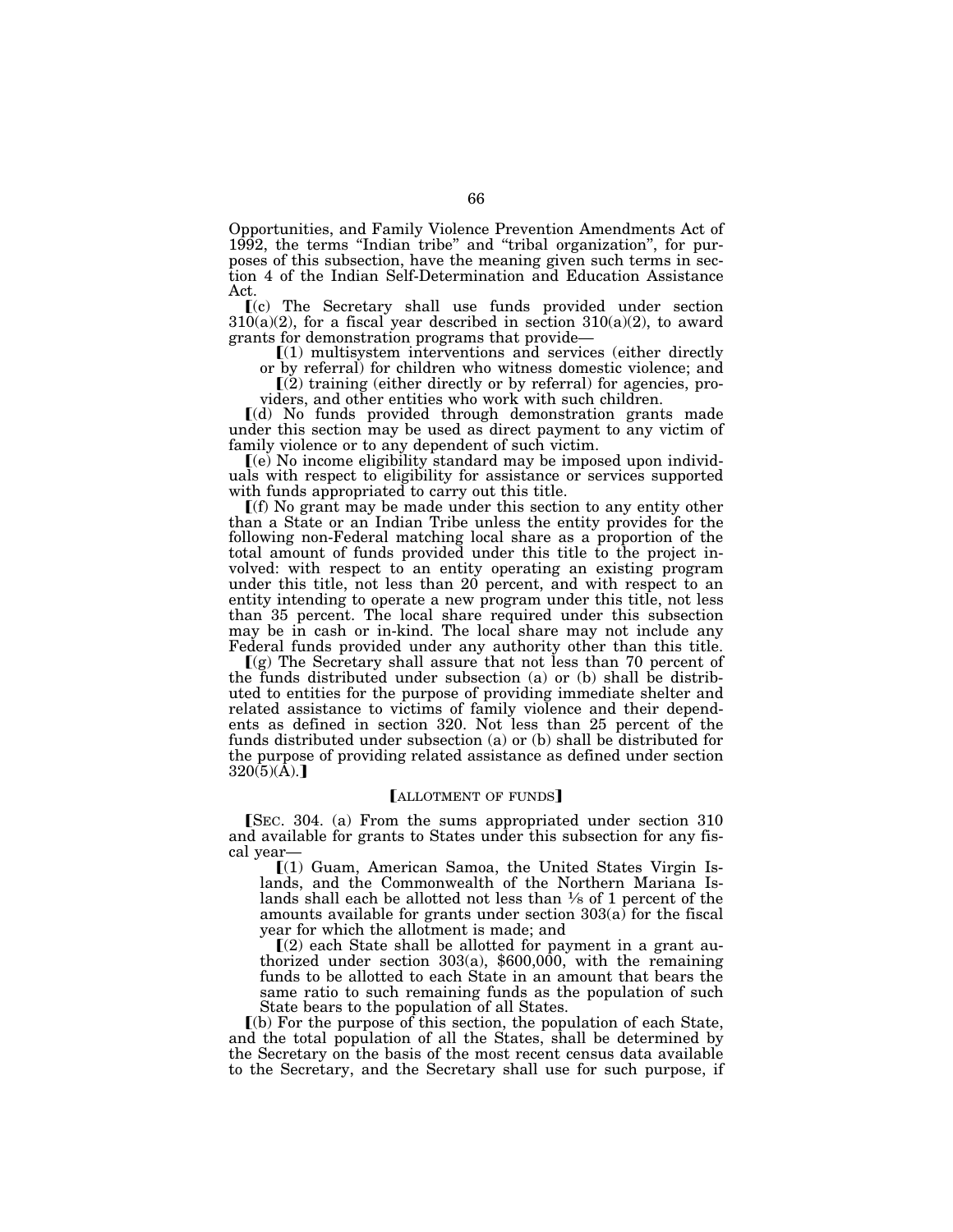Opportunities, and Family Violence Prevention Amendments Act of 1992, the terms "Indian tribe" and "tribal organization", for purposes of this subsection, have the meaning given such terms in section 4 of the Indian Self-Determination and Education Assistance Act.

【(c) The Secretary shall use funds provided under section 310(a)(2), for a fiscal year described in section 310(a)(2), to award grants for demonstration programs that provide—

【(1) multisystem interventions and services (either directly or by referral) for children who witness domestic violence; and

【(2) training (either directly or by referral) for agencies, providers, and other entities who work with such children.

【(d) No funds provided through demonstration grants made under this section may be used as direct payment to any victim of family violence or to any dependent of such victim.

【(e) No income eligibility standard may be imposed upon individuals with respect to eligibility for assistance or services supported with funds appropriated to carry out this title.

【(f) No grant may be made under this section to any entity other than a State or an Indian Tribe unless the entity provides for the following non-Federal matching local share as a proportion of the total amount of funds provided under this title to the project involved: with respect to an entity operating an existing program under this title, not less than 20 percent, and with respect to an entity intending to operate a new program under this title, not less than 35 percent. The local share required under this subsection may be in cash or in-kind. The local share may not include any Federal funds provided under any authority other than this title.

【(g) The Secretary shall assure that not less than 70 percent of the funds distributed under subsection (a) or (b) shall be distributed to entities for the purpose of providing immediate shelter and related assistance to victims of family violence and their dependents as defined in section 320. Not less than 25 percent of the funds distributed under subsection (a) or (b) shall be distributed for the purpose of providing related assistance as defined under section 320(5)(A).】

【ALLOTMENT OF FUNDS】

【SEC. 304. (a) From the sums appropriated under section 310 and available for grants to States under this subsection for any fiscal year—

【(1) Guam, American Samoa, the United States Virgin Islands, and the Commonwealth of the Northern Mariana Islands shall each be allotted not less than ⅛ of 1 percent of the amounts available for grants under section 303(a) for the fiscal year for which the allotment is made; and

【(2) each State shall be allotted for payment in a grant authorized under section 303(a), $600,000, with the remaining funds to be allotted to each State in an amount that bears the same ratio to such remaining funds as the population of such State bears to the population of all States.

【(b) For the purpose of this section, the population of each State, and the total population of all the States, shall be determined by the Secretary on the basis of the most recent census data available to the Secretary, and the Secretary shall use for such purpose, if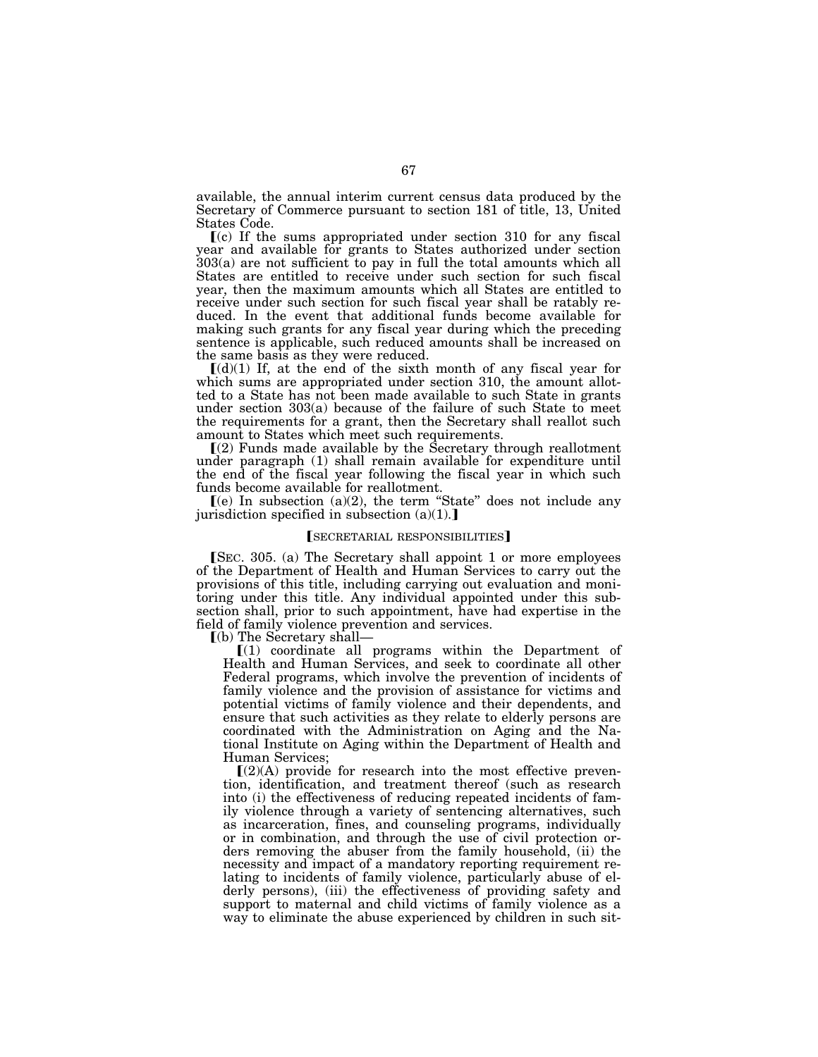available, the annual interim current census data produced by the Secretary of Commerce pursuant to section 181 of title, 13, United States Code.

【(c) If the sums appropriated under section 310 for any fiscal year and available for grants to States authorized under section 303(a) are not sufficient to pay in full the total amounts which all States are entitled to receive under such section for such fiscal year, then the maximum amounts which all States are entitled to receive under such section for such fiscal year shall be ratably reduced. In the event that additional funds become available for making such grants for any fiscal year during which the preceding sentence is applicable, such reduced amounts shall be increased on the same basis as they were reduced.

【(d)(1) If, at the end of the sixth month of any fiscal year for which sums are appropriated under section 310, the amount allotted to a State has not been made available to such State in grants under section 303(a) because of the failure of such State to meet the requirements for a grant, then the Secretary shall reallot such amount to States which meet such requirements.

【(2) Funds made available by the Secretary through reallotment under paragraph (1) shall remain available for expenditure until the end of the fiscal year following the fiscal year in which such funds become available for reallotment.

【(e) In subsection (a)(2), the term "State" does not include any jurisdiction specified in subsection (a)(1).】

【SECRETARIAL RESPONSIBILITIES】

【SEC. 305. (a) The Secretary shall appoint 1 or more employees of the Department of Health and Human Services to carry out the provisions of this title, including carrying out evaluation and monitoring under this title. Any individual appointed under this subsection shall, prior to such appointment, have had expertise in the field of family violence prevention and services.

【(b) The Secretary shall—

【(1) coordinate all programs within the Department of Health and Human Services, and seek to coordinate all other Federal programs, which involve the prevention of incidents of family violence and the provision of assistance for victims and potential victims of family violence and their dependents, and ensure that such activities as they relate to elderly persons are coordinated with the Administration on Aging and the National Institute on Aging within the Department of Health and Human Services;

【(2)(A) provide for research into the most effective prevention, identification, and treatment thereof (such as research into (i) the effectiveness of reducing repeated incidents of family violence through a variety of sentencing alternatives, such as incarceration, fines, and counseling programs, individually or in combination, and through the use of civil protection orders removing the abuser from the family household, (ii) the necessity and impact of a mandatory reporting requirement relating to incidents of family violence, particularly abuse of elderly persons), (iii) the effectiveness of providing safety and support to maternal and child victims of family violence as a way to eliminate the abuse experienced by children in such sit-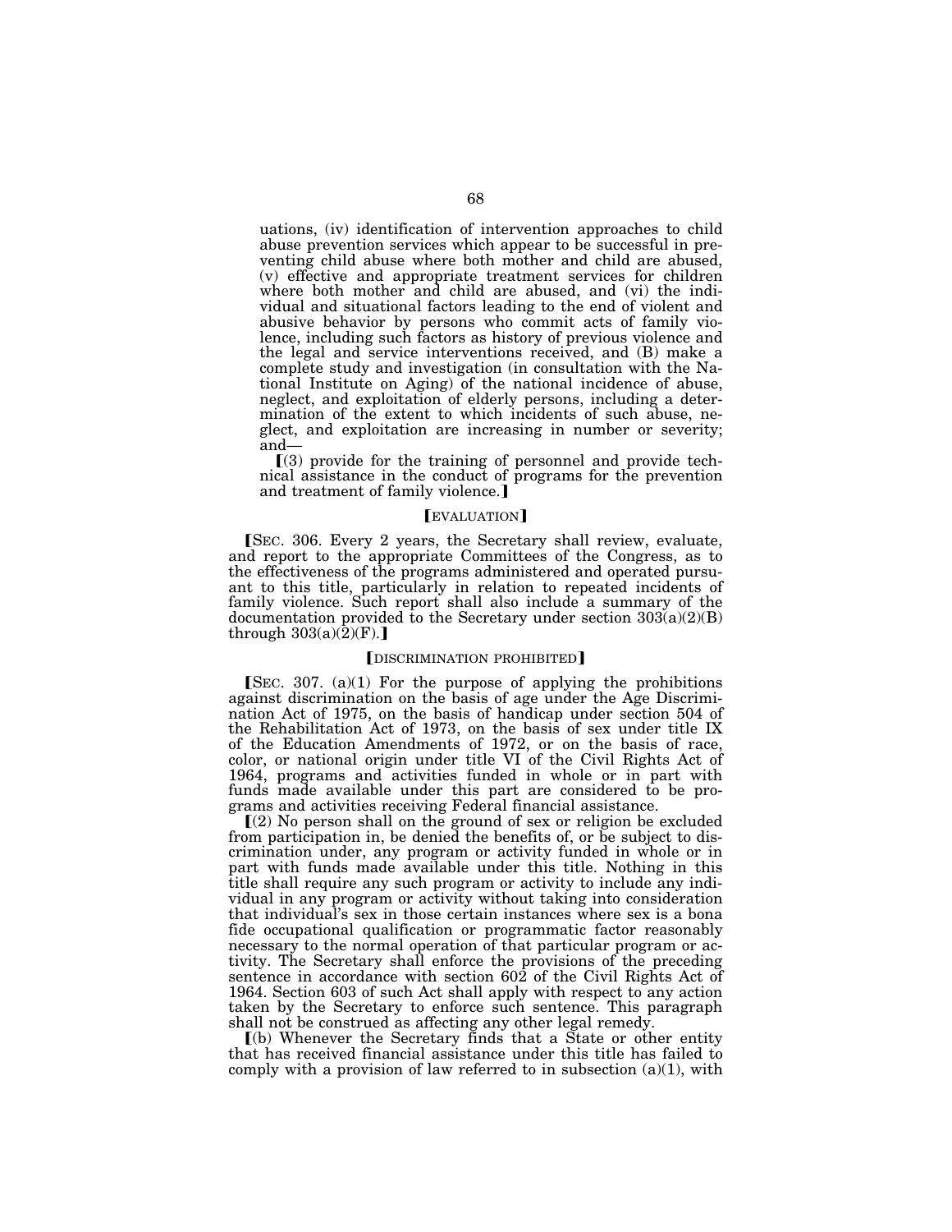uations, (iv) identification of intervention approaches to child abuse prevention services which appear to be successful in preventing child abuse where both mother and child are abused, (v) effective and appropriate treatment services for children where both mother and child are abused, and (vi) the individual and situational factors leading to the end of violent and abusive behavior by persons who commit acts of family violence, including such factors as history of previous violence and the legal and service interventions received, and (B) make a complete study and investigation (in consultation with the National Institute on Aging) of the national incidence of abuse, neglect, and exploitation of elderly persons, including a determination of the extent to which incidents of such abuse, neglect, and exploitation are increasing in number or severity; and—

⟦(3) provide for the training of personnel and provide technical assistance in the conduct of programs for the prevention and treatment of family violence.⟧

⟦EVALUATION⟧

⟦SEC. 306. Every 2 years, the Secretary shall review, evaluate, and report to the appropriate Committees of the Congress, as to the effectiveness of the programs administered and operated pursuant to this title, particularly in relation to repeated incidents of family violence. Such report shall also include a summary of the documentation provided to the Secretary under section 303(a)(2)(B) through 303(a)(2)(F).⟧

⟦DISCRIMINATION PROHIBITED⟧

⟦SEC. 307. (a)(1) For the purpose of applying the prohibitions against discrimination on the basis of age under the Age Discrimination Act of 1975, on the basis of handicap under section 504 of the Rehabilitation Act of 1973, on the basis of sex under title IX of the Education Amendments of 1972, or on the basis of race, color, or national origin under title VI of the Civil Rights Act of 1964, programs and activities funded in whole or in part with funds made available under this part are considered to be programs and activities receiving Federal financial assistance.

⟦(2) No person shall on the ground of sex or religion be excluded from participation in, be denied the benefits of, or be subject to discrimination under, any program or activity funded in whole or in part with funds made available under this title. Nothing in this title shall require any such program or activity to include any individual in any program or activity without taking into consideration that individual's sex in those certain instances where sex is a bona fide occupational qualification or programmatic factor reasonably necessary to the normal operation of that particular program or activity. The Secretary shall enforce the provisions of the preceding sentence in accordance with section 602 of the Civil Rights Act of 1964. Section 603 of such Act shall apply with respect to any action taken by the Secretary to enforce such sentence. This paragraph shall not be construed as affecting any other legal remedy.

⟦(b) Whenever the Secretary finds that a State or other entity that has received financial assistance under this title has failed to comply with a provision of law referred to in subsection (a)(1), with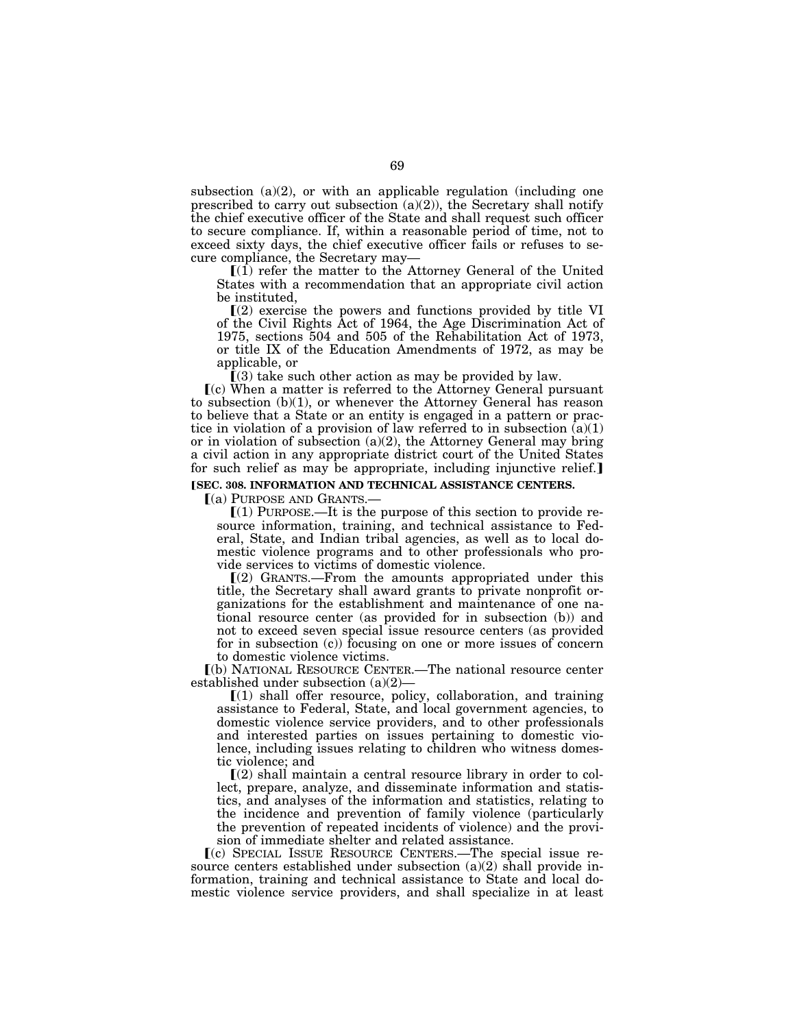subsection (a)(2), or with an applicable regulation (including one prescribed to carry out subsection (a)(2)), the Secretary shall notify the chief executive officer of the State and shall request such officer to secure compliance. If, within a reasonable period of time, not to exceed sixty days, the chief executive officer fails or refuses to secure compliance, the Secretary may—

⟦(1) refer the matter to the Attorney General of the United States with a recommendation that an appropriate civil action be instituted,

⟦(2) exercise the powers and functions provided by title VI of the Civil Rights Act of 1964, the Age Discrimination Act of 1975, sections 504 and 505 of the Rehabilitation Act of 1973, or title IX of the Education Amendments of 1972, as may be applicable, or

⟦(3) take such other action as may be provided by law.

⟦(c) When a matter is referred to the Attorney General pursuant to subsection (b)(1), or whenever the Attorney General has reason to believe that a State or an entity is engaged in a pattern or practice in violation of a provision of law referred to in subsection (a)(1) or in violation of subsection (a)(2), the Attorney General may bring a civil action in any appropriate district court of the United States for such relief as may be appropriate, including injunctive relief.⟧

**⟦SEC. 308. INFORMATION AND TECHNICAL ASSISTANCE CENTERS.**

⟦(a) PURPOSE AND GRANTS.—

⟦(1) PURPOSE.—It is the purpose of this section to provide resource information, training, and technical assistance to Federal, State, and Indian tribal agencies, as well as to local domestic violence programs and to other professionals who provide services to victims of domestic violence.

⟦(2) GRANTS.—From the amounts appropriated under this title, the Secretary shall award grants to private nonprofit organizations for the establishment and maintenance of one national resource center (as provided for in subsection (b)) and not to exceed seven special issue resource centers (as provided for in subsection (c)) focusing on one or more issues of concern to domestic violence victims.

⟦(b) NATIONAL RESOURCE CENTER.—The national resource center established under subsection (a)(2)—

⟦(1) shall offer resource, policy, collaboration, and training assistance to Federal, State, and local government agencies, to domestic violence service providers, and to other professionals and interested parties on issues pertaining to domestic violence, including issues relating to children who witness domestic violence; and

⟦(2) shall maintain a central resource library in order to collect, prepare, analyze, and disseminate information and statistics, and analyses of the information and statistics, relating to the incidence and prevention of family violence (particularly the prevention of repeated incidents of violence) and the provision of immediate shelter and related assistance.

⟦(c) SPECIAL ISSUE RESOURCE CENTERS.—The special issue resource centers established under subsection (a)(2) shall provide information, training and technical assistance to State and local domestic violence service providers, and shall specialize in at least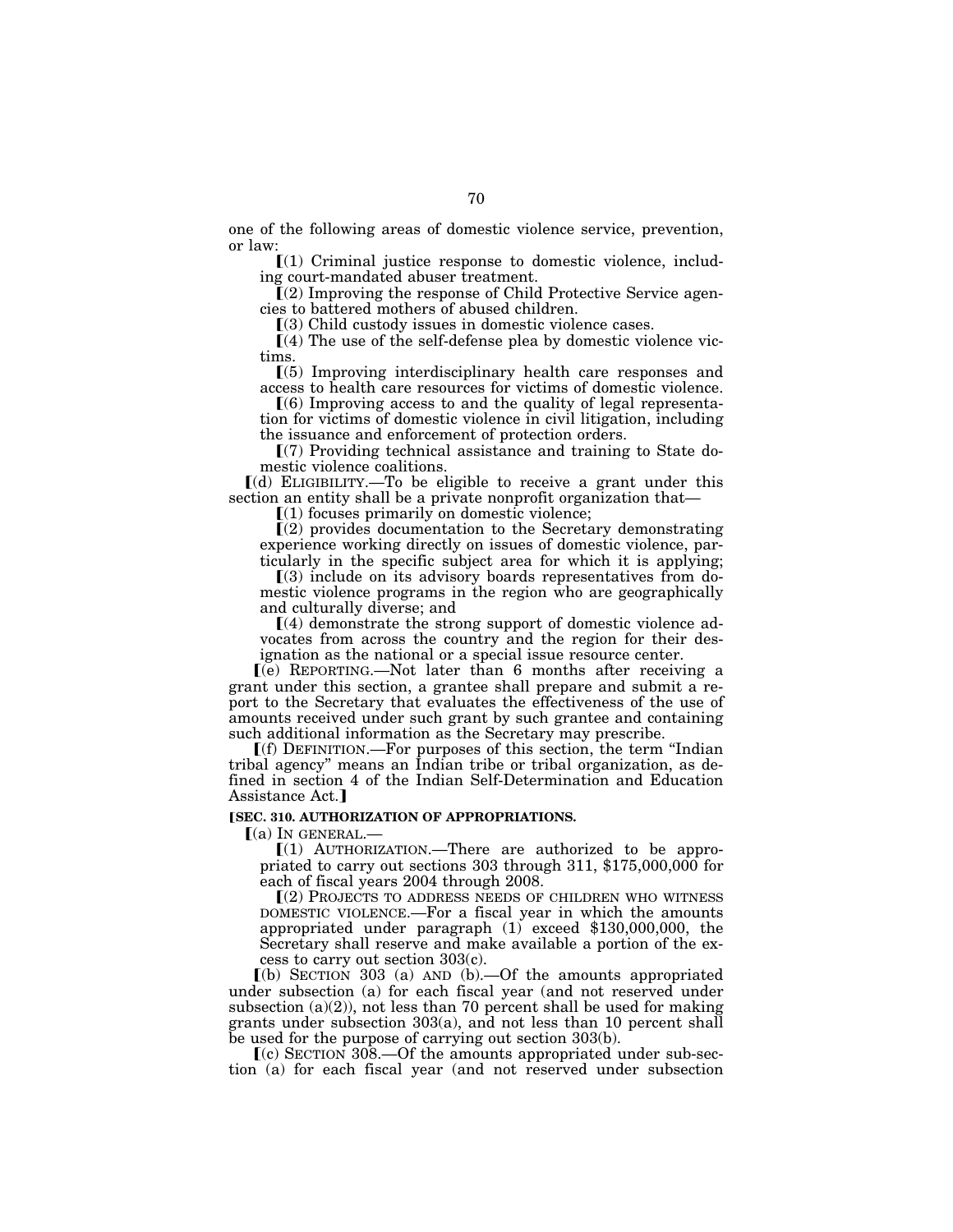one of the following areas of domestic violence service, prevention, or law:

⟦(1) Criminal justice response to domestic violence, including court-mandated abuser treatment.

⟦(2) Improving the response of Child Protective Service agencies to battered mothers of abused children.

⟦(3) Child custody issues in domestic violence cases.

⟦(4) The use of the self-defense plea by domestic violence victims.

⟦(5) Improving interdisciplinary health care responses and access to health care resources for victims of domestic violence.

⟦(6) Improving access to and the quality of legal representation for victims of domestic violence in civil litigation, including the issuance and enforcement of protection orders.

⟦(7) Providing technical assistance and training to State domestic violence coalitions.

⟦(d) ELIGIBILITY.—To be eligible to receive a grant under this section an entity shall be a private nonprofit organization that—

⟦(1) focuses primarily on domestic violence;

⟦(2) provides documentation to the Secretary demonstrating experience working directly on issues of domestic violence, particularly in the specific subject area for which it is applying;

⟦(3) include on its advisory boards representatives from domestic violence programs in the region who are geographically and culturally diverse; and

⟦(4) demonstrate the strong support of domestic violence advocates from across the country and the region for their designation as the national or a special issue resource center.

⟦(e) REPORTING.—Not later than 6 months after receiving a grant under this section, a grantee shall prepare and submit a report to the Secretary that evaluates the effectiveness of the use of amounts received under such grant by such grantee and containing such additional information as the Secretary may prescribe.

⟦(f) DEFINITION.—For purposes of this section, the term "Indian tribal agency" means an Indian tribe or tribal organization, as defined in section 4 of the Indian Self-Determination and Education Assistance Act.⟧

**⟦SEC. 310. AUTHORIZATION OF APPROPRIATIONS.**

⟦(a) IN GENERAL.—

⟦(1) AUTHORIZATION.—There are authorized to be appropriated to carry out sections 303 through 311, $175,000,000 for each of fiscal years 2004 through 2008.

⟦(2) PROJECTS TO ADDRESS NEEDS OF CHILDREN WHO WITNESS DOMESTIC VIOLENCE.—For a fiscal year in which the amounts appropriated under paragraph (1) exceed $130,000,000, the Secretary shall reserve and make available a portion of the excess to carry out section 303(c).

⟦(b) SECTION 303 (a) AND (b).—Of the amounts appropriated under subsection (a) for each fiscal year (and not reserved under subsection (a)(2)), not less than 70 percent shall be used for making grants under subsection 303(a), and not less than 10 percent shall be used for the purpose of carrying out section 303(b).

⟦(c) SECTION 308.—Of the amounts appropriated under sub-section (a) for each fiscal year (and not reserved under subsection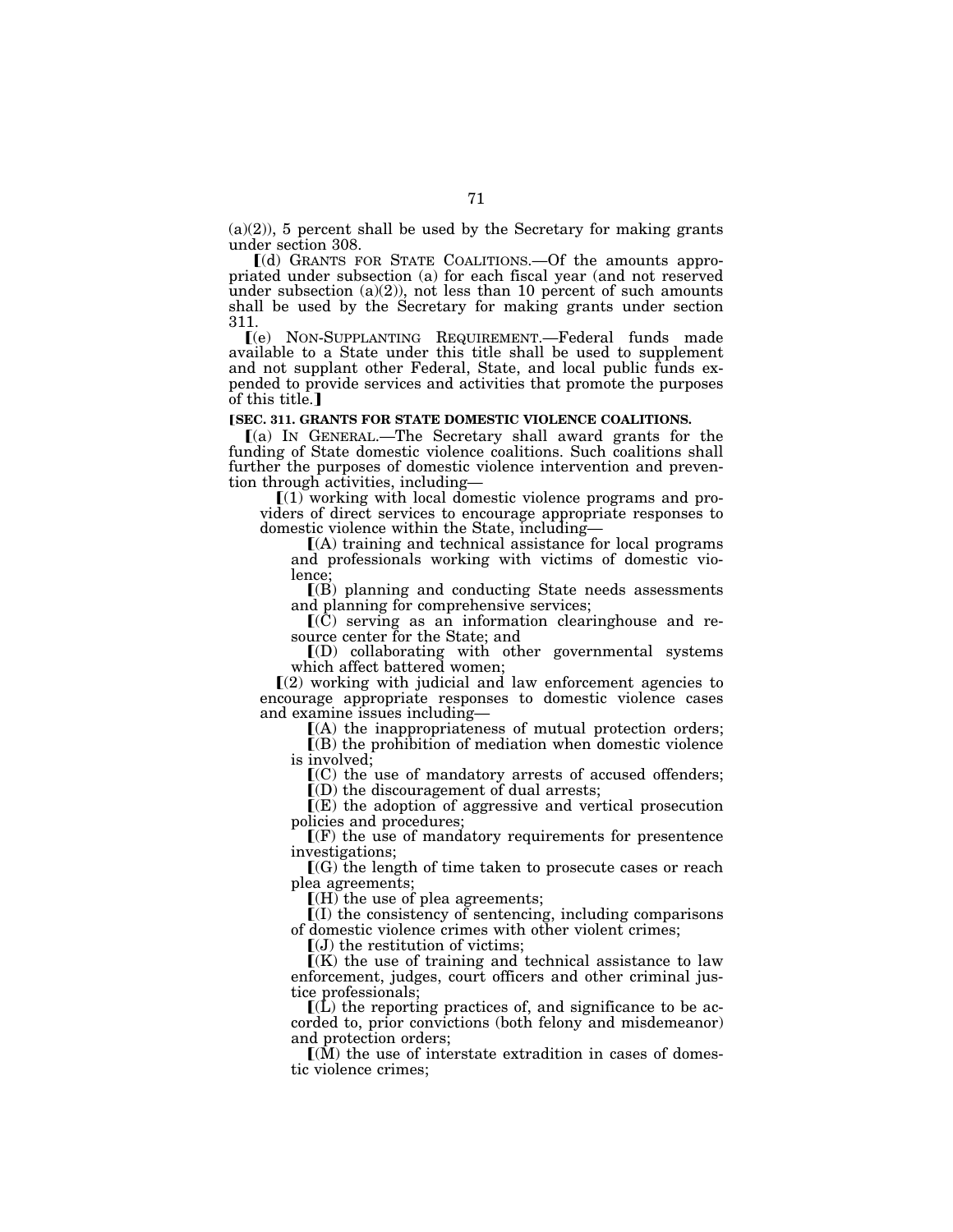(a)(2)), 5 percent shall be used by the Secretary for making grants under section 308.

⟦(d) GRANTS FOR STATE COALITIONS.—Of the amounts appropriated under subsection (a) for each fiscal year (and not reserved under subsection (a)(2)), not less than 10 percent of such amounts shall be used by the Secretary for making grants under section 311.

⟦(e) NON-SUPPLANTING REQUIREMENT.—Federal funds made available to a State under this title shall be used to supplement and not supplant other Federal, State, and local public funds expended to provide services and activities that promote the purposes of this title.⟧

**⟦SEC. 311. GRANTS FOR STATE DOMESTIC VIOLENCE COALITIONS.**

⟦(a) IN GENERAL.—The Secretary shall award grants for the funding of State domestic violence coalitions. Such coalitions shall further the purposes of domestic violence intervention and prevention through activities, including—

⟦(1) working with local domestic violence programs and providers of direct services to encourage appropriate responses to domestic violence within the State, including—

⟦(A) training and technical assistance for local programs and professionals working with victims of domestic violence;

⟦(B) planning and conducting State needs assessments and planning for comprehensive services;

⟦(C) serving as an information clearinghouse and resource center for the State; and

⟦(D) collaborating with other governmental systems which affect battered women;

⟦(2) working with judicial and law enforcement agencies to encourage appropriate responses to domestic violence cases and examine issues including—

⟦(A) the inappropriateness of mutual protection orders;

⟦(B) the prohibition of mediation when domestic violence is involved;

⟦(C) the use of mandatory arrests of accused offenders;

⟦(D) the discouragement of dual arrests;

⟦(E) the adoption of aggressive and vertical prosecution policies and procedures;

⟦(F) the use of mandatory requirements for presentence investigations;

⟦(G) the length of time taken to prosecute cases or reach plea agreements;

⟦(H) the use of plea agreements;

⟦(I) the consistency of sentencing, including comparisons of domestic violence crimes with other violent crimes;

⟦(J) the restitution of victims;

⟦(K) the use of training and technical assistance to law enforcement, judges, court officers and other criminal justice professionals;

⟦(L) the reporting practices of, and significance to be accorded to, prior convictions (both felony and misdemeanor) and protection orders;

⟦(M) the use of interstate extradition in cases of domestic violence crimes;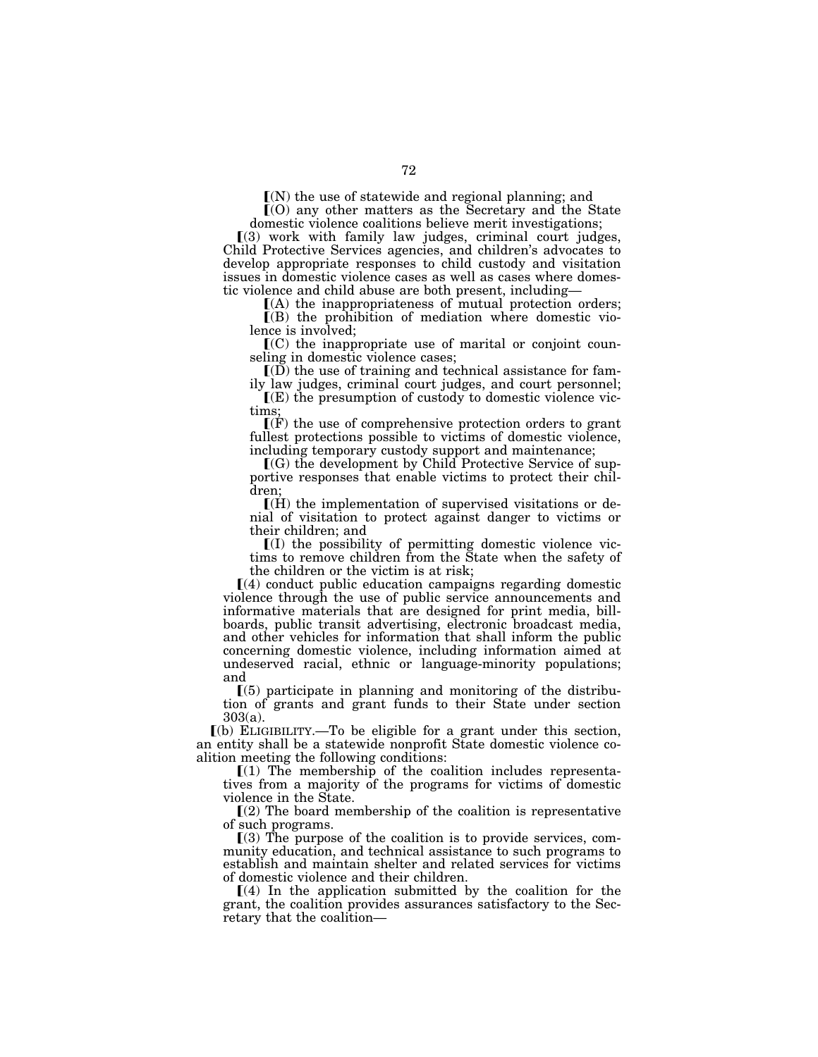⟦(N) the use of statewide and regional planning; and

⟦(O) any other matters as the Secretary and the State domestic violence coalitions believe merit investigations;

⟦(3) work with family law judges, criminal court judges, Child Protective Services agencies, and children's advocates to develop appropriate responses to child custody and visitation issues in domestic violence cases as well as cases where domestic violence and child abuse are both present, including—

⟦(A) the inappropriateness of mutual protection orders;

⟦(B) the prohibition of mediation where domestic violence is involved;

⟦(C) the inappropriate use of marital or conjoint counseling in domestic violence cases;

⟦(D) the use of training and technical assistance for family law judges, criminal court judges, and court personnel;

⟦(E) the presumption of custody to domestic violence victims;

⟦(F) the use of comprehensive protection orders to grant fullest protections possible to victims of domestic violence, including temporary custody support and maintenance;

⟦(G) the development by Child Protective Service of supportive responses that enable victims to protect their children;

⟦(H) the implementation of supervised visitations or denial of visitation to protect against danger to victims or their children; and

⟦(I) the possibility of permitting domestic violence victims to remove children from the State when the safety of the children or the victim is at risk;

⟦(4) conduct public education campaigns regarding domestic violence through the use of public service announcements and informative materials that are designed for print media, billboards, public transit advertising, electronic broadcast media, and other vehicles for information that shall inform the public concerning domestic violence, including information aimed at undeserved racial, ethnic or language-minority populations; and

⟦(5) participate in planning and monitoring of the distribution of grants and grant funds to their State under section 303(a).

⟦(b) ELIGIBILITY.—To be eligible for a grant under this section, an entity shall be a statewide nonprofit State domestic violence coalition meeting the following conditions:

⟦(1) The membership of the coalition includes representatives from a majority of the programs for victims of domestic violence in the State.

⟦(2) The board membership of the coalition is representative of such programs.

⟦(3) The purpose of the coalition is to provide services, community education, and technical assistance to such programs to establish and maintain shelter and related services for victims of domestic violence and their children.

⟦(4) In the application submitted by the coalition for the grant, the coalition provides assurances satisfactory to the Secretary that the coalition—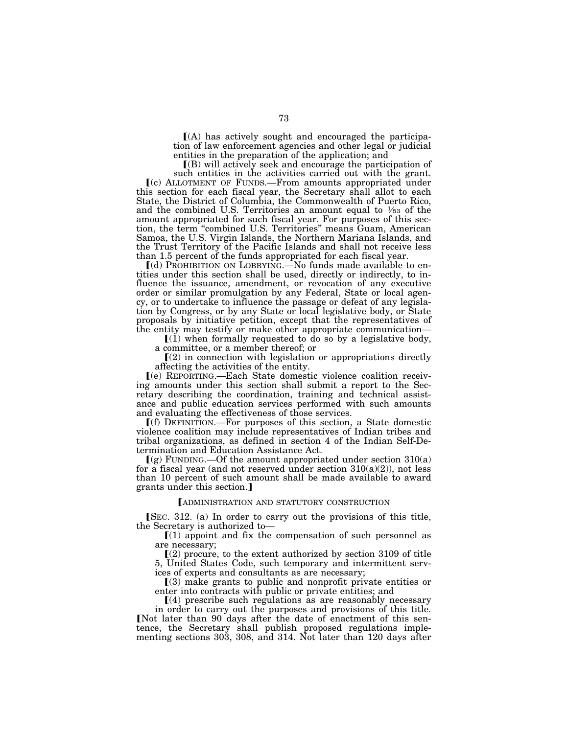⟦(A) has actively sought and encouraged the participation of law enforcement agencies and other legal or judicial entities in the preparation of the application; and

⟦(B) will actively seek and encourage the participation of such entities in the activities carried out with the grant.

⟦(c) ALLOTMENT OF FUNDS.—From amounts appropriated under this section for each fiscal year, the Secretary shall allot to each State, the District of Columbia, the Commonwealth of Puerto Rico, and the combined U.S. Territories an amount equal to 1⁄53 of the amount appropriated for such fiscal year. For purposes of this section, the term "combined U.S. Territories" means Guam, American Samoa, the U.S. Virgin Islands, the Northern Mariana Islands, and the Trust Territory of the Pacific Islands and shall not receive less than 1.5 percent of the funds appropriated for each fiscal year.

⟦(d) PROHIBITION ON LOBBYING.—No funds made available to entities under this section shall be used, directly or indirectly, to influence the issuance, amendment, or revocation of any executive order or similar promulgation by any Federal, State or local agency, or to undertake to influence the passage or defeat of any legislation by Congress, or by any State or local legislative body, or State proposals by initiative petition, except that the representatives of the entity may testify or make other appropriate communication—

⟦(1) when formally requested to do so by a legislative body, a committee, or a member thereof; or

⟦(2) in connection with legislation or appropriations directly affecting the activities of the entity.

⟦(e) REPORTING.—Each State domestic violence coalition receiving amounts under this section shall submit a report to the Secretary describing the coordination, training and technical assistance and public education services performed with such amounts and evaluating the effectiveness of those services.

⟦(f) DEFINITION.—For purposes of this section, a State domestic violence coalition may include representatives of Indian tribes and tribal organizations, as defined in section 4 of the Indian Self-Determination and Education Assistance Act.

⟦(g) FUNDING.—Of the amount appropriated under section 310(a) for a fiscal year (and not reserved under section 310(a)(2)), not less than 10 percent of such amount shall be made available to award grants under this section.⟧

⟦ADMINISTRATION AND STATUTORY CONSTRUCTION

⟦SEC. 312. (a) In order to carry out the provisions of this title, the Secretary is authorized to—

⟦(1) appoint and fix the compensation of such personnel as are necessary;

⟦(2) procure, to the extent authorized by section 3109 of title 5, United States Code, such temporary and intermittent services of experts and consultants as are necessary;

⟦(3) make grants to public and nonprofit private entities or enter into contracts with public or private entities; and

⟦(4) prescribe such regulations as are reasonably necessary in order to carry out the purposes and provisions of this title.

⟦Not later than 90 days after the date of enactment of this sentence, the Secretary shall publish proposed regulations implementing sections 303, 308, and 314. Not later than 120 days after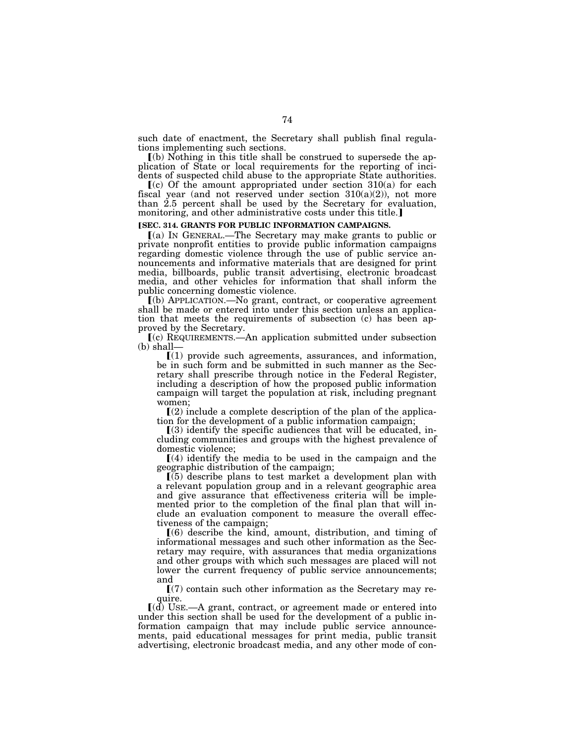such date of enactment, the Secretary shall publish final regulations implementing such sections.

⟦(b) Nothing in this title shall be construed to supersede the application of State or local requirements for the reporting of incidents of suspected child abuse to the appropriate State authorities.

⟦(c) Of the amount appropriated under section 310(a) for each fiscal year (and not reserved under section 310(a)(2)), not more than 2.5 percent shall be used by the Secretary for evaluation, monitoring, and other administrative costs under this title.⟧

**⟦SEC. 314. GRANTS FOR PUBLIC INFORMATION CAMPAIGNS.**

⟦(a) IN GENERAL.—The Secretary may make grants to public or private nonprofit entities to provide public information campaigns regarding domestic violence through the use of public service announcements and informative materials that are designed for print media, billboards, public transit advertising, electronic broadcast media, and other vehicles for information that shall inform the public concerning domestic violence.

⟦(b) APPLICATION.—No grant, contract, or cooperative agreement shall be made or entered into under this section unless an application that meets the requirements of subsection (c) has been approved by the Secretary.

⟦(c) REQUIREMENTS.—An application submitted under subsection (b) shall—

⟦(1) provide such agreements, assurances, and information, be in such form and be submitted in such manner as the Secretary shall prescribe through notice in the Federal Register, including a description of how the proposed public information campaign will target the population at risk, including pregnant women;

⟦(2) include a complete description of the plan of the application for the development of a public information campaign;

⟦(3) identify the specific audiences that will be educated, including communities and groups with the highest prevalence of domestic violence;

⟦(4) identify the media to be used in the campaign and the geographic distribution of the campaign;

⟦(5) describe plans to test market a development plan with a relevant population group and in a relevant geographic area and give assurance that effectiveness criteria will be implemented prior to the completion of the final plan that will include an evaluation component to measure the overall effectiveness of the campaign;

⟦(6) describe the kind, amount, distribution, and timing of informational messages and such other information as the Secretary may require, with assurances that media organizations and other groups with which such messages are placed will not lower the current frequency of public service announcements; and

⟦(7) contain such other information as the Secretary may require.

⟦(d) USE.—A grant, contract, or agreement made or entered into under this section shall be used for the development of a public information campaign that may include public service announcements, paid educational messages for print media, public transit advertising, electronic broadcast media, and any other mode of con-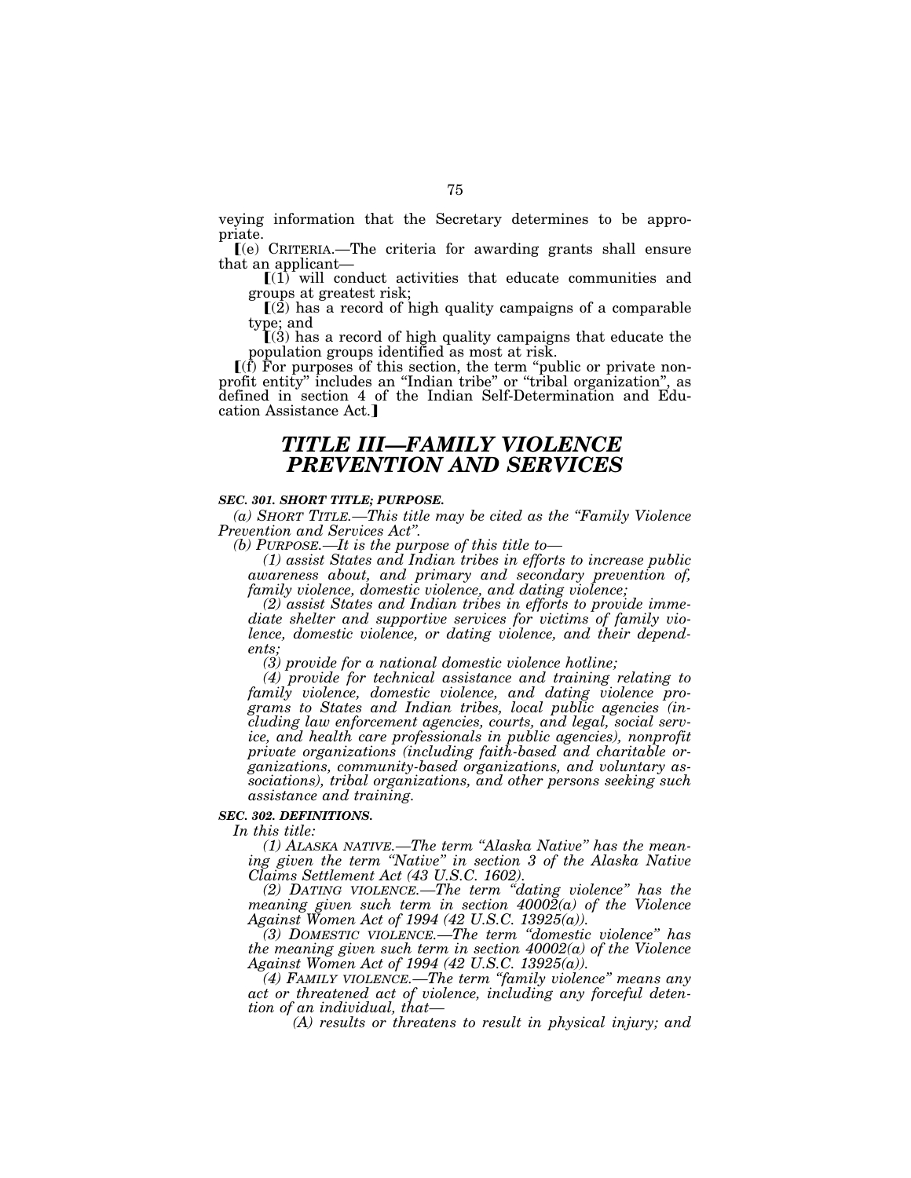veying information that the Secretary determines to be appropriate.

⟦(e) CRITERIA.—The criteria for awarding grants shall ensure that an applicant—

⟦(1) will conduct activities that educate communities and groups at greatest risk;

⟦(2) has a record of high quality campaigns of a comparable type; and

⟦(3) has a record of high quality campaigns that educate the population groups identified as most at risk.

⟦(f) For purposes of this section, the term "public or private nonprofit entity" includes an "Indian tribe" or "tribal organization", as defined in section 4 of the Indian Self-Determination and Education Assistance Act.⟧

# *TITLE III—FAMILY VIOLENCE PREVENTION AND SERVICES*

***SEC. 301. SHORT TITLE; PURPOSE.***

*(a) SHORT TITLE.—This title may be cited as the "Family Violence Prevention and Services Act".*

*(b) PURPOSE.—It is the purpose of this title to—*

*(1) assist States and Indian tribes in efforts to increase public awareness about, and primary and secondary prevention of, family violence, domestic violence, and dating violence;*

*(2) assist States and Indian tribes in efforts to provide immediate shelter and supportive services for victims of family violence, domestic violence, or dating violence, and their dependents;*

*(3) provide for a national domestic violence hotline;*

*(4) provide for technical assistance and training relating to family violence, domestic violence, and dating violence programs to States and Indian tribes, local public agencies (including law enforcement agencies, courts, and legal, social service, and health care professionals in public agencies), nonprofit private organizations (including faith-based and charitable organizations, community-based organizations, and voluntary associations), tribal organizations, and other persons seeking such assistance and training.*

***SEC. 302. DEFINITIONS.***

*In this title:*

*(1) ALASKA NATIVE.—The term "Alaska Native" has the meaning given the term "Native" in section 3 of the Alaska Native Claims Settlement Act (43 U.S.C. 1602).*

*(2) DATING VIOLENCE.—The term "dating violence" has the meaning given such term in section 40002(a) of the Violence Against Women Act of 1994 (42 U.S.C. 13925(a)).*

*(3) DOMESTIC VIOLENCE.—The term "domestic violence" has the meaning given such term in section 40002(a) of the Violence Against Women Act of 1994 (42 U.S.C. 13925(a)).*

*(4) FAMILY VIOLENCE.—The term "family violence" means any act or threatened act of violence, including any forceful detention of an individual, that—*

*(A) results or threatens to result in physical injury; and*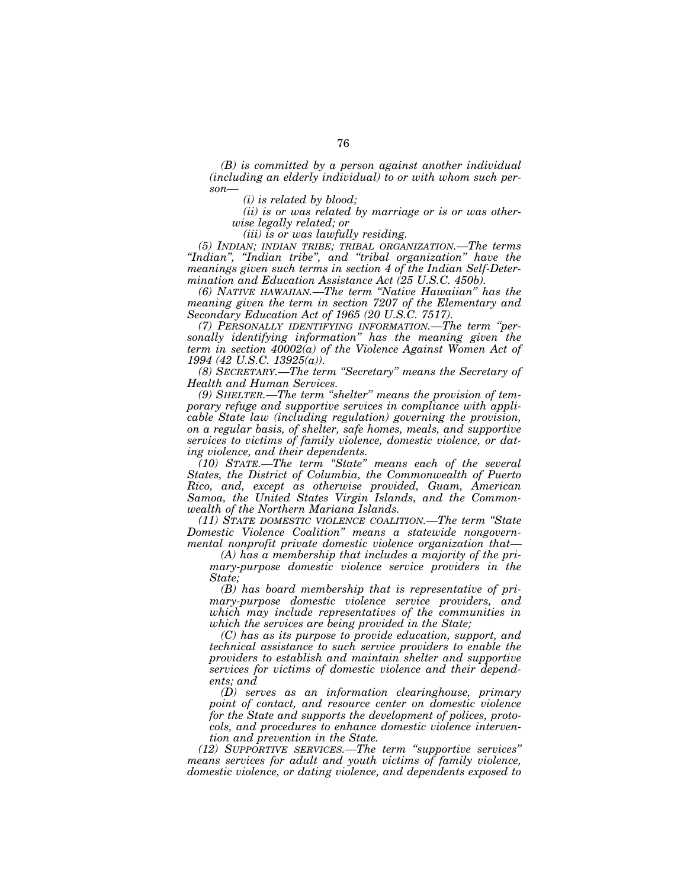*(B) is committed by a person against another individual (including an elderly individual) to or with whom such person—*

*(i) is related by blood;*

*(ii) is or was related by marriage or is or was otherwise legally related; or*

*(iii) is or was lawfully residing.*

*(5) INDIAN; INDIAN TRIBE; TRIBAL ORGANIZATION.—The terms "Indian", "Indian tribe", and "tribal organization" have the meanings given such terms in section 4 of the Indian Self-Determination and Education Assistance Act (25 U.S.C. 450b).*

*(6) NATIVE HAWAIIAN.—The term "Native Hawaiian" has the meaning given the term in section 7207 of the Elementary and Secondary Education Act of 1965 (20 U.S.C. 7517).*

*(7) PERSONALLY IDENTIFYING INFORMATION.—The term "personally identifying information" has the meaning given the term in section 40002(a) of the Violence Against Women Act of 1994 (42 U.S.C. 13925(a)).*

*(8) SECRETARY.—The term "Secretary" means the Secretary of Health and Human Services.*

*(9) SHELTER.—The term "shelter" means the provision of temporary refuge and supportive services in compliance with applicable State law (including regulation) governing the provision, on a regular basis, of shelter, safe homes, meals, and supportive services to victims of family violence, domestic violence, or dating violence, and their dependents.*

*(10) STATE.—The term "State" means each of the several States, the District of Columbia, the Commonwealth of Puerto Rico, and, except as otherwise provided, Guam, American Samoa, the United States Virgin Islands, and the Commonwealth of the Northern Mariana Islands.*

*(11) STATE DOMESTIC VIOLENCE COALITION.—The term "State Domestic Violence Coalition" means a statewide nongovernmental nonprofit private domestic violence organization that—*

*(A) has a membership that includes a majority of the primary-purpose domestic violence service providers in the State;*

*(B) has board membership that is representative of primary-purpose domestic violence service providers, and which may include representatives of the communities in which the services are being provided in the State;*

*(C) has as its purpose to provide education, support, and technical assistance to such service providers to enable the providers to establish and maintain shelter and supportive services for victims of domestic violence and their dependents; and*

*(D) serves as an information clearinghouse, primary point of contact, and resource center on domestic violence for the State and supports the development of polices, protocols, and procedures to enhance domestic violence intervention and prevention in the State.*

*(12) SUPPORTIVE SERVICES.—The term "supportive services" means services for adult and youth victims of family violence, domestic violence, or dating violence, and dependents exposed to*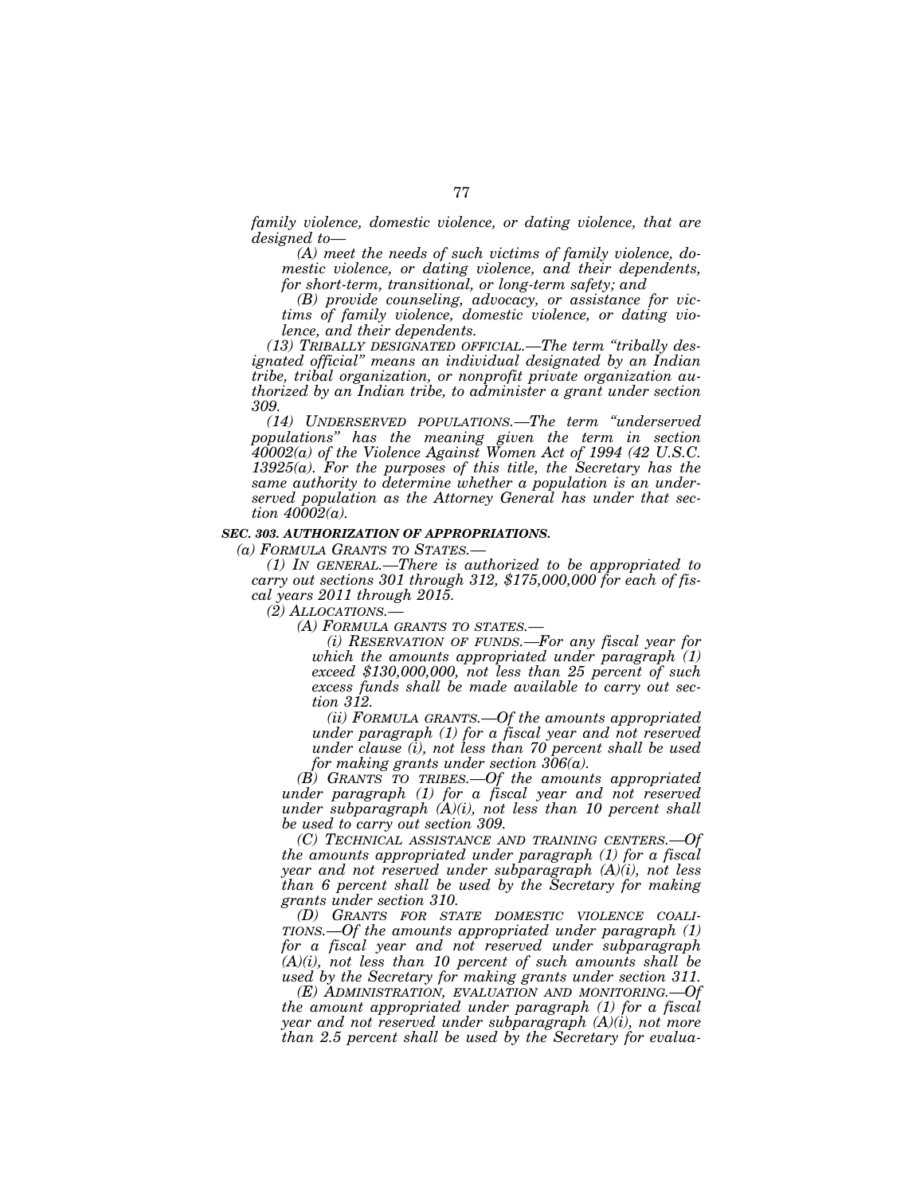*family violence, domestic violence, or dating violence, that are designed to—*

*(A) meet the needs of such victims of family violence, domestic violence, or dating violence, and their dependents, for short-term, transitional, or long-term safety; and*

*(B) provide counseling, advocacy, or assistance for victims of family violence, domestic violence, or dating violence, and their dependents.*

*(13) TRIBALLY DESIGNATED OFFICIAL.—The term "tribally designated official" means an individual designated by an Indian tribe, tribal organization, or nonprofit private organization authorized by an Indian tribe, to administer a grant under section 309.*

*(14) UNDERSERVED POPULATIONS.—The term "underserved populations" has the meaning given the term in section 40002(a) of the Violence Against Women Act of 1994 (42 U.S.C. 13925(a). For the purposes of this title, the Secretary has the same authority to determine whether a population is an underserved population as the Attorney General has under that section 40002(a).*

***SEC. 303. AUTHORIZATION OF APPROPRIATIONS.***

*(a) FORMULA GRANTS TO STATES.—*

*(1) IN GENERAL.—There is authorized to be appropriated to carry out sections 301 through 312, $175,000,000 for each of fiscal years 2011 through 2015.*

*(2) ALLOCATIONS.—*

*(A) FORMULA GRANTS TO STATES.—*

*(i) RESERVATION OF FUNDS.—For any fiscal year for which the amounts appropriated under paragraph (1) exceed $130,000,000, not less than 25 percent of such excess funds shall be made available to carry out section 312.*

*(ii) FORMULA GRANTS.—Of the amounts appropriated under paragraph (1) for a fiscal year and not reserved under clause (i), not less than 70 percent shall be used for making grants under section 306(a).*

*(B) GRANTS TO TRIBES.—Of the amounts appropriated under paragraph (1) for a fiscal year and not reserved under subparagraph (A)(i), not less than 10 percent shall be used to carry out section 309.*

*(C) TECHNICAL ASSISTANCE AND TRAINING CENTERS.—Of the amounts appropriated under paragraph (1) for a fiscal year and not reserved under subparagraph (A)(i), not less than 6 percent shall be used by the Secretary for making grants under section 310.*

*(D) GRANTS FOR STATE DOMESTIC VIOLENCE COALITIONS.—Of the amounts appropriated under paragraph (1) for a fiscal year and not reserved under subparagraph (A)(i), not less than 10 percent of such amounts shall be used by the Secretary for making grants under section 311.*

*(E) ADMINISTRATION, EVALUATION AND MONITORING.—Of the amount appropriated under paragraph (1) for a fiscal year and not reserved under subparagraph (A)(i), not more than 2.5 percent shall be used by the Secretary for evalua-*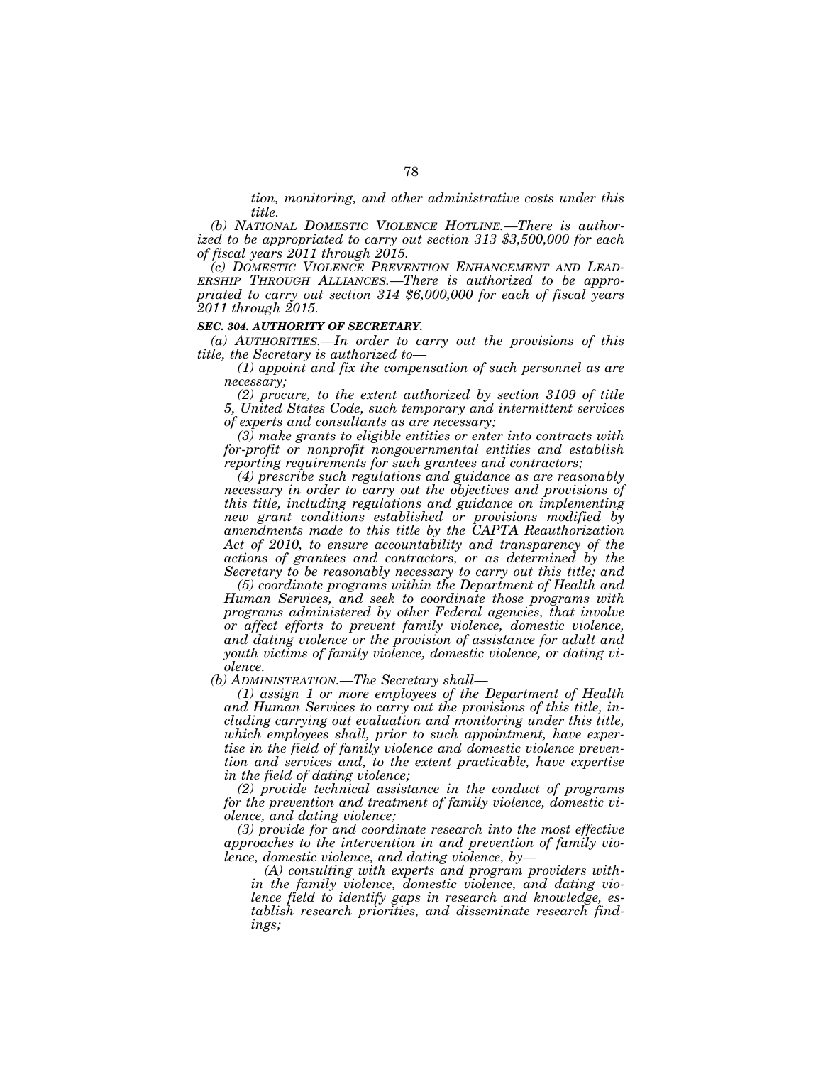*tion, monitoring, and other administrative costs under this title.*

*(b) NATIONAL DOMESTIC VIOLENCE HOTLINE.—There is authorized to be appropriated to carry out section 313 $3,500,000 for each of fiscal years 2011 through 2015.*

*(c) DOMESTIC VIOLENCE PREVENTION ENHANCEMENT AND LEADERSHIP THROUGH ALLIANCES.—There is authorized to be appropriated to carry out section 314 $6,000,000 for each of fiscal years 2011 through 2015.*

***SEC. 304. AUTHORITY OF SECRETARY.***

*(a) AUTHORITIES.—In order to carry out the provisions of this title, the Secretary is authorized to—*

*(1) appoint and fix the compensation of such personnel as are necessary;*

*(2) procure, to the extent authorized by section 3109 of title 5, United States Code, such temporary and intermittent services of experts and consultants as are necessary;*

*(3) make grants to eligible entities or enter into contracts with for-profit or nonprofit nongovernmental entities and establish reporting requirements for such grantees and contractors;*

*(4) prescribe such regulations and guidance as are reasonably necessary in order to carry out the objectives and provisions of this title, including regulations and guidance on implementing new grant conditions established or provisions modified by amendments made to this title by the CAPTA Reauthorization Act of 2010, to ensure accountability and transparency of the actions of grantees and contractors, or as determined by the Secretary to be reasonably necessary to carry out this title; and*

*(5) coordinate programs within the Department of Health and Human Services, and seek to coordinate those programs with programs administered by other Federal agencies, that involve or affect efforts to prevent family violence, domestic violence, and dating violence or the provision of assistance for adult and youth victims of family violence, domestic violence, or dating violence.*

*(b) ADMINISTRATION.—The Secretary shall—*

*(1) assign 1 or more employees of the Department of Health and Human Services to carry out the provisions of this title, including carrying out evaluation and monitoring under this title, which employees shall, prior to such appointment, have expertise in the field of family violence and domestic violence prevention and services and, to the extent practicable, have expertise in the field of dating violence;*

*(2) provide technical assistance in the conduct of programs for the prevention and treatment of family violence, domestic violence, and dating violence;*

*(3) provide for and coordinate research into the most effective approaches to the intervention in and prevention of family violence, domestic violence, and dating violence, by—*

*(A) consulting with experts and program providers within the family violence, domestic violence, and dating violence field to identify gaps in research and knowledge, establish research priorities, and disseminate research findings;*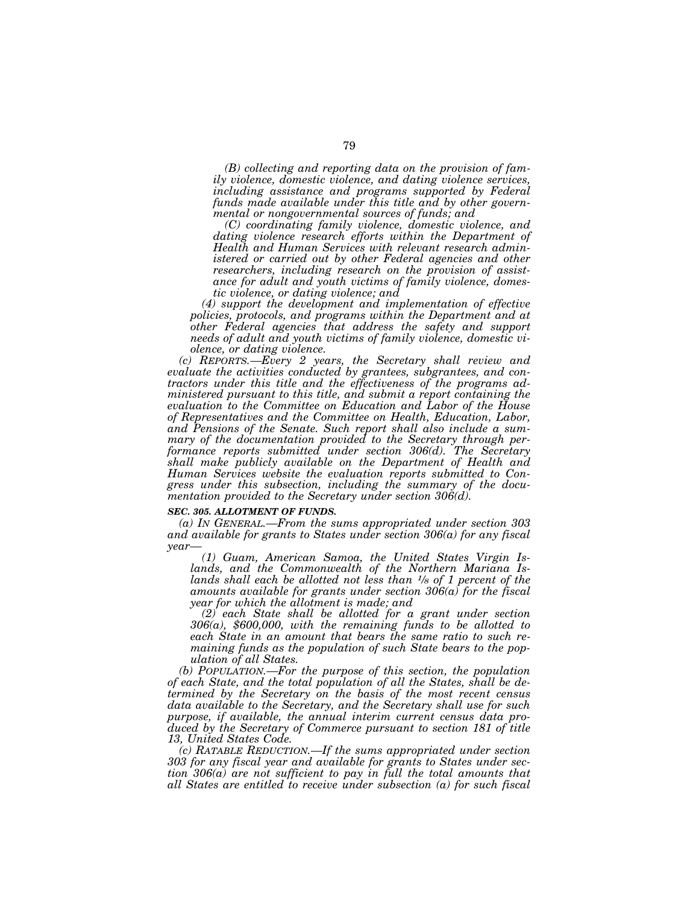*(B) collecting and reporting data on the provision of family violence, domestic violence, and dating violence services, including assistance and programs supported by Federal funds made available under this title and by other governmental or nongovernmental sources of funds; and*

*(C) coordinating family violence, domestic violence, and dating violence research efforts within the Department of Health and Human Services with relevant research administered or carried out by other Federal agencies and other researchers, including research on the provision of assistance for adult and youth victims of family violence, domestic violence, or dating violence; and*

*(4) support the development and implementation of effective policies, protocols, and programs within the Department and at other Federal agencies that address the safety and support needs of adult and youth victims of family violence, domestic violence, or dating violence.*

*(c) REPORTS.—Every 2 years, the Secretary shall review and evaluate the activities conducted by grantees, subgrantees, and contractors under this title and the effectiveness of the programs administered pursuant to this title, and submit a report containing the evaluation to the Committee on Education and Labor of the House of Representatives and the Committee on Health, Education, Labor, and Pensions of the Senate. Such report shall also include a summary of the documentation provided to the Secretary through performance reports submitted under section 306(d). The Secretary shall make publicly available on the Department of Health and Human Services website the evaluation reports submitted to Congress under this subsection, including the summary of the documentation provided to the Secretary under section 306(d).*

***SEC. 305. ALLOTMENT OF FUNDS.***

*(a) IN GENERAL.—From the sums appropriated under section 303 and available for grants to States under section 306(a) for any fiscal year—*

*(1) Guam, American Samoa, the United States Virgin Islands, and the Commonwealth of the Northern Mariana Islands shall each be allotted not less than 1/8 of 1 percent of the amounts available for grants under section 306(a) for the fiscal year for which the allotment is made; and*

*(2) each State shall be allotted for a grant under section 306(a), $600,000, with the remaining funds to be allotted to each State in an amount that bears the same ratio to such remaining funds as the population of such State bears to the population of all States.*

*(b) POPULATION.—For the purpose of this section, the population of each State, and the total population of all the States, shall be determined by the Secretary on the basis of the most recent census data available to the Secretary, and the Secretary shall use for such purpose, if available, the annual interim current census data produced by the Secretary of Commerce pursuant to section 181 of title 13, United States Code.*

*(c) RATABLE REDUCTION.—If the sums appropriated under section 303 for any fiscal year and available for grants to States under section 306(a) are not sufficient to pay in full the total amounts that all States are entitled to receive under subsection (a) for such fiscal*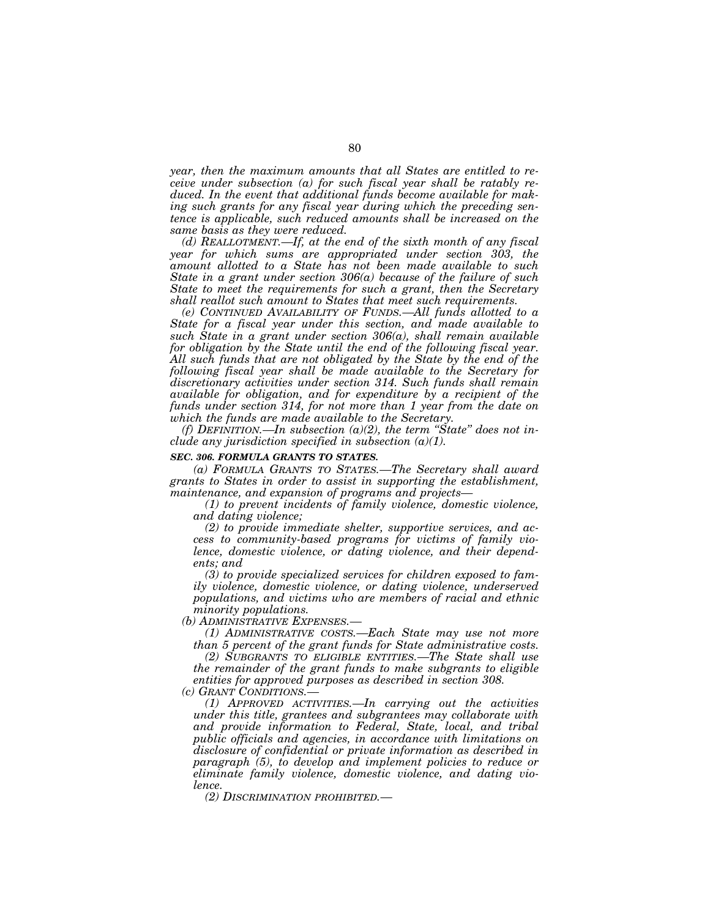*year, then the maximum amounts that all States are entitled to receive under subsection (a) for such fiscal year shall be ratably reduced. In the event that additional funds become available for making such grants for any fiscal year during which the preceding sentence is applicable, such reduced amounts shall be increased on the same basis as they were reduced.*

*(d) REALLOTMENT.—If, at the end of the sixth month of any fiscal year for which sums are appropriated under section 303, the amount allotted to a State has not been made available to such State in a grant under section 306(a) because of the failure of such State to meet the requirements for such a grant, then the Secretary shall reallot such amount to States that meet such requirements.*

*(e) CONTINUED AVAILABILITY OF FUNDS.—All funds allotted to a State for a fiscal year under this section, and made available to such State in a grant under section 306(a), shall remain available for obligation by the State until the end of the following fiscal year. All such funds that are not obligated by the State by the end of the following fiscal year shall be made available to the Secretary for discretionary activities under section 314. Such funds shall remain available for obligation, and for expenditure by a recipient of the funds under section 314, for not more than 1 year from the date on which the funds are made available to the Secretary.*

*(f) DEFINITION.—In subsection (a)(2), the term "State" does not include any jurisdiction specified in subsection (a)(1).*

***SEC. 306. FORMULA GRANTS TO STATES.***

*(a) FORMULA GRANTS TO STATES.—The Secretary shall award grants to States in order to assist in supporting the establishment, maintenance, and expansion of programs and projects—*

*(1) to prevent incidents of family violence, domestic violence, and dating violence;*

*(2) to provide immediate shelter, supportive services, and access to community-based programs for victims of family violence, domestic violence, or dating violence, and their dependents; and*

*(3) to provide specialized services for children exposed to family violence, domestic violence, or dating violence, underserved populations, and victims who are members of racial and ethnic minority populations.*

*(b) ADMINISTRATIVE EXPENSES.—*

*(1) ADMINISTRATIVE COSTS.—Each State may use not more than 5 percent of the grant funds for State administrative costs.*

*(2) SUBGRANTS TO ELIGIBLE ENTITIES.—The State shall use the remainder of the grant funds to make subgrants to eligible entities for approved purposes as described in section 308.*

*(c) GRANT CONDITIONS.—*

*(1) APPROVED ACTIVITIES.—In carrying out the activities under this title, grantees and subgrantees may collaborate with and provide information to Federal, State, local, and tribal public officials and agencies, in accordance with limitations on disclosure of confidential or private information as described in paragraph (5), to develop and implement policies to reduce or eliminate family violence, domestic violence, and dating violence.*

*(2) DISCRIMINATION PROHIBITED.—*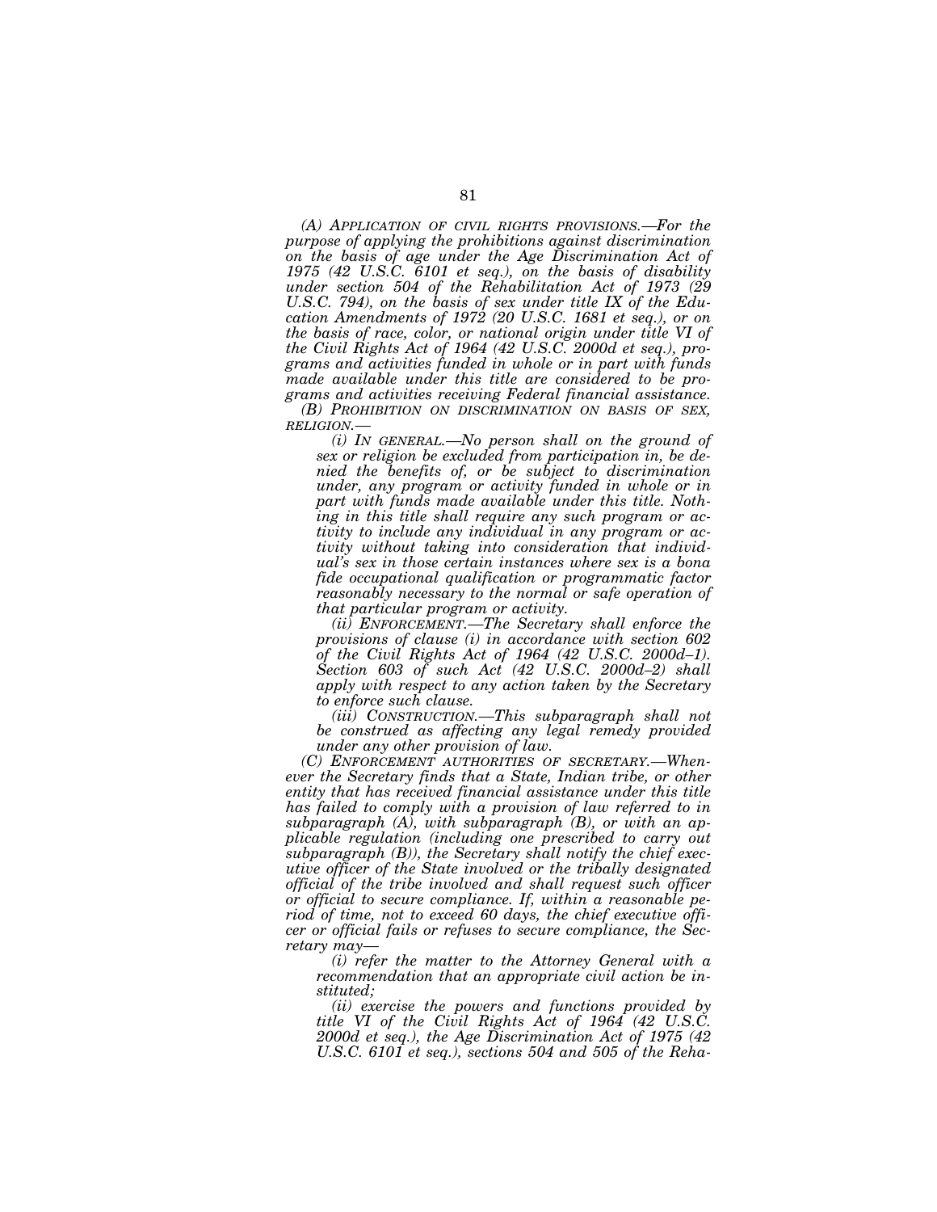*(A) APPLICATION OF CIVIL RIGHTS PROVISIONS.—For the purpose of applying the prohibitions against discrimination on the basis of age under the Age Discrimination Act of 1975 (42 U.S.C. 6101 et seq.), on the basis of disability under section 504 of the Rehabilitation Act of 1973 (29 U.S.C. 794), on the basis of sex under title IX of the Education Amendments of 1972 (20 U.S.C. 1681 et seq.), or on the basis of race, color, or national origin under title VI of the Civil Rights Act of 1964 (42 U.S.C. 2000d et seq.), programs and activities funded in whole or in part with funds made available under this title are considered to be programs and activities receiving Federal financial assistance.*

*(B) PROHIBITION ON DISCRIMINATION ON BASIS OF SEX, RELIGION.—*

*(i) IN GENERAL.—No person shall on the ground of sex or religion be excluded from participation in, be denied the benefits of, or be subject to discrimination under, any program or activity funded in whole or in part with funds made available under this title. Nothing in this title shall require any such program or activity to include any individual in any program or activity without taking into consideration that individual's sex in those certain instances where sex is a bona fide occupational qualification or programmatic factor reasonably necessary to the normal or safe operation of that particular program or activity.*

*(ii) ENFORCEMENT.—The Secretary shall enforce the provisions of clause (i) in accordance with section 602 of the Civil Rights Act of 1964 (42 U.S.C. 2000d–1). Section 603 of such Act (42 U.S.C. 2000d–2) shall apply with respect to any action taken by the Secretary to enforce such clause.*

*(iii) CONSTRUCTION.—This subparagraph shall not be construed as affecting any legal remedy provided under any other provision of law.*

*(C) ENFORCEMENT AUTHORITIES OF SECRETARY.—Whenever the Secretary finds that a State, Indian tribe, or other entity that has received financial assistance under this title has failed to comply with a provision of law referred to in subparagraph (A), with subparagraph (B), or with an applicable regulation (including one prescribed to carry out subparagraph (B)), the Secretary shall notify the chief executive officer of the State involved or the tribally designated official of the tribe involved and shall request such officer or official to secure compliance. If, within a reasonable period of time, not to exceed 60 days, the chief executive officer or official fails or refuses to secure compliance, the Secretary may—*

*(i) refer the matter to the Attorney General with a recommendation that an appropriate civil action be instituted;*

*(ii) exercise the powers and functions provided by title VI of the Civil Rights Act of 1964 (42 U.S.C. 2000d et seq.), the Age Discrimination Act of 1975 (42 U.S.C. 6101 et seq.), sections 504 and 505 of the Reha-*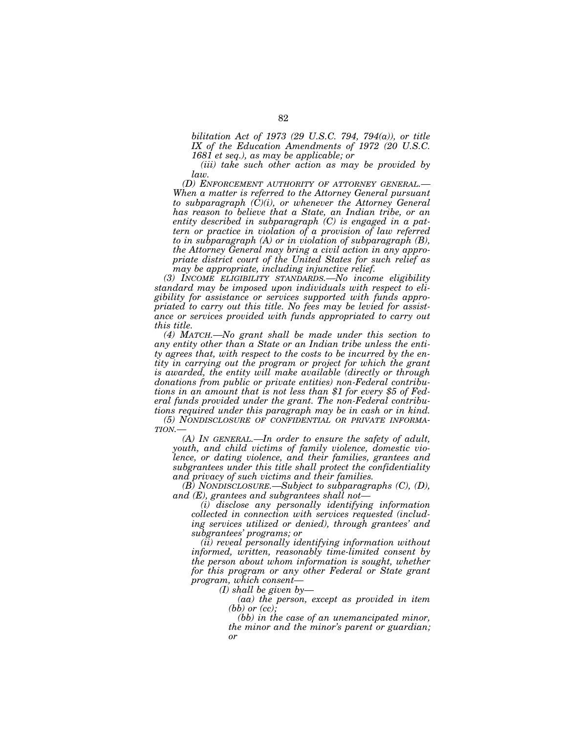*bilitation Act of 1973 (29 U.S.C. 794, 794(a)), or title IX of the Education Amendments of 1972 (20 U.S.C. 1681 et seq.), as may be applicable; or*

*(iii) take such other action as may be provided by law.*

*(D) ENFORCEMENT AUTHORITY OF ATTORNEY GENERAL.—When a matter is referred to the Attorney General pursuant to subparagraph (C)(i), or whenever the Attorney General has reason to believe that a State, an Indian tribe, or an entity described in subparagraph (C) is engaged in a pattern or practice in violation of a provision of law referred to in subparagraph (A) or in violation of subparagraph (B), the Attorney General may bring a civil action in any appropriate district court of the United States for such relief as may be appropriate, including injunctive relief.*

*(3) INCOME ELIGIBILITY STANDARDS.—No income eligibility standard may be imposed upon individuals with respect to eligibility for assistance or services supported with funds appropriated to carry out this title. No fees may be levied for assistance or services provided with funds appropriated to carry out this title.*

*(4) MATCH.—No grant shall be made under this section to any entity other than a State or an Indian tribe unless the entity agrees that, with respect to the costs to be incurred by the entity in carrying out the program or project for which the grant is awarded, the entity will make available (directly or through donations from public or private entities) non-Federal contributions in an amount that is not less than $1 for every $5 of Federal funds provided under the grant. The non-Federal contributions required under this paragraph may be in cash or in kind.*

*(5) NONDISCLOSURE OF CONFIDENTIAL OR PRIVATE INFORMATION.—*

*(A) IN GENERAL.—In order to ensure the safety of adult, youth, and child victims of family violence, domestic violence, or dating violence, and their families, grantees and subgrantees under this title shall protect the confidentiality and privacy of such victims and their families.*

*(B) NONDISCLOSURE.—Subject to subparagraphs (C), (D), and (E), grantees and subgrantees shall not—*

*(i) disclose any personally identifying information collected in connection with services requested (including services utilized or denied), through grantees' and subgrantees' programs; or*

*(ii) reveal personally identifying information without informed, written, reasonably time-limited consent by the person about whom information is sought, whether for this program or any other Federal or State grant program, which consent—*

*(I) shall be given by—*

*(aa) the person, except as provided in item (bb) or (cc);*

*(bb) in the case of an unemancipated minor, the minor and the minor's parent or guardian; or*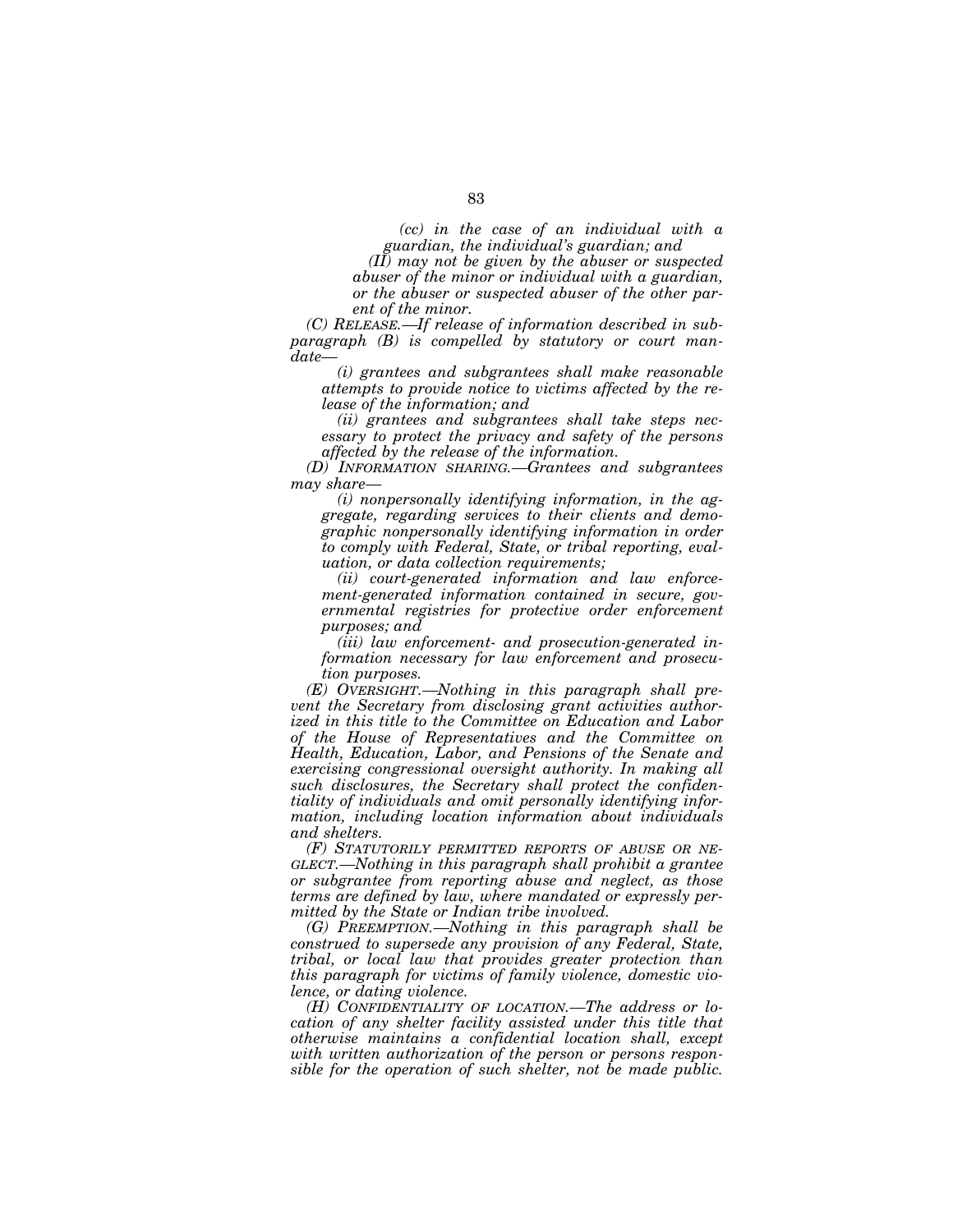*(cc) in the case of an individual with a guardian, the individual's guardian; and*

*(II) may not be given by the abuser or suspected abuser of the minor or individual with a guardian, or the abuser or suspected abuser of the other parent of the minor.*

*(C) RELEASE.—If release of information described in subparagraph (B) is compelled by statutory or court mandate—*

*(i) grantees and subgrantees shall make reasonable attempts to provide notice to victims affected by the release of the information; and*

*(ii) grantees and subgrantees shall take steps necessary to protect the privacy and safety of the persons affected by the release of the information.*

*(D) INFORMATION SHARING.—Grantees and subgrantees may share—*

*(i) nonpersonally identifying information, in the aggregate, regarding services to their clients and demographic nonpersonally identifying information in order to comply with Federal, State, or tribal reporting, evaluation, or data collection requirements;*

*(ii) court-generated information and law enforcement-generated information contained in secure, governmental registries for protective order enforcement purposes; and*

*(iii) law enforcement- and prosecution-generated information necessary for law enforcement and prosecution purposes.*

*(E) OVERSIGHT.—Nothing in this paragraph shall prevent the Secretary from disclosing grant activities authorized in this title to the Committee on Education and Labor of the House of Representatives and the Committee on Health, Education, Labor, and Pensions of the Senate and exercising congressional oversight authority. In making all such disclosures, the Secretary shall protect the confidentiality of individuals and omit personally identifying information, including location information about individuals and shelters.*

*(F) STATUTORILY PERMITTED REPORTS OF ABUSE OR NEGLECT.—Nothing in this paragraph shall prohibit a grantee or subgrantee from reporting abuse and neglect, as those terms are defined by law, where mandated or expressly permitted by the State or Indian tribe involved.*

*(G) PREEMPTION.—Nothing in this paragraph shall be construed to supersede any provision of any Federal, State, tribal, or local law that provides greater protection than this paragraph for victims of family violence, domestic violence, or dating violence.*

*(H) CONFIDENTIALITY OF LOCATION.—The address or location of any shelter facility assisted under this title that otherwise maintains a confidential location shall, except with written authorization of the person or persons responsible for the operation of such shelter, not be made public.*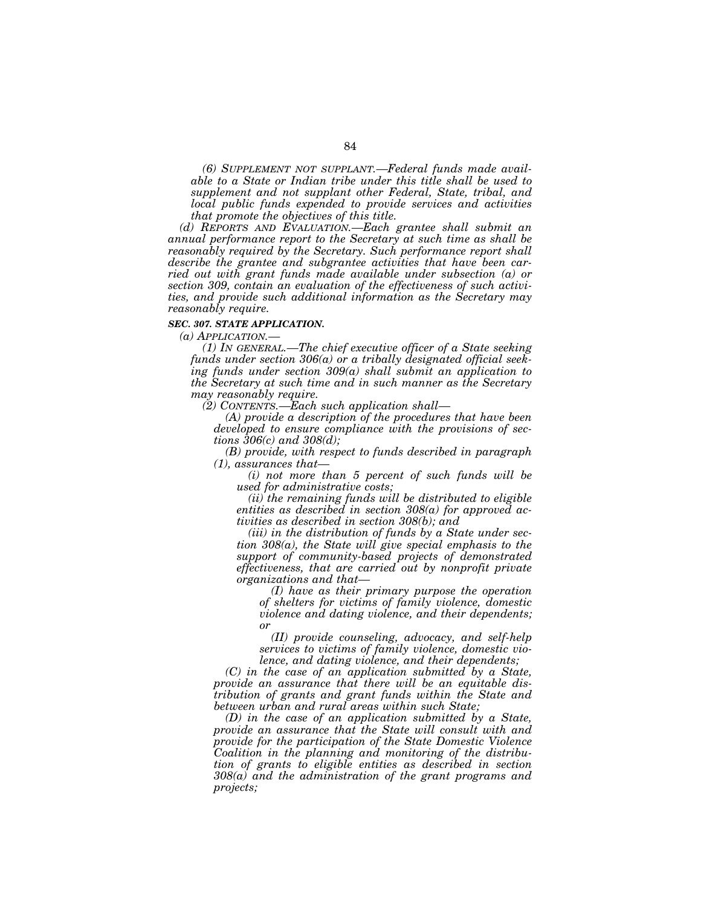*(6) SUPPLEMENT NOT SUPPLANT.—Federal funds made available to a State or Indian tribe under this title shall be used to supplement and not supplant other Federal, State, tribal, and local public funds expended to provide services and activities that promote the objectives of this title.*

*(d) REPORTS AND EVALUATION.—Each grantee shall submit an annual performance report to the Secretary at such time as shall be reasonably required by the Secretary. Such performance report shall describe the grantee and subgrantee activities that have been carried out with grant funds made available under subsection (a) or section 309, contain an evaluation of the effectiveness of such activities, and provide such additional information as the Secretary may reasonably require.*

***SEC. 307. STATE APPLICATION.***

*(a) APPLICATION.—*

*(1) IN GENERAL.—The chief executive officer of a State seeking funds under section 306(a) or a tribally designated official seeking funds under section 309(a) shall submit an application to the Secretary at such time and in such manner as the Secretary may reasonably require.*

*(2) CONTENTS.—Each such application shall—*

*(A) provide a description of the procedures that have been developed to ensure compliance with the provisions of sections 306(c) and 308(d);*

*(B) provide, with respect to funds described in paragraph (1), assurances that—*

*(i) not more than 5 percent of such funds will be used for administrative costs;*

*(ii) the remaining funds will be distributed to eligible entities as described in section 308(a) for approved activities as described in section 308(b); and*

*(iii) in the distribution of funds by a State under section 308(a), the State will give special emphasis to the support of community-based projects of demonstrated effectiveness, that are carried out by nonprofit private organizations and that—*

*(I) have as their primary purpose the operation of shelters for victims of family violence, domestic violence and dating violence, and their dependents; or*

*(II) provide counseling, advocacy, and self-help services to victims of family violence, domestic violence, and dating violence, and their dependents;*

*(C) in the case of an application submitted by a State, provide an assurance that there will be an equitable distribution of grants and grant funds within the State and between urban and rural areas within such State;*

*(D) in the case of an application submitted by a State, provide an assurance that the State will consult with and provide for the participation of the State Domestic Violence Coalition in the planning and monitoring of the distribution of grants to eligible entities as described in section 308(a) and the administration of the grant programs and projects;*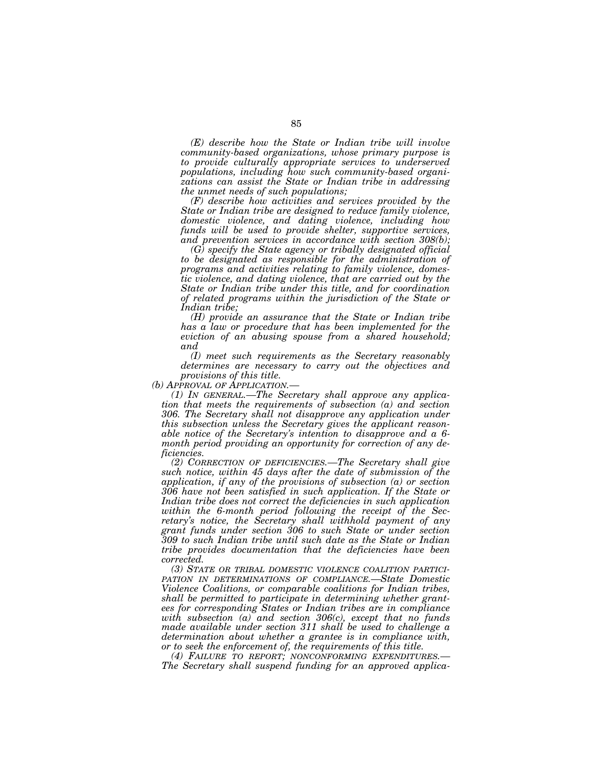*(E) describe how the State or Indian tribe will involve community-based organizations, whose primary purpose is to provide culturally appropriate services to underserved populations, including how such community-based organizations can assist the State or Indian tribe in addressing the unmet needs of such populations;*

*(F) describe how activities and services provided by the State or Indian tribe are designed to reduce family violence, domestic violence, and dating violence, including how funds will be used to provide shelter, supportive services, and prevention services in accordance with section 308(b);*

*(G) specify the State agency or tribally designated official to be designated as responsible for the administration of programs and activities relating to family violence, domestic violence, and dating violence, that are carried out by the State or Indian tribe under this title, and for coordination of related programs within the jurisdiction of the State or Indian tribe;*

*(H) provide an assurance that the State or Indian tribe has a law or procedure that has been implemented for the eviction of an abusing spouse from a shared household; and*

*(I) meet such requirements as the Secretary reasonably determines are necessary to carry out the objectives and provisions of this title.*

*(b) APPROVAL OF APPLICATION.—*

*(1) IN GENERAL.—The Secretary shall approve any application that meets the requirements of subsection (a) and section 306. The Secretary shall not disapprove any application under this subsection unless the Secretary gives the applicant reasonable notice of the Secretary's intention to disapprove and a 6-month period providing an opportunity for correction of any deficiencies.*

*(2) CORRECTION OF DEFICIENCIES.—The Secretary shall give such notice, within 45 days after the date of submission of the application, if any of the provisions of subsection (a) or section 306 have not been satisfied in such application. If the State or Indian tribe does not correct the deficiencies in such application within the 6-month period following the receipt of the Secretary's notice, the Secretary shall withhold payment of any grant funds under section 306 to such State or under section 309 to such Indian tribe until such date as the State or Indian tribe provides documentation that the deficiencies have been corrected.*

*(3) STATE OR TRIBAL DOMESTIC VIOLENCE COALITION PARTICIPATION IN DETERMINATIONS OF COMPLIANCE.—State Domestic Violence Coalitions, or comparable coalitions for Indian tribes, shall be permitted to participate in determining whether grantees for corresponding States or Indian tribes are in compliance with subsection (a) and section 306(c), except that no funds made available under section 311 shall be used to challenge a determination about whether a grantee is in compliance with, or to seek the enforcement of, the requirements of this title.*

*(4) FAILURE TO REPORT; NONCONFORMING EXPENDITURES.—The Secretary shall suspend funding for an approved applica-*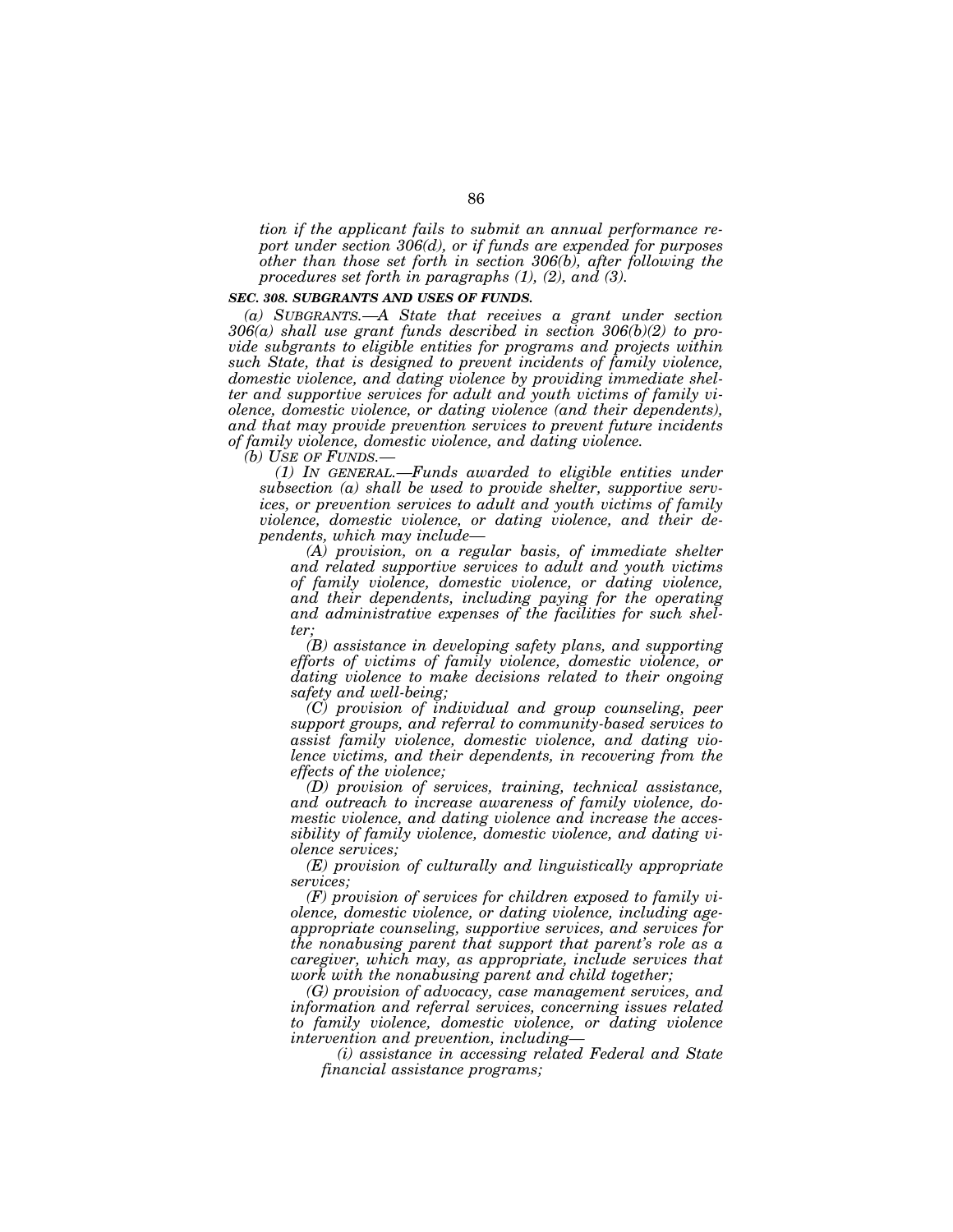*tion if the applicant fails to submit an annual performance report under section 306(d), or if funds are expended for purposes other than those set forth in section 306(b), after following the procedures set forth in paragraphs (1), (2), and (3).*

***SEC. 308. SUBGRANTS AND USES OF FUNDS.***

*(a) SUBGRANTS.—A State that receives a grant under section 306(a) shall use grant funds described in section 306(b)(2) to provide subgrants to eligible entities for programs and projects within such State, that is designed to prevent incidents of family violence, domestic violence, and dating violence by providing immediate shelter and supportive services for adult and youth victims of family violence, domestic violence, or dating violence (and their dependents), and that may provide prevention services to prevent future incidents of family violence, domestic violence, and dating violence.*

*(b) USE OF FUNDS.—*

*(1) IN GENERAL.—Funds awarded to eligible entities under subsection (a) shall be used to provide shelter, supportive services, or prevention services to adult and youth victims of family violence, domestic violence, or dating violence, and their dependents, which may include—*

*(A) provision, on a regular basis, of immediate shelter and related supportive services to adult and youth victims of family violence, domestic violence, or dating violence, and their dependents, including paying for the operating and administrative expenses of the facilities for such shelter;*

*(B) assistance in developing safety plans, and supporting efforts of victims of family violence, domestic violence, or dating violence to make decisions related to their ongoing safety and well-being;*

*(C) provision of individual and group counseling, peer support groups, and referral to community-based services to assist family violence, domestic violence, and dating violence victims, and their dependents, in recovering from the effects of the violence;*

*(D) provision of services, training, technical assistance, and outreach to increase awareness of family violence, domestic violence, and dating violence and increase the accessibility of family violence, domestic violence, and dating violence services;*

*(E) provision of culturally and linguistically appropriate services;*

*(F) provision of services for children exposed to family violence, domestic violence, or dating violence, including age-appropriate counseling, supportive services, and services for the nonabusing parent that support that parent's role as a caregiver, which may, as appropriate, include services that work with the nonabusing parent and child together;*

*(G) provision of advocacy, case management services, and information and referral services, concerning issues related to family violence, domestic violence, or dating violence intervention and prevention, including—*

*(i) assistance in accessing related Federal and State financial assistance programs;*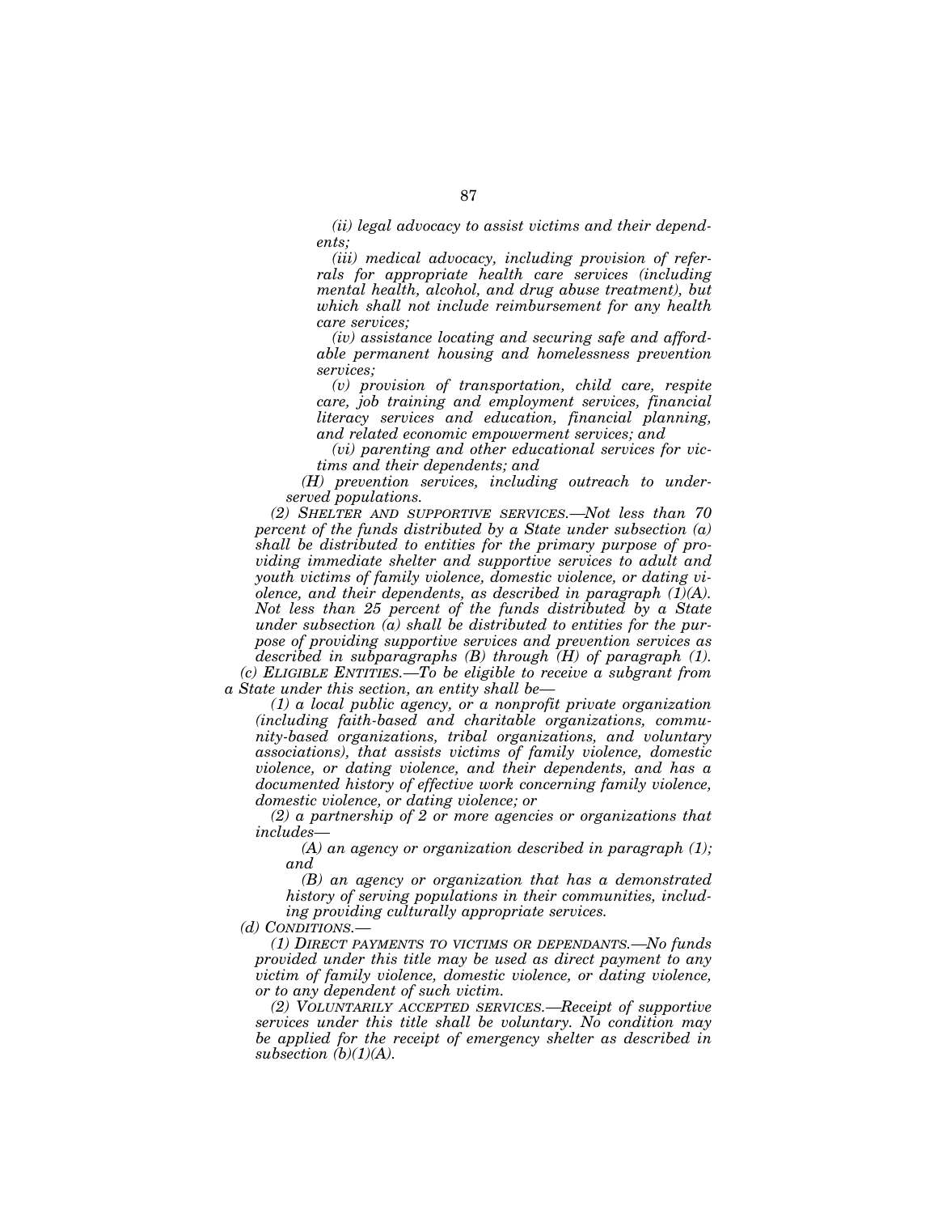*(ii) legal advocacy to assist victims and their dependents;*

*(iii) medical advocacy, including provision of referrals for appropriate health care services (including mental health, alcohol, and drug abuse treatment), but which shall not include reimbursement for any health care services;*

*(iv) assistance locating and securing safe and affordable permanent housing and homelessness prevention services;*

*(v) provision of transportation, child care, respite care, job training and employment services, financial literacy services and education, financial planning, and related economic empowerment services; and*

*(vi) parenting and other educational services for victims and their dependents; and*

*(H) prevention services, including outreach to underserved populations.*

*(2) SHELTER AND SUPPORTIVE SERVICES.—Not less than 70 percent of the funds distributed by a State under subsection (a) shall be distributed to entities for the primary purpose of providing immediate shelter and supportive services to adult and youth victims of family violence, domestic violence, or dating violence, and their dependents, as described in paragraph (1)(A). Not less than 25 percent of the funds distributed by a State under subsection (a) shall be distributed to entities for the purpose of providing supportive services and prevention services as described in subparagraphs (B) through (H) of paragraph (1).*

*(c) ELIGIBLE ENTITIES.—To be eligible to receive a subgrant from a State under this section, an entity shall be—*

*(1) a local public agency, or a nonprofit private organization (including faith-based and charitable organizations, community-based organizations, tribal organizations, and voluntary associations), that assists victims of family violence, domestic violence, or dating violence, and their dependents, and has a documented history of effective work concerning family violence, domestic violence, or dating violence; or*

*(2) a partnership of 2 or more agencies or organizations that includes—*

*(A) an agency or organization described in paragraph (1); and*

*(B) an agency or organization that has a demonstrated history of serving populations in their communities, including providing culturally appropriate services.*

*(d) CONDITIONS.—*

*(1) DIRECT PAYMENTS TO VICTIMS OR DEPENDANTS.—No funds provided under this title may be used as direct payment to any victim of family violence, domestic violence, or dating violence, or to any dependent of such victim.*

*(2) VOLUNTARILY ACCEPTED SERVICES.—Receipt of supportive services under this title shall be voluntary. No condition may be applied for the receipt of emergency shelter as described in subsection (b)(1)(A).*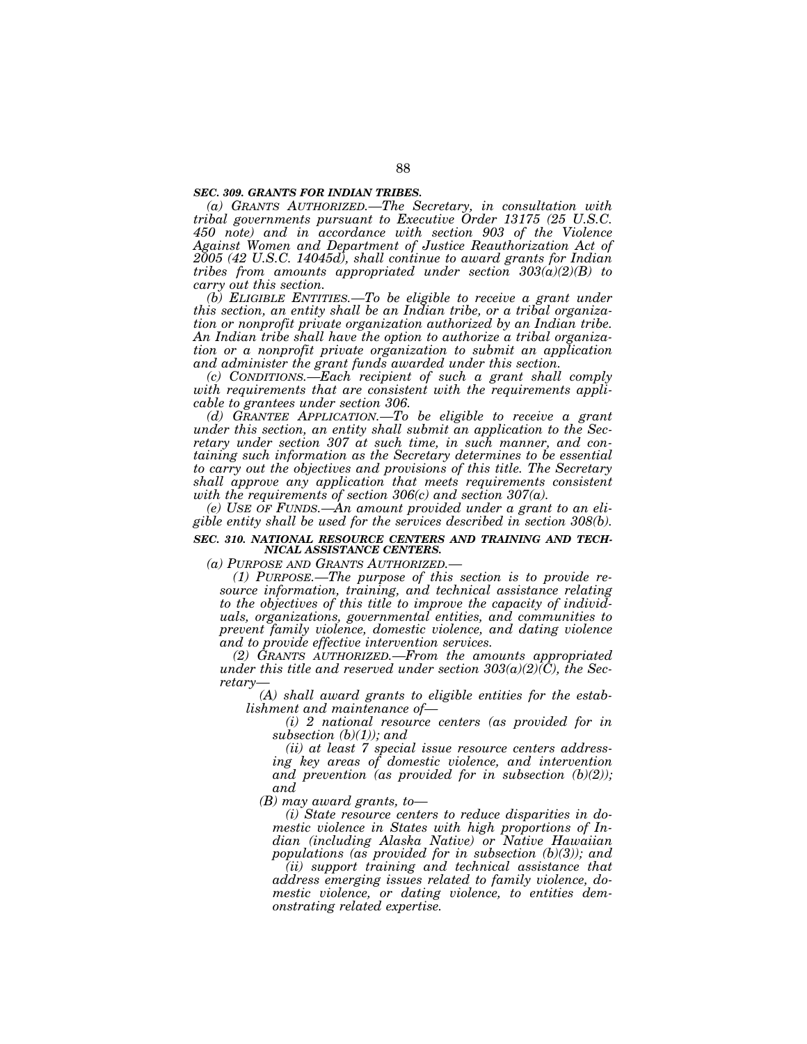### *SEC. 309. GRANTS FOR INDIAN TRIBES.*

*(a) GRANTS AUTHORIZED.—The Secretary, in consultation with tribal governments pursuant to Executive Order 13175 (25 U.S.C. 450 note) and in accordance with section 903 of the Violence Against Women and Department of Justice Reauthorization Act of 2005 (42 U.S.C. 14045d), shall continue to award grants for Indian tribes from amounts appropriated under section 303(a)(2)(B) to carry out this section.*

*(b) ELIGIBLE ENTITIES.—To be eligible to receive a grant under this section, an entity shall be an Indian tribe, or a tribal organization or nonprofit private organization authorized by an Indian tribe. An Indian tribe shall have the option to authorize a tribal organization or a nonprofit private organization to submit an application and administer the grant funds awarded under this section.*

*(c) CONDITIONS.—Each recipient of such a grant shall comply with requirements that are consistent with the requirements applicable to grantees under section 306.*

*(d) GRANTEE APPLICATION.—To be eligible to receive a grant under this section, an entity shall submit an application to the Secretary under section 307 at such time, in such manner, and containing such information as the Secretary determines to be essential to carry out the objectives and provisions of this title. The Secretary shall approve any application that meets requirements consistent with the requirements of section 306(c) and section 307(a).*

*(e) USE OF FUNDS.—An amount provided under a grant to an eligible entity shall be used for the services described in section 308(b).*

### *SEC. 310. NATIONAL RESOURCE CENTERS AND TRAINING AND TECHNICAL ASSISTANCE CENTERS.*

*(a) PURPOSE AND GRANTS AUTHORIZED.—*

*(1) PURPOSE.—The purpose of this section is to provide resource information, training, and technical assistance relating to the objectives of this title to improve the capacity of individuals, organizations, governmental entities, and communities to prevent family violence, domestic violence, and dating violence and to provide effective intervention services.*

*(2) GRANTS AUTHORIZED.—From the amounts appropriated under this title and reserved under section 303(a)(2)(C), the Secretary—*

*(A) shall award grants to eligible entities for the establishment and maintenance of—*

*(i) 2 national resource centers (as provided for in subsection (b)(1)); and*

*(ii) at least 7 special issue resource centers addressing key areas of domestic violence, and intervention and prevention (as provided for in subsection (b)(2)); and*

*(B) may award grants, to—*

*(i) State resource centers to reduce disparities in domestic violence in States with high proportions of Indian (including Alaska Native) or Native Hawaiian populations (as provided for in subsection (b)(3)); and*

*(ii) support training and technical assistance that address emerging issues related to family violence, domestic violence, or dating violence, to entities demonstrating related expertise.*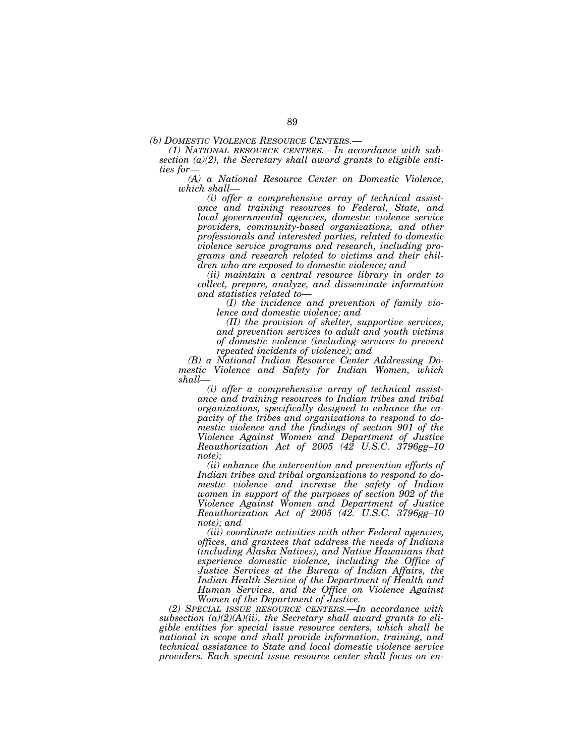*(b) DOMESTIC VIOLENCE RESOURCE CENTERS.—*

*(1) NATIONAL RESOURCE CENTERS.—In accordance with subsection (a)(2), the Secretary shall award grants to eligible entities for—*

*(A) a National Resource Center on Domestic Violence, which shall—*

*(i) offer a comprehensive array of technical assistance and training resources to Federal, State, and local governmental agencies, domestic violence service providers, community-based organizations, and other professionals and interested parties, related to domestic violence service programs and research, including programs and research related to victims and their children who are exposed to domestic violence; and*

*(ii) maintain a central resource library in order to collect, prepare, analyze, and disseminate information and statistics related to—*

*(I) the incidence and prevention of family violence and domestic violence; and*

*(II) the provision of shelter, supportive services, and prevention services to adult and youth victims of domestic violence (including services to prevent repeated incidents of violence); and*

*(B) a National Indian Resource Center Addressing Domestic Violence and Safety for Indian Women, which shall—*

*(i) offer a comprehensive array of technical assistance and training resources to Indian tribes and tribal organizations, specifically designed to enhance the capacity of the tribes and organizations to respond to domestic violence and the findings of section 901 of the Violence Against Women and Department of Justice Reauthorization Act of 2005 (42 U.S.C. 3796gg–10 note);*

*(ii) enhance the intervention and prevention efforts of Indian tribes and tribal organizations to respond to domestic violence and increase the safety of Indian women in support of the purposes of section 902 of the Violence Against Women and Department of Justice Reauthorization Act of 2005 (42. U.S.C. 3796gg–10 note); and*

*(iii) coordinate activities with other Federal agencies, offices, and grantees that address the needs of Indians (including Alaska Natives), and Native Hawaiians that experience domestic violence, including the Office of Justice Services at the Bureau of Indian Affairs, the Indian Health Service of the Department of Health and Human Services, and the Office on Violence Against Women of the Department of Justice.*

*(2) SPECIAL ISSUE RESOURCE CENTERS.—In accordance with subsection (a)(2)(A)(ii), the Secretary shall award grants to eligible entities for special issue resource centers, which shall be national in scope and shall provide information, training, and technical assistance to State and local domestic violence service providers. Each special issue resource center shall focus on en-*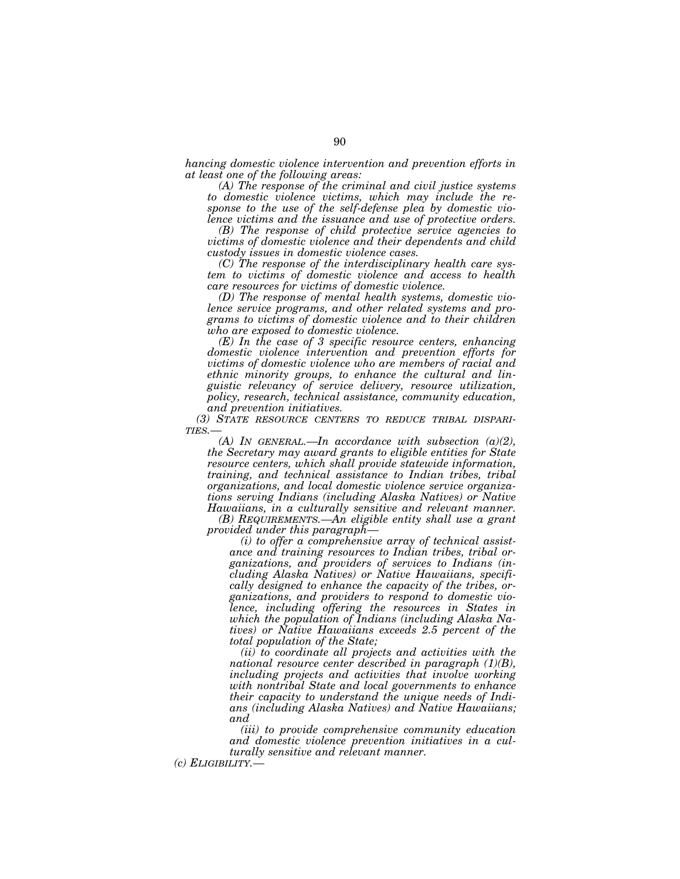*hancing domestic violence intervention and prevention efforts in at least one of the following areas:*

*(A) The response of the criminal and civil justice systems to domestic violence victims, which may include the response to the use of the self-defense plea by domestic violence victims and the issuance and use of protective orders.*

*(B) The response of child protective service agencies to victims of domestic violence and their dependents and child custody issues in domestic violence cases.*

*(C) The response of the interdisciplinary health care system to victims of domestic violence and access to health care resources for victims of domestic violence.*

*(D) The response of mental health systems, domestic violence service programs, and other related systems and programs to victims of domestic violence and to their children who are exposed to domestic violence.*

*(E) In the case of 3 specific resource centers, enhancing domestic violence intervention and prevention efforts for victims of domestic violence who are members of racial and ethnic minority groups, to enhance the cultural and linguistic relevancy of service delivery, resource utilization, policy, research, technical assistance, community education, and prevention initiatives.*

*(3) STATE RESOURCE CENTERS TO REDUCE TRIBAL DISPARITIES.—*

*(A) IN GENERAL.—In accordance with subsection (a)(2), the Secretary may award grants to eligible entities for State resource centers, which shall provide statewide information, training, and technical assistance to Indian tribes, tribal organizations, and local domestic violence service organizations serving Indians (including Alaska Natives) or Native Hawaiians, in a culturally sensitive and relevant manner.*

*(B) REQUIREMENTS.—An eligible entity shall use a grant provided under this paragraph—*

*(i) to offer a comprehensive array of technical assistance and training resources to Indian tribes, tribal organizations, and providers of services to Indians (including Alaska Natives) or Native Hawaiians, specifically designed to enhance the capacity of the tribes, organizations, and providers to respond to domestic violence, including offering the resources in States in which the population of Indians (including Alaska Natives) or Native Hawaiians exceeds 2.5 percent of the total population of the State;*

*(ii) to coordinate all projects and activities with the national resource center described in paragraph (1)(B), including projects and activities that involve working with nontribal State and local governments to enhance their capacity to understand the unique needs of Indians (including Alaska Natives) and Native Hawaiians; and*

*(iii) to provide comprehensive community education and domestic violence prevention initiatives in a culturally sensitive and relevant manner.*

*(c) ELIGIBILITY.—*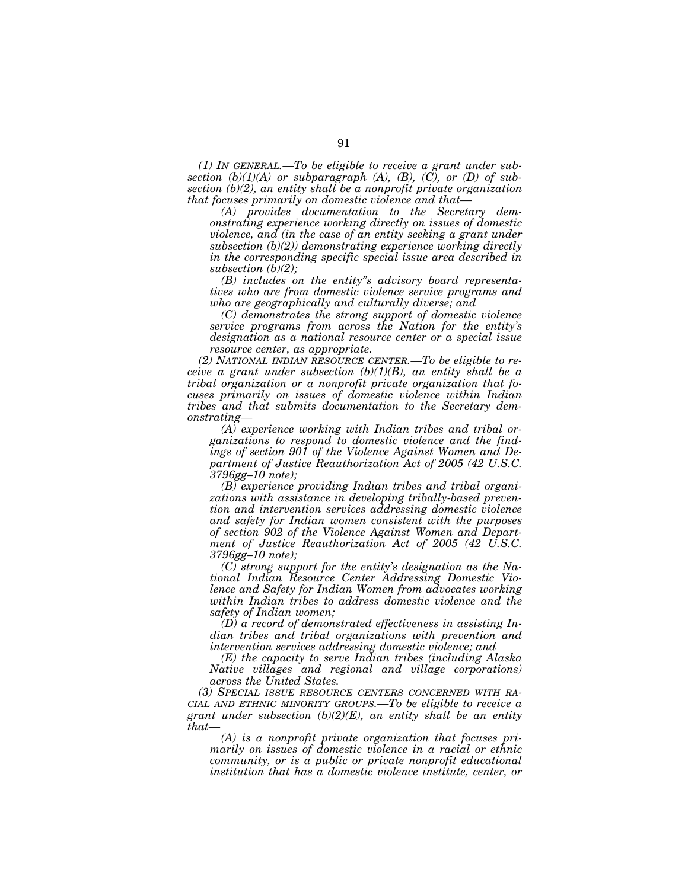*(1) IN GENERAL.—To be eligible to receive a grant under subsection (b)(1)(A) or subparagraph (A), (B), (C), or (D) of subsection (b)(2), an entity shall be a nonprofit private organization that focuses primarily on domestic violence and that—*

*(A) provides documentation to the Secretary demonstrating experience working directly on issues of domestic violence, and (in the case of an entity seeking a grant under subsection (b)(2)) demonstrating experience working directly in the corresponding specific special issue area described in subsection (b)(2);*

*(B) includes on the entity"s advisory board representatives who are from domestic violence service programs and who are geographically and culturally diverse; and*

*(C) demonstrates the strong support of domestic violence service programs from across the Nation for the entity's designation as a national resource center or a special issue resource center, as appropriate.*

*(2) NATIONAL INDIAN RESOURCE CENTER.—To be eligible to receive a grant under subsection (b)(1)(B), an entity shall be a tribal organization or a nonprofit private organization that focuses primarily on issues of domestic violence within Indian tribes and that submits documentation to the Secretary demonstrating—*

*(A) experience working with Indian tribes and tribal organizations to respond to domestic violence and the findings of section 901 of the Violence Against Women and Department of Justice Reauthorization Act of 2005 (42 U.S.C. 3796gg–10 note);*

*(B) experience providing Indian tribes and tribal organizations with assistance in developing tribally-based prevention and intervention services addressing domestic violence and safety for Indian women consistent with the purposes of section 902 of the Violence Against Women and Department of Justice Reauthorization Act of 2005 (42 U.S.C. 3796gg–10 note);*

*(C) strong support for the entity's designation as the National Indian Resource Center Addressing Domestic Violence and Safety for Indian Women from advocates working within Indian tribes to address domestic violence and the safety of Indian women;*

*(D) a record of demonstrated effectiveness in assisting Indian tribes and tribal organizations with prevention and intervention services addressing domestic violence; and*

*(E) the capacity to serve Indian tribes (including Alaska Native villages and regional and village corporations) across the United States.*

*(3) SPECIAL ISSUE RESOURCE CENTERS CONCERNED WITH RACIAL AND ETHNIC MINORITY GROUPS.—To be eligible to receive a grant under subsection (b)(2)(E), an entity shall be an entity that—*

*(A) is a nonprofit private organization that focuses primarily on issues of domestic violence in a racial or ethnic community, or is a public or private nonprofit educational institution that has a domestic violence institute, center, or*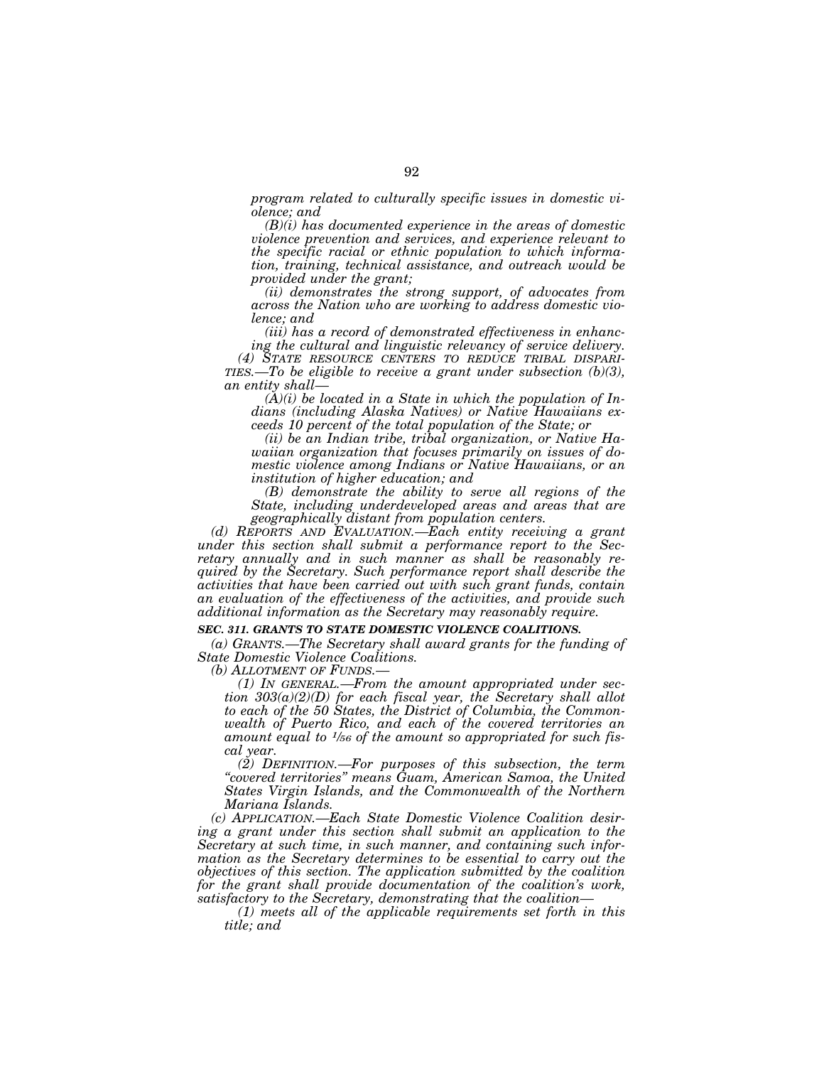*program related to culturally specific issues in domestic violence; and*

*(B)(i) has documented experience in the areas of domestic violence prevention and services, and experience relevant to the specific racial or ethnic population to which information, training, technical assistance, and outreach would be provided under the grant;*

*(ii) demonstrates the strong support, of advocates from across the Nation who are working to address domestic violence; and*

*(iii) has a record of demonstrated effectiveness in enhancing the cultural and linguistic relevancy of service delivery.*

*(4) STATE RESOURCE CENTERS TO REDUCE TRIBAL DISPARITIES.—To be eligible to receive a grant under subsection (b)(3), an entity shall—*

*(A)(i) be located in a State in which the population of Indians (including Alaska Natives) or Native Hawaiians exceeds 10 percent of the total population of the State; or*

*(ii) be an Indian tribe, tribal organization, or Native Hawaiian organization that focuses primarily on issues of domestic violence among Indians or Native Hawaiians, or an institution of higher education; and*

*(B) demonstrate the ability to serve all regions of the State, including underdeveloped areas and areas that are geographically distant from population centers.*

*(d) REPORTS AND EVALUATION.—Each entity receiving a grant under this section shall submit a performance report to the Secretary annually and in such manner as shall be reasonably required by the Secretary. Such performance report shall describe the activities that have been carried out with such grant funds, contain an evaluation of the effectiveness of the activities, and provide such additional information as the Secretary may reasonably require.*

***SEC. 311. GRANTS TO STATE DOMESTIC VIOLENCE COALITIONS.***

*(a) GRANTS.—The Secretary shall award grants for the funding of State Domestic Violence Coalitions.*

*(b) ALLOTMENT OF FUNDS.—*

*(1) IN GENERAL.—From the amount appropriated under section 303(a)(2)(D) for each fiscal year, the Secretary shall allot to each of the 50 States, the District of Columbia, the Commonwealth of Puerto Rico, and each of the covered territories an amount equal to $1/56$ of the amount so appropriated for such fiscal year.*

*(2) DEFINITION.—For purposes of this subsection, the term "covered territories" means Guam, American Samoa, the United States Virgin Islands, and the Commonwealth of the Northern Mariana Islands.*

*(c) APPLICATION.—Each State Domestic Violence Coalition desiring a grant under this section shall submit an application to the Secretary at such time, in such manner, and containing such information as the Secretary determines to be essential to carry out the objectives of this section. The application submitted by the coalition for the grant shall provide documentation of the coalition's work, satisfactory to the Secretary, demonstrating that the coalition—*

*(1) meets all of the applicable requirements set forth in this title; and*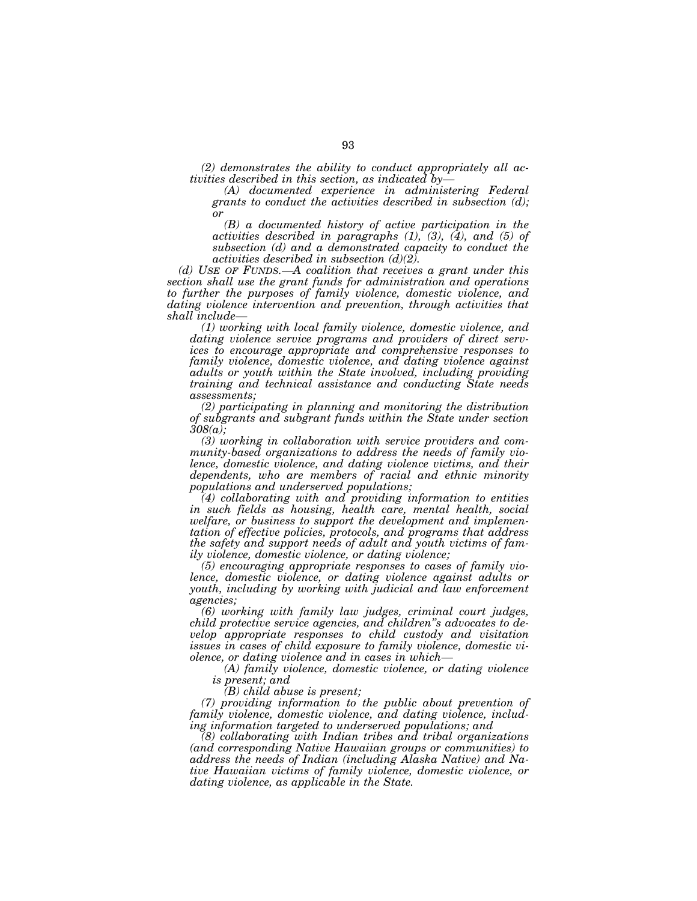*(2) demonstrates the ability to conduct appropriately all activities described in this section, as indicated by—*

*(A) documented experience in administering Federal grants to conduct the activities described in subsection (d); or*

*(B) a documented history of active participation in the activities described in paragraphs (1), (3), (4), and (5) of subsection (d) and a demonstrated capacity to conduct the activities described in subsection (d)(2).*

*(d) USE OF FUNDS.—A coalition that receives a grant under this section shall use the grant funds for administration and operations to further the purposes of family violence, domestic violence, and dating violence intervention and prevention, through activities that shall include—*

*(1) working with local family violence, domestic violence, and dating violence service programs and providers of direct services to encourage appropriate and comprehensive responses to family violence, domestic violence, and dating violence against adults or youth within the State involved, including providing training and technical assistance and conducting State needs assessments;*

*(2) participating in planning and monitoring the distribution of subgrants and subgrant funds within the State under section 308(a);*

*(3) working in collaboration with service providers and community-based organizations to address the needs of family violence, domestic violence, and dating violence victims, and their dependents, who are members of racial and ethnic minority populations and underserved populations;*

*(4) collaborating with and providing information to entities in such fields as housing, health care, mental health, social welfare, or business to support the development and implementation of effective policies, protocols, and programs that address the safety and support needs of adult and youth victims of family violence, domestic violence, or dating violence;*

*(5) encouraging appropriate responses to cases of family violence, domestic violence, or dating violence against adults or youth, including by working with judicial and law enforcement agencies;*

*(6) working with family law judges, criminal court judges, child protective service agencies, and children"s advocates to develop appropriate responses to child custody and visitation issues in cases of child exposure to family violence, domestic violence, or dating violence and in cases in which—*

*(A) family violence, domestic violence, or dating violence is present; and*

*(B) child abuse is present;*

*(7) providing information to the public about prevention of family violence, domestic violence, and dating violence, including information targeted to underserved populations; and*

*(8) collaborating with Indian tribes and tribal organizations (and corresponding Native Hawaiian groups or communities) to address the needs of Indian (including Alaska Native) and Native Hawaiian victims of family violence, domestic violence, or dating violence, as applicable in the State.*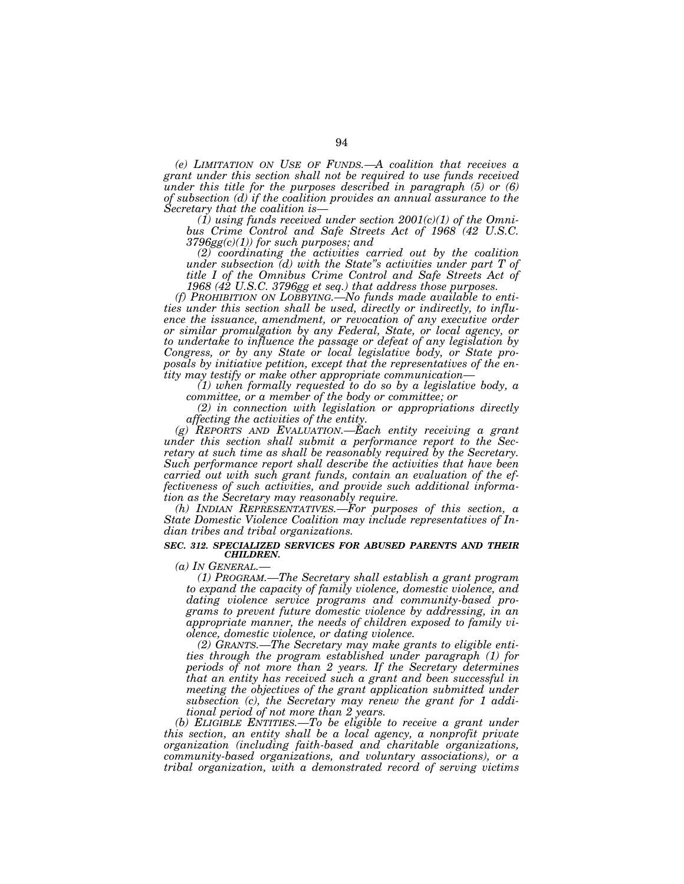*(e) LIMITATION ON USE OF FUNDS.—A coalition that receives a grant under this section shall not be required to use funds received under this title for the purposes described in paragraph (5) or (6) of subsection (d) if the coalition provides an annual assurance to the Secretary that the coalition is—*

*(1) using funds received under section 2001(c)(1) of the Omnibus Crime Control and Safe Streets Act of 1968 (42 U.S.C. 3796gg(c)(1)) for such purposes; and*

*(2) coordinating the activities carried out by the coalition under subsection (d) with the State"s activities under part T of title I of the Omnibus Crime Control and Safe Streets Act of 1968 (42 U.S.C. 3796gg et seq.) that address those purposes.*

*(f) PROHIBITION ON LOBBYING.—No funds made available to entities under this section shall be used, directly or indirectly, to influence the issuance, amendment, or revocation of any executive order or similar promulgation by any Federal, State, or local agency, or to undertake to influence the passage or defeat of any legislation by Congress, or by any State or local legislative body, or State proposals by initiative petition, except that the representatives of the entity may testify or make other appropriate communication—*

*(1) when formally requested to do so by a legislative body, a committee, or a member of the body or committee; or*

*(2) in connection with legislation or appropriations directly affecting the activities of the entity.*

*(g) REPORTS AND EVALUATION.—Each entity receiving a grant under this section shall submit a performance report to the Secretary at such time as shall be reasonably required by the Secretary. Such performance report shall describe the activities that have been carried out with such grant funds, contain an evaluation of the effectiveness of such activities, and provide such additional information as the Secretary may reasonably require.*

*(h) INDIAN REPRESENTATIVES.—For purposes of this section, a State Domestic Violence Coalition may include representatives of Indian tribes and tribal organizations.*

***SEC. 312. SPECIALIZED SERVICES FOR ABUSED PARENTS AND THEIR CHILDREN.***

*(a) IN GENERAL.—*

*(1) PROGRAM.—The Secretary shall establish a grant program to expand the capacity of family violence, domestic violence, and dating violence service programs and community-based programs to prevent future domestic violence by addressing, in an appropriate manner, the needs of children exposed to family violence, domestic violence, or dating violence.*

*(2) GRANTS.—The Secretary may make grants to eligible entities through the program established under paragraph (1) for periods of not more than 2 years. If the Secretary determines that an entity has received such a grant and been successful in meeting the objectives of the grant application submitted under subsection (c), the Secretary may renew the grant for 1 additional period of not more than 2 years.*

*(b) ELIGIBLE ENTITIES.—To be eligible to receive a grant under this section, an entity shall be a local agency, a nonprofit private organization (including faith-based and charitable organizations, community-based organizations, and voluntary associations), or a tribal organization, with a demonstrated record of serving victims*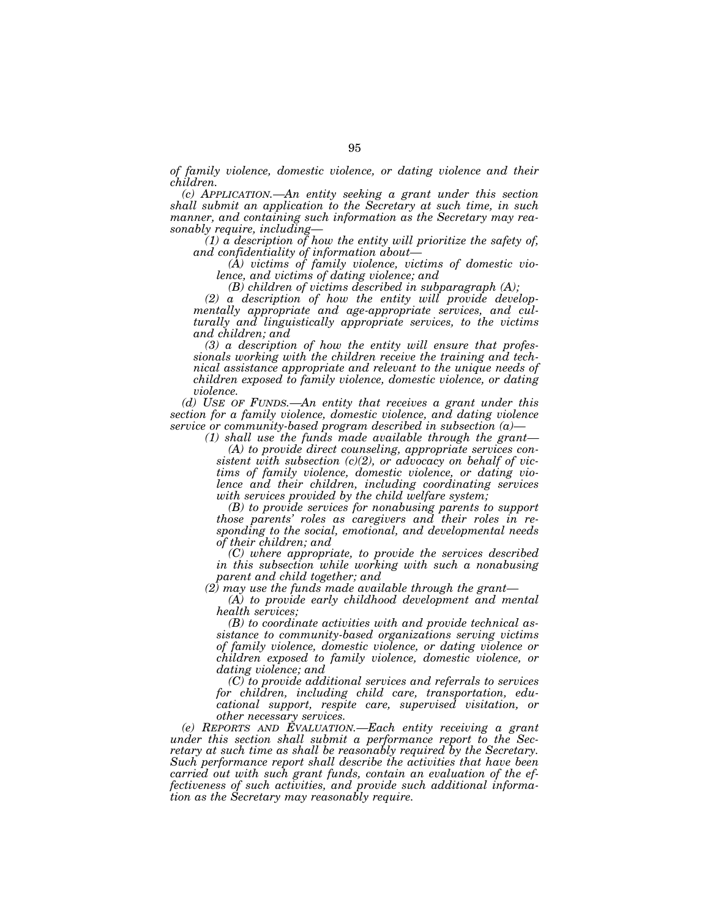*of family violence, domestic violence, or dating violence and their children.*

*(c) APPLICATION.—An entity seeking a grant under this section shall submit an application to the Secretary at such time, in such manner, and containing such information as the Secretary may reasonably require, including—*

*(1) a description of how the entity will prioritize the safety of, and confidentiality of information about—*

*(A) victims of family violence, victims of domestic violence, and victims of dating violence; and*

*(B) children of victims described in subparagraph (A);*

*(2) a description of how the entity will provide developmentally appropriate and age-appropriate services, and culturally and linguistically appropriate services, to the victims and children; and*

*(3) a description of how the entity will ensure that professionals working with the children receive the training and technical assistance appropriate and relevant to the unique needs of children exposed to family violence, domestic violence, or dating violence.*

*(d) USE OF FUNDS.—An entity that receives a grant under this section for a family violence, domestic violence, and dating violence service or community-based program described in subsection (a)—*

*(1) shall use the funds made available through the grant—*

*(A) to provide direct counseling, appropriate services consistent with subsection (c)(2), or advocacy on behalf of victims of family violence, domestic violence, or dating violence and their children, including coordinating services with services provided by the child welfare system;*

*(B) to provide services for nonabusing parents to support those parents' roles as caregivers and their roles in responding to the social, emotional, and developmental needs of their children; and*

*(C) where appropriate, to provide the services described in this subsection while working with such a nonabusing parent and child together; and*

*(2) may use the funds made available through the grant—*

*(A) to provide early childhood development and mental health services;*

*(B) to coordinate activities with and provide technical assistance to community-based organizations serving victims of family violence, domestic violence, or dating violence or children exposed to family violence, domestic violence, or dating violence; and*

*(C) to provide additional services and referrals to services for children, including child care, transportation, educational support, respite care, supervised visitation, or other necessary services.*

*(e) REPORTS AND EVALUATION.—Each entity receiving a grant under this section shall submit a performance report to the Secretary at such time as shall be reasonably required by the Secretary. Such performance report shall describe the activities that have been carried out with such grant funds, contain an evaluation of the effectiveness of such activities, and provide such additional information as the Secretary may reasonably require.*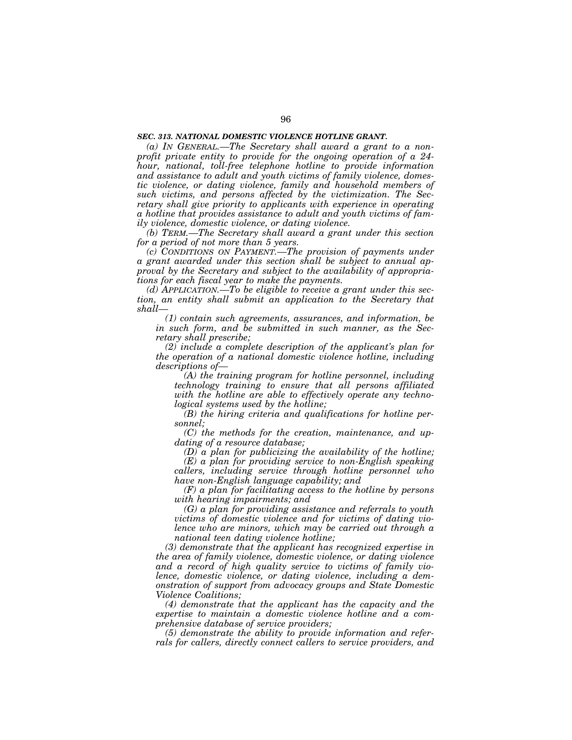***SEC. 313. NATIONAL DOMESTIC VIOLENCE HOTLINE GRANT.***

*(a) IN GENERAL.—The Secretary shall award a grant to a nonprofit private entity to provide for the ongoing operation of a 24-hour, national, toll-free telephone hotline to provide information and assistance to adult and youth victims of family violence, domestic violence, or dating violence, family and household members of such victims, and persons affected by the victimization. The Secretary shall give priority to applicants with experience in operating a hotline that provides assistance to adult and youth victims of family violence, domestic violence, or dating violence.*

*(b) TERM.—The Secretary shall award a grant under this section for a period of not more than 5 years.*

*(c) CONDITIONS ON PAYMENT.—The provision of payments under a grant awarded under this section shall be subject to annual approval by the Secretary and subject to the availability of appropriations for each fiscal year to make the payments.*

*(d) APPLICATION.—To be eligible to receive a grant under this section, an entity shall submit an application to the Secretary that shall—*

*(1) contain such agreements, assurances, and information, be in such form, and be submitted in such manner, as the Secretary shall prescribe;*

*(2) include a complete description of the applicant's plan for the operation of a national domestic violence hotline, including descriptions of—*

*(A) the training program for hotline personnel, including technology training to ensure that all persons affiliated with the hotline are able to effectively operate any technological systems used by the hotline;*

*(B) the hiring criteria and qualifications for hotline personnel;*

*(C) the methods for the creation, maintenance, and updating of a resource database;*

*(D) a plan for publicizing the availability of the hotline;*

*(E) a plan for providing service to non-English speaking callers, including service through hotline personnel who have non-English language capability; and*

*(F) a plan for facilitating access to the hotline by persons with hearing impairments; and*

*(G) a plan for providing assistance and referrals to youth victims of domestic violence and for victims of dating violence who are minors, which may be carried out through a national teen dating violence hotline;*

*(3) demonstrate that the applicant has recognized expertise in the area of family violence, domestic violence, or dating violence and a record of high quality service to victims of family violence, domestic violence, or dating violence, including a demonstration of support from advocacy groups and State Domestic Violence Coalitions;*

*(4) demonstrate that the applicant has the capacity and the expertise to maintain a domestic violence hotline and a comprehensive database of service providers;*

*(5) demonstrate the ability to provide information and referrals for callers, directly connect callers to service providers, and*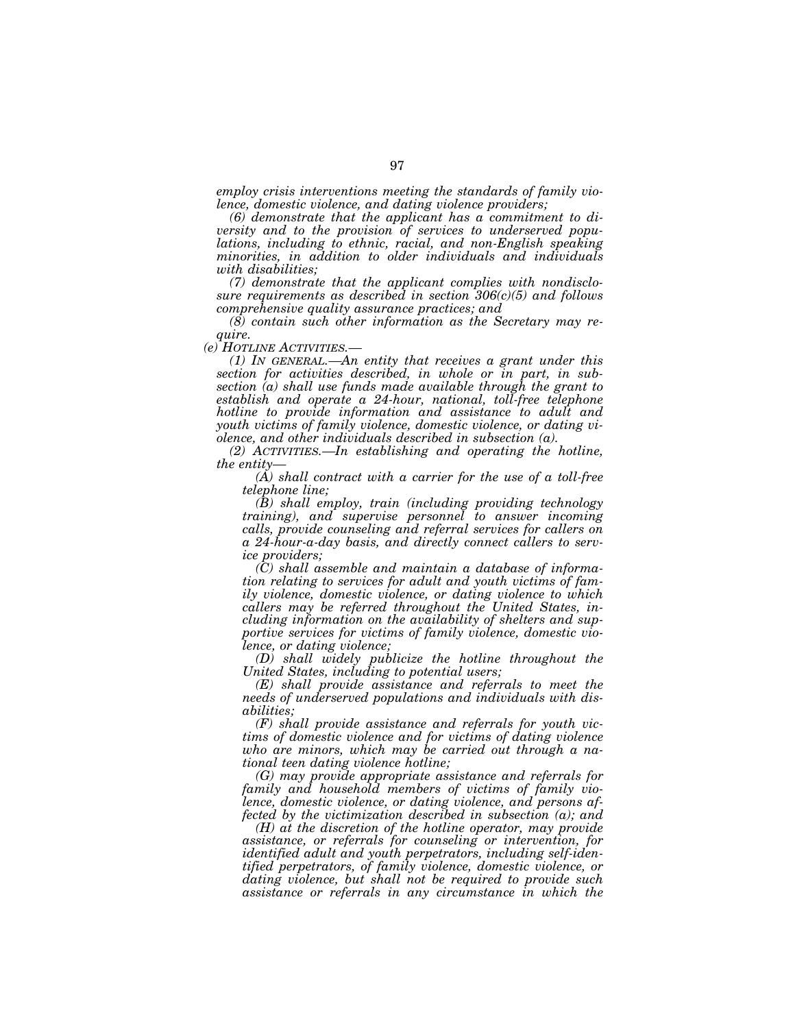*employ crisis interventions meeting the standards of family violence, domestic violence, and dating violence providers;*

*(6) demonstrate that the applicant has a commitment to diversity and to the provision of services to underserved populations, including to ethnic, racial, and non-English speaking minorities, in addition to older individuals and individuals with disabilities;*

*(7) demonstrate that the applicant complies with nondisclosure requirements as described in section 306(c)(5) and follows comprehensive quality assurance practices; and*

*(8) contain such other information as the Secretary may require.*

*(e) HOTLINE ACTIVITIES.—*

*(1) IN GENERAL.—An entity that receives a grant under this section for activities described, in whole or in part, in subsection (a) shall use funds made available through the grant to establish and operate a 24-hour, national, toll-free telephone hotline to provide information and assistance to adult and youth victims of family violence, domestic violence, or dating violence, and other individuals described in subsection (a).*

*(2) ACTIVITIES.—In establishing and operating the hotline, the entity—*

*(A) shall contract with a carrier for the use of a toll-free telephone line;*

*(B) shall employ, train (including providing technology training), and supervise personnel to answer incoming calls, provide counseling and referral services for callers on a 24-hour-a-day basis, and directly connect callers to service providers;*

*(C) shall assemble and maintain a database of information relating to services for adult and youth victims of family violence, domestic violence, or dating violence to which callers may be referred throughout the United States, including information on the availability of shelters and supportive services for victims of family violence, domestic violence, or dating violence;*

*(D) shall widely publicize the hotline throughout the United States, including to potential users;*

*(E) shall provide assistance and referrals to meet the needs of underserved populations and individuals with disabilities;*

*(F) shall provide assistance and referrals for youth victims of domestic violence and for victims of dating violence who are minors, which may be carried out through a national teen dating violence hotline;*

*(G) may provide appropriate assistance and referrals for family and household members of victims of family violence, domestic violence, or dating violence, and persons affected by the victimization described in subsection (a); and*

*(H) at the discretion of the hotline operator, may provide assistance, or referrals for counseling or intervention, for identified adult and youth perpetrators, including self-identified perpetrators, of family violence, domestic violence, or dating violence, but shall not be required to provide such assistance or referrals in any circumstance in which the*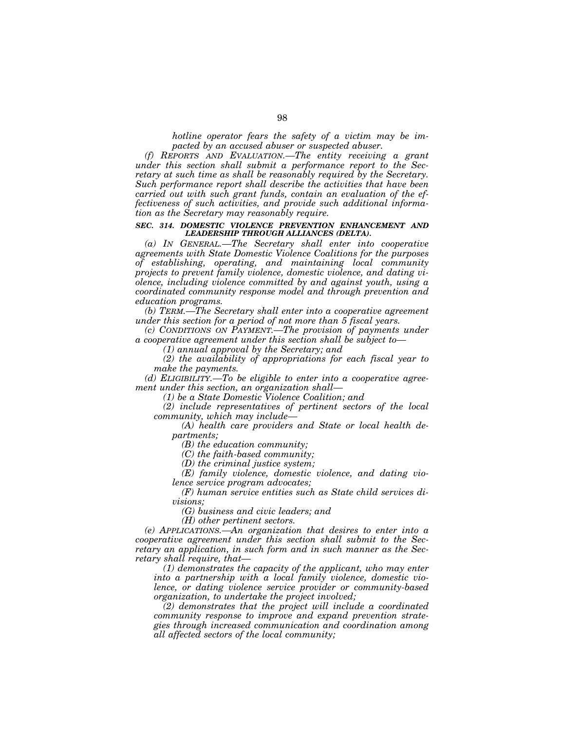*hotline operator fears the safety of a victim may be impacted by an accused abuser or suspected abuser.*

*(f) REPORTS AND EVALUATION.—The entity receiving a grant under this section shall submit a performance report to the Secretary at such time as shall be reasonably required by the Secretary. Such performance report shall describe the activities that have been carried out with such grant funds, contain an evaluation of the effectiveness of such activities, and provide such additional information as the Secretary may reasonably require.*

***SEC. 314. DOMESTIC VIOLENCE PREVENTION ENHANCEMENT AND LEADERSHIP THROUGH ALLIANCES (DELTA).***

*(a) IN GENERAL.—The Secretary shall enter into cooperative agreements with State Domestic Violence Coalitions for the purposes of establishing, operating, and maintaining local community projects to prevent family violence, domestic violence, and dating violence, including violence committed by and against youth, using a coordinated community response model and through prevention and education programs.*

*(b) TERM.—The Secretary shall enter into a cooperative agreement under this section for a period of not more than 5 fiscal years.*

*(c) CONDITIONS ON PAYMENT.—The provision of payments under a cooperative agreement under this section shall be subject to—*

*(1) annual approval by the Secretary; and*

*(2) the availability of appropriations for each fiscal year to make the payments.*

*(d) ELIGIBILITY.—To be eligible to enter into a cooperative agreement under this section, an organization shall—*

*(1) be a State Domestic Violence Coalition; and*

*(2) include representatives of pertinent sectors of the local community, which may include—*

*(A) health care providers and State or local health departments;*

*(B) the education community;*

*(C) the faith-based community;*

*(D) the criminal justice system;*

*(E) family violence, domestic violence, and dating violence service program advocates;*

*(F) human service entities such as State child services divisions;*

*(G) business and civic leaders; and*

*(H) other pertinent sectors.*

*(e) APPLICATIONS.—An organization that desires to enter into a cooperative agreement under this section shall submit to the Secretary an application, in such form and in such manner as the Secretary shall require, that—*

*(1) demonstrates the capacity of the applicant, who may enter into a partnership with a local family violence, domestic violence, or dating violence service provider or community-based organization, to undertake the project involved;*

*(2) demonstrates that the project will include a coordinated community response to improve and expand prevention strategies through increased communication and coordination among all affected sectors of the local community;*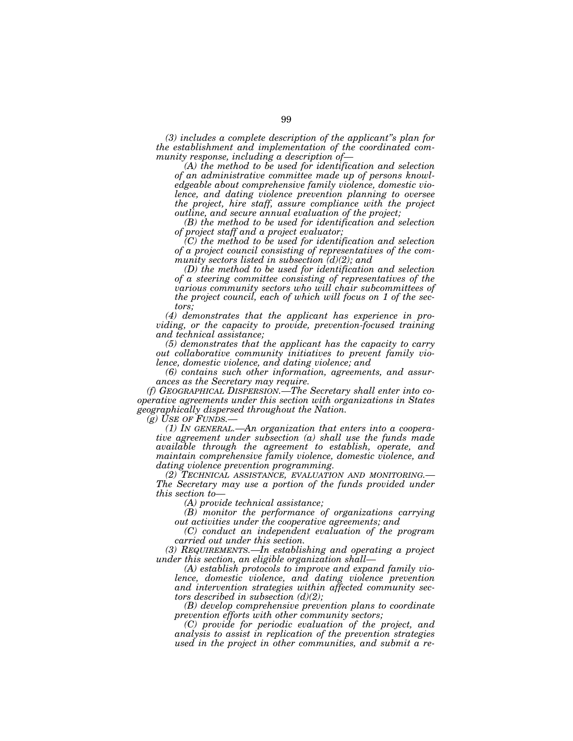*(3) includes a complete description of the applicant"s plan for the establishment and implementation of the coordinated community response, including a description of—*

*(A) the method to be used for identification and selection of an administrative committee made up of persons knowledgeable about comprehensive family violence, domestic violence, and dating violence prevention planning to oversee the project, hire staff, assure compliance with the project outline, and secure annual evaluation of the project;*

*(B) the method to be used for identification and selection of project staff and a project evaluator;*

*(C) the method to be used for identification and selection of a project council consisting of representatives of the community sectors listed in subsection (d)(2); and*

*(D) the method to be used for identification and selection of a steering committee consisting of representatives of the various community sectors who will chair subcommittees of the project council, each of which will focus on 1 of the sectors;*

*(4) demonstrates that the applicant has experience in providing, or the capacity to provide, prevention-focused training and technical assistance;*

*(5) demonstrates that the applicant has the capacity to carry out collaborative community initiatives to prevent family violence, domestic violence, and dating violence; and*

*(6) contains such other information, agreements, and assurances as the Secretary may require.*

*(f) GEOGRAPHICAL DISPERSION.—The Secretary shall enter into cooperative agreements under this section with organizations in States geographically dispersed throughout the Nation.*

*(g) USE OF FUNDS.—*

*(1) IN GENERAL.—An organization that enters into a cooperative agreement under subsection (a) shall use the funds made available through the agreement to establish, operate, and maintain comprehensive family violence, domestic violence, and dating violence prevention programming.*

*(2) TECHNICAL ASSISTANCE, EVALUATION AND MONITORING.—The Secretary may use a portion of the funds provided under this section to—*

*(A) provide technical assistance;*

*(B) monitor the performance of organizations carrying out activities under the cooperative agreements; and*

*(C) conduct an independent evaluation of the program carried out under this section.*

*(3) REQUIREMENTS.—In establishing and operating a project under this section, an eligible organization shall—*

*(A) establish protocols to improve and expand family violence, domestic violence, and dating violence prevention and intervention strategies within affected community sectors described in subsection (d)(2);*

*(B) develop comprehensive prevention plans to coordinate prevention efforts with other community sectors;*

*(C) provide for periodic evaluation of the project, and analysis to assist in replication of the prevention strategies used in the project in other communities, and submit a re-*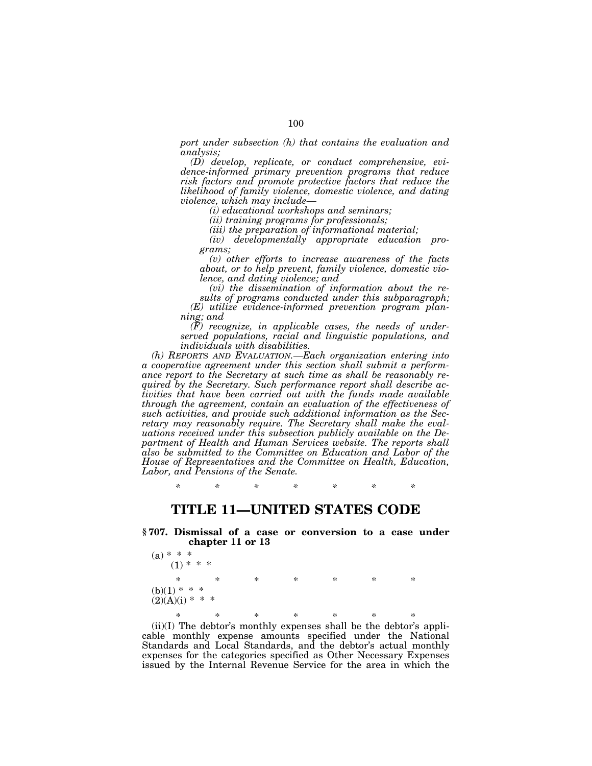*port under subsection (h) that contains the evaluation and analysis;*

*(D) develop, replicate, or conduct comprehensive, evidence-informed primary prevention programs that reduce risk factors and promote protective factors that reduce the likelihood of family violence, domestic violence, and dating violence, which may include—*

*(i) educational workshops and seminars;*

*(ii) training programs for professionals;*

*(iii) the preparation of informational material;*

*(iv) developmentally appropriate education programs;*

*(v) other efforts to increase awareness of the facts about, or to help prevent, family violence, domestic violence, and dating violence; and*

*(vi) the dissemination of information about the results of programs conducted under this subparagraph;*

*(E) utilize evidence-informed prevention program planning; and*

*(F) recognize, in applicable cases, the needs of underserved populations, racial and linguistic populations, and individuals with disabilities.*

*(h) REPORTS AND EVALUATION.—Each organization entering into a cooperative agreement under this section shall submit a performance report to the Secretary at such time as shall be reasonably required by the Secretary. Such performance report shall describe activities that have been carried out with the funds made available through the agreement, contain an evaluation of the effectiveness of such activities, and provide such additional information as the Secretary may reasonably require. The Secretary shall make the evaluations received under this subsection publicly available on the Department of Health and Human Services website. The reports shall also be submitted to the Committee on Education and Labor of the House of Representatives and the Committee on Health, Education, Labor, and Pensions of the Senate.*

\* \* \* \* \* \* \*

# TITLE 11—UNITED STATES CODE

### § 707. Dismissal of a case or conversion to a case under chapter 11 or 13

(a) \* \* \*

(1) \* \* \*

\* \* \* \* \* \* \*

(b)(1) \* \* \*

(2)(A)(i) \* \* \*

\* \* \* \* \* \* \*

(ii)(I) The debtor's monthly expenses shall be the debtor's applicable monthly expense amounts specified under the National Standards and Local Standards, and the debtor's actual monthly expenses for the categories specified as Other Necessary Expenses issued by the Internal Revenue Service for the area in which the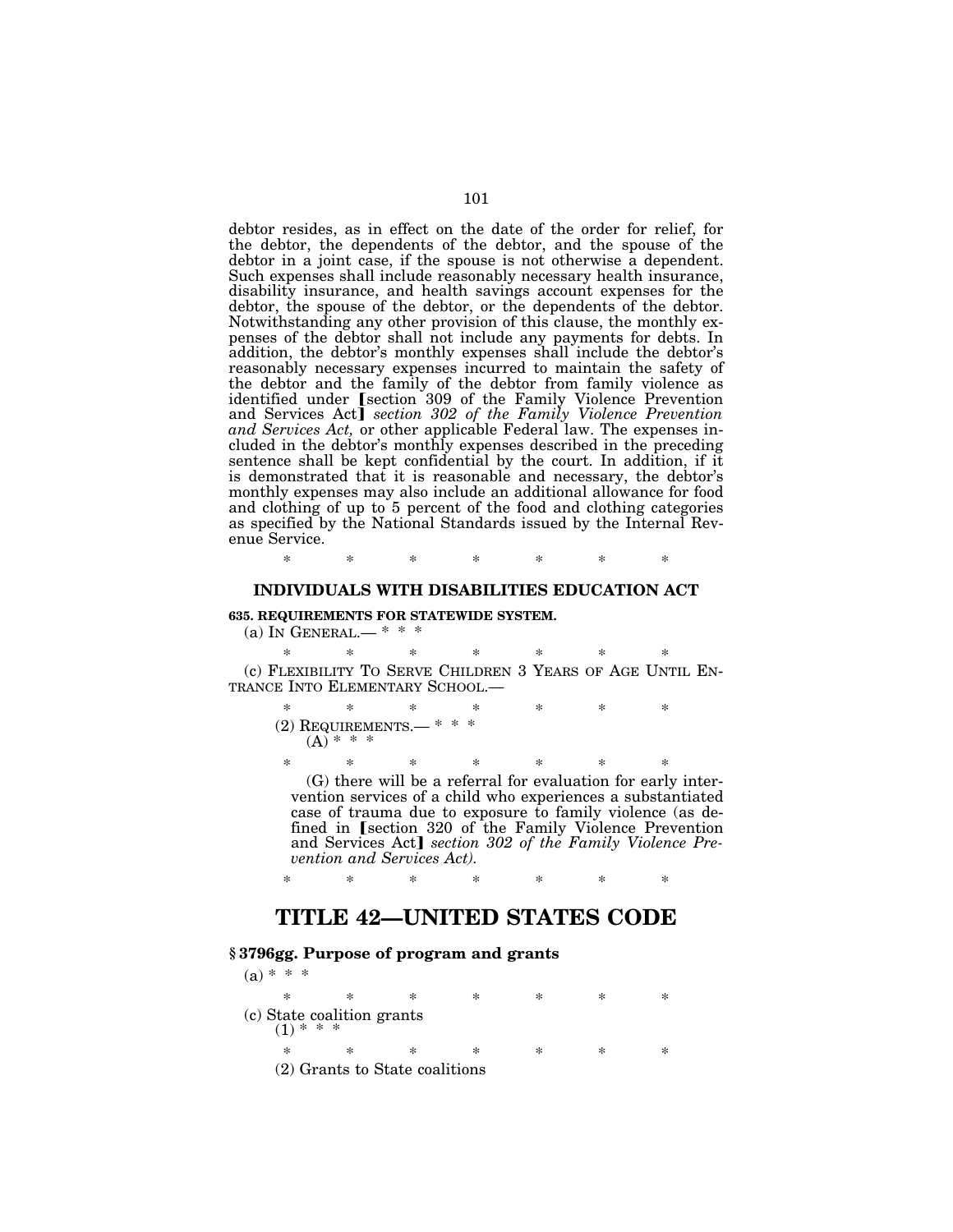debtor resides, as in effect on the date of the order for relief, for the debtor, the dependents of the debtor, and the spouse of the debtor in a joint case, if the spouse is not otherwise a dependent. Such expenses shall include reasonably necessary health insurance, disability insurance, and health savings account expenses for the debtor, the spouse of the debtor, or the dependents of the debtor. Notwithstanding any other provision of this clause, the monthly expenses of the debtor shall not include any payments for debts. In addition, the debtor's monthly expenses shall include the debtor's reasonably necessary expenses incurred to maintain the safety of the debtor and the family of the debtor from family violence as identified under [section 309 of the Family Violence Prevention and Services Act] *section 302 of the Family Violence Prevention and Services Act,* or other applicable Federal law. The expenses included in the debtor's monthly expenses described in the preceding sentence shall be kept confidential by the court. In addition, if it is demonstrated that it is reasonable and necessary, the debtor's monthly expenses may also include an additional allowance for food and clothing of up to 5 percent of the food and clothing categories as specified by the National Standards issued by the Internal Revenue Service.

\* \* \* \* \* \* \*

### INDIVIDUALS WITH DISABILITIES EDUCATION ACT

**635. REQUIREMENTS FOR STATEWIDE SYSTEM.**

(a) IN GENERAL.— \* \* \*

\* \* \* \* \* \* \*

(c) FLEXIBILITY TO SERVE CHILDREN 3 YEARS OF AGE UNTIL ENTRANCE INTO ELEMENTARY SCHOOL.—

\* \* \* \* \* \* \*

(2) REQUIREMENTS.— \* \* \*

(A) \* \* \*

\* \* \* \* \* \* \*

(G) there will be a referral for evaluation for early intervention services of a child who experiences a substantiated case of trauma due to exposure to family violence (as defined in [section 320 of the Family Violence Prevention and Services Act] *section 302 of the Family Violence Prevention and Services Act).*

\* \* \* \* \* \* \*

## TITLE 42—UNITED STATES CODE

### § 3796gg. Purpose of program and grants

(a) \* \* \*

\* \* \* \* \* \* \*

(c) State coalition grants

(1) \* \* \*

\* \* \* \* \* \* \*

(2) Grants to State coalitions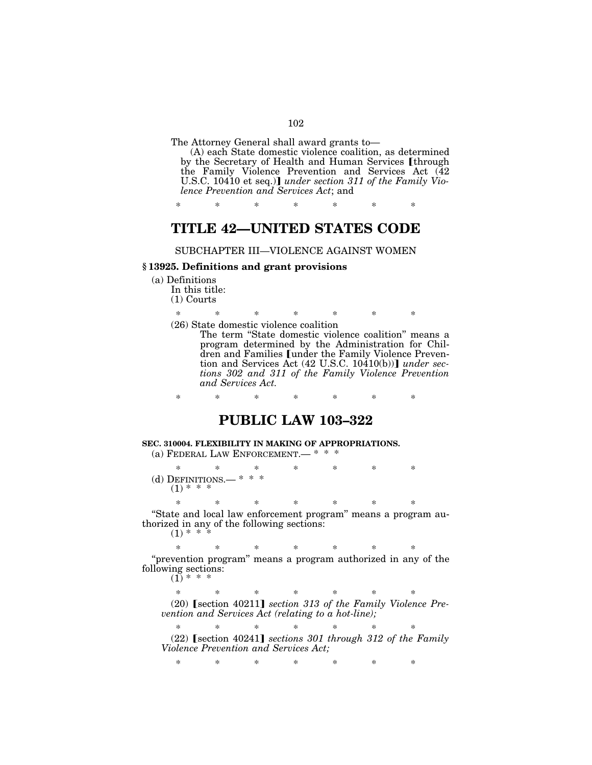The Attorney General shall award grants to—

(A) each State domestic violence coalition, as determined by the Secretary of Health and Human Services 【through the Family Violence Prevention and Services Act (42 U.S.C. 10410 et seq.)】 *under section 311 of the Family Violence Prevention and Services Act*; and

\* \* \* \* \* \* \*

# TITLE 42—UNITED STATES CODE

SUBCHAPTER III—VIOLENCE AGAINST WOMEN

### § 13925. Definitions and grant provisions

(a) Definitions

In this title:

(1) Courts

\* \* \* \* \* \* \*

(26) State domestic violence coalition

The term "State domestic violence coalition" means a program determined by the Administration for Children and Families 【under the Family Violence Prevention and Services Act (42 U.S.C. 10410(b))】 *under sections 302 and 311 of the Family Violence Prevention and Services Act.*

\* \* \* \* \* \* \*

# PUBLIC LAW 103–322

**SEC. 310004. FLEXIBILITY IN MAKING OF APPROPRIATIONS.**

(a) FEDERAL LAW ENFORCEMENT.— \* \* \*

\* \* \* \* \* \* \*

(d) DEFINITIONS.— \* \* \*

(1) \* \* \*

\* \* \* \* \* \* \*

"State and local law enforcement program" means a program authorized in any of the following sections:

(1) \* \* \*

\* \* \* \* \* \* \*

"prevention program" means a program authorized in any of the following sections:

(1) \* \* \*

\* \* \* \* \* \* \*

(20) 【section 40211】 *section 313 of the Family Violence Prevention and Services Act (relating to a hot-line);*

\* \* \* \* \* \* \*

(22) 【section 40241】 *sections 301 through 312 of the Family Violence Prevention and Services Act;*

\* \* \* \* \* \* \*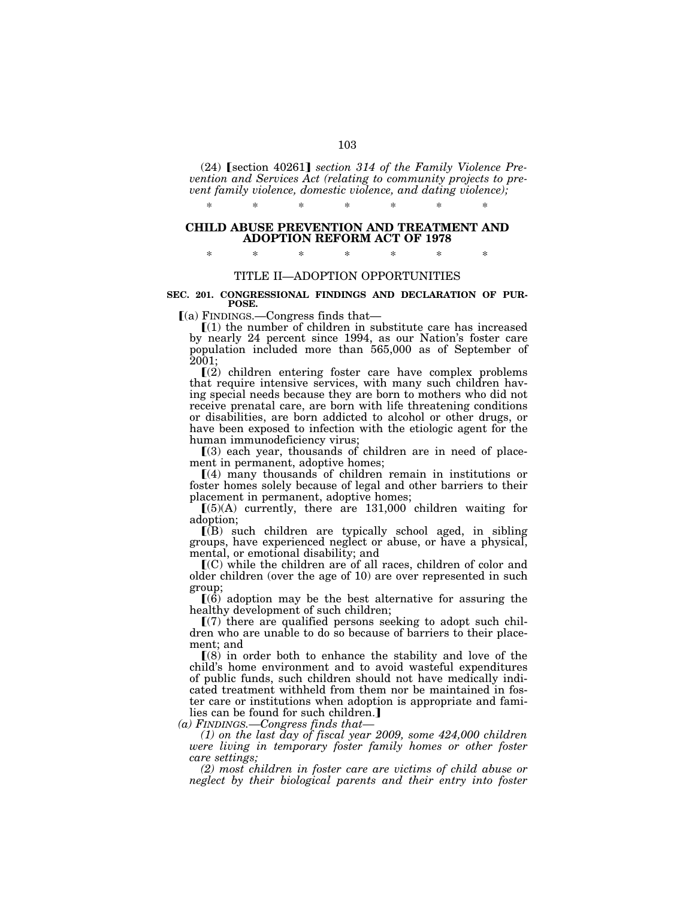(24) ⟦section 40261⟧ *section 314 of the Family Violence Prevention and Services Act (relating to community projects to prevent family violence, domestic violence, and dating violence);*

\* \* \* \* \* \* \*

## CHILD ABUSE PREVENTION AND TREATMENT AND ADOPTION REFORM ACT OF 1978

\* \* \* \* \* \* \*

### TITLE II—ADOPTION OPPORTUNITIES

**SEC. 201. CONGRESSIONAL FINDINGS AND DECLARATION OF PURPOSE.**

⟦(a) FINDINGS.—Congress finds that—

⟦(1) the number of children in substitute care has increased by nearly 24 percent since 1994, as our Nation's foster care population included more than 565,000 as of September of 2001;

⟦(2) children entering foster care have complex problems that require intensive services, with many such children having special needs because they are born to mothers who did not receive prenatal care, are born with life threatening conditions or disabilities, are born addicted to alcohol or other drugs, or have been exposed to infection with the etiologic agent for the human immunodeficiency virus;

⟦(3) each year, thousands of children are in need of placement in permanent, adoptive homes;

⟦(4) many thousands of children remain in institutions or foster homes solely because of legal and other barriers to their placement in permanent, adoptive homes;

⟦(5)(A) currently, there are 131,000 children waiting for adoption;

⟦(B) such children are typically school aged, in sibling groups, have experienced neglect or abuse, or have a physical, mental, or emotional disability; and

⟦(C) while the children are of all races, children of color and older children (over the age of 10) are over represented in such group;

⟦(6) adoption may be the best alternative for assuring the healthy development of such children;

⟦(7) there are qualified persons seeking to adopt such children who are unable to do so because of barriers to their placement; and

⟦(8) in order both to enhance the stability and love of the child's home environment and to avoid wasteful expenditures of public funds, such children should not have medically indicated treatment withheld from them nor be maintained in foster care or institutions when adoption is appropriate and families can be found for such children.⟧

*(a) FINDINGS.—Congress finds that—*

*(1) on the last day of fiscal year 2009, some 424,000 children were living in temporary foster family homes or other foster care settings;*

*(2) most children in foster care are victims of child abuse or neglect by their biological parents and their entry into foster*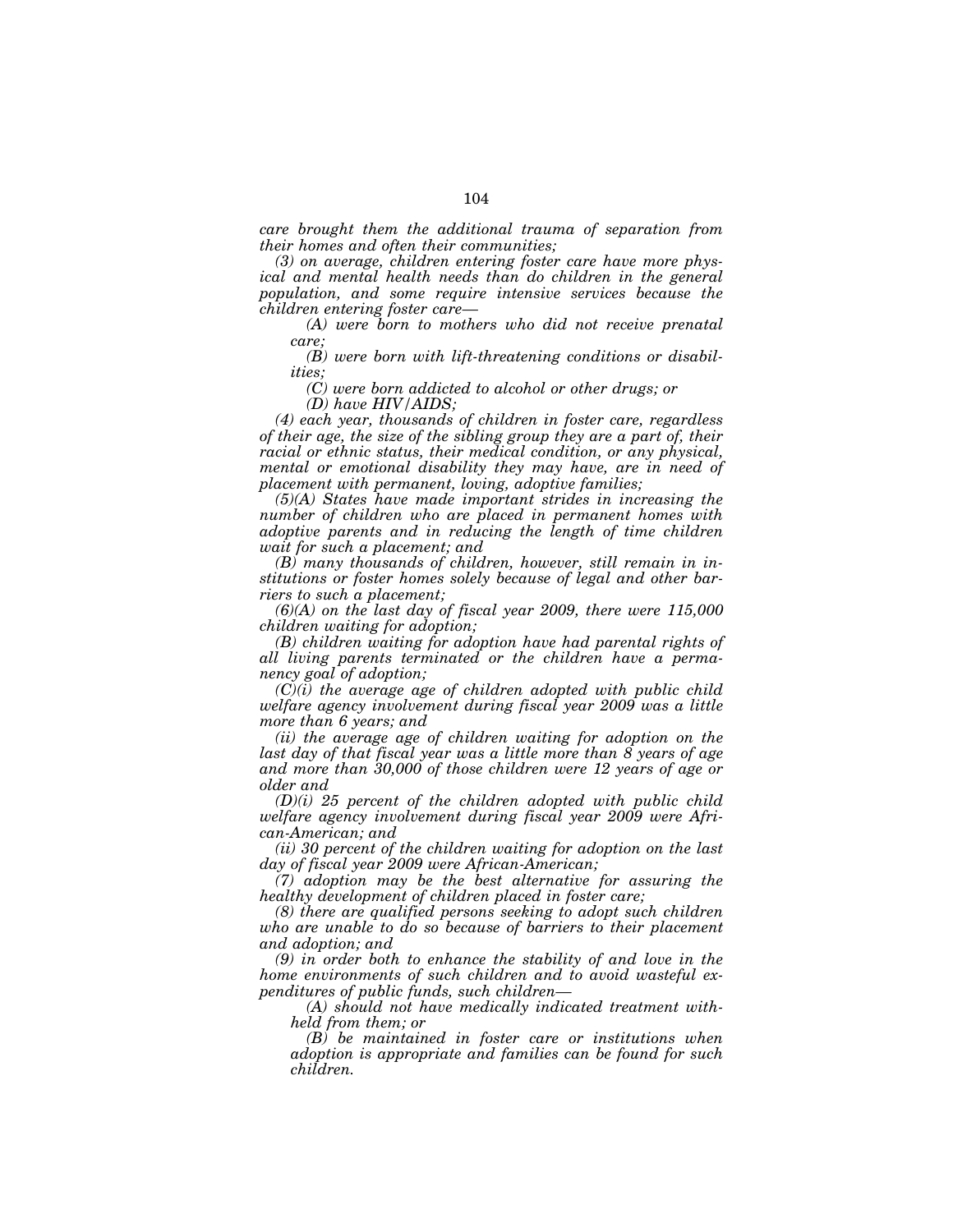*care brought them the additional trauma of separation from their homes and often their communities;*

*(3) on average, children entering foster care have more physical and mental health needs than do children in the general population, and some require intensive services because the children entering foster care—*

*(A) were born to mothers who did not receive prenatal care;*

*(B) were born with lift-threatening conditions or disabilities;*

*(C) were born addicted to alcohol or other drugs; or*

*(D) have HIV/AIDS;*

*(4) each year, thousands of children in foster care, regardless of their age, the size of the sibling group they are a part of, their racial or ethnic status, their medical condition, or any physical, mental or emotional disability they may have, are in need of placement with permanent, loving, adoptive families;*

*(5)(A) States have made important strides in increasing the number of children who are placed in permanent homes with adoptive parents and in reducing the length of time children wait for such a placement; and*

*(B) many thousands of children, however, still remain in institutions or foster homes solely because of legal and other barriers to such a placement;*

*(6)(A) on the last day of fiscal year 2009, there were 115,000 children waiting for adoption;*

*(B) children waiting for adoption have had parental rights of all living parents terminated or the children have a permanency goal of adoption;*

*(C)(i) the average age of children adopted with public child welfare agency involvement during fiscal year 2009 was a little more than 6 years; and*

*(ii) the average age of children waiting for adoption on the last day of that fiscal year was a little more than 8 years of age and more than 30,000 of those children were 12 years of age or older and*

*(D)(i) 25 percent of the children adopted with public child welfare agency involvement during fiscal year 2009 were African-American; and*

*(ii) 30 percent of the children waiting for adoption on the last day of fiscal year 2009 were African-American;*

*(7) adoption may be the best alternative for assuring the healthy development of children placed in foster care;*

*(8) there are qualified persons seeking to adopt such children who are unable to do so because of barriers to their placement and adoption; and*

*(9) in order both to enhance the stability of and love in the home environments of such children and to avoid wasteful expenditures of public funds, such children—*

*(A) should not have medically indicated treatment withheld from them; or*

*(B) be maintained in foster care or institutions when adoption is appropriate and families can be found for such children.*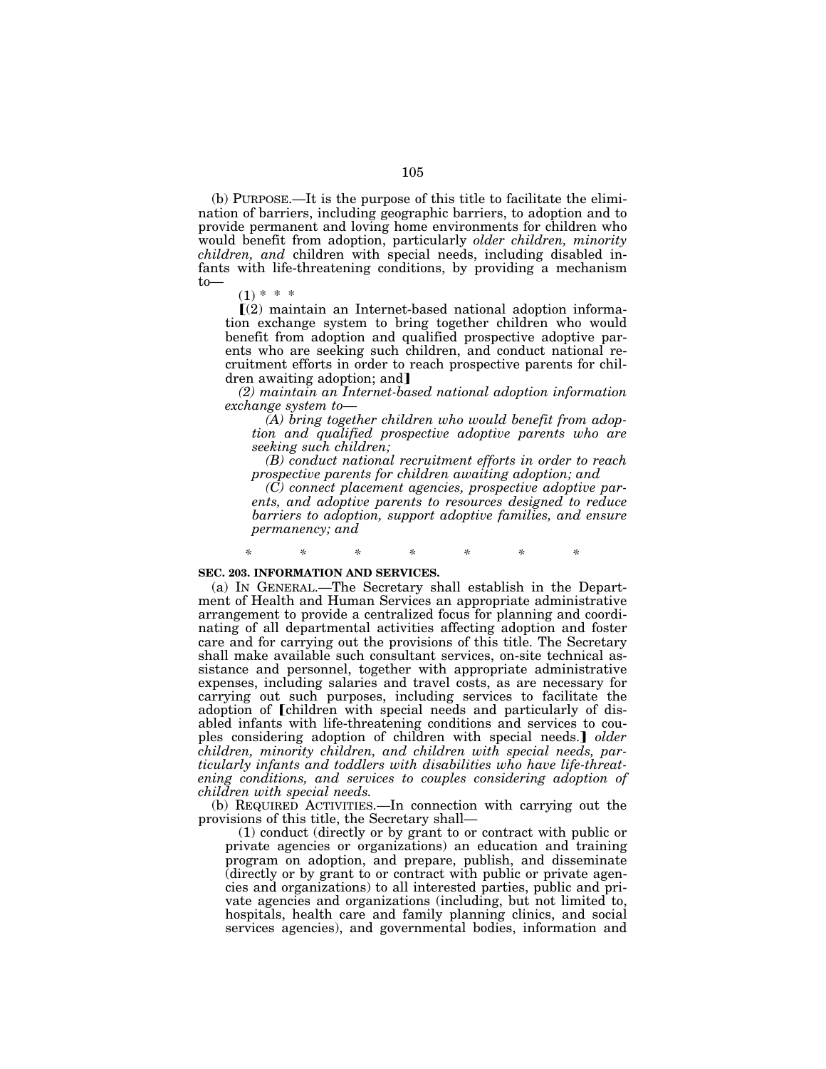(b) PURPOSE.—It is the purpose of this title to facilitate the elimination of barriers, including geographic barriers, to adoption and to provide permanent and loving home environments for children who would benefit from adoption, particularly *older children, minority children, and* children with special needs, including disabled infants with life-threatening conditions, by providing a mechanism to—

(1) * * *

【(2) maintain an Internet-based national adoption information exchange system to bring together children who would benefit from adoption and qualified prospective adoptive parents who are seeking such children, and conduct national recruitment efforts in order to reach prospective parents for children awaiting adoption; and】

*(2) maintain an Internet-based national adoption information exchange system to—*

*(A) bring together children who would benefit from adoption and qualified prospective adoptive parents who are seeking such children;*

*(B) conduct national recruitment efforts in order to reach prospective parents for children awaiting adoption; and*

*(C) connect placement agencies, prospective adoptive parents, and adoptive parents to resources designed to reduce barriers to adoption, support adoptive families, and ensure permanency; and*

\* \* \* \* \* \* \*

**SEC. 203. INFORMATION AND SERVICES.**

(a) IN GENERAL.—The Secretary shall establish in the Department of Health and Human Services an appropriate administrative arrangement to provide a centralized focus for planning and coordinating of all departmental activities affecting adoption and foster care and for carrying out the provisions of this title. The Secretary shall make available such consultant services, on-site technical assistance and personnel, together with appropriate administrative expenses, including salaries and travel costs, as are necessary for carrying out such purposes, including services to facilitate the adoption of 【children with special needs and particularly of disabled infants with life-threatening conditions and services to couples considering adoption of children with special needs.】 *older children, minority children, and children with special needs, particularly infants and toddlers with disabilities who have life-threatening conditions, and services to couples considering adoption of children with special needs.*

(b) REQUIRED ACTIVITIES.—In connection with carrying out the provisions of this title, the Secretary shall—

(1) conduct (directly or by grant to or contract with public or private agencies or organizations) an education and training program on adoption, and prepare, publish, and disseminate (directly or by grant to or contract with public or private agencies and organizations) to all interested parties, public and private agencies and organizations (including, but not limited to, hospitals, health care and family planning clinics, and social services agencies), and governmental bodies, information and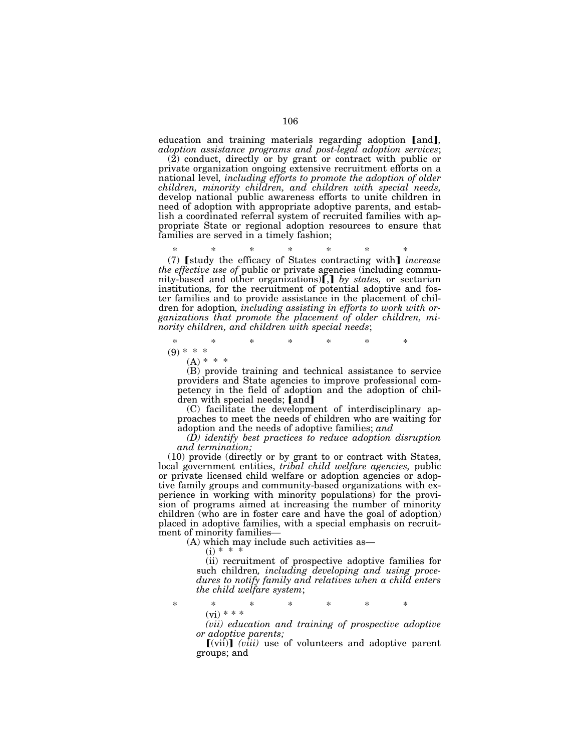education and training materials regarding adoption [and]*, adoption assistance programs and post-legal adoption services*;

(2) conduct, directly or by grant or contract with public or private organization ongoing extensive recruitment efforts on a national level*, including efforts to promote the adoption of older children, minority children, and children with special needs,* develop national public awareness efforts to unite children in need of adoption with appropriate adoptive parents, and establish a coordinated referral system of recruited families with appropriate State or regional adoption resources to ensure that families are served in a timely fashion;

\* \* \* \* \* \* \*

(7) [study the efficacy of States contracting with] *increase the effective use of* public or private agencies (including community-based and other organizations)[,] *by states,* or sectarian institutions*,* for the recruitment of potential adoptive and foster families and to provide assistance in the placement of children for adoption*, including assisting in efforts to work with organizations that promote the placement of older children, minority children, and children with special needs*;

\* \* \* \* \* \* \*

(9) \* \* \*

(A) \* \* \*

(B) provide training and technical assistance to service providers and State agencies to improve professional competency in the field of adoption and the adoption of children with special needs; [and]

(C) facilitate the development of interdisciplinary approaches to meet the needs of children who are waiting for adoption and the needs of adoptive families; *and*

*(D) identify best practices to reduce adoption disruption and termination;*

(10) provide (directly or by grant to or contract with States, local government entities, *tribal child welfare agencies,* public or private licensed child welfare or adoption agencies or adoptive family groups and community-based organizations with experience in working with minority populations) for the provision of programs aimed at increasing the number of minority children (who are in foster care and have the goal of adoption) placed in adoptive families, with a special emphasis on recruitment of minority families—

(A) which may include such activities as—

(i) \* \* \*

(ii) recruitment of prospective adoptive families for such children*, including developing and using procedures to notify family and relatives when a child enters the child welfare system*;

\* \* \* \* \* \* \*

(vi) \* \* \*

*(vii) education and training of prospective adoptive or adoptive parents;*

[(vii)] *(viii)* use of volunteers and adoptive parent groups; and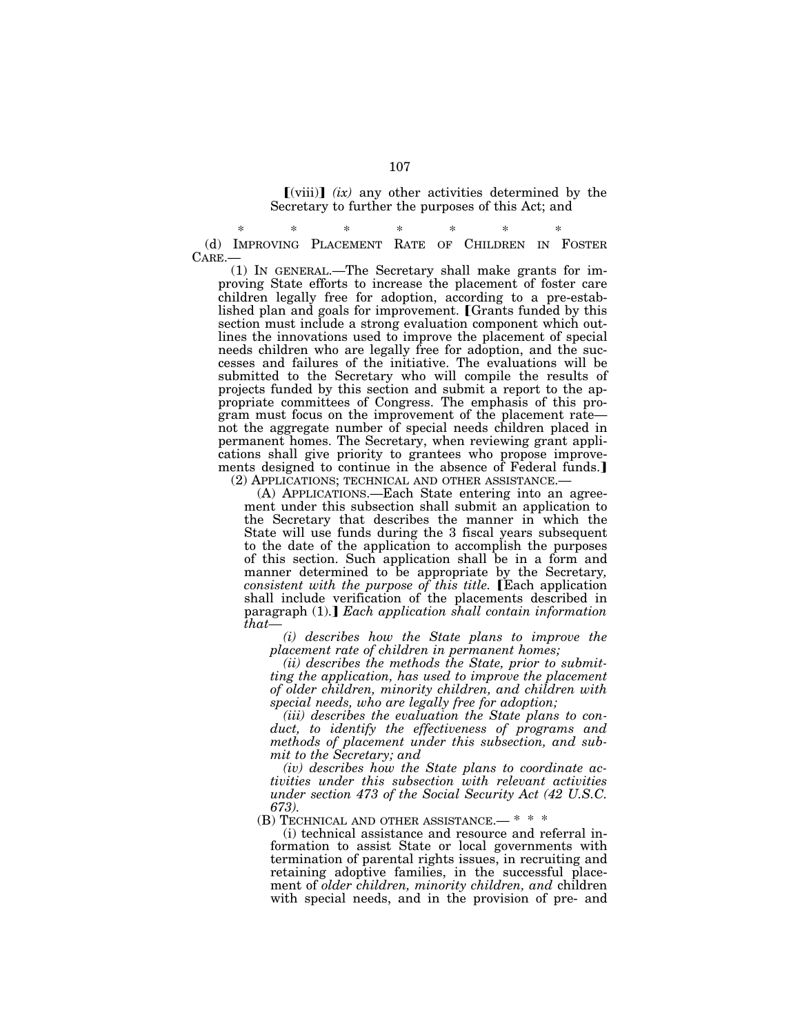【(viii)】 *(ix)* any other activities determined by the Secretary to further the purposes of this Act; and

\* \* \* \* \* \* \*

(d) IMPROVING PLACEMENT RATE OF CHILDREN IN FOSTER CARE.—

(1) IN GENERAL.—The Secretary shall make grants for improving State efforts to increase the placement of foster care children legally free for adoption, according to a pre-established plan and goals for improvement. 【Grants funded by this section must include a strong evaluation component which outlines the innovations used to improve the placement of special needs children who are legally free for adoption, and the successes and failures of the initiative. The evaluations will be submitted to the Secretary who will compile the results of projects funded by this section and submit a report to the appropriate committees of Congress. The emphasis of this program must focus on the improvement of the placement rate—not the aggregate number of special needs children placed in permanent homes. The Secretary, when reviewing grant applications shall give priority to grantees who propose improvements designed to continue in the absence of Federal funds.】

(2) APPLICATIONS; TECHNICAL AND OTHER ASSISTANCE.—

(A) APPLICATIONS.—Each State entering into an agreement under this subsection shall submit an application to the Secretary that describes the manner in which the State will use funds during the 3 fiscal years subsequent to the date of the application to accomplish the purposes of this section. Such application shall be in a form and manner determined to be appropriate by the Secretary*, consistent with the purpose of this title.* 【Each application shall include verification of the placements described in paragraph (1).】 *Each application shall contain information that—*

*(i) describes how the State plans to improve the placement rate of children in permanent homes;*

*(ii) describes the methods the State, prior to submitting the application, has used to improve the placement of older children, minority children, and children with special needs, who are legally free for adoption;*

*(iii) describes the evaluation the State plans to conduct, to identify the effectiveness of programs and methods of placement under this subsection, and submit to the Secretary; and*

*(iv) describes how the State plans to coordinate activities under this subsection with relevant activities under section 473 of the Social Security Act (42 U.S.C. 673).*

(B) TECHNICAL AND OTHER ASSISTANCE.— \* \* \*

(i) technical assistance and resource and referral information to assist State or local governments with termination of parental rights issues, in recruiting and retaining adoptive families, in the successful placement of *older children, minority children, and* children with special needs, and in the provision of pre- and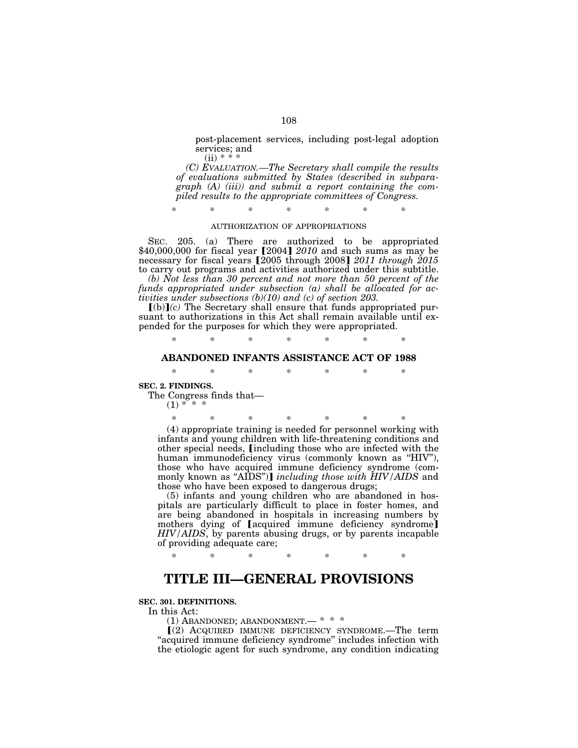post-placement services, including post-legal adoption services; and

(ii) * * *

*(C) EVALUATION.—The Secretary shall compile the results of evaluations submitted by States (described in subparagraph (A) (iii)) and submit a report containing the compiled results to the appropriate committees of Congress.*

\* \* \* \* \* \* \*

AUTHORIZATION OF APPROPRIATIONS

SEC. 205. (a) There are authorized to be appropriated $40,000,000 for fiscal year [2004] *2010* and such sums as may be necessary for fiscal years [2005 through 2008] *2011 through 2015* to carry out programs and activities authorized under this subtitle.

*(b) Not less than 30 percent and not more than 50 percent of the funds appropriated under subsection (a) shall be allocated for activities under subsections (b)(10) and (c) of section 203.*

[(b)]*(c)* The Secretary shall ensure that funds appropriated pursuant to authorizations in this Act shall remain available until expended for the purposes for which they were appropriated.

\* \* \* \* \* \* \*

## ABANDONED INFANTS ASSISTANCE ACT OF 1988

\* \* \* \* \* \* \*

**SEC. 2. FINDINGS.**

The Congress finds that—

(1) * * *

\* \* \* \* \* \* \*

(4) appropriate training is needed for personnel working with infants and young children with life-threatening conditions and other special needs, [including those who are infected with the human immunodeficiency virus (commonly known as "HIV"), those who have acquired immune deficiency syndrome (commonly known as "AIDS")] *including those with HIV/AIDS* and those who have been exposed to dangerous drugs;

(5) infants and young children who are abandoned in hospitals are particularly difficult to place in foster homes, and are being abandoned in hospitals in increasing numbers by mothers dying of [acquired immune deficiency syndrome] *HIV/AIDS*, by parents abusing drugs, or by parents incapable of providing adequate care;

\* \* \* \* \* \* \*

# TITLE III—GENERAL PROVISIONS

**SEC. 301. DEFINITIONS.**

In this Act:

(1) ABANDONED; ABANDONMENT.— * * *

[(2) ACQUIRED IMMUNE DEFICIENCY SYNDROME.—The term "acquired immune deficiency syndrome" includes infection with the etiologic agent for such syndrome, any condition indicating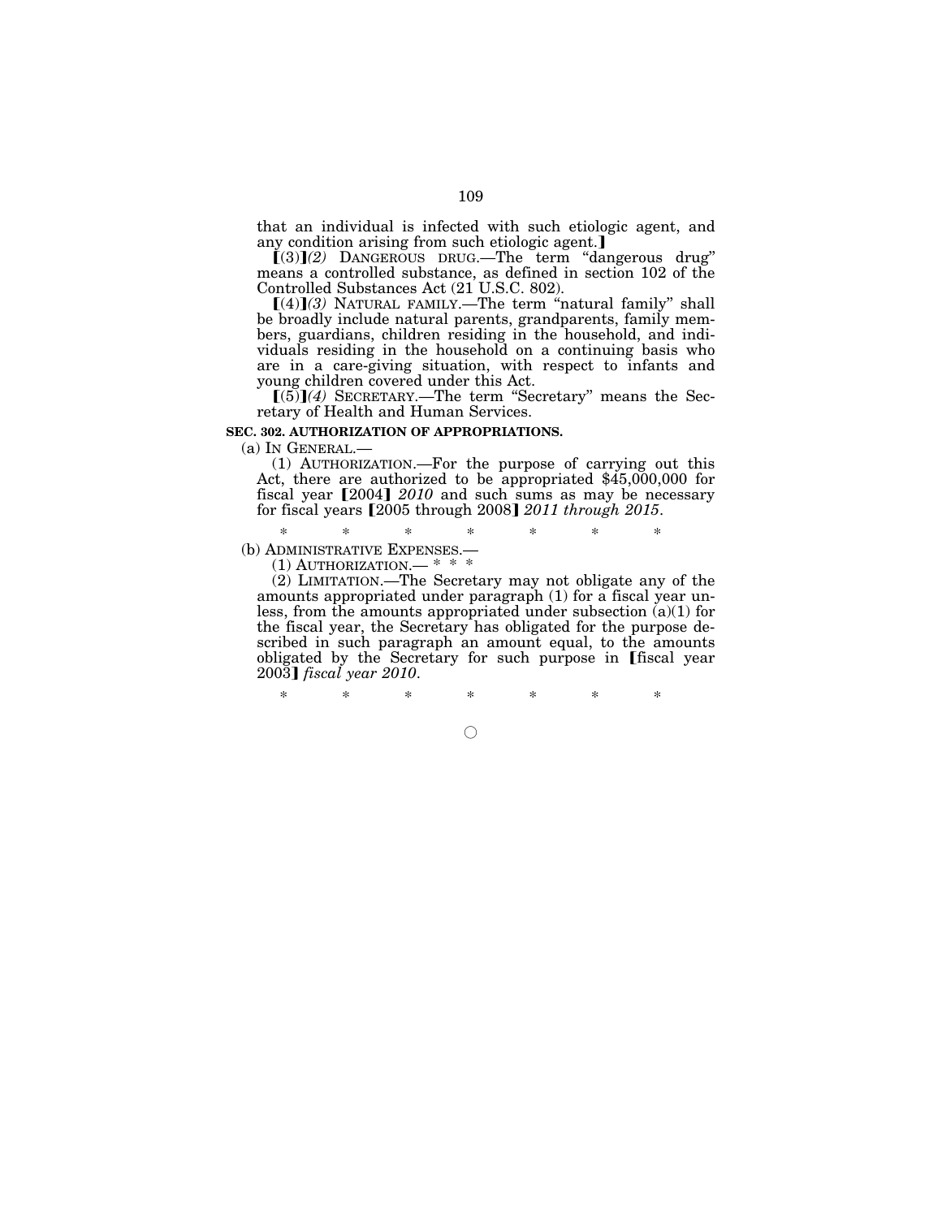that an individual is infected with such etiologic agent, and any condition arising from such etiologic agent.】

【(3)】*(2)* DANGEROUS DRUG.—The term "dangerous drug" means a controlled substance, as defined in section 102 of the Controlled Substances Act (21 U.S.C. 802).

【(4)】*(3)* NATURAL FAMILY.—The term "natural family" shall be broadly include natural parents, grandparents, family members, guardians, children residing in the household, and individuals residing in the household on a continuing basis who are in a care-giving situation, with respect to infants and young children covered under this Act.

【(5)】*(4)* SECRETARY.—The term "Secretary" means the Secretary of Health and Human Services.

**SEC. 302. AUTHORIZATION OF APPROPRIATIONS.**

(a) IN GENERAL.—

(1) AUTHORIZATION.—For the purpose of carrying out this Act, there are authorized to be appropriated $45,000,000 for fiscal year 【2004】 *2010* and such sums as may be necessary for fiscal years 【2005 through 2008】 *2011 through 2015*.

\* \* \* \* \* \* \*

(b) ADMINISTRATIVE EXPENSES.—

(1) AUTHORIZATION.— \* \* \*

(2) LIMITATION.—The Secretary may not obligate any of the amounts appropriated under paragraph (1) for a fiscal year unless, from the amounts appropriated under subsection (a)(1) for the fiscal year, the Secretary has obligated for the purpose described in such paragraph an amount equal, to the amounts obligated by the Secretary for such purpose in 【fiscal year 2003】 *fiscal year 2010*.

\* \* \* \* \* \* \*